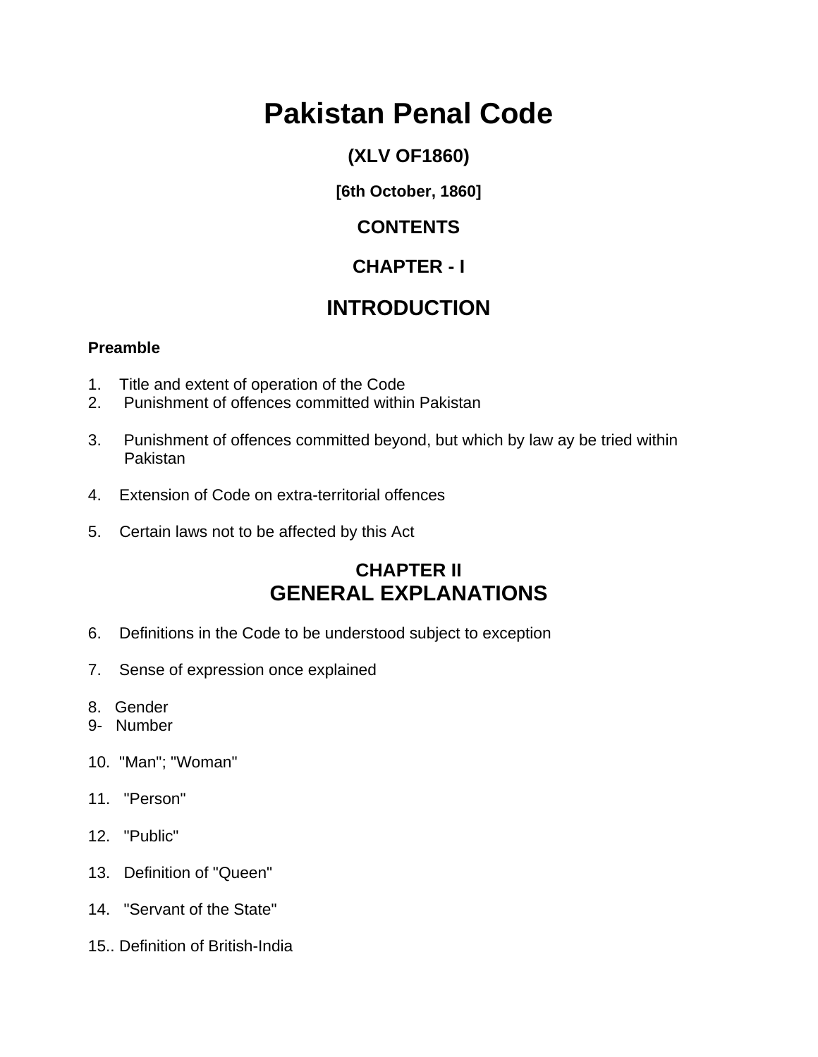# Pakistan Penal Code

**(XLV OF1860)**

**[6th October, 1860]**

## CONTENTS

## CHAPTER - I

## INTRODUCTION

**Preamble**

1. Title and extent of operation of the Code
2. Punishment of offences committed within Pakistan
3. Punishment of offences committed beyond, but which by law ay be tried within Pakistan
4. Extension of Code on extra-territorial offences
5. Certain laws not to be affected by this Act

## CHAPTER II
## GENERAL EXPLANATIONS

6. Definitions in the Code to be understood subject to exception
7. Sense of expression once explained
8. Gender
9- Number
10. "Man"; "Woman"
11. "Person"
12. "Public"
13. Definition of "Queen"
14. "Servant of the State"
15.. Definition of British-India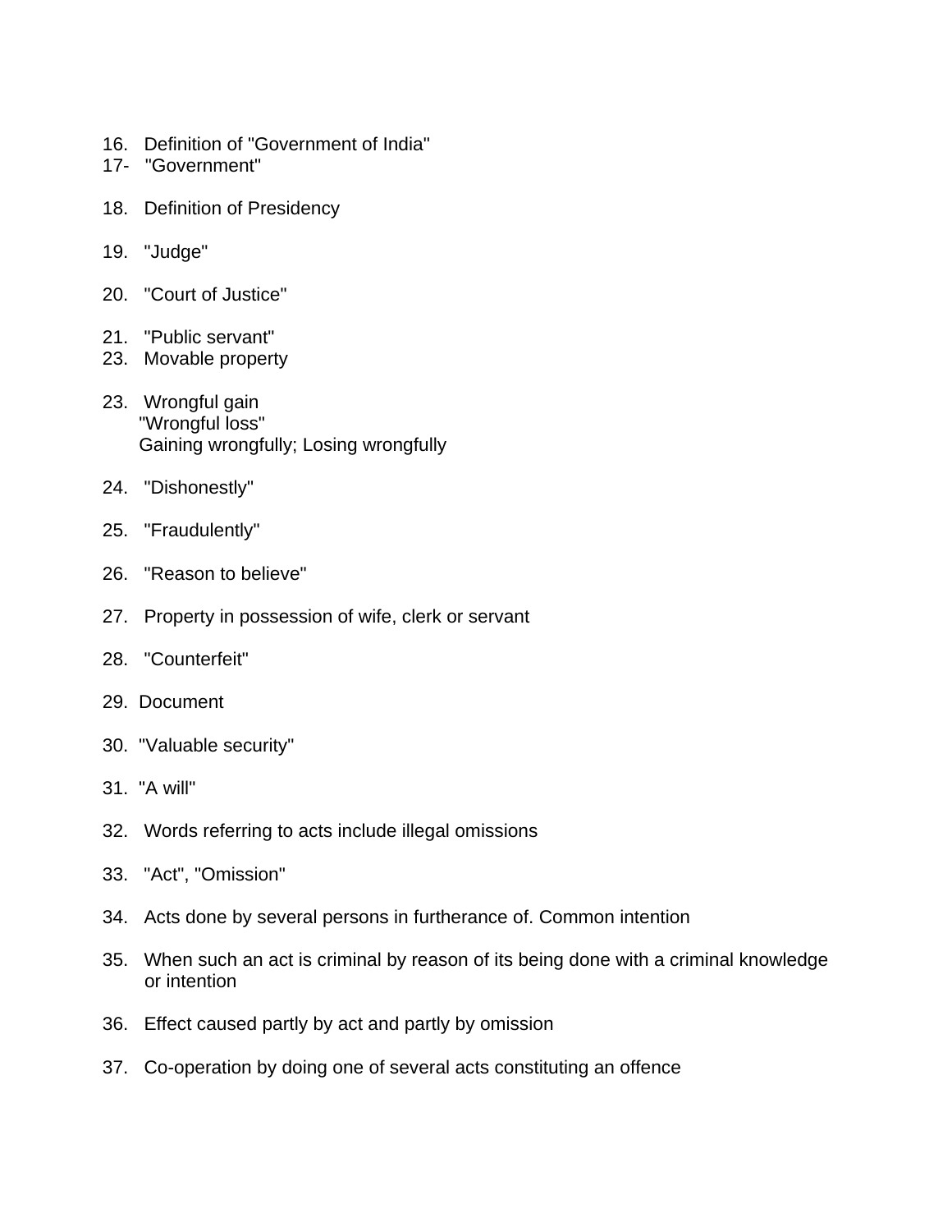16. Definition of "Government of India"
17- "Government"

18. Definition of Presidency

19. "Judge"

20. "Court of Justice"

21. "Public servant"
23. Movable property

23. Wrongful gain
 "Wrongful loss"
 Gaining wrongfully; Losing wrongfully

24. "Dishonestly"

25. "Fraudulently"

26. "Reason to believe"

27. Property in possession of wife, clerk or servant

28. "Counterfeit"

29. Document

30. "Valuable security"

31. "A will"

32. Words referring to acts include illegal omissions

33. "Act", "Omission"

34. Acts done by several persons in furtherance of. Common intention

35. When such an act is criminal by reason of its being done with a criminal knowledge or intention

36. Effect caused partly by act and partly by omission

37. Co-operation by doing one of several acts constituting an offence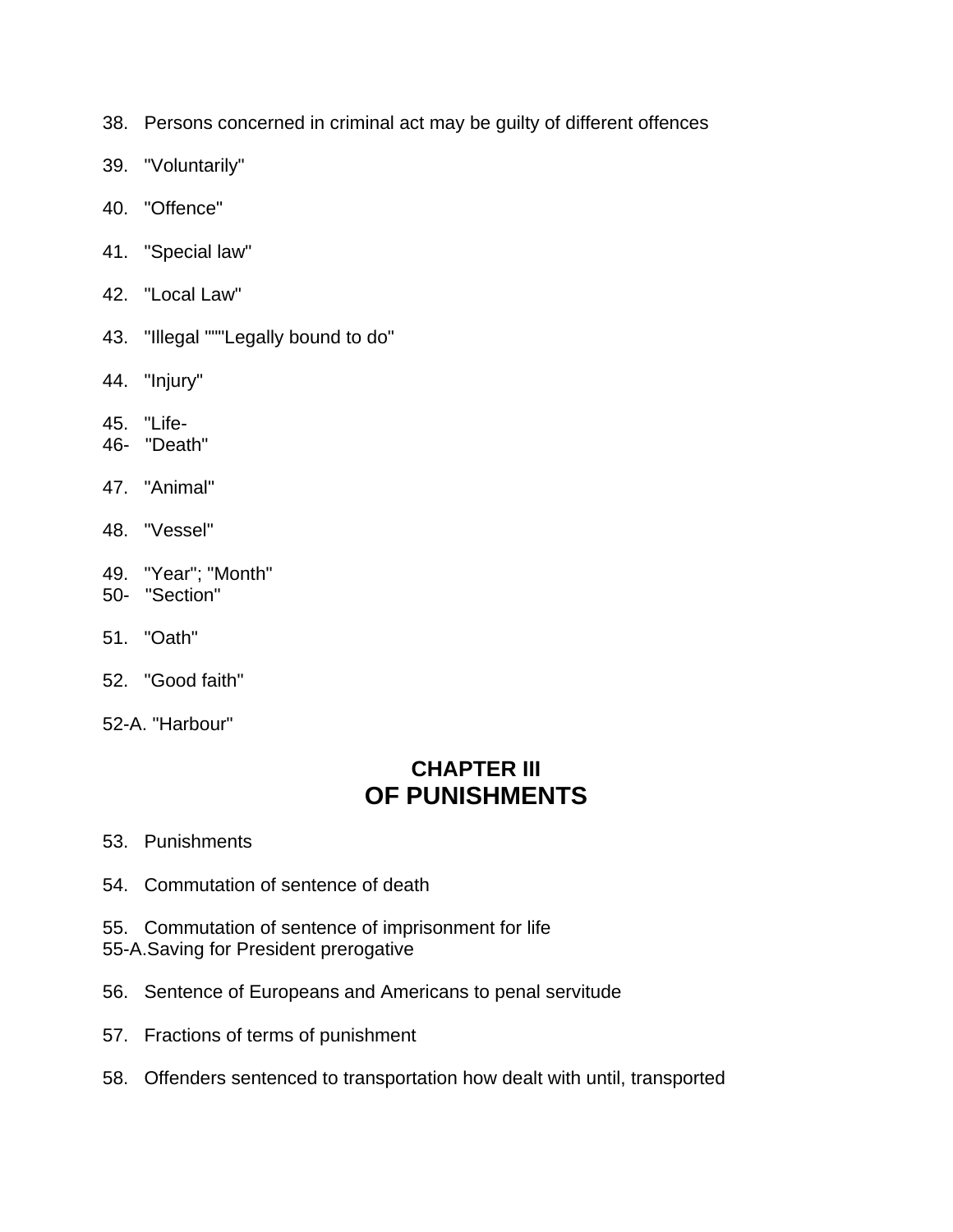38. Persons concerned in criminal act may be guilty of different offences

39. "Voluntarily"

40. "Offence"

41. "Special law"

42. "Local Law"

43. "Illegal """Legally bound to do"

44. "Injury"

45. "Life-
46- "Death"

47. "Animal"

48. "Vessel"

49. "Year"; "Month"
50- "Section"

51. "Oath"

52. "Good faith"

52-A. "Harbour"

## CHAPTER III
## OF PUNISHMENTS

53. Punishments

54. Commutation of sentence of death

55. Commutation of sentence of imprisonment for life
55-A.Saving for President prerogative

56. Sentence of Europeans and Americans to penal servitude

57. Fractions of terms of punishment

58. Offenders sentenced to transportation how dealt with until, transported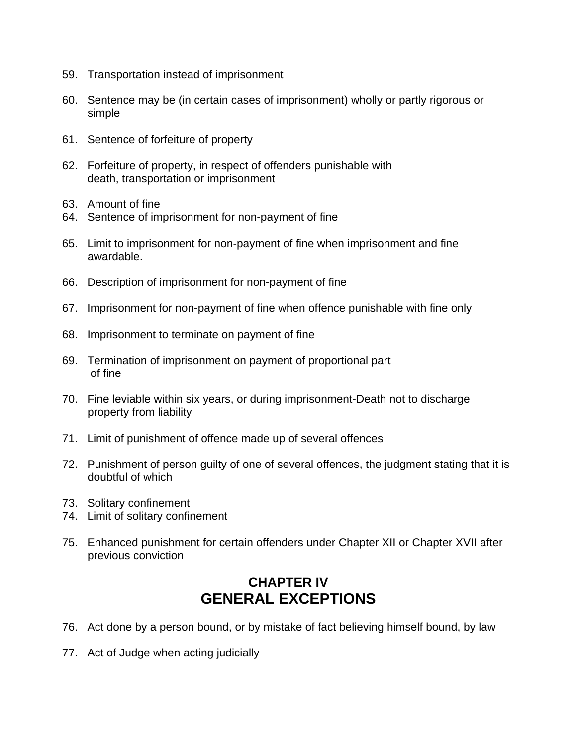59. Transportation instead of imprisonment

60. Sentence may be (in certain cases of imprisonment) wholly or partly rigorous or simple

61. Sentence of forfeiture of property

62. Forfeiture of property, in respect of offenders punishable with death, transportation or imprisonment

63. Amount of fine

64. Sentence of imprisonment for non-payment of fine

65. Limit to imprisonment for non-payment of fine when imprisonment and fine awardable.

66. Description of imprisonment for non-payment of fine

67. Imprisonment for non-payment of fine when offence punishable with fine only

68. Imprisonment to terminate on payment of fine

69. Termination of imprisonment on payment of proportional part of fine

70. Fine leviable within six years, or during imprisonment-Death not to discharge property from liability

71. Limit of punishment of offence made up of several offences

72. Punishment of person guilty of one of several offences, the judgment stating that it is doubtful of which

73. Solitary confinement

74. Limit of solitary confinement

75. Enhanced punishment for certain offenders under Chapter XII or Chapter XVII after previous conviction

## CHAPTER IV
## GENERAL EXCEPTIONS

76. Act done by a person bound, or by mistake of fact believing himself bound, by law

77. Act of Judge when acting judicially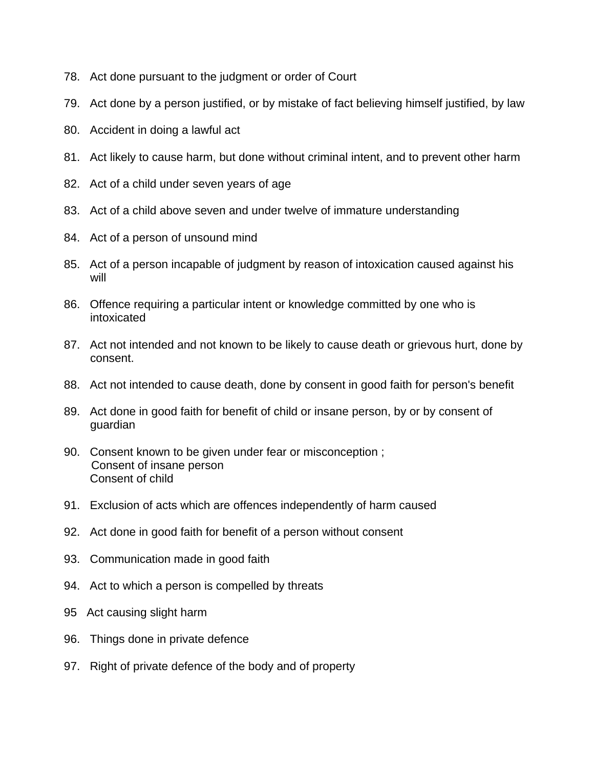78. Act done pursuant to the judgment or order of Court

79. Act done by a person justified, or by mistake of fact believing himself justified, by law

80. Accident in doing a lawful act

81. Act likely to cause harm, but done without criminal intent, and to prevent other harm

82. Act of a child under seven years of age

83. Act of a child above seven and under twelve of immature understanding

84. Act of a person of unsound mind

85. Act of a person incapable of judgment by reason of intoxication caused against his will

86. Offence requiring a particular intent or knowledge committed by one who is intoxicated

87. Act not intended and not known to be likely to cause death or grievous hurt, done by consent.

88. Act not intended to cause death, done by consent in good faith for person's benefit

89. Act done in good faith for benefit of child or insane person, by or by consent of guardian

90. Consent known to be given under fear or misconception ;
    Consent of insane person
    Consent of child

91. Exclusion of acts which are offences independently of harm caused

92. Act done in good faith for benefit of a person without consent

93. Communication made in good faith

94. Act to which a person is compelled by threats

95 Act causing slight harm

96. Things done in private defence

97. Right of private defence of the body and of property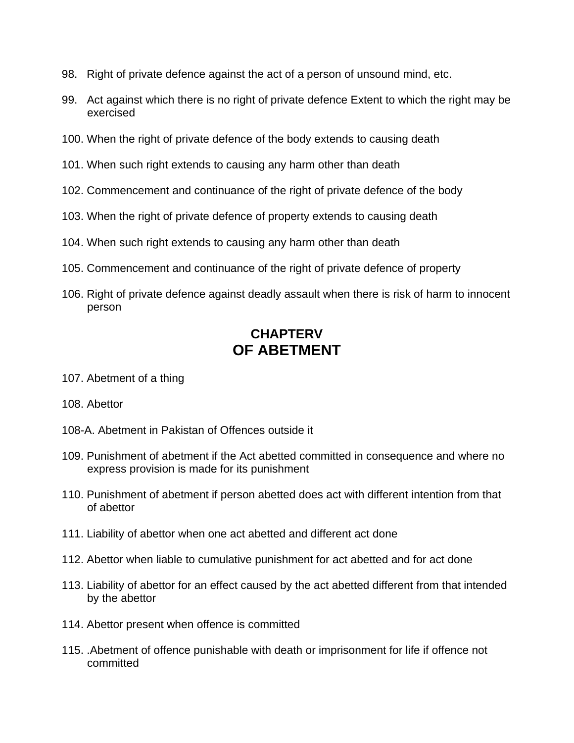98. Right of private defence against the act of a person of unsound mind, etc.

99. Act against which there is no right of private defence Extent to which the right may be exercised

100. When the right of private defence of the body extends to causing death

101. When such right extends to causing any harm other than death

102. Commencement and continuance of the right of private defence of the body

103. When the right of private defence of property extends to causing death

104. When such right extends to causing any harm other than death

105. Commencement and continuance of the right of private defence of property

106. Right of private defence against deadly assault when there is risk of harm to innocent person

## CHAPTERV
## OF ABETMENT

107. Abetment of a thing

108. Abettor

108-A. Abetment in Pakistan of Offences outside it

109. Punishment of abetment if the Act abetted committed in consequence and where no express provision is made for its punishment

110. Punishment of abetment if person abetted does act with different intention from that of abettor

111. Liability of abettor when one act abetted and different act done

112. Abettor when liable to cumulative punishment for act abetted and for act done

113. Liability of abettor for an effect caused by the act abetted different from that intended by the abettor

114. Abettor present when offence is committed

115. .Abetment of offence punishable with death or imprisonment for life if offence not committed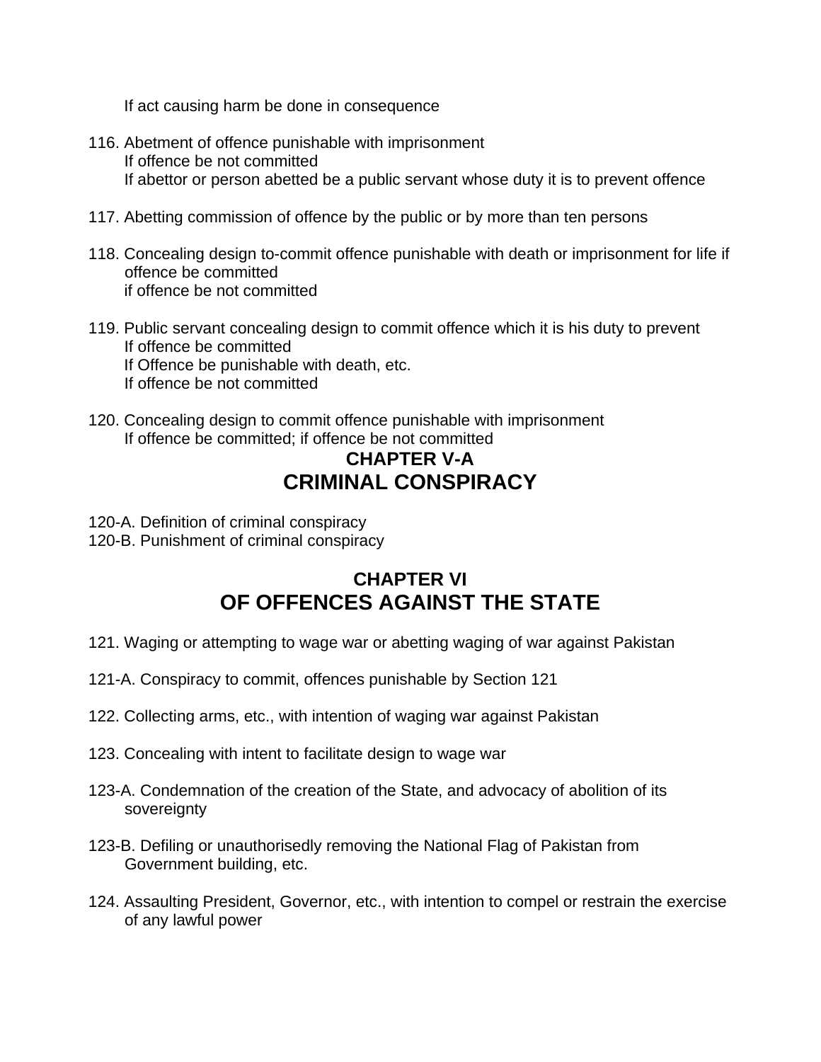If act causing harm be done in consequence

116. Abetment of offence punishable with imprisonment
 If offence be not committed
 If abettor or person abetted be a public servant whose duty it is to prevent offence

117. Abetting commission of offence by the public or by more than ten persons

118. Concealing design to-commit offence punishable with death or imprisonment for life if offence be committed
 if offence be not committed

119. Public servant concealing design to commit offence which it is his duty to prevent
 If offence be committed
 If Offence be punishable with death, etc.
 If offence be not committed

120. Concealing design to commit offence punishable with imprisonment
 If offence be committed; if offence be not committed

## CHAPTER V-A
## CRIMINAL CONSPIRACY

120-A. Definition of criminal conspiracy
120-B. Punishment of criminal conspiracy

## CHAPTER VI
## OF OFFENCES AGAINST THE STATE

121. Waging or attempting to wage war or abetting waging of war against Pakistan

121-A. Conspiracy to commit, offences punishable by Section 121

122. Collecting arms, etc., with intention of waging war against Pakistan

123. Concealing with intent to facilitate design to wage war

123-A. Condemnation of the creation of the State, and advocacy of abolition of its sovereignty

123-B. Defiling or unauthorisedly removing the National Flag of Pakistan from Government building, etc.

124. Assaulting President, Governor, etc., with intention to compel or restrain the exercise of any lawful power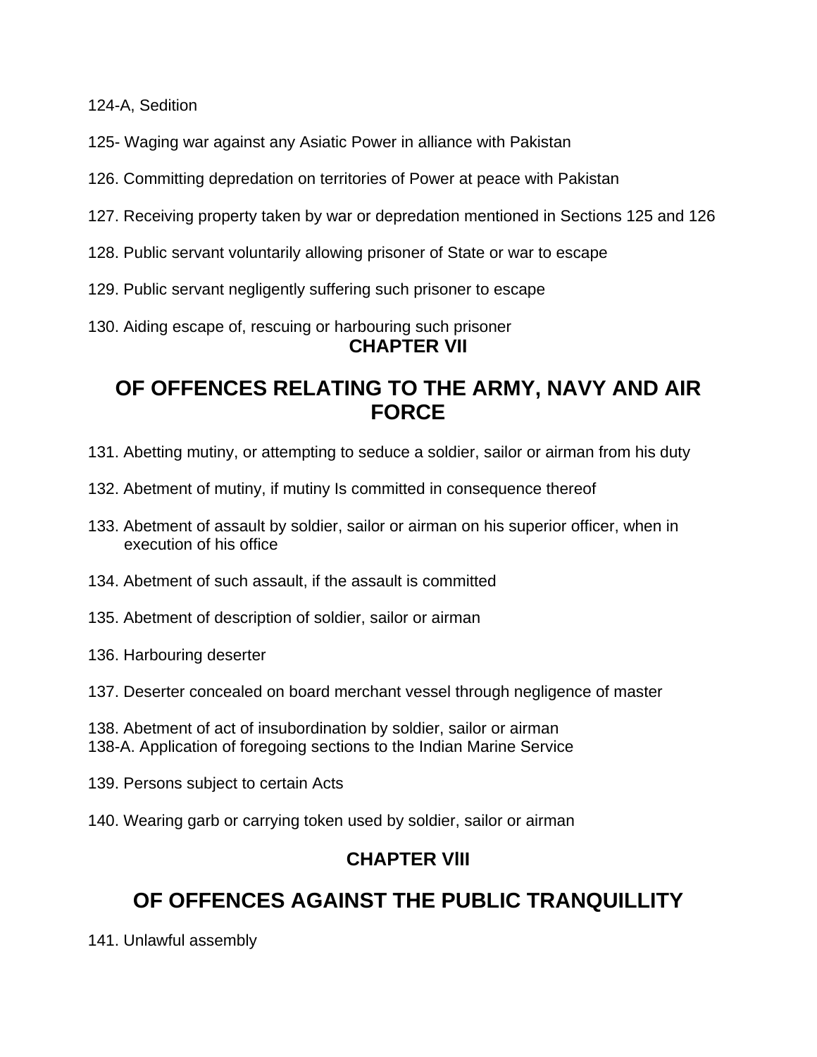124-A, Sedition

125- Waging war against any Asiatic Power in alliance with Pakistan

126. Committing depredation on territories of Power at peace with Pakistan

127. Receiving property taken by war or depredation mentioned in Sections 125 and 126

128. Public servant voluntarily allowing prisoner of State or war to escape

129. Public servant negligently suffering such prisoner to escape

130. Aiding escape of, rescuing or harbouring such prisoner

## CHAPTER VII

# OF OFFENCES RELATING TO THE ARMY, NAVY AND AIR FORCE

131. Abetting mutiny, or attempting to seduce a soldier, sailor or airman from his duty

132. Abetment of mutiny, if mutiny Is committed in consequence thereof

133. Abetment of assault by soldier, sailor or airman on his superior officer, when in execution of his office

134. Abetment of such assault, if the assault is committed

135. Abetment of description of soldier, sailor or airman

136. Harbouring deserter

137. Deserter concealed on board merchant vessel through negligence of master

138. Abetment of act of insubordination by soldier, sailor or airman
138-A. Application of foregoing sections to the Indian Marine Service

139. Persons subject to certain Acts

140. Wearing garb or carrying token used by soldier, sailor or airman

## CHAPTER VlII

# OF OFFENCES AGAINST THE PUBLIC TRANQUILLITY

141. Unlawful assembly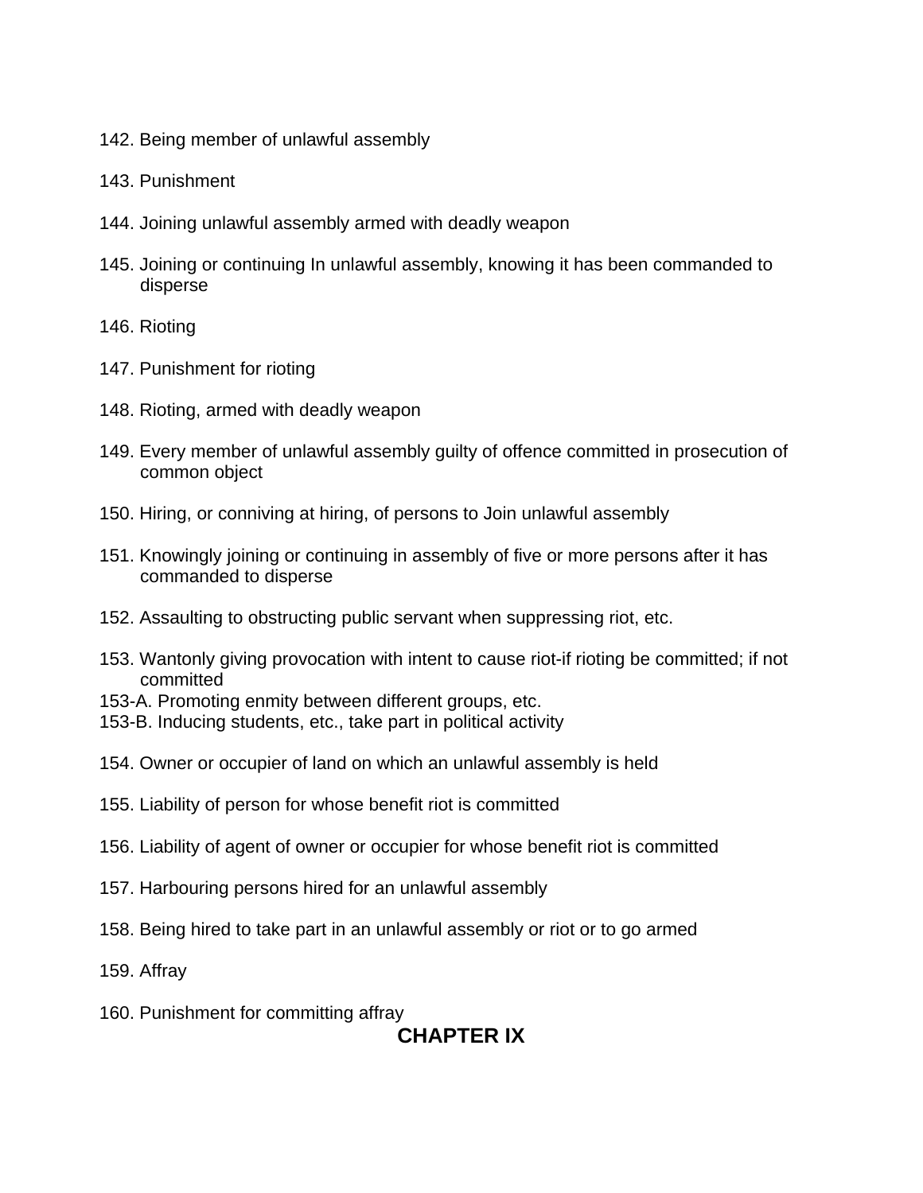142. Being member of unlawful assembly

143. Punishment

144. Joining unlawful assembly armed with deadly weapon

145. Joining or continuing In unlawful assembly, knowing it has been commanded to disperse

146. Rioting

147. Punishment for rioting

148. Rioting, armed with deadly weapon

149. Every member of unlawful assembly guilty of offence committed in prosecution of common object

150. Hiring, or conniving at hiring, of persons to Join unlawful assembly

151. Knowingly joining or continuing in assembly of five or more persons after it has commanded to disperse

152. Assaulting to obstructing public servant when suppressing riot, etc.

153. Wantonly giving provocation with intent to cause riot-if rioting be committed; if not committed
153-A. Promoting enmity between different groups, etc.
153-B. Inducing students, etc., take part in political activity

154. Owner or occupier of land on which an unlawful assembly is held

155. Liability of person for whose benefit riot is committed

156. Liability of agent of owner or occupier for whose benefit riot is committed

157. Harbouring persons hired for an unlawful assembly

158. Being hired to take part in an unlawful assembly or riot or to go armed

159. Affray

160. Punishment for committing affray

## CHAPTER IX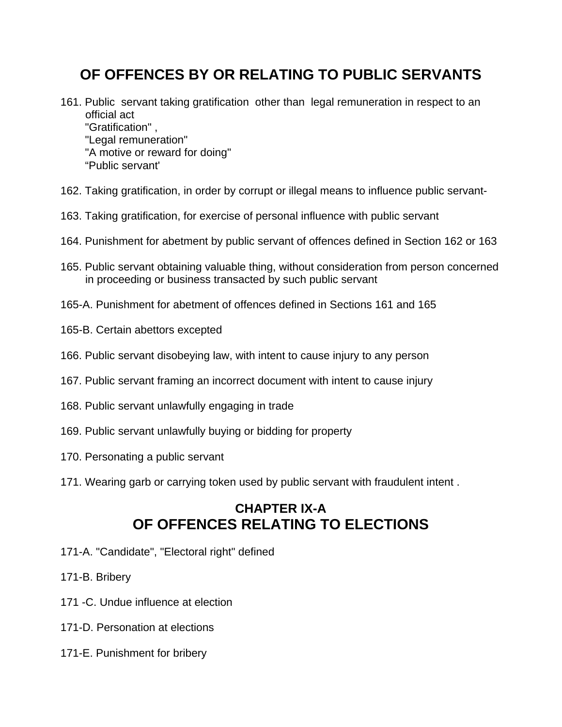## OF OFFENCES BY OR RELATING TO PUBLIC SERVANTS

161. Public servant taking gratification other than legal remuneration in respect to an official act
    "Gratification" ,
    "Legal remuneration"
    "A motive or reward for doing"
    “Public servant'

162. Taking gratification, in order by corrupt or illegal means to influence public servant-

163. Taking gratification, for exercise of personal influence with public servant

164. Punishment for abetment by public servant of offences defined in Section 162 or 163

165. Public servant obtaining valuable thing, without consideration from person concerned in proceeding or business transacted by such public servant

165-A. Punishment for abetment of offences defined in Sections 161 and 165

165-B. Certain abettors excepted

166. Public servant disobeying law, with intent to cause injury to any person

167. Public servant framing an incorrect document with intent to cause injury

168. Public servant unlawfully engaging in trade

169. Public servant unlawfully buying or bidding for property

170. Personating a public servant

171. Wearing garb or carrying token used by public servant with fraudulent intent .

## CHAPTER IX-A
## OF OFFENCES RELATING TO ELECTIONS

171-A. "Candidate", "Electoral right" defined

171-B. Bribery

171 -C. Undue influence at election

171-D. Personation at elections

171-E. Punishment for bribery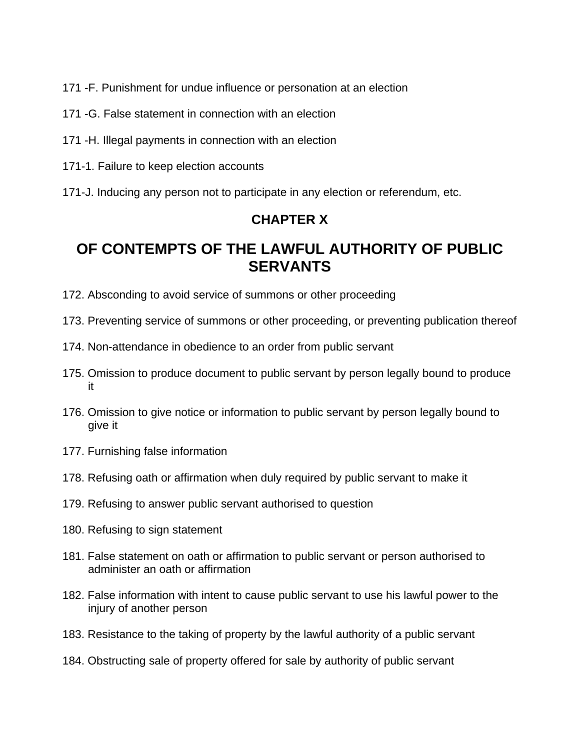171 -F. Punishment for undue influence or personation at an election

171 -G. False statement in connection with an election

171 -H. Illegal payments in connection with an election

171-1. Failure to keep election accounts

171-J. Inducing any person not to participate in any election or referendum, etc.

## CHAPTER X

# OF CONTEMPTS OF THE LAWFUL AUTHORITY OF PUBLIC SERVANTS

172. Absconding to avoid service of summons or other proceeding

173. Preventing service of summons or other proceeding, or preventing publication thereof

174. Non-attendance in obedience to an order from public servant

175. Omission to produce document to public servant by person legally bound to produce it

176. Omission to give notice or information to public servant by person legally bound to give it

177. Furnishing false information

178. Refusing oath or affirmation when duly required by public servant to make it

179. Refusing to answer public servant authorised to question

180. Refusing to sign statement

181. False statement on oath or affirmation to public servant or person authorised to administer an oath or affirmation

182. False information with intent to cause public servant to use his lawful power to the injury of another person

183. Resistance to the taking of property by the lawful authority of a public servant

184. Obstructing sale of property offered for sale by authority of public servant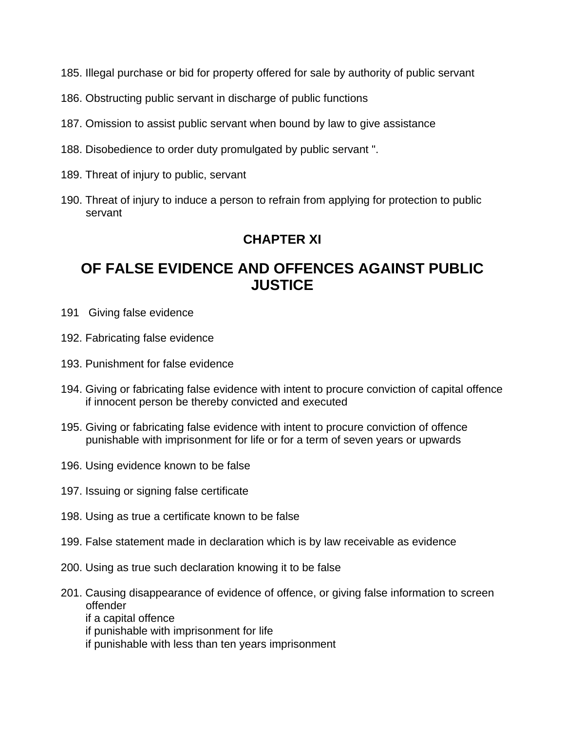185. Illegal purchase or bid for property offered for sale by authority of public servant

186. Obstructing public servant in discharge of public functions

187. Omission to assist public servant when bound by law to give assistance

188. Disobedience to order duty promulgated by public servant ".

189. Threat of injury to public, servant

190. Threat of injury to induce a person to refrain from applying for protection to public servant

## CHAPTER XI

## OF FALSE EVIDENCE AND OFFENCES AGAINST PUBLIC JUSTICE

191 Giving false evidence

192. Fabricating false evidence

193. Punishment for false evidence

194. Giving or fabricating false evidence with intent to procure conviction of capital offence if innocent person be thereby convicted and executed

195. Giving or fabricating false evidence with intent to procure conviction of offence punishable with imprisonment for life or for a term of seven years or upwards

196. Using evidence known to be false

197. Issuing or signing false certificate

198. Using as true a certificate known to be false

199. False statement made in declaration which is by law receivable as evidence

200. Using as true such declaration knowing it to be false

201. Causing disappearance of evidence of offence, or giving false information to screen offender
if a capital offence
if punishable with imprisonment for life
if punishable with less than ten years imprisonment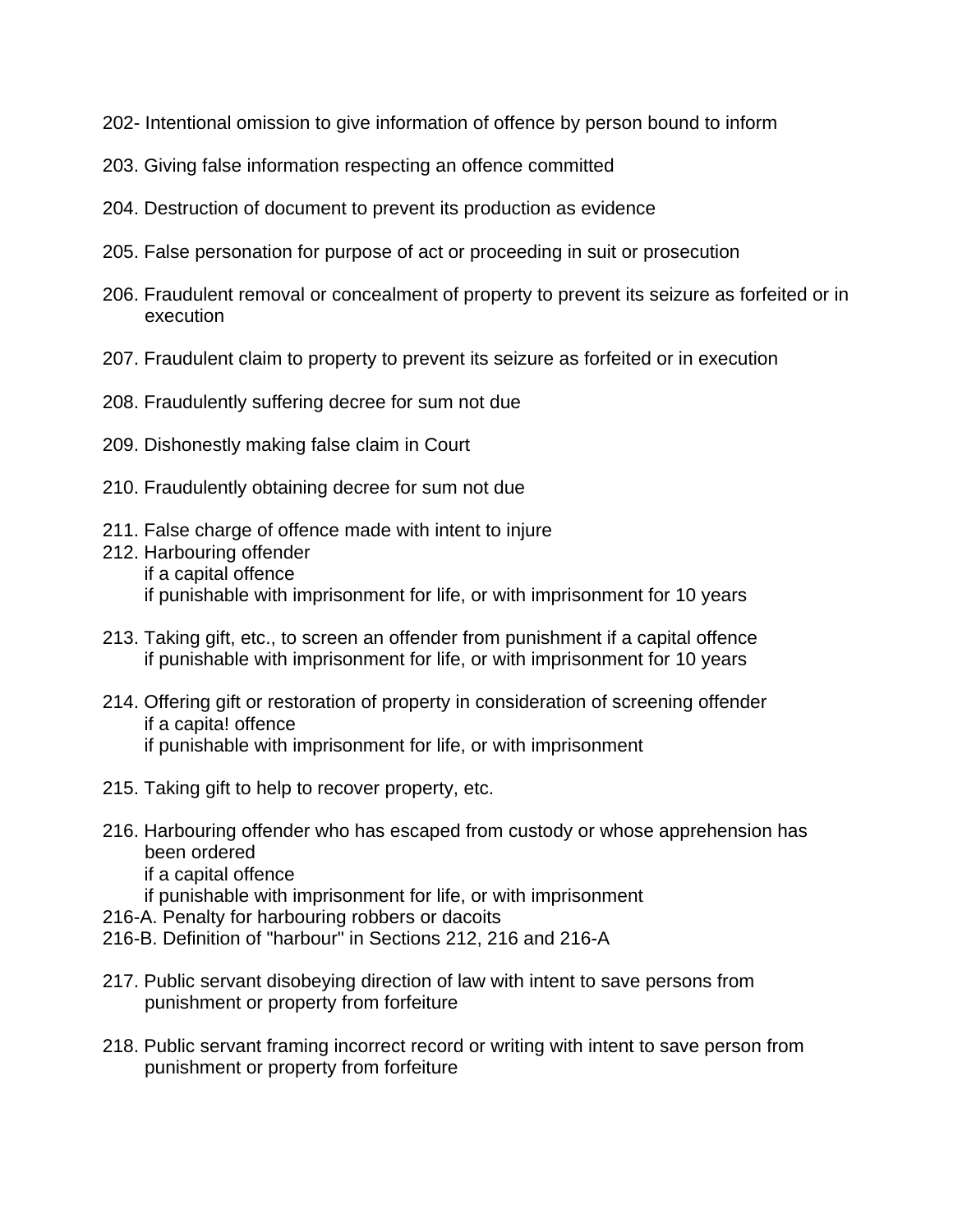202- Intentional omission to give information of offence by person bound to inform

203. Giving false information respecting an offence committed

204. Destruction of document to prevent its production as evidence

205. False personation for purpose of act or proceeding in suit or prosecution

206. Fraudulent removal or concealment of property to prevent its seizure as forfeited or in execution

207. Fraudulent claim to property to prevent its seizure as forfeited or in execution

208. Fraudulently suffering decree for sum not due

209. Dishonestly making false claim in Court

210. Fraudulently obtaining decree for sum not due

211. False charge of offence made with intent to injure
212. Harbouring offender
 if a capital offence
 if punishable with imprisonment for life, or with imprisonment for 10 years

213. Taking gift, etc., to screen an offender from punishment if a capital offence
 if punishable with imprisonment for life, or with imprisonment for 10 years

214. Offering gift or restoration of property in consideration of screening offender
 if a capita! offence
 if punishable with imprisonment for life, or with imprisonment

215. Taking gift to help to recover property, etc.

216. Harbouring offender who has escaped from custody or whose apprehension has been ordered
 if a capital offence
 if punishable with imprisonment for life, or with imprisonment
216-A. Penalty for harbouring robbers or dacoits
216-B. Definition of "harbour" in Sections 212, 216 and 216-A

217. Public servant disobeying direction of law with intent to save persons from punishment or property from forfeiture

218. Public servant framing incorrect record or writing with intent to save person from punishment or property from forfeiture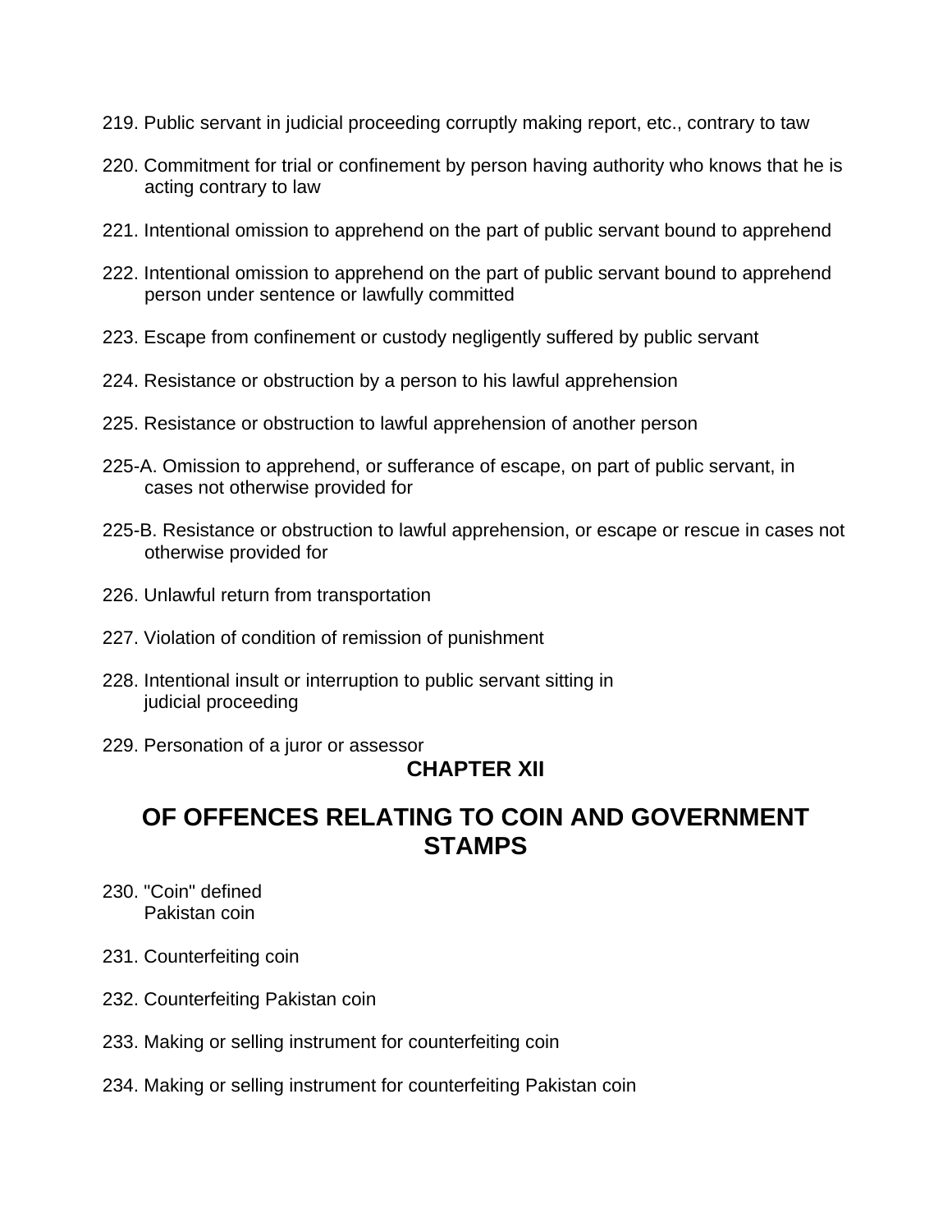219. Public servant in judicial proceeding corruptly making report, etc., contrary to taw

220. Commitment for trial or confinement by person having authority who knows that he is acting contrary to law

221. Intentional omission to apprehend on the part of public servant bound to apprehend

222. Intentional omission to apprehend on the part of public servant bound to apprehend person under sentence or lawfully committed

223. Escape from confinement or custody negligently suffered by public servant

224. Resistance or obstruction by a person to his lawful apprehension

225. Resistance or obstruction to lawful apprehension of another person

225-A. Omission to apprehend, or sufferance of escape, on part of public servant, in cases not otherwise provided for

225-B. Resistance or obstruction to lawful apprehension, or escape or rescue in cases not otherwise provided for

226. Unlawful return from transportation

227. Violation of condition of remission of punishment

228. Intentional insult or interruption to public servant sitting in judicial proceeding

229. Personation of a juror or assessor

**CHAPTER XII**

## OF OFFENCES RELATING TO COIN AND GOVERNMENT STAMPS

230. "Coin" defined
Pakistan coin

231. Counterfeiting coin

232. Counterfeiting Pakistan coin

233. Making or selling instrument for counterfeiting coin

234. Making or selling instrument for counterfeiting Pakistan coin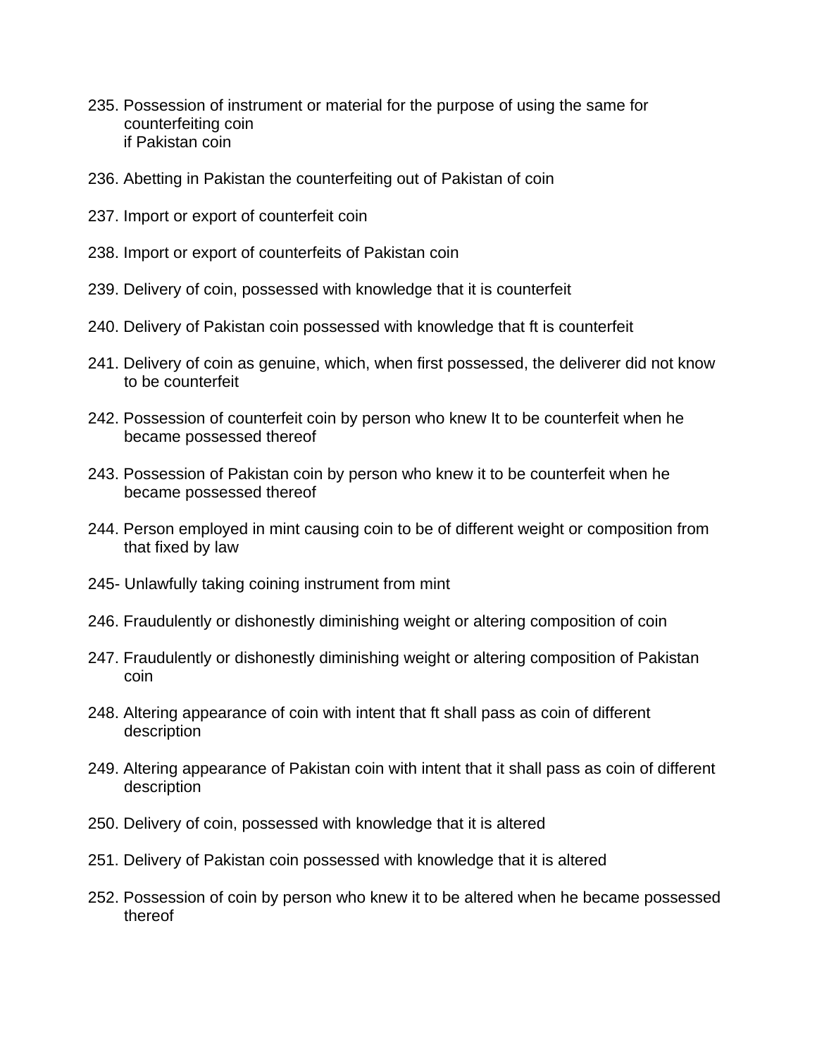235. Possession of instrument or material for the purpose of using the same for counterfeiting coin
if Pakistan coin

236. Abetting in Pakistan the counterfeiting out of Pakistan of coin

237. Import or export of counterfeit coin

238. Import or export of counterfeits of Pakistan coin

239. Delivery of coin, possessed with knowledge that it is counterfeit

240. Delivery of Pakistan coin possessed with knowledge that ft is counterfeit

241. Delivery of coin as genuine, which, when first possessed, the deliverer did not know to be counterfeit

242. Possession of counterfeit coin by person who knew It to be counterfeit when he became possessed thereof

243. Possession of Pakistan coin by person who knew it to be counterfeit when he became possessed thereof

244. Person employed in mint causing coin to be of different weight or composition from that fixed by law

245- Unlawfully taking coining instrument from mint

246. Fraudulently or dishonestly diminishing weight or altering composition of coin

247. Fraudulently or dishonestly diminishing weight or altering composition of Pakistan coin

248. Altering appearance of coin with intent that ft shall pass as coin of different description

249. Altering appearance of Pakistan coin with intent that it shall pass as coin of different description

250. Delivery of coin, possessed with knowledge that it is altered

251. Delivery of Pakistan coin possessed with knowledge that it is altered

252. Possession of coin by person who knew it to be altered when he became possessed thereof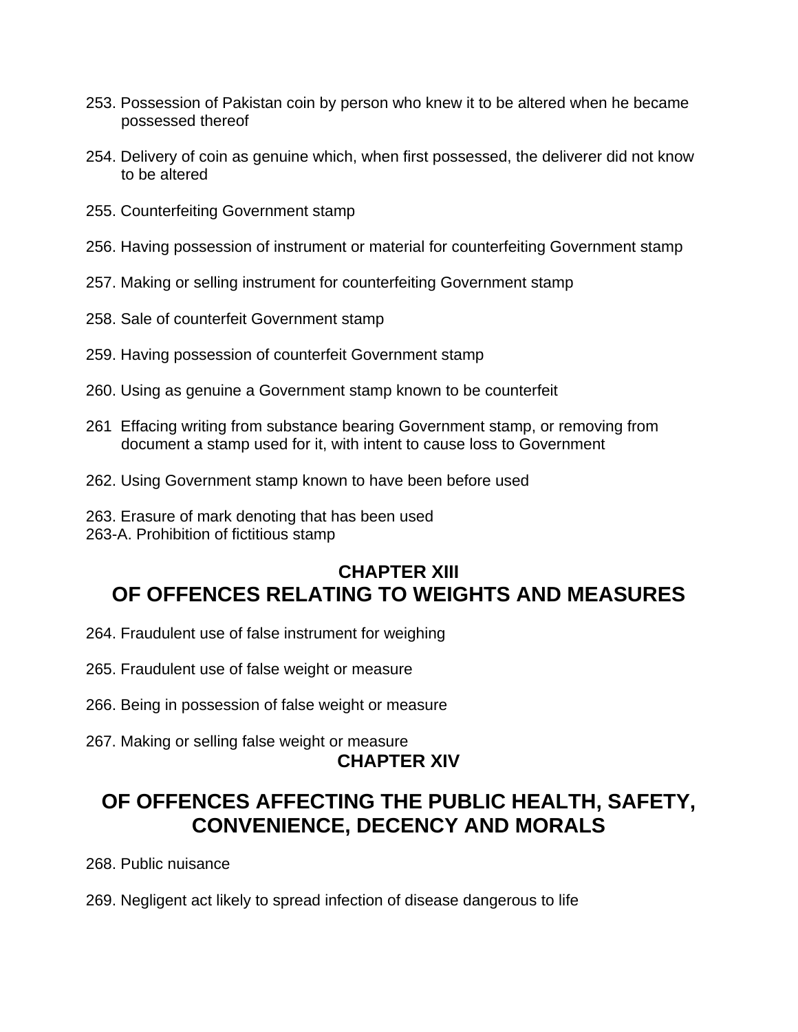253. Possession of Pakistan coin by person who knew it to be altered when he became possessed thereof

254. Delivery of coin as genuine which, when first possessed, the deliverer did not know to be altered

255. Counterfeiting Government stamp

256. Having possession of instrument or material for counterfeiting Government stamp

257. Making or selling instrument for counterfeiting Government stamp

258. Sale of counterfeit Government stamp

259. Having possession of counterfeit Government stamp

260. Using as genuine a Government stamp known to be counterfeit

261 Effacing writing from substance bearing Government stamp, or removing from document a stamp used for it, with intent to cause loss to Government

262. Using Government stamp known to have been before used

263. Erasure of mark denoting that has been used
263-A. Prohibition of fictitious stamp

## CHAPTER XIII
## OF OFFENCES RELATING TO WEIGHTS AND MEASURES

264. Fraudulent use of false instrument for weighing

265. Fraudulent use of false weight or measure

266. Being in possession of false weight or measure

267. Making or selling false weight or measure

## CHAPTER XIV

## OF OFFENCES AFFECTING THE PUBLIC HEALTH, SAFETY, CONVENIENCE, DECENCY AND MORALS

268. Public nuisance

269. Negligent act likely to spread infection of disease dangerous to life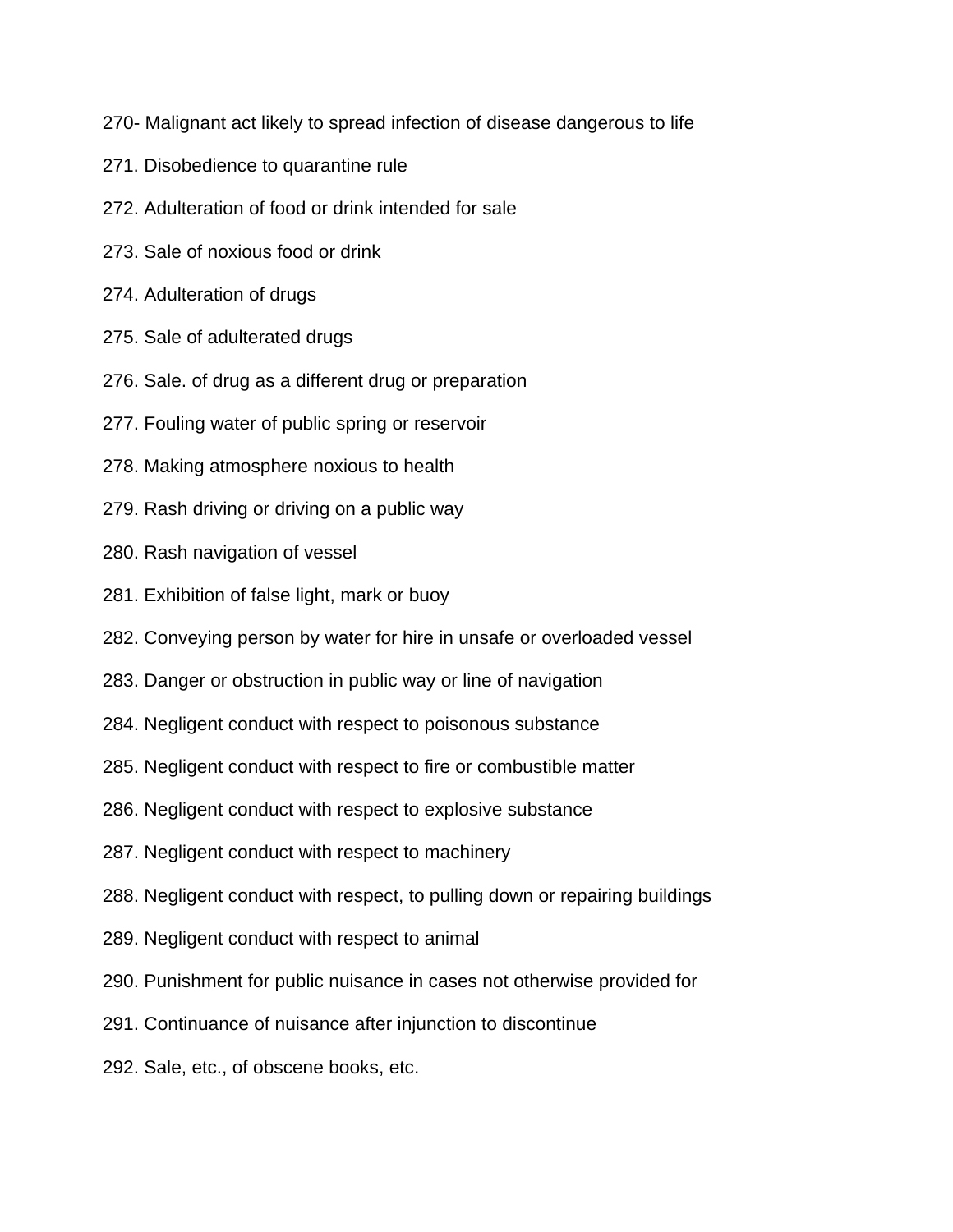270- Malignant act likely to spread infection of disease dangerous to life

271. Disobedience to quarantine rule

272. Adulteration of food or drink intended for sale

273. Sale of noxious food or drink

274. Adulteration of drugs

275. Sale of adulterated drugs

276. Sale. of drug as a different drug or preparation

277. Fouling water of public spring or reservoir

278. Making atmosphere noxious to health

279. Rash driving or driving on a public way

280. Rash navigation of vessel

281. Exhibition of false light, mark or buoy

282. Conveying person by water for hire in unsafe or overloaded vessel

283. Danger or obstruction in public way or line of navigation

284. Negligent conduct with respect to poisonous substance

285. Negligent conduct with respect to fire or combustible matter

286. Negligent conduct with respect to explosive substance

287. Negligent conduct with respect to machinery

288. Negligent conduct with respect, to pulling down or repairing buildings

289. Negligent conduct with respect to animal

290. Punishment for public nuisance in cases not otherwise provided for

291. Continuance of nuisance after injunction to discontinue

292. Sale, etc., of obscene books, etc.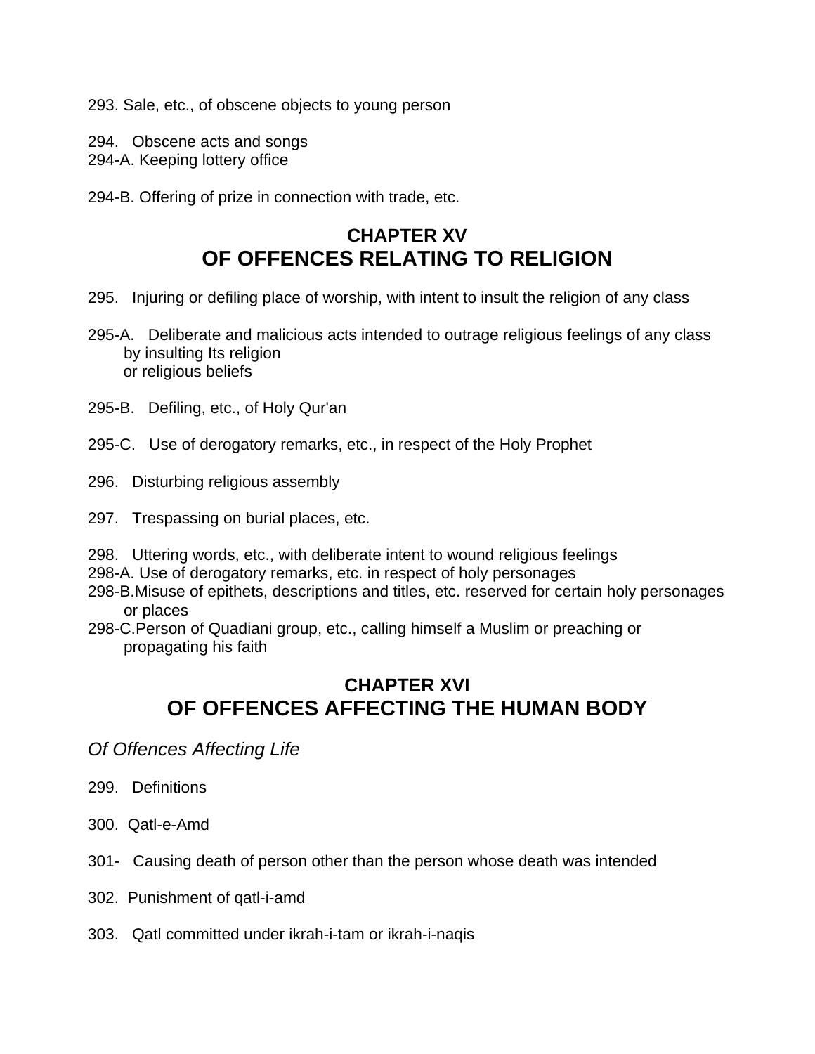293. Sale, etc., of obscene objects to young person

294. Obscene acts and songs
294-A. Keeping lottery office

294-B. Offering of prize in connection with trade, etc.

## CHAPTER XV
## OF OFFENCES RELATING TO RELIGION

295. Injuring or defiling place of worship, with intent to insult the religion of any class

295-A. Deliberate and malicious acts intended to outrage religious feelings of any class by insulting Its religion or religious beliefs

295-B. Defiling, etc., of Holy Qur'an

295-C. Use of derogatory remarks, etc., in respect of the Holy Prophet

296. Disturbing religious assembly

297. Trespassing on burial places, etc.

298. Uttering words, etc., with deliberate intent to wound religious feelings
298-A. Use of derogatory remarks, etc. in respect of holy personages
298-B.Misuse of epithets, descriptions and titles, etc. reserved for certain holy personages or places
298-C.Person of Quadiani group, etc., calling himself a Muslim or preaching or propagating his faith

## CHAPTER XVI
## OF OFFENCES AFFECTING THE HUMAN BODY

*Of Offences Affecting Life*

299. Definitions

300. Qatl-e-Amd

301- Causing death of person other than the person whose death was intended

302. Punishment of qatl-i-amd

303. Qatl committed under ikrah-i-tam or ikrah-i-naqis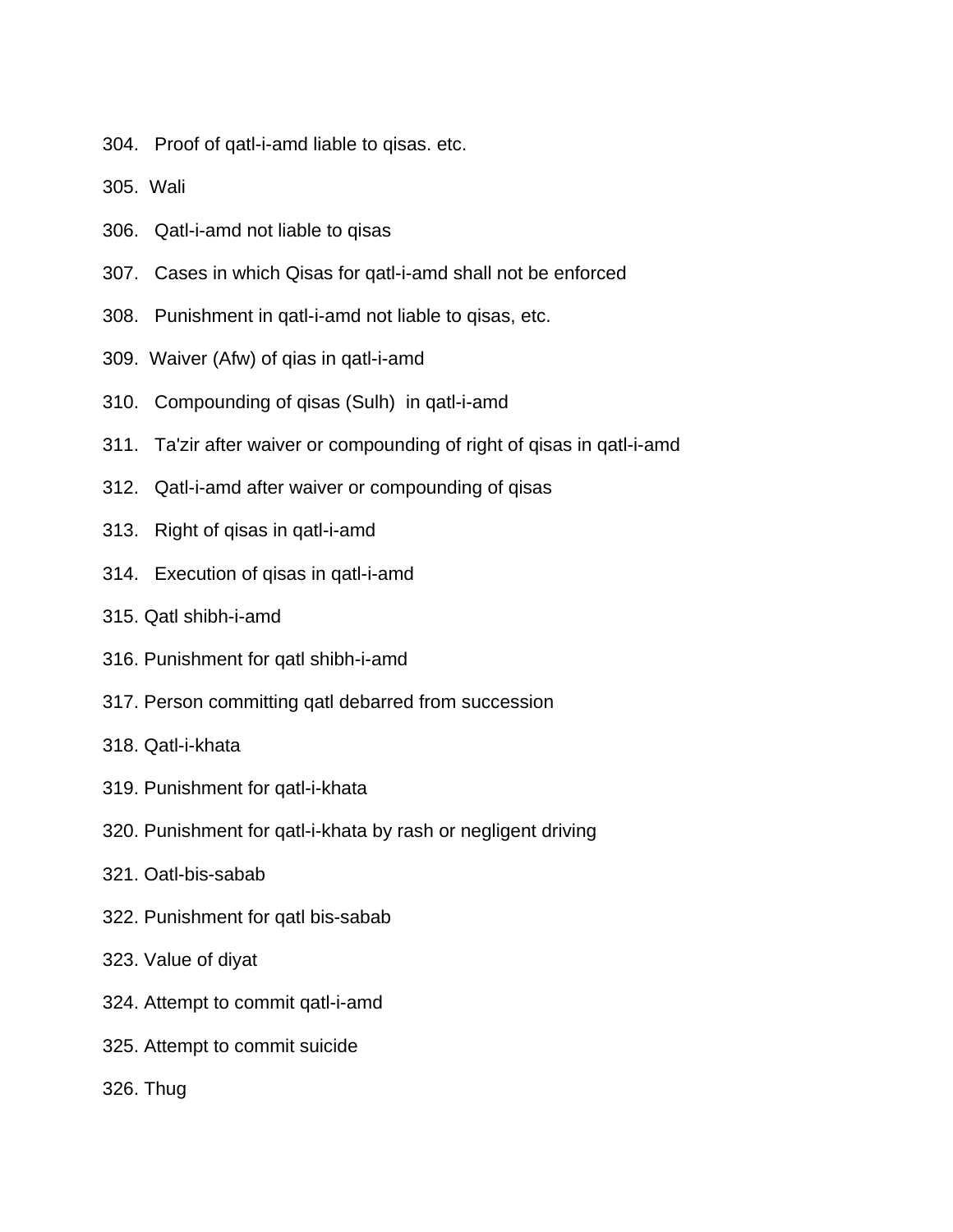304. Proof of qatl-i-amd liable to qisas. etc.

305. Wali

306. Qatl-i-amd not liable to qisas

307. Cases in which Qisas for qatl-i-amd shall not be enforced

308. Punishment in qatl-i-amd not liable to qisas, etc.

309. Waiver (Afw) of qias in qatl-i-amd

310. Compounding of qisas (Sulh) in qatl-i-amd

311. Ta'zir after waiver or compounding of right of qisas in qatl-i-amd

312. Qatl-i-amd after waiver or compounding of qisas

313. Right of qisas in qatl-i-amd

314. Execution of qisas in qatl-i-amd

315. Qatl shibh-i-amd

316. Punishment for qatl shibh-i-amd

317. Person committing qatl debarred from succession

318. Qatl-i-khata

319. Punishment for qatl-i-khata

320. Punishment for qatl-i-khata by rash or negligent driving

321. Oatl-bis-sabab

322. Punishment for qatl bis-sabab

323. Value of diyat

324. Attempt to commit qatl-i-amd

325. Attempt to commit suicide

326. Thug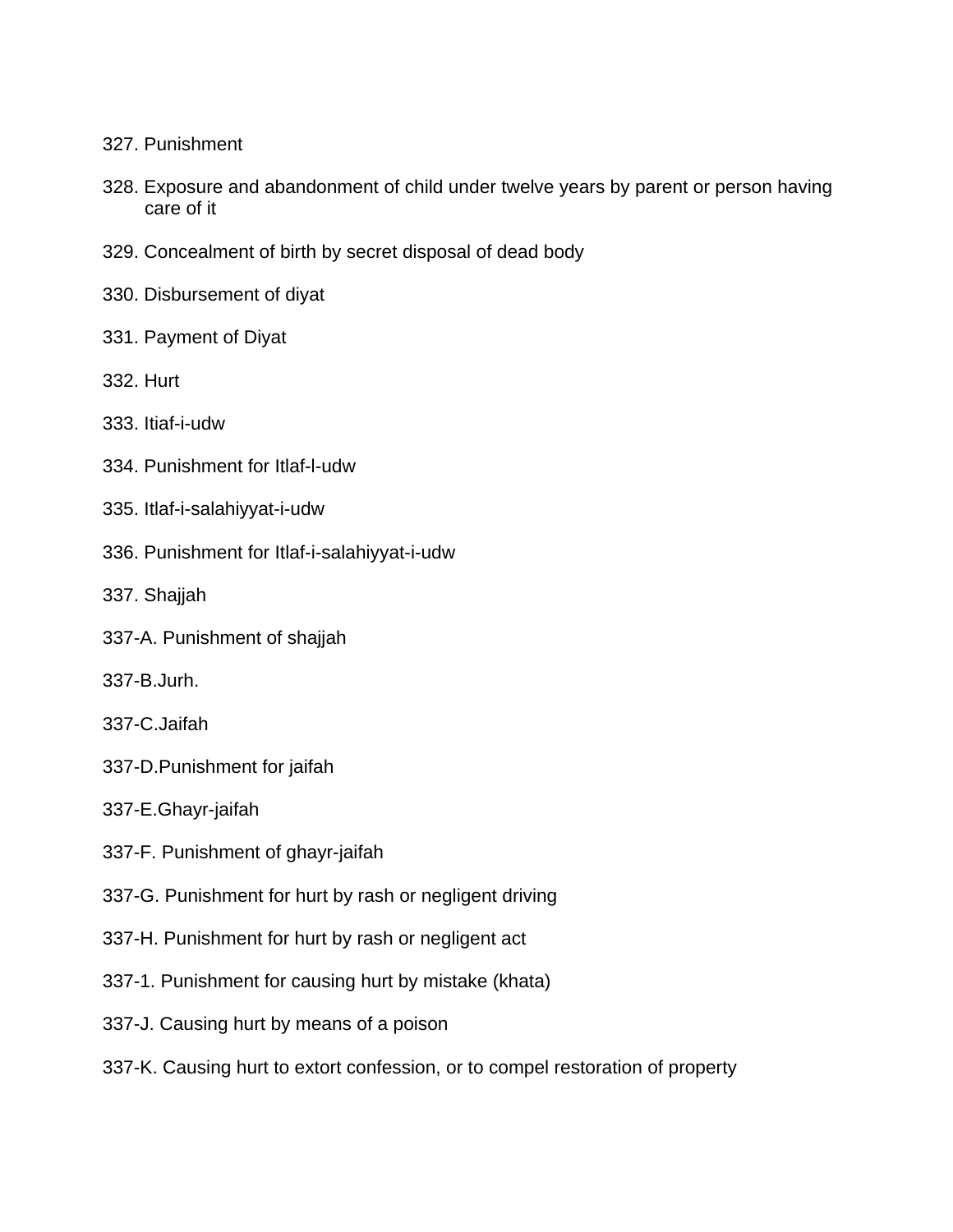327. Punishment

328. Exposure and abandonment of child under twelve years by parent or person having care of it

329. Concealment of birth by secret disposal of dead body

330. Disbursement of diyat

331. Payment of Diyat

332. Hurt

333. Itiaf-i-udw

334. Punishment for Itlaf-l-udw

335. Itlaf-i-salahiyyat-i-udw

336. Punishment for Itlaf-i-salahiyyat-i-udw

337. Shajjah

337-A. Punishment of shajjah

337-B.Jurh.

337-C.Jaifah

337-D.Punishment for jaifah

337-E.Ghayr-jaifah

337-F. Punishment of ghayr-jaifah

337-G. Punishment for hurt by rash or negligent driving

337-H. Punishment for hurt by rash or negligent act

337-1. Punishment for causing hurt by mistake (khata)

337-J. Causing hurt by means of a poison

337-K. Causing hurt to extort confession, or to compel restoration of property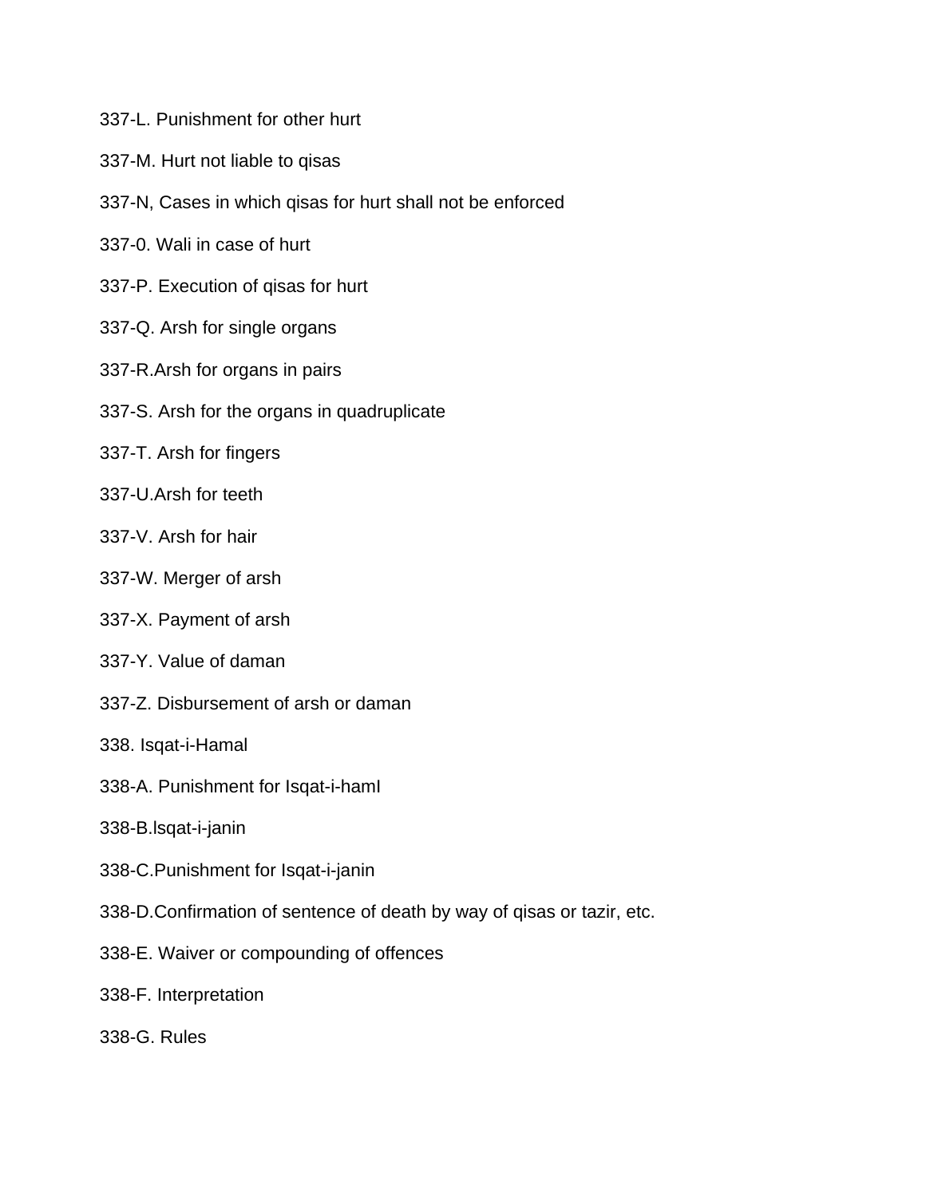337-L. Punishment for other hurt

337-M. Hurt not liable to qisas

337-N, Cases in which qisas for hurt shall not be enforced

337-0. Wali in case of hurt

337-P. Execution of qisas for hurt

337-Q. Arsh for single organs

337-R.Arsh for organs in pairs

337-S. Arsh for the organs in quadruplicate

337-T. Arsh for fingers

337-U.Arsh for teeth

337-V. Arsh for hair

337-W. Merger of arsh

337-X. Payment of arsh

337-Y. Value of daman

337-Z. Disbursement of arsh or daman

338. Isqat-i-Hamal

338-A. Punishment for Isqat-i-hamI

338-B.lsqat-i-janin

338-C.Punishment for Isqat-i-janin

338-D.Confirmation of sentence of death by way of qisas or tazir, etc.

338-E. Waiver or compounding of offences

338-F. Interpretation

338-G. Rules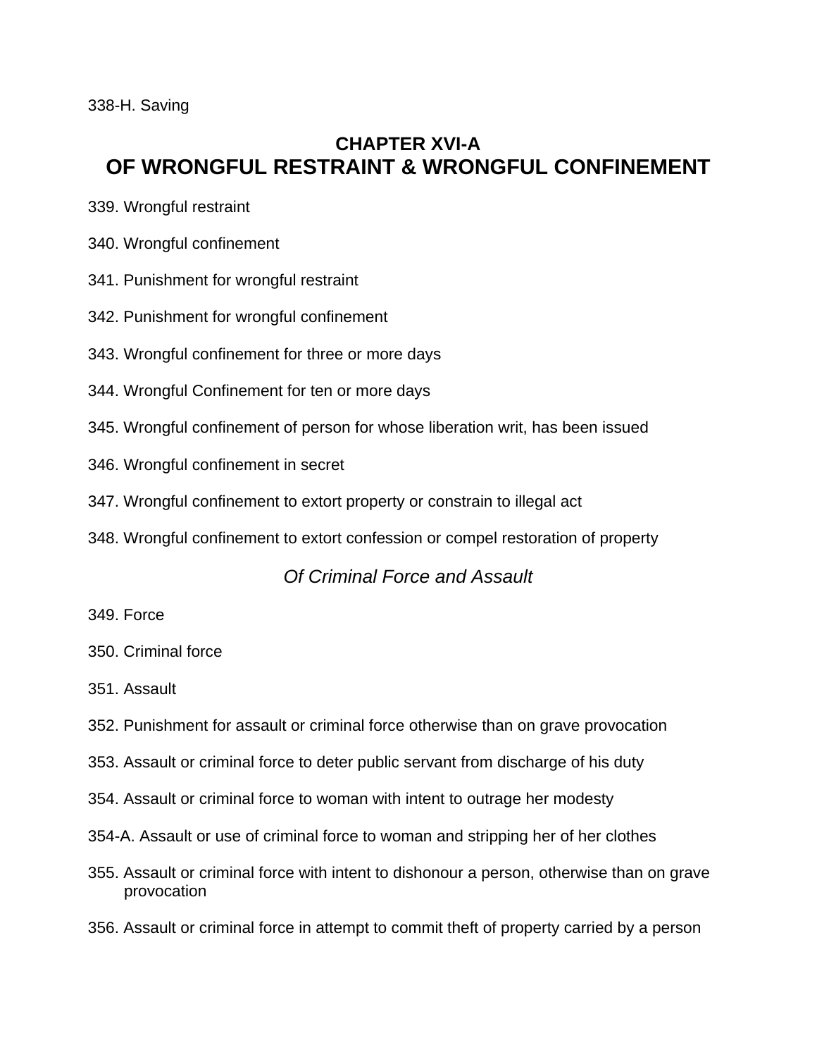338-H. Saving

## CHAPTER XVI-A
## OF WRONGFUL RESTRAINT & WRONGFUL CONFINEMENT

339. Wrongful restraint

340. Wrongful confinement

341. Punishment for wrongful restraint

342. Punishment for wrongful confinement

343. Wrongful confinement for three or more days

344. Wrongful Confinement for ten or more days

345. Wrongful confinement of person for whose liberation writ, has been issued

346. Wrongful confinement in secret

347. Wrongful confinement to extort property or constrain to illegal act

348. Wrongful confinement to extort confession or compel restoration of property

### *Of Criminal Force and Assault*

349. Force

350. Criminal force

351. Assault

352. Punishment for assault or criminal force otherwise than on grave provocation

353. Assault or criminal force to deter public servant from discharge of his duty

354. Assault or criminal force to woman with intent to outrage her modesty

354-A. Assault or use of criminal force to woman and stripping her of her clothes

355. Assault or criminal force with intent to dishonour a person, otherwise than on grave provocation

356. Assault or criminal force in attempt to commit theft of property carried by a person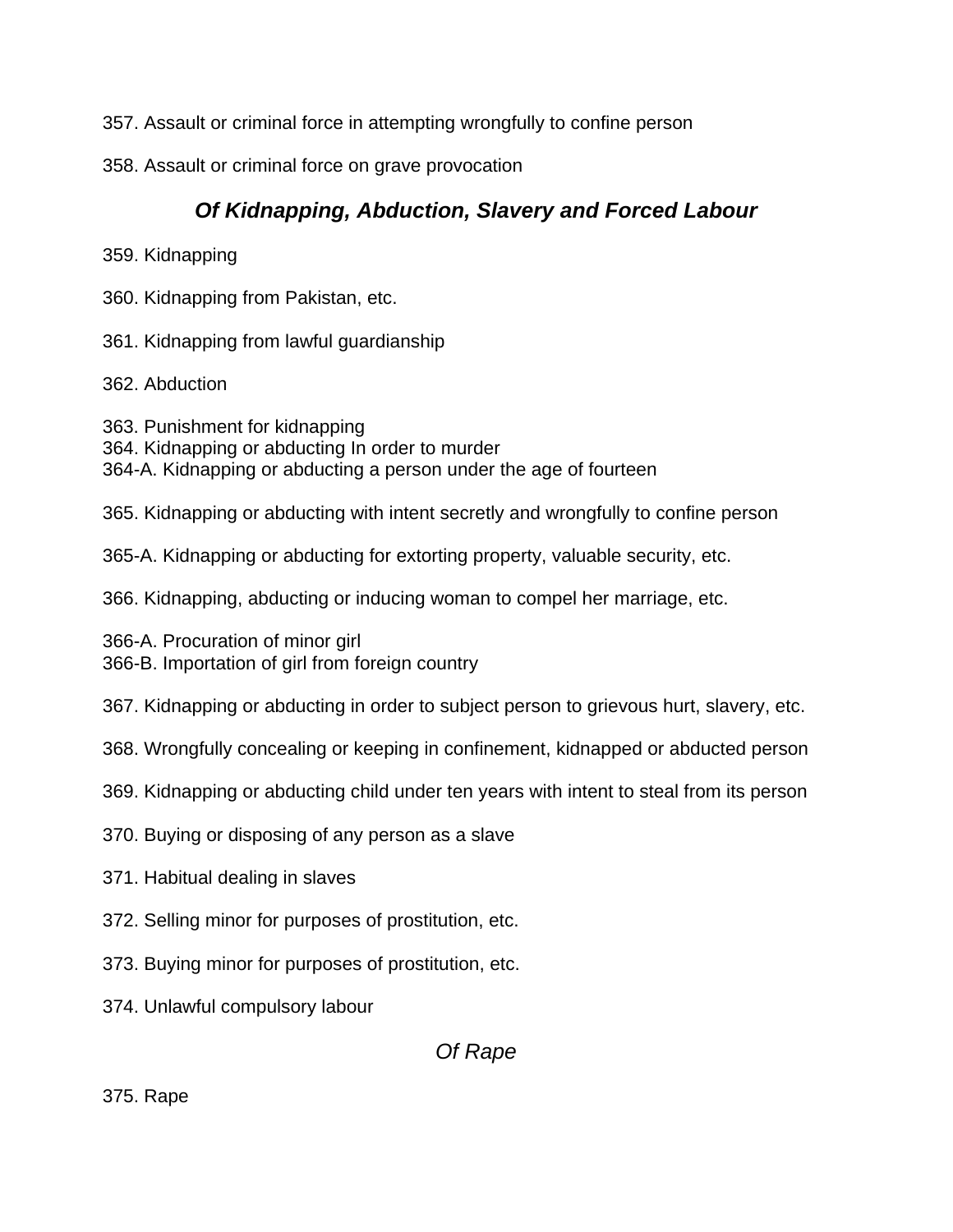357. Assault or criminal force in attempting wrongfully to confine person

358. Assault or criminal force on grave provocation

## *Of Kidnapping, Abduction, Slavery and Forced Labour*

359. Kidnapping

360. Kidnapping from Pakistan, etc.

361. Kidnapping from lawful guardianship

362. Abduction

363. Punishment for kidnapping
364. Kidnapping or abducting In order to murder
364-A. Kidnapping or abducting a person under the age of fourteen

365. Kidnapping or abducting with intent secretly and wrongfully to confine person

365-A. Kidnapping or abducting for extorting property, valuable security, etc.

366. Kidnapping, abducting or inducing woman to compel her marriage, etc.

366-A. Procuration of minor girl
366-B. Importation of girl from foreign country

367. Kidnapping or abducting in order to subject person to grievous hurt, slavery, etc.

368. Wrongfully concealing or keeping in confinement, kidnapped or abducted person

369. Kidnapping or abducting child under ten years with intent to steal from its person

370. Buying or disposing of any person as a slave

371. Habitual dealing in slaves

372. Selling minor for purposes of prostitution, etc.

373. Buying minor for purposes of prostitution, etc.

374. Unlawful compulsory labour

## *Of Rape*

375. Rape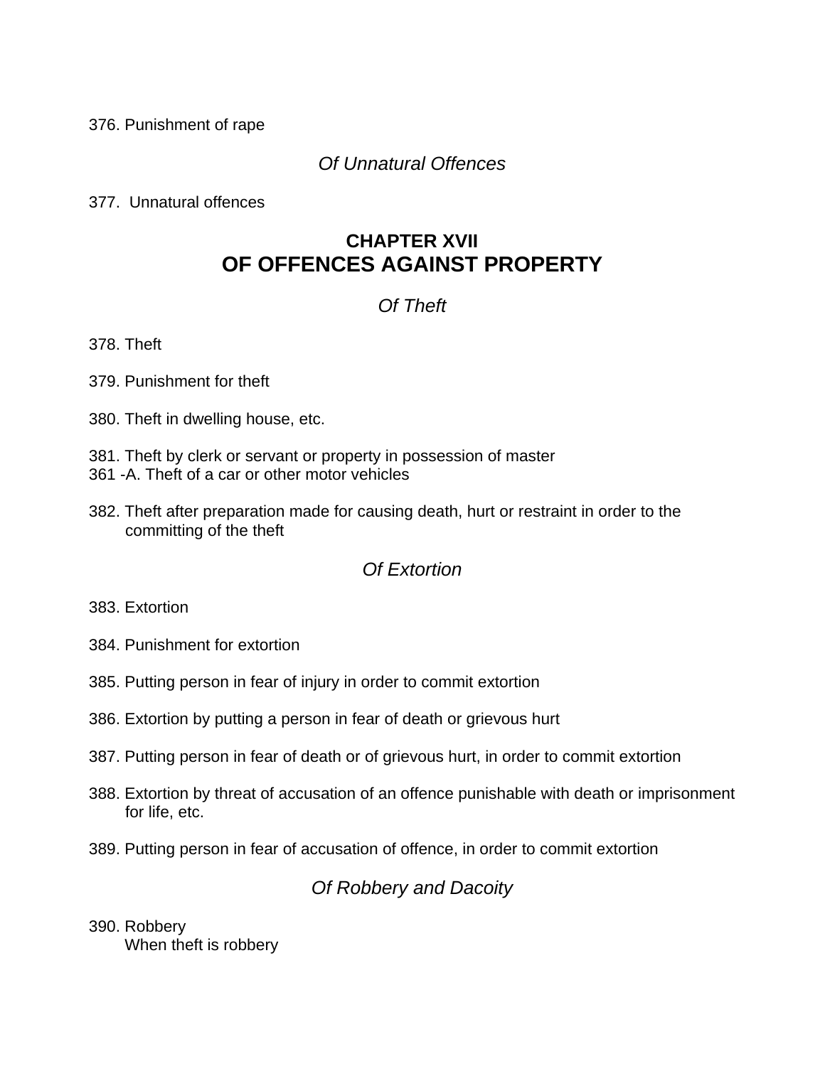376. Punishment of rape

### *Of Unnatural Offences*

377. Unnatural offences

## CHAPTER XVII
## OF OFFENCES AGAINST PROPERTY

### *Of Theft*

378. Theft

379. Punishment for theft

380. Theft in dwelling house, etc.

381. Theft by clerk or servant or property in possession of master
361 -A. Theft of a car or other motor vehicles

382. Theft after preparation made for causing death, hurt or restraint in order to the committing of the theft

### *Of Extortion*

383. Extortion

384. Punishment for extortion

385. Putting person in fear of injury in order to commit extortion

386. Extortion by putting a person in fear of death or grievous hurt

387. Putting person in fear of death or of grievous hurt, in order to commit extortion

388. Extortion by threat of accusation of an offence punishable with death or imprisonment for life, etc.

389. Putting person in fear of accusation of offence, in order to commit extortion

### *Of Robbery and Dacoity*

390. Robbery
When theft is robbery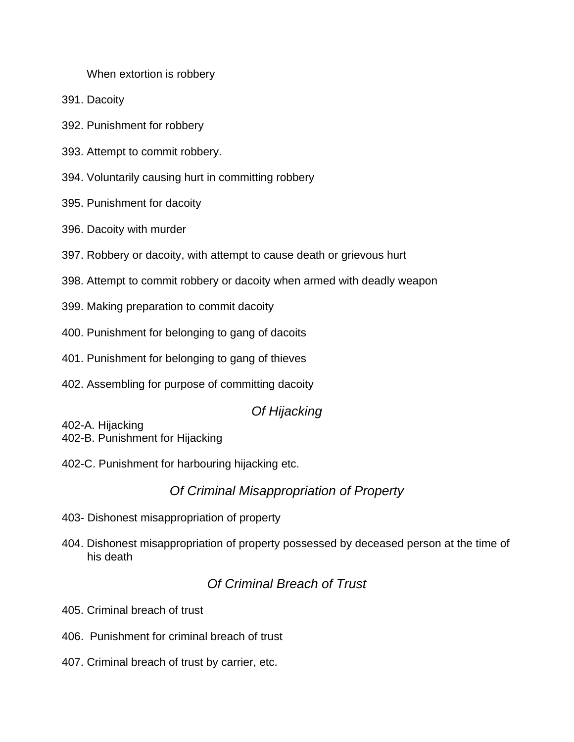When extortion is robbery

391. Dacoity

392. Punishment for robbery

393. Attempt to commit robbery.

394. Voluntarily causing hurt in committing robbery

395. Punishment for dacoity

396. Dacoity with murder

397. Robbery or dacoity, with attempt to cause death or grievous hurt

398. Attempt to commit robbery or dacoity when armed with deadly weapon

399. Making preparation to commit dacoity

400. Punishment for belonging to gang of dacoits

401. Punishment for belonging to gang of thieves

402. Assembling for purpose of committing dacoity

## *Of Hijacking*

402-A. Hijacking

402-B. Punishment for Hijacking

402-C. Punishment for harbouring hijacking etc.

## *Of Criminal Misappropriation of Property*

403- Dishonest misappropriation of property

404. Dishonest misappropriation of property possessed by deceased person at the time of his death

## *Of Criminal Breach of Trust*

405. Criminal breach of trust

406. Punishment for criminal breach of trust

407. Criminal breach of trust by carrier, etc.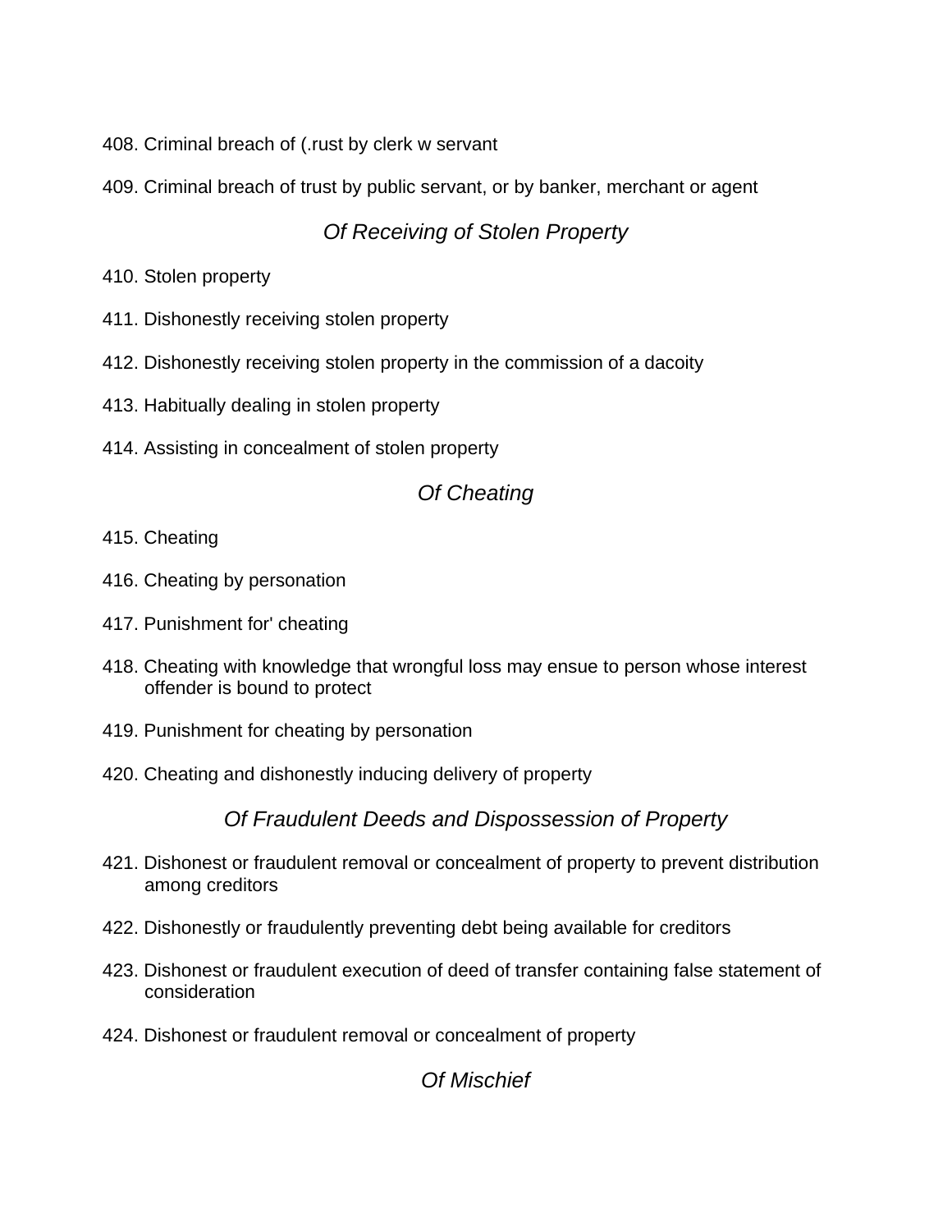408. Criminal breach of (.rust by clerk w servant

409. Criminal breach of trust by public servant, or by banker, merchant or agent

### *Of Receiving of Stolen Property*

410. Stolen property

411. Dishonestly receiving stolen property

412. Dishonestly receiving stolen property in the commission of a dacoity

413. Habitually dealing in stolen property

414. Assisting in concealment of stolen property

### *Of Cheating*

415. Cheating

416. Cheating by personation

417. Punishment for' cheating

418. Cheating with knowledge that wrongful loss may ensue to person whose interest offender is bound to protect

419. Punishment for cheating by personation

420. Cheating and dishonestly inducing delivery of property

### *Of Fraudulent Deeds and Dispossession of Property*

421. Dishonest or fraudulent removal or concealment of property to prevent distribution among creditors

422. Dishonestly or fraudulently preventing debt being available for creditors

423. Dishonest or fraudulent execution of deed of transfer containing false statement of consideration

424. Dishonest or fraudulent removal or concealment of property

### *Of Mischief*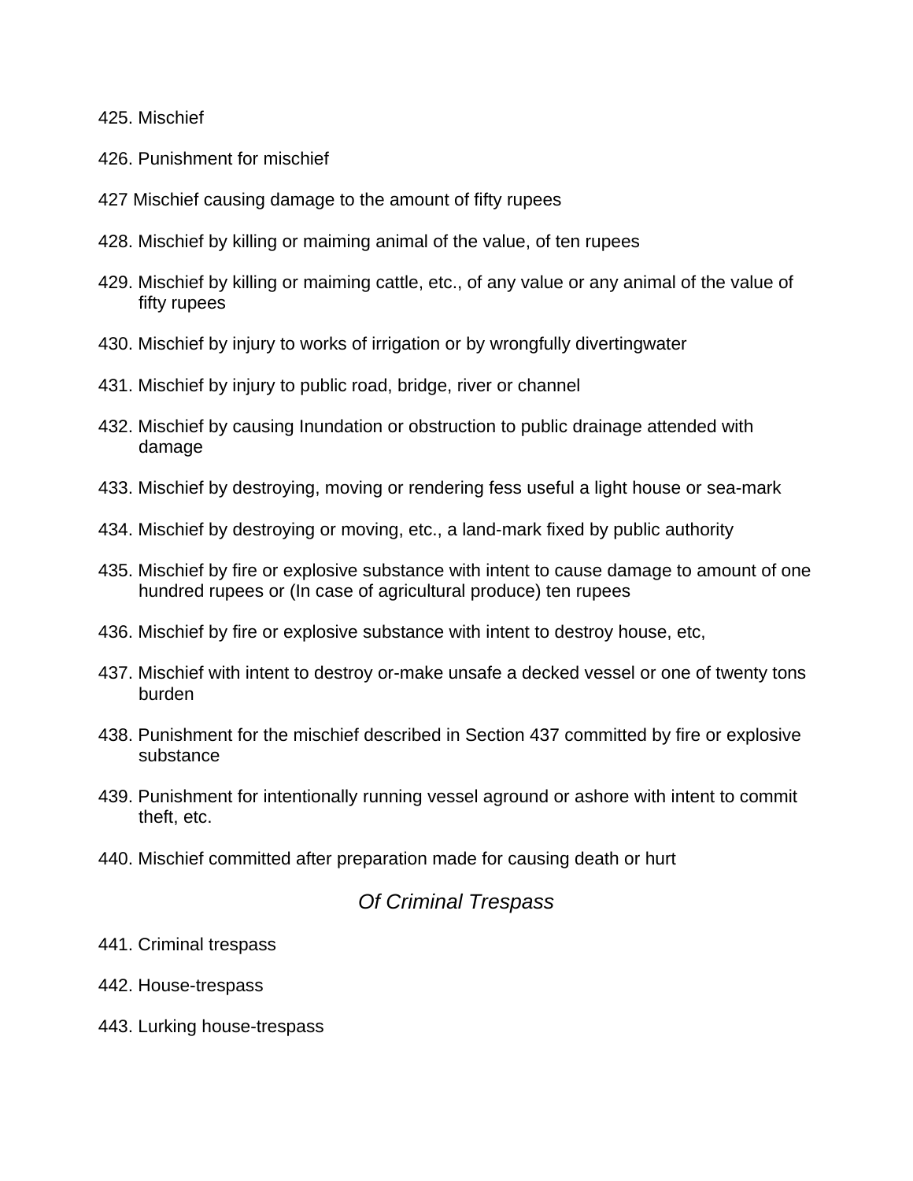425. Mischief

426. Punishment for mischief

427 Mischief causing damage to the amount of fifty rupees

428. Mischief by killing or maiming animal of the value, of ten rupees

429. Mischief by killing or maiming cattle, etc., of any value or any animal of the value of fifty rupees

430. Mischief by injury to works of irrigation or by wrongfully divertingwater

431. Mischief by injury to public road, bridge, river or channel

432. Mischief by causing Inundation or obstruction to public drainage attended with damage

433. Mischief by destroying, moving or rendering fess useful a light house or sea-mark

434. Mischief by destroying or moving, etc., a land-mark fixed by public authority

435. Mischief by fire or explosive substance with intent to cause damage to amount of one hundred rupees or (In case of agricultural produce) ten rupees

436. Mischief by fire or explosive substance with intent to destroy house, etc,

437. Mischief with intent to destroy or-make unsafe a decked vessel or one of twenty tons burden

438. Punishment for the mischief described in Section 437 committed by fire or explosive substance

439. Punishment for intentionally running vessel aground or ashore with intent to commit theft, etc.

440. Mischief committed after preparation made for causing death or hurt

## *Of Criminal Trespass*

441. Criminal trespass

442. House-trespass

443. Lurking house-trespass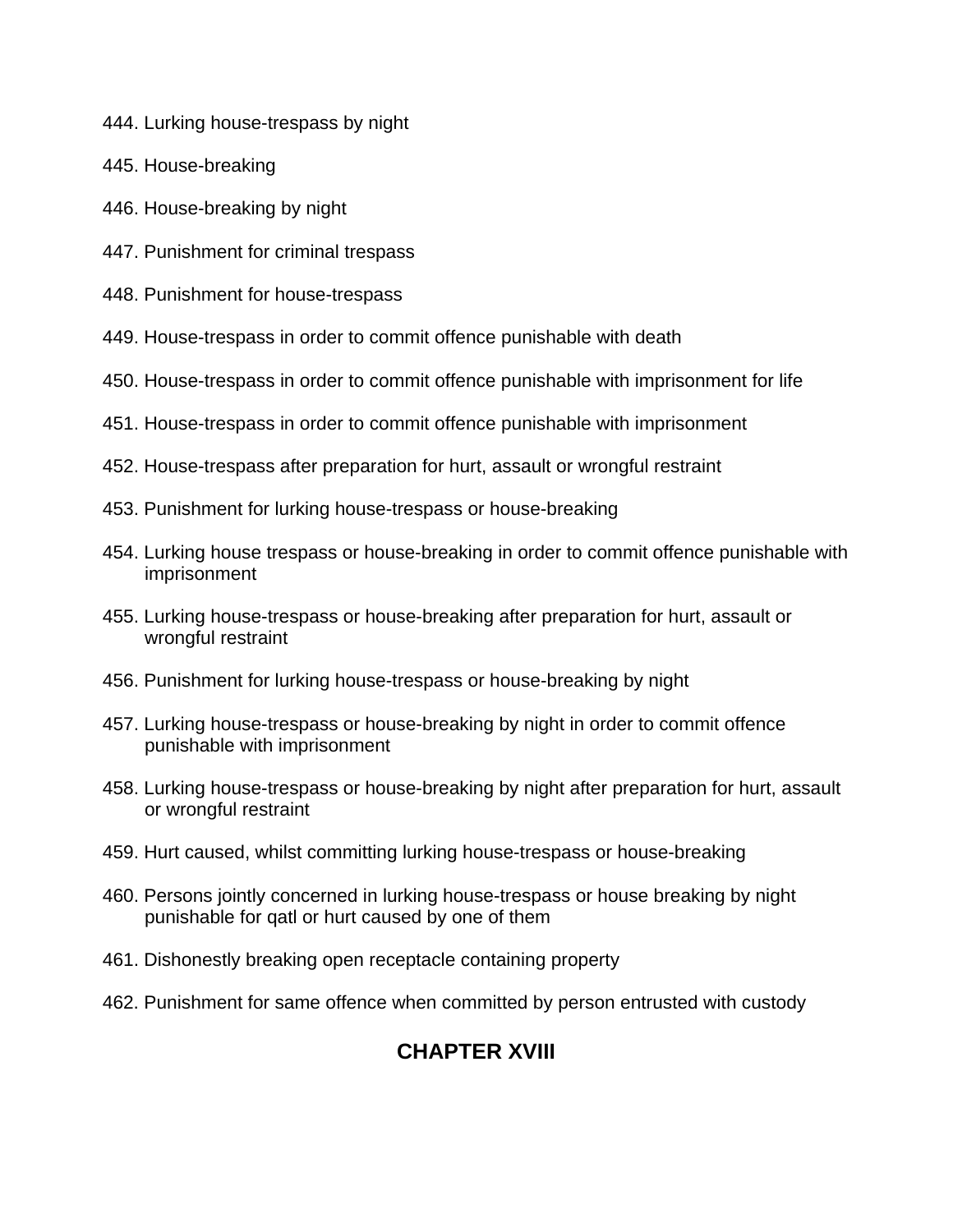444. Lurking house-trespass by night

445. House-breaking

446. House-breaking by night

447. Punishment for criminal trespass

448. Punishment for house-trespass

449. House-trespass in order to commit offence punishable with death

450. House-trespass in order to commit offence punishable with imprisonment for life

451. House-trespass in order to commit offence punishable with imprisonment

452. House-trespass after preparation for hurt, assault or wrongful restraint

453. Punishment for lurking house-trespass or house-breaking

454. Lurking house trespass or house-breaking in order to commit offence punishable with imprisonment

455. Lurking house-trespass or house-breaking after preparation for hurt, assault or wrongful restraint

456. Punishment for lurking house-trespass or house-breaking by night

457. Lurking house-trespass or house-breaking by night in order to commit offence punishable with imprisonment

458. Lurking house-trespass or house-breaking by night after preparation for hurt, assault or wrongful restraint

459. Hurt caused, whilst committing lurking house-trespass or house-breaking

460. Persons jointly concerned in lurking house-trespass or house breaking by night punishable for qatl or hurt caused by one of them

461. Dishonestly breaking open receptacle containing property

462. Punishment for same offence when committed by person entrusted with custody

## CHAPTER XVIII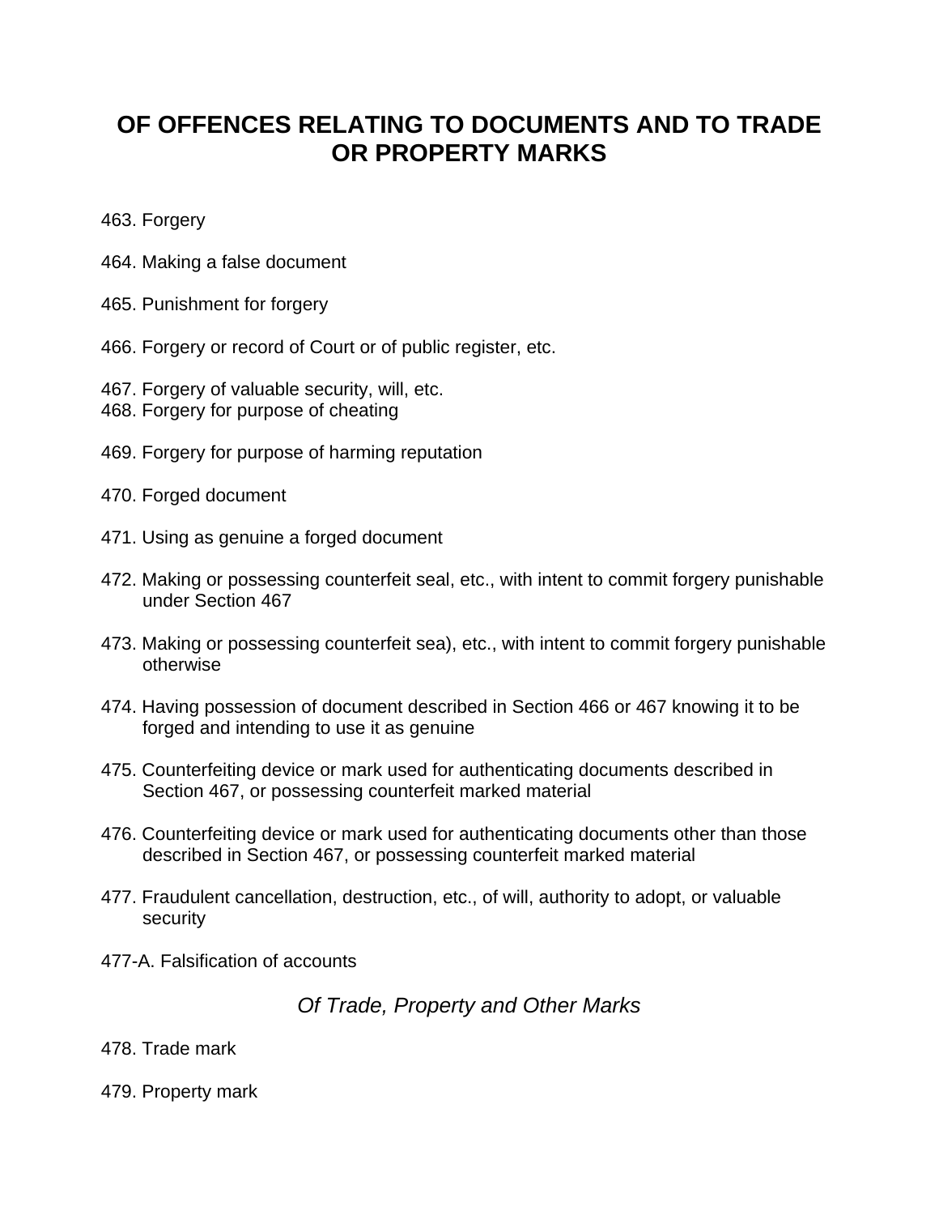# OF OFFENCES RELATING TO DOCUMENTS AND TO TRADE OR PROPERTY MARKS

463. Forgery

464. Making a false document

465. Punishment for forgery

466. Forgery or record of Court or of public register, etc.

467. Forgery of valuable security, will, etc.

468. Forgery for purpose of cheating

469. Forgery for purpose of harming reputation

470. Forged document

471. Using as genuine a forged document

472. Making or possessing counterfeit seal, etc., with intent to commit forgery punishable under Section 467

473. Making or possessing counterfeit sea), etc., with intent to commit forgery punishable otherwise

474. Having possession of document described in Section 466 or 467 knowing it to be forged and intending to use it as genuine

475. Counterfeiting device or mark used for authenticating documents described in Section 467, or possessing counterfeit marked material

476. Counterfeiting device or mark used for authenticating documents other than those described in Section 467, or possessing counterfeit marked material

477. Fraudulent cancellation, destruction, etc., of will, authority to adopt, or valuable security

477-A. Falsification of accounts

## *Of Trade, Property and Other Marks*

478. Trade mark

479. Property mark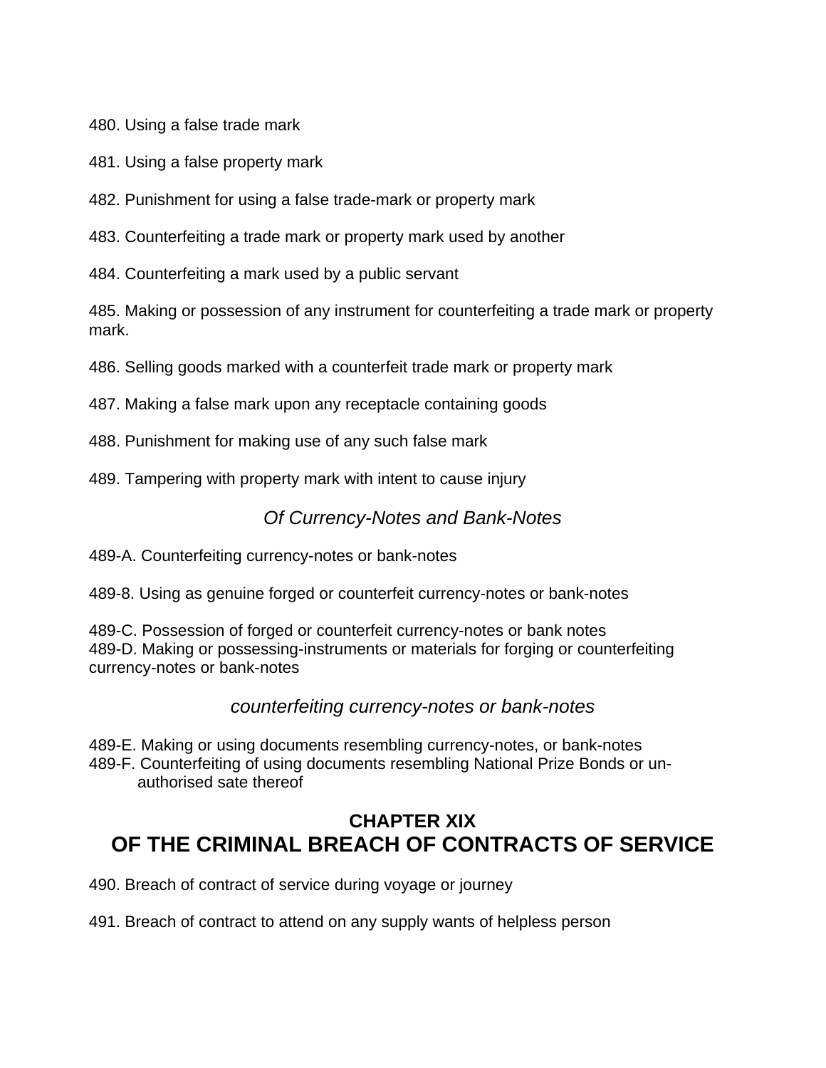480. Using a false trade mark

481. Using a false property mark

482. Punishment for using a false trade-mark or property mark

483. Counterfeiting a trade mark or property mark used by another

484. Counterfeiting a mark used by a public servant

485. Making or possession of any instrument for counterfeiting a trade mark or property mark.

486. Selling goods marked with a counterfeit trade mark or property mark

487. Making a false mark upon any receptacle containing goods

488. Punishment for making use of any such false mark

489. Tampering with property mark with intent to cause injury

*Of Currency-Notes and Bank-Notes*

489-A. Counterfeiting currency-notes or bank-notes

489-8. Using as genuine forged or counterfeit currency-notes or bank-notes

489-C. Possession of forged or counterfeit currency-notes or bank notes
489-D. Making or possessing-instruments or materials for forging or counterfeiting currency-notes or bank-notes

*counterfeiting currency-notes or bank-notes*

489-E. Making or using documents resembling currency-notes, or bank-notes
489-F. Counterfeiting of using documents resembling National Prize Bonds or un-authorised sate thereof

## CHAPTER XIX
## OF THE CRIMINAL BREACH OF CONTRACTS OF SERVICE

490. Breach of contract of service during voyage or journey

491. Breach of contract to attend on any supply wants of helpless person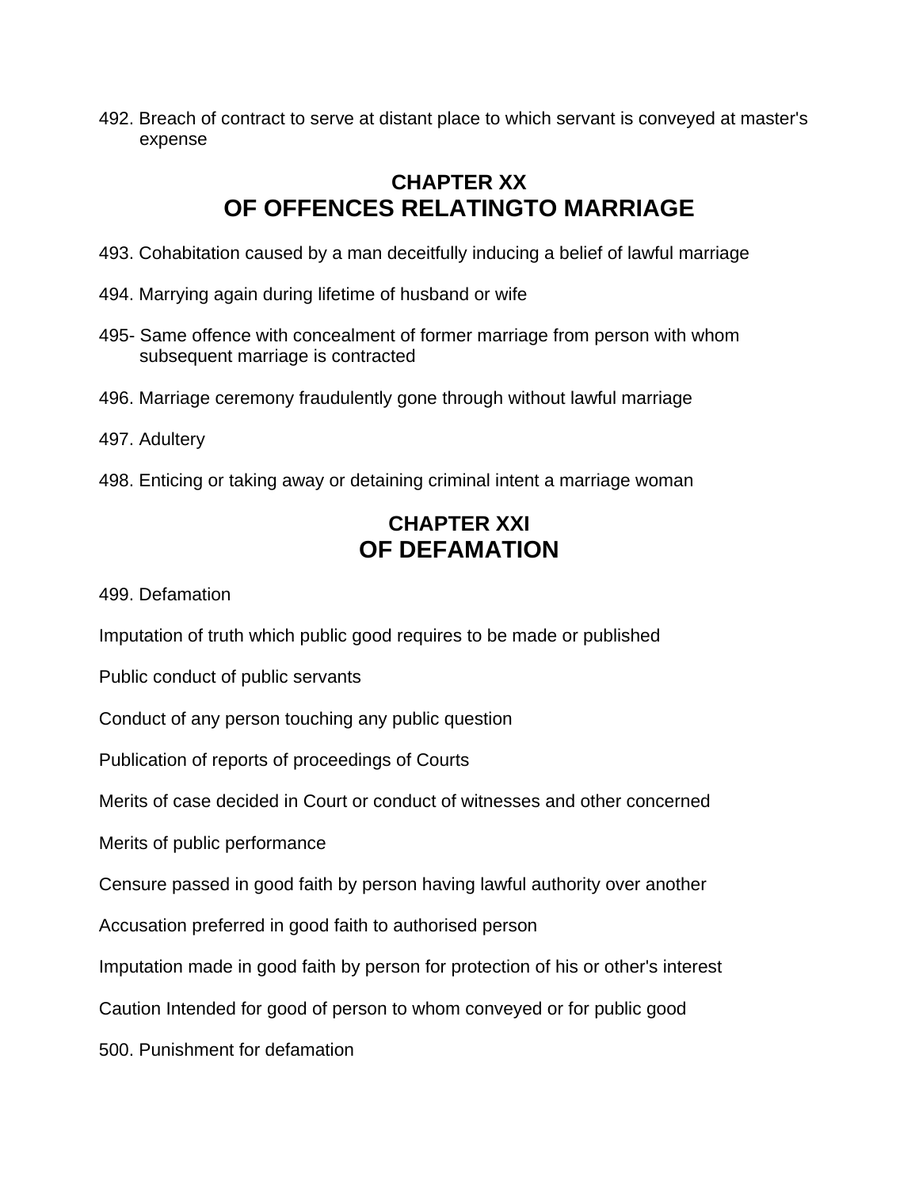492. Breach of contract to serve at distant place to which servant is conveyed at master's expense

## CHAPTER XX
## OF OFFENCES RELATINGTO MARRIAGE

493. Cohabitation caused by a man deceitfully inducing a belief of lawful marriage

494. Marrying again during lifetime of husband or wife

495- Same offence with concealment of former marriage from person with whom subsequent marriage is contracted

496. Marriage ceremony fraudulently gone through without lawful marriage

497. Adultery

498. Enticing or taking away or detaining criminal intent a marriage woman

## CHAPTER XXI
## OF DEFAMATION

499. Defamation

Imputation of truth which public good requires to be made or published

Public conduct of public servants

Conduct of any person touching any public question

Publication of reports of proceedings of Courts

Merits of case decided in Court or conduct of witnesses and other concerned

Merits of public performance

Censure passed in good faith by person having lawful authority over another

Accusation preferred in good faith to authorised person

Imputation made in good faith by person for protection of his or other's interest

Caution Intended for good of person to whom conveyed or for public good

500. Punishment for defamation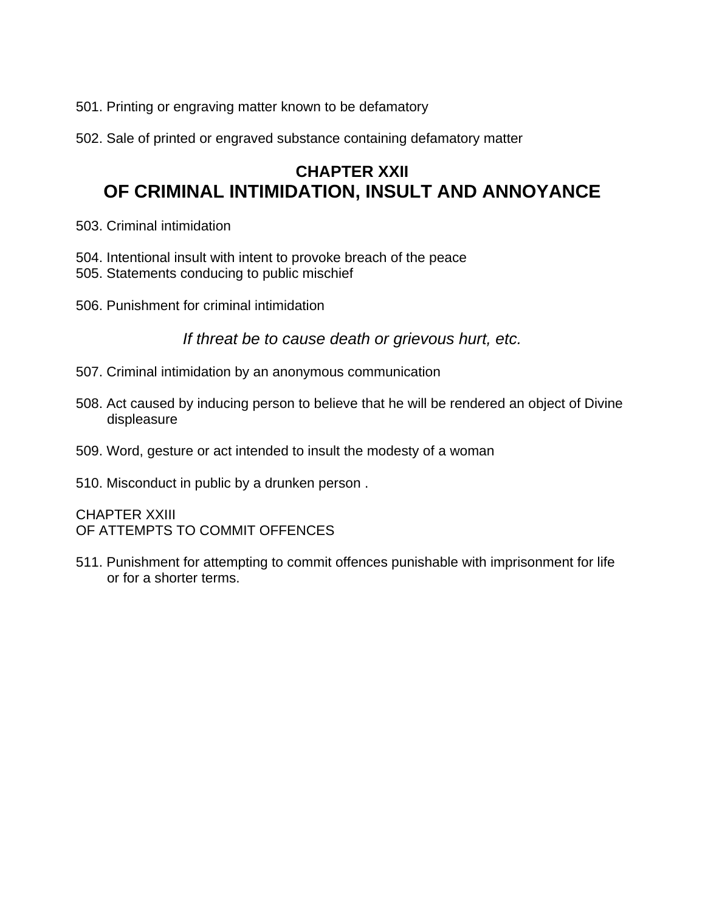501. Printing or engraving matter known to be defamatory

502. Sale of printed or engraved substance containing defamatory matter

## CHAPTER XXII
## OF CRIMINAL INTIMIDATION, INSULT AND ANNOYANCE

503. Criminal intimidation

504. Intentional insult with intent to provoke breach of the peace
505. Statements conducing to public mischief

506. Punishment for criminal intimidation

*If threat be to cause death or grievous hurt, etc.*

507. Criminal intimidation by an anonymous communication

508. Act caused by inducing person to believe that he will be rendered an object of Divine displeasure

509. Word, gesture or act intended to insult the modesty of a woman

510. Misconduct in public by a drunken person .

CHAPTER XXIII
OF ATTEMPTS TO COMMIT OFFENCES

511. Punishment for attempting to commit offences punishable with imprisonment for life or for a shorter terms.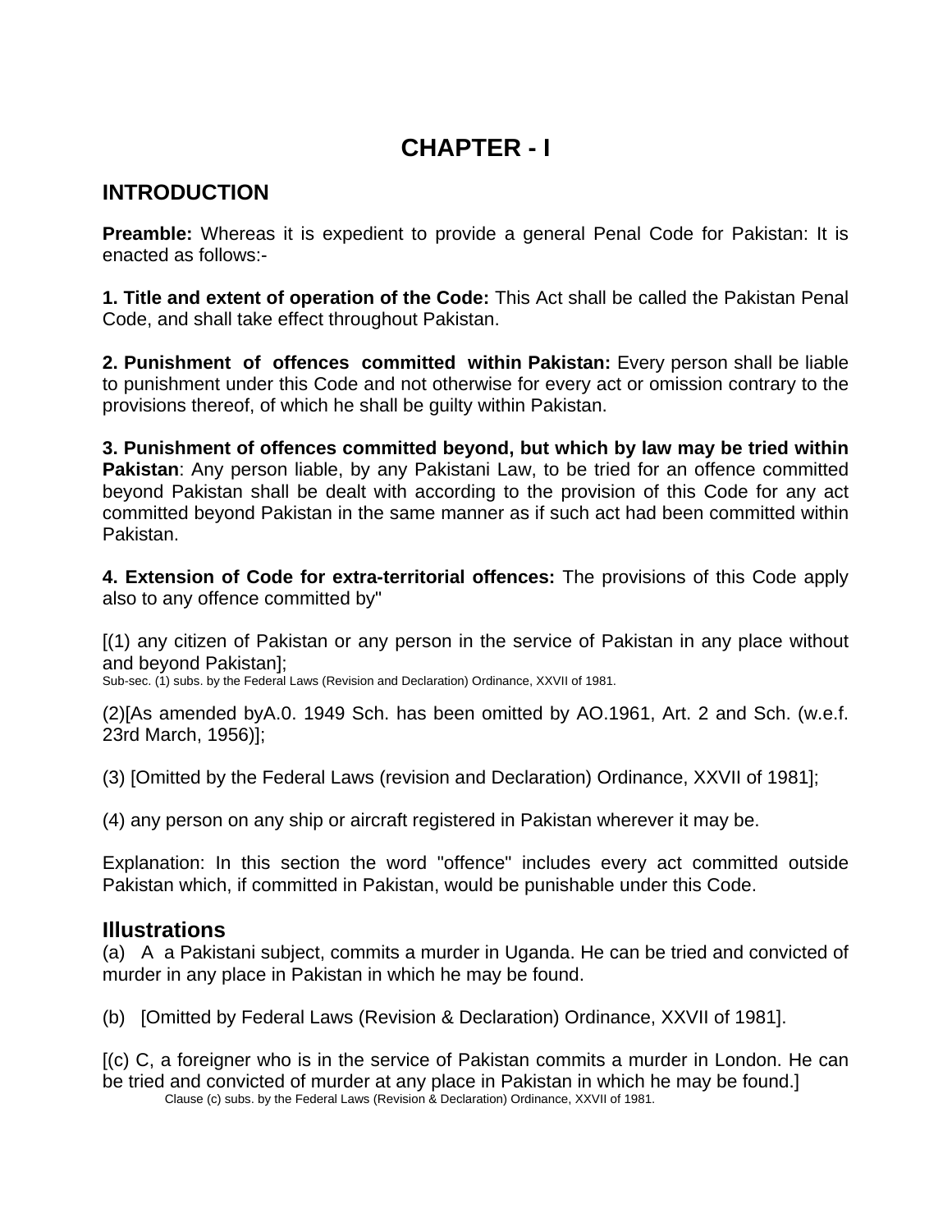# CHAPTER - I

## INTRODUCTION

**Preamble:** Whereas it is expedient to provide a general Penal Code for Pakistan: It is enacted as follows:-

**1. Title and extent of operation of the Code:** This Act shall be called the Pakistan Penal Code, and shall take effect throughout Pakistan.

**2. Punishment of offences committed within Pakistan:** Every person shall be liable to punishment under this Code and not otherwise for every act or omission contrary to the provisions thereof, of which he shall be guilty within Pakistan.

**3. Punishment of offences committed beyond, but which by law may be tried within Pakistan**: Any person liable, by any Pakistani Law, to be tried for an offence committed beyond Pakistan shall be dealt with according to the provision of this Code for any act committed beyond Pakistan in the same manner as if such act had been committed within Pakistan.

**4. Extension of Code for extra-territorial offences:** The provisions of this Code apply also to any offence committed by"

[(1) any citizen of Pakistan or any person in the service of Pakistan in any place without and beyond Pakistan];

Sub-sec. (1) subs. by the Federal Laws (Revision and Declaration) Ordinance, XXVII of 1981.

(2)[As amended byA.0. 1949 Sch. has been omitted by AO.1961, Art. 2 and Sch. (w.e.f. 23rd March, 1956)];

(3) [Omitted by the Federal Laws (revision and Declaration) Ordinance, XXVII of 1981];

(4) any person on any ship or aircraft registered in Pakistan wherever it may be.

Explanation: In this section the word "offence" includes every act committed outside Pakistan which, if committed in Pakistan, would be punishable under this Code.

### Illustrations

(a) A a Pakistani subject, commits a murder in Uganda. He can be tried and convicted of murder in any place in Pakistan in which he may be found.

(b) [Omitted by Federal Laws (Revision & Declaration) Ordinance, XXVII of 1981].

[(c) C, a foreigner who is in the service of Pakistan commits a murder in London. He can be tried and convicted of murder at any place in Pakistan in which he may be found.]

Clause (c) subs. by the Federal Laws (Revision & Declaration) Ordinance, XXVII of 1981.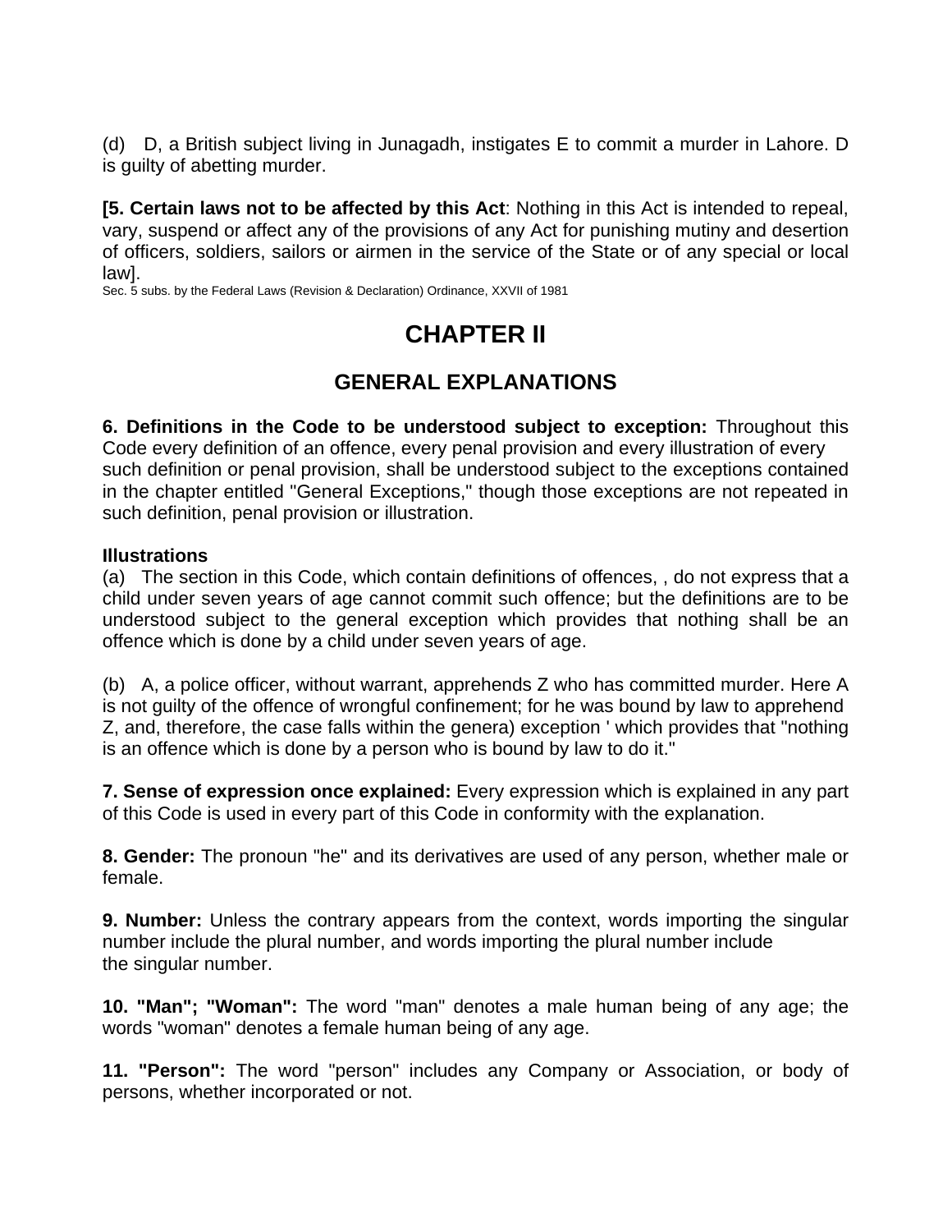(d) D, a British subject living in Junagadh, instigates E to commit a murder in Lahore. D is guilty of abetting murder.

**[5. Certain laws not to be affected by this Act**: Nothing in this Act is intended to repeal, vary, suspend or affect any of the provisions of any Act for punishing mutiny and desertion of officers, soldiers, sailors or airmen in the service of the State or of any special or local law].

Sec. 5 subs. by the Federal Laws (Revision & Declaration) Ordinance, XXVII of 1981

# CHAPTER II

## GENERAL EXPLANATIONS

**6. Definitions in the Code to be understood subject to exception:** Throughout this Code every definition of an offence, every penal provision and every illustration of every such definition or penal provision, shall be understood subject to the exceptions contained in the chapter entitled "General Exceptions," though those exceptions are not repeated in such definition, penal provision or illustration.

**Illustrations**

(a) The section in this Code, which contain definitions of offences, , do not express that a child under seven years of age cannot commit such offence; but the definitions are to be understood subject to the general exception which provides that nothing shall be an offence which is done by a child under seven years of age.

(b) A, a police officer, without warrant, apprehends Z who has committed murder. Here A is not guilty of the offence of wrongful confinement; for he was bound by law to apprehend Z, and, therefore, the case falls within the genera) exception ' which provides that "nothing is an offence which is done by a person who is bound by law to do it."

**7. Sense of expression once explained:** Every expression which is explained in any part of this Code is used in every part of this Code in conformity with the explanation.

**8. Gender:** The pronoun "he" and its derivatives are used of any person, whether male or female.

**9. Number:** Unless the contrary appears from the context, words importing the singular number include the plural number, and words importing the plural number include the singular number.

**10. "Man"; "Woman":** The word "man" denotes a male human being of any age; the words "woman" denotes a female human being of any age.

**11. "Person":** The word "person" includes any Company or Association, or body of persons, whether incorporated or not.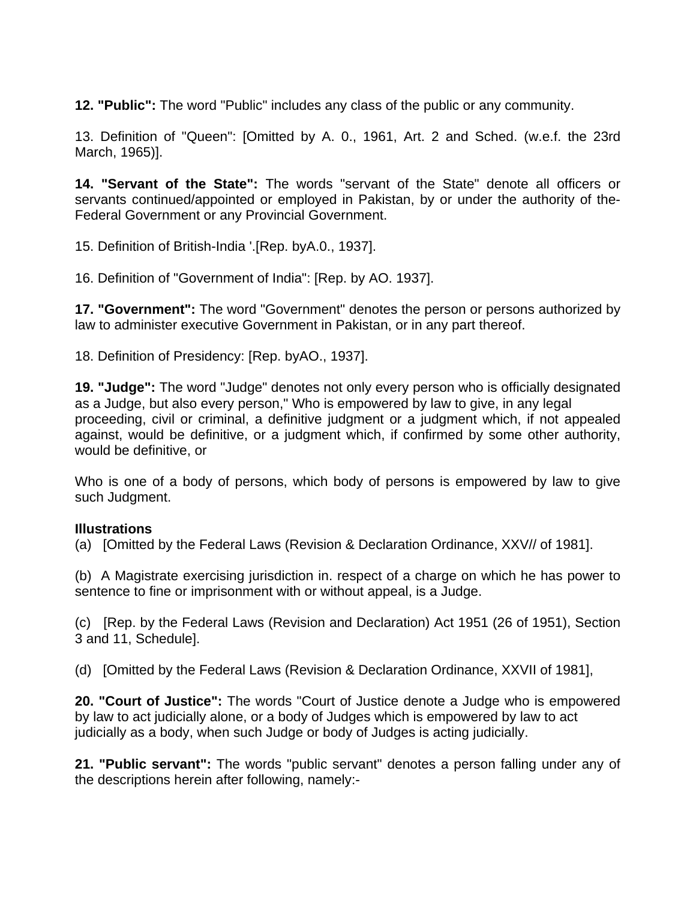**12. "Public":** The word "Public" includes any class of the public or any community.

13. Definition of "Queen": [Omitted by A. 0., 1961, Art. 2 and Sched. (w.e.f. the 23rd March, 1965)].

**14. "Servant of the State":** The words "servant of the State" denote all officers or servants continued/appointed or employed in Pakistan, by or under the authority of the-Federal Government or any Provincial Government.

15. Definition of British-India '.[Rep. byA.0., 1937].

16. Definition of "Government of India": [Rep. by AO. 1937].

**17. "Government":** The word "Government" denotes the person or persons authorized by law to administer executive Government in Pakistan, or in any part thereof.

18. Definition of Presidency: [Rep. byAO., 1937].

**19. "Judge":** The word "Judge" denotes not only every person who is officially designated as a Judge, but also every person," Who is empowered by law to give, in any legal proceeding, civil or criminal, a definitive judgment or a judgment which, if not appealed against, would be definitive, or a judgment which, if confirmed by some other authority, would be definitive, or

Who is one of a body of persons, which body of persons is empowered by law to give such Judgment.

**Illustrations**

(a) [Omitted by the Federal Laws (Revision & Declaration Ordinance, XXV// of 1981].

(b) A Magistrate exercising jurisdiction in. respect of a charge on which he has power to sentence to fine or imprisonment with or without appeal, is a Judge.

(c) [Rep. by the Federal Laws (Revision and Declaration) Act 1951 (26 of 1951), Section 3 and 11, Schedule].

(d) [Omitted by the Federal Laws (Revision & Declaration Ordinance, XXVII of 1981],

**20. "Court of Justice":** The words "Court of Justice denote a Judge who is empowered by law to act judicially alone, or a body of Judges which is empowered by law to act judicially as a body, when such Judge or body of Judges is acting judicially.

**21. "Public servant":** The words "public servant" denotes a person falling under any of the descriptions herein after following, namely:-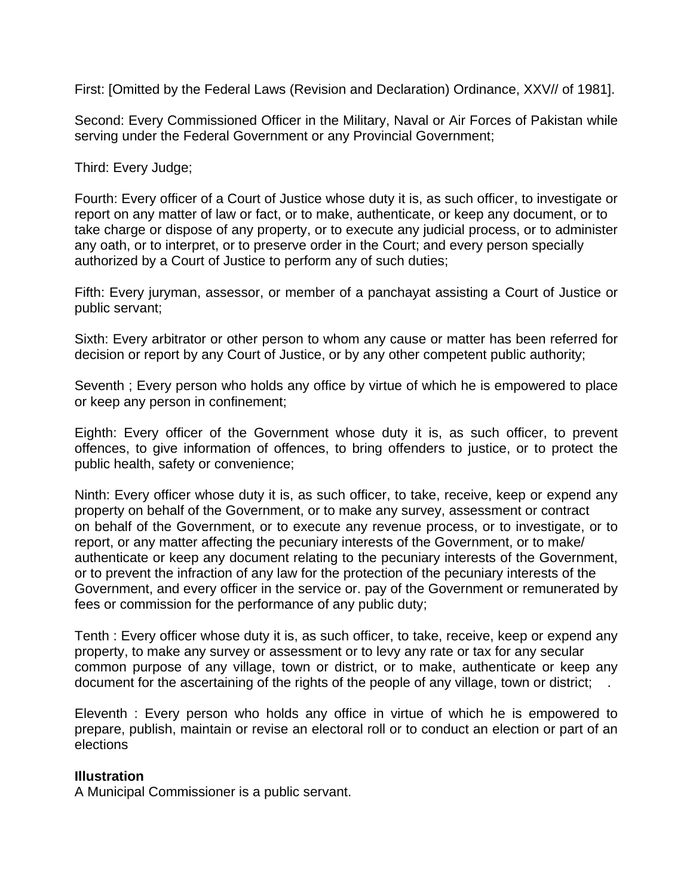First: [Omitted by the Federal Laws (Revision and Declaration) Ordinance, XXV// of 1981].

Second: Every Commissioned Officer in the Military, Naval or Air Forces of Pakistan while serving under the Federal Government or any Provincial Government;

Third: Every Judge;

Fourth: Every officer of a Court of Justice whose duty it is, as such officer, to investigate or report on any matter of law or fact, or to make, authenticate, or keep any document, or to take charge or dispose of any property, or to execute any judicial process, or to administer any oath, or to interpret, or to preserve order in the Court; and every person specially authorized by a Court of Justice to perform any of such duties;

Fifth: Every juryman, assessor, or member of a panchayat assisting a Court of Justice or public servant;

Sixth: Every arbitrator or other person to whom any cause or matter has been referred for decision or report by any Court of Justice, or by any other competent public authority;

Seventh ; Every person who holds any office by virtue of which he is empowered to place or keep any person in confinement;

Eighth: Every officer of the Government whose duty it is, as such officer, to prevent offences, to give information of offences, to bring offenders to justice, or to protect the public health, safety or convenience;

Ninth: Every officer whose duty it is, as such officer, to take, receive, keep or expend any property on behalf of the Government, or to make any survey, assessment or contract on behalf of the Government, or to execute any revenue process, or to investigate, or to report, or any matter affecting the pecuniary interests of the Government, or to make/ authenticate or keep any document relating to the pecuniary interests of the Government, or to prevent the infraction of any law for the protection of the pecuniary interests of the Government, and every officer in the service or. pay of the Government or remunerated by fees or commission for the performance of any public duty;

Tenth : Every officer whose duty it is, as such officer, to take, receive, keep or expend any property, to make any survey or assessment or to levy any rate or tax for any secular common purpose of any village, town or district, or to make, authenticate or keep any document for the ascertaining of the rights of the people of any village, town or district; .

Eleventh : Every person who holds any office in virtue of which he is empowered to prepare, publish, maintain or revise an electoral roll or to conduct an election or part of an elections

**Illustration**

A Municipal Commissioner is a public servant.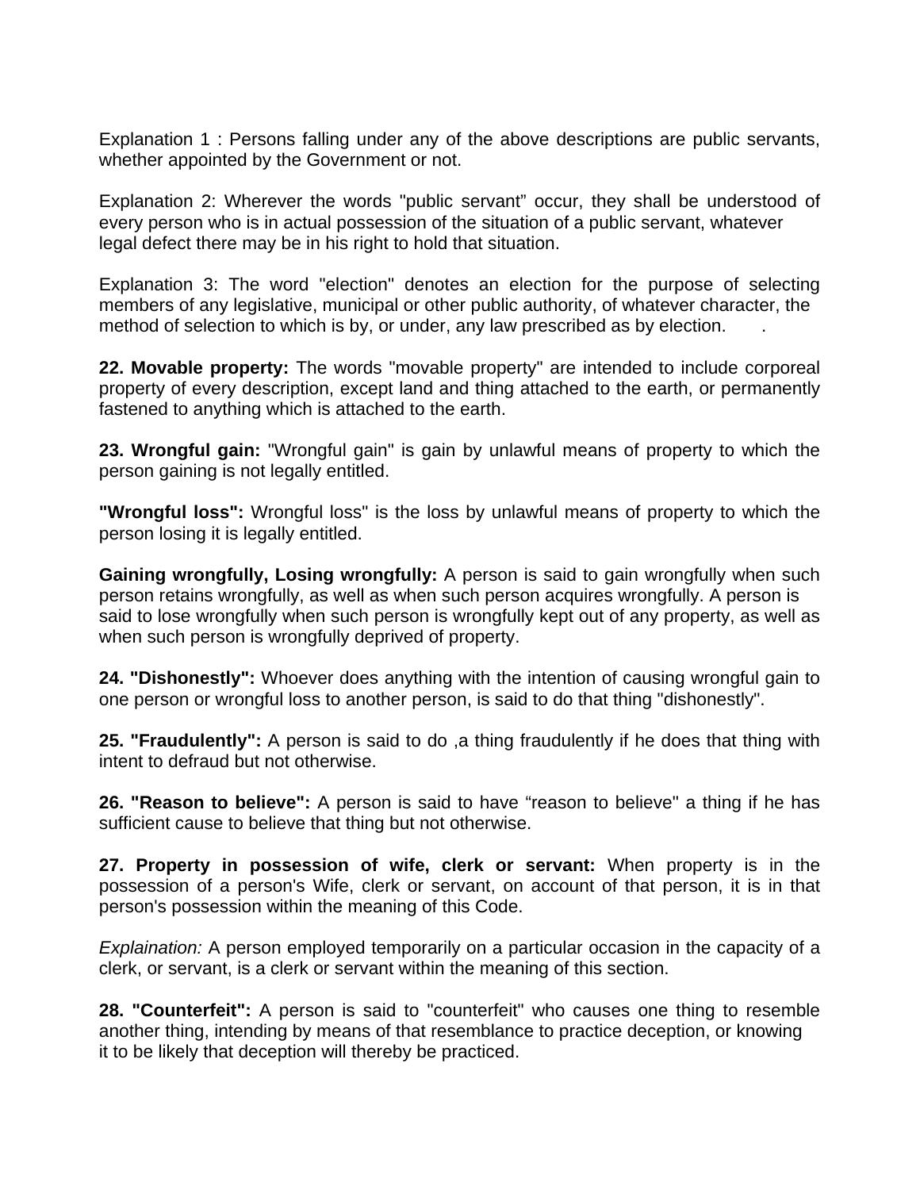Explanation 1 : Persons falling under any of the above descriptions are public servants, whether appointed by the Government or not.

Explanation 2: Wherever the words "public servant” occur, they shall be understood of every person who is in actual possession of the situation of a public servant, whatever legal defect there may be in his right to hold that situation.

Explanation 3: The word "election" denotes an election for the purpose of selecting members of any legislative, municipal or other public authority, of whatever character, the method of selection to which is by, or under, any law prescribed as by election. .

**22. Movable property:** The words "movable property" are intended to include corporeal property of every description, except land and thing attached to the earth, or permanently fastened to anything which is attached to the earth.

**23. Wrongful gain:** "Wrongful gain" is gain by unlawful means of property to which the person gaining is not legally entitled.

**"Wrongful loss":** Wrongful loss" is the loss by unlawful means of property to which the person losing it is legally entitled.

**Gaining wrongfully, Losing wrongfully:** A person is said to gain wrongfully when such person retains wrongfully, as well as when such person acquires wrongfully. A person is said to lose wrongfully when such person is wrongfully kept out of any property, as well as when such person is wrongfully deprived of property.

**24. "Dishonestly":** Whoever does anything with the intention of causing wrongful gain to one person or wrongful loss to another person, is said to do that thing "dishonestly".

**25. "Fraudulently":** A person is said to do ,a thing fraudulently if he does that thing with intent to defraud but not otherwise.

**26. "Reason to believe":** A person is said to have “reason to believe" a thing if he has sufficient cause to believe that thing but not otherwise.

**27. Property in possession of wife, clerk or servant:** When property is in the possession of a person's Wife, clerk or servant, on account of that person, it is in that person's possession within the meaning of this Code.

*Explaination:* A person employed temporarily on a particular occasion in the capacity of a clerk, or servant, is a clerk or servant within the meaning of this section.

**28. "Counterfeit":** A person is said to "counterfeit" who causes one thing to resemble another thing, intending by means of that resemblance to practice deception, or knowing it to be likely that deception will thereby be practiced.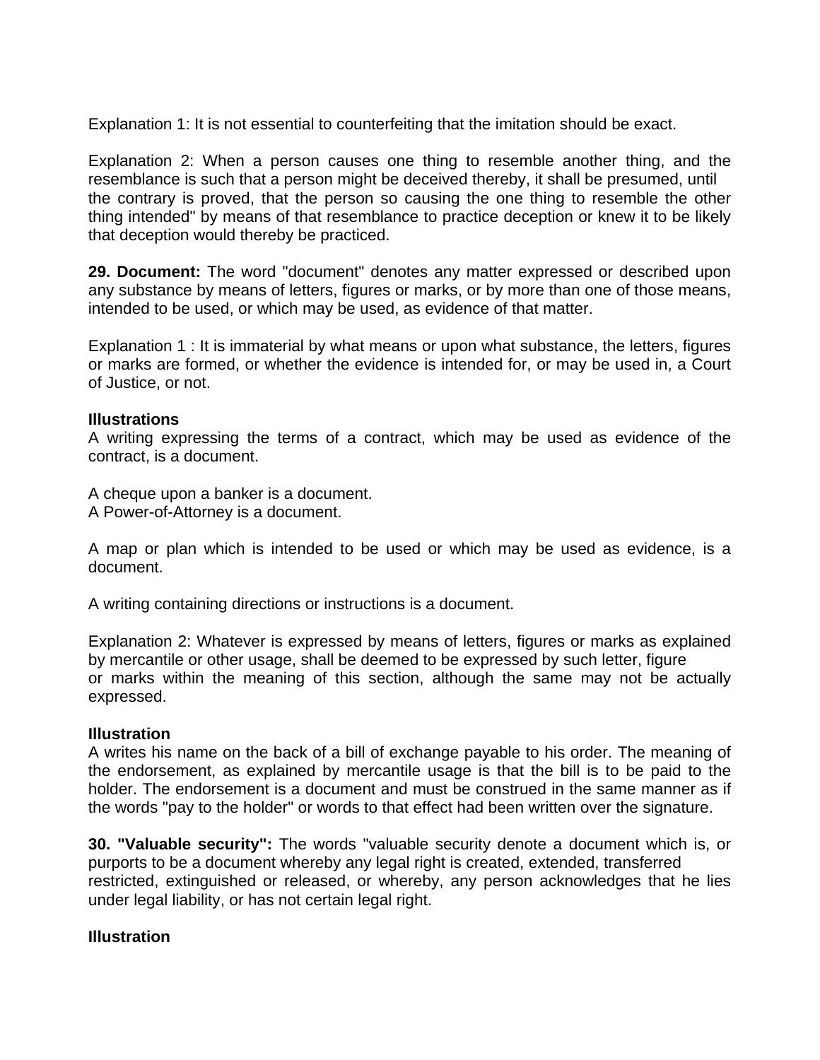Explanation 1: It is not essential to counterfeiting that the imitation should be exact.

Explanation 2: When a person causes one thing to resemble another thing, and the resemblance is such that a person might be deceived thereby, it shall be presumed, until the contrary is proved, that the person so causing the one thing to resemble the other thing intended" by means of that resemblance to practice deception or knew it to be likely that deception would thereby be practiced.

**29. Document:** The word "document" denotes any matter expressed or described upon any substance by means of letters, figures or marks, or by more than one of those means, intended to be used, or which may be used, as evidence of that matter.

Explanation 1 : It is immaterial by what means or upon what substance, the letters, figures or marks are formed, or whether the evidence is intended for, or may be used in, a Court of Justice, or not.

**Illustrations**

A writing expressing the terms of a contract, which may be used as evidence of the contract, is a document.

A cheque upon a banker is a document.
A Power-of-Attorney is a document.

A map or plan which is intended to be used or which may be used as evidence, is a document.

A writing containing directions or instructions is a document.

Explanation 2: Whatever is expressed by means of letters, figures or marks as explained by mercantile or other usage, shall be deemed to be expressed by such letter, figure or marks within the meaning of this section, although the same may not be actually expressed.

**Illustration**

A writes his name on the back of a bill of exchange payable to his order. The meaning of the endorsement, as explained by mercantile usage is that the bill is to be paid to the holder. The endorsement is a document and must be construed in the same manner as if the words "pay to the holder" or words to that effect had been written over the signature.

**30. "Valuable security":** The words "valuable security denote a document which is, or purports to be a document whereby any legal right is created, extended, transferred restricted, extinguished or released, or whereby, any person acknowledges that he lies under legal liability, or has not certain legal right.

**Illustration**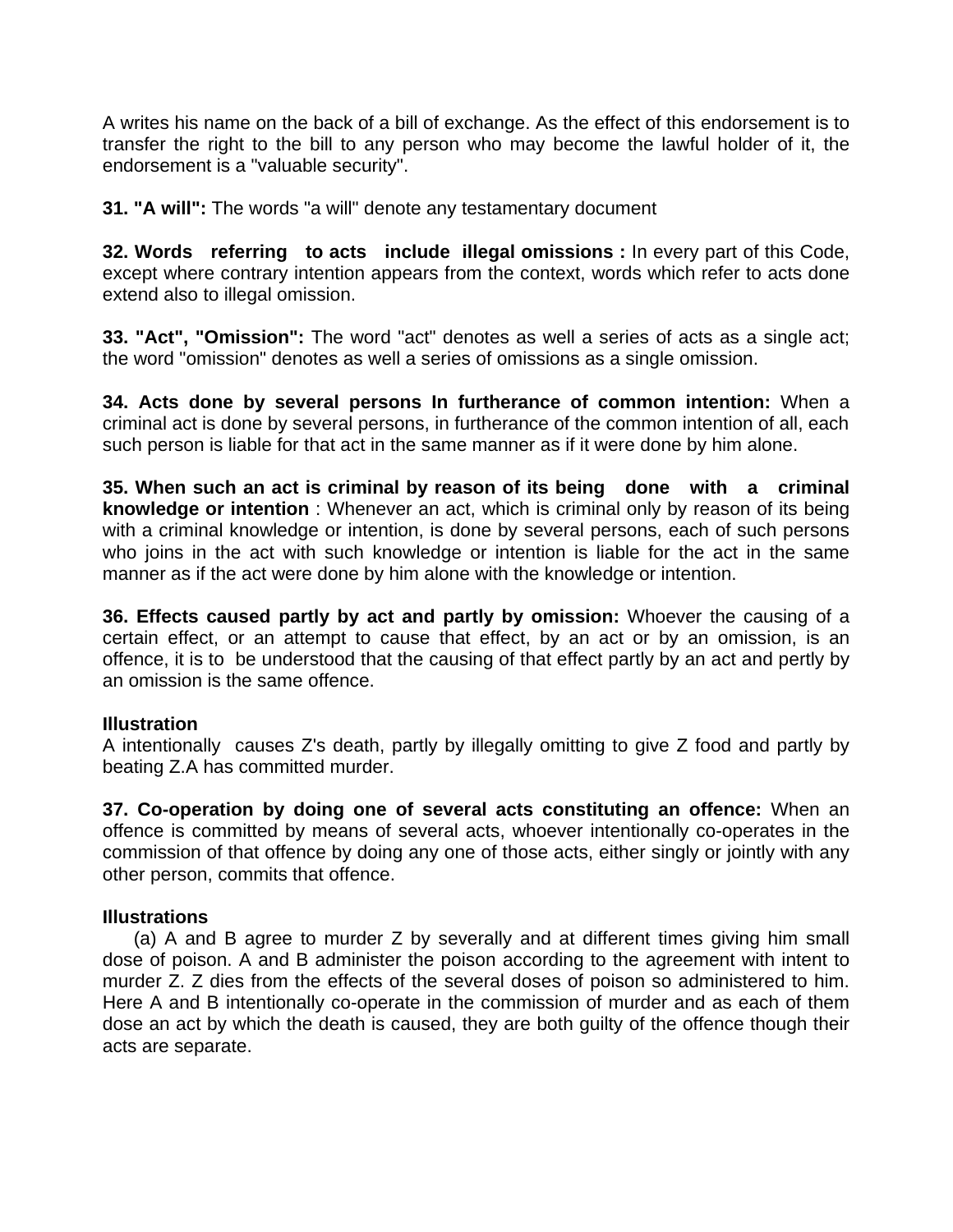A writes his name on the back of a bill of exchange. As the effect of this endorsement is to transfer the right to the bill to any person who may become the lawful holder of it, the endorsement is a "valuable security".

**31. "A will":** The words "a will" denote any testamentary document

**32. Words referring to acts include illegal omissions :** In every part of this Code, except where contrary intention appears from the context, words which refer to acts done extend also to illegal omission.

**33. "Act", "Omission":** The word "act" denotes as well a series of acts as a single act; the word "omission" denotes as well a series of omissions as a single omission.

**34. Acts done by several persons In furtherance of common intention:** When a criminal act is done by several persons, in furtherance of the common intention of all, each such person is liable for that act in the same manner as if it were done by him alone.

**35. When such an act is criminal by reason of its being done with a criminal knowledge or intention** : Whenever an act, which is criminal only by reason of its being with a criminal knowledge or intention, is done by several persons, each of such persons who joins in the act with such knowledge or intention is liable for the act in the same manner as if the act were done by him alone with the knowledge or intention.

**36. Effects caused partly by act and partly by omission:** Whoever the causing of a certain effect, or an attempt to cause that effect, by an act or by an omission, is an offence, it is to be understood that the causing of that effect partly by an act and pertly by an omission is the same offence.

**Illustration**
A intentionally causes Z's death, partly by illegally omitting to give Z food and partly by beating Z.A has committed murder.

**37. Co-operation by doing one of several acts constituting an offence:** When an offence is committed by means of several acts, whoever intentionally co-operates in the commission of that offence by doing any one of those acts, either singly or jointly with any other person, commits that offence.

**Illustrations**

(a) A and B agree to murder Z by severally and at different times giving him small dose of poison. A and B administer the poison according to the agreement with intent to murder Z. Z dies from the effects of the several doses of poison so administered to him. Here A and B intentionally co-operate in the commission of murder and as each of them dose an act by which the death is caused, they are both guilty of the offence though their acts are separate.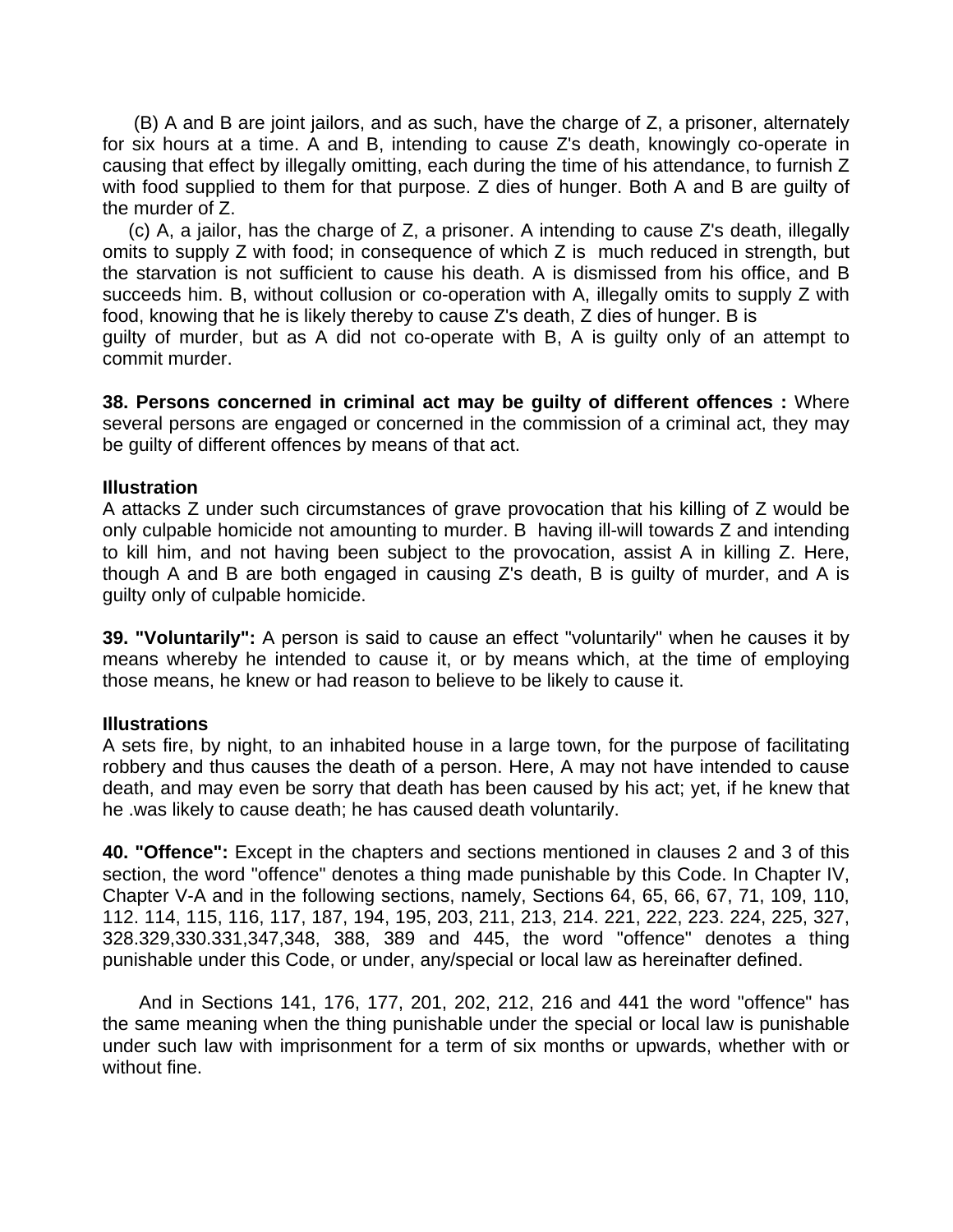(B) A and B are joint jailors, and as such, have the charge of Z, a prisoner, alternately for six hours at a time. A and B, intending to cause Z's death, knowingly co-operate in causing that effect by illegally omitting, each during the time of his attendance, to furnish Z with food supplied to them for that purpose. Z dies of hunger. Both A and B are guilty of the murder of Z.

(c) A, a jailor, has the charge of Z, a prisoner. A intending to cause Z's death, illegally omits to supply Z with food; in consequence of which Z is much reduced in strength, but the starvation is not sufficient to cause his death. A is dismissed from his office, and B succeeds him. B, without collusion or co-operation with A, illegally omits to supply Z with food, knowing that he is likely thereby to cause Z's death, Z dies of hunger. B is guilty of murder, but as A did not co-operate with B, A is guilty only of an attempt to commit murder.

**38. Persons concerned in criminal act may be guilty of different offences :** Where several persons are engaged or concerned in the commission of a criminal act, they may be guilty of different offences by means of that act.

**Illustration**

A attacks Z under such circumstances of grave provocation that his killing of Z would be only culpable homicide not amounting to murder. B having ill-will towards Z and intending to kill him, and not having been subject to the provocation, assist A in killing Z. Here, though A and B are both engaged in causing Z's death, B is guilty of murder, and A is guilty only of culpable homicide.

**39. "Voluntarily":** A person is said to cause an effect "voluntarily" when he causes it by means whereby he intended to cause it, or by means which, at the time of employing those means, he knew or had reason to believe to be likely to cause it.

**Illustrations**

A sets fire, by night, to an inhabited house in a large town, for the purpose of facilitating robbery and thus causes the death of a person. Here, A may not have intended to cause death, and may even be sorry that death has been caused by his act; yet, if he knew that he .was likely to cause death; he has caused death voluntarily.

**40. "Offence":** Except in the chapters and sections mentioned in clauses 2 and 3 of this section, the word "offence" denotes a thing made punishable by this Code. In Chapter IV, Chapter V-A and in the following sections, namely, Sections 64, 65, 66, 67, 71, 109, 110, 112. 114, 115, 116, 117, 187, 194, 195, 203, 211, 213, 214. 221, 222, 223. 224, 225, 327, 328.329,330.331,347,348, 388, 389 and 445, the word "offence" denotes a thing punishable under this Code, or under, any/special or local law as hereinafter defined.

And in Sections 141, 176, 177, 201, 202, 212, 216 and 441 the word "offence" has the same meaning when the thing punishable under the special or local law is punishable under such law with imprisonment for a term of six months or upwards, whether with or without fine.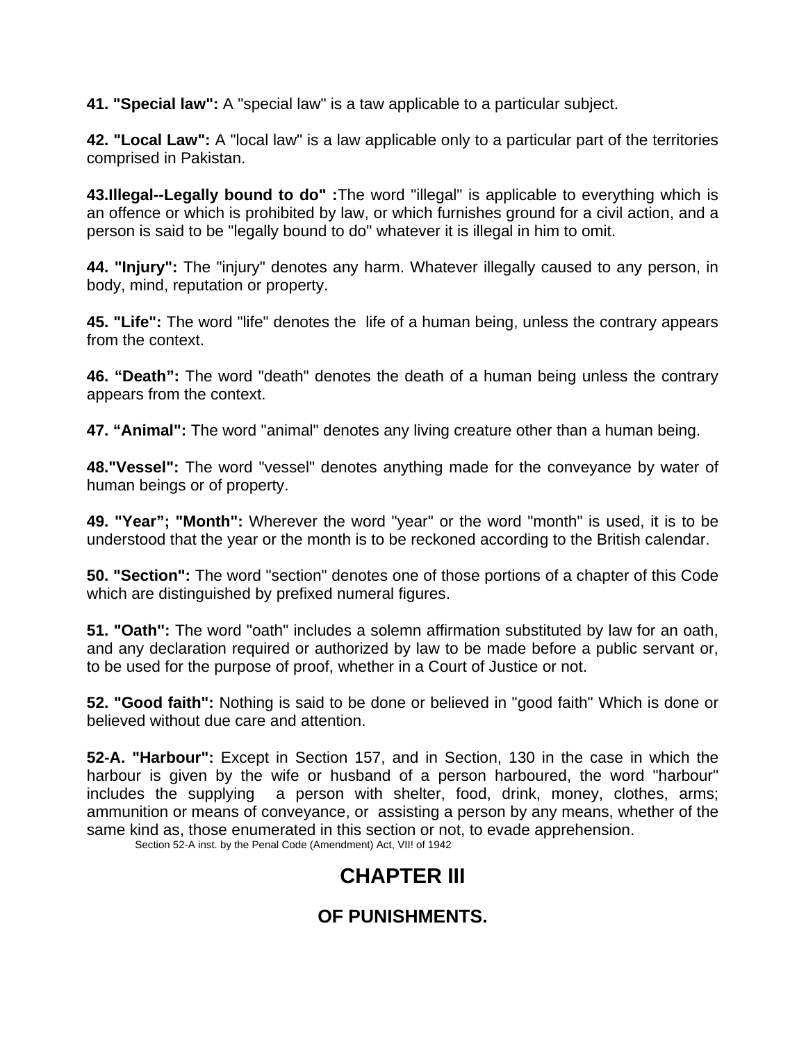**41. "Special law":** A "special law" is a taw applicable to a particular subject.

**42. "Local Law":** A "local law" is a law applicable only to a particular part of the territories comprised in Pakistan.

**43.Illegal--Legally bound to do" :**The word "illegal" is applicable to everything which is an offence or which is prohibited by law, or which furnishes ground for a civil action, and a person is said to be "legally bound to do" whatever it is illegal in him to omit.

**44. "Injury":** The "injury" denotes any harm. Whatever illegally caused to any person, in body, mind, reputation or property.

**45. "Life":** The word "life" denotes the life of a human being, unless the contrary appears from the context.

**46. "Death":** The word "death" denotes the death of a human being unless the contrary appears from the context.

**47. "Animal":** The word "animal" denotes any living creature other than a human being.

**48."Vessel":** The word "vessel" denotes anything made for the conveyance by water of human beings or of property.

**49. "Year"; "Month":** Wherever the word "year" or the word "month" is used, it is to be understood that the year or the month is to be reckoned according to the British calendar.

**50. "Section":** The word "section" denotes one of those portions of a chapter of this Code which are distinguished by prefixed numeral figures.

**51. "Oath":** The word "oath" includes a solemn affirmation substituted by law for an oath, and any declaration required or authorized by law to be made before a public servant or, to be used for the purpose of proof, whether in a Court of Justice or not.

**52. "Good faith":** Nothing is said to be done or believed in "good faith" Which is done or believed without due care and attention.

**52-A. "Harbour":** Except in Section 157, and in Section, 130 in the case in which the harbour is given by the wife or husband of a person harboured, the word "harbour" includes the supplying a person with shelter, food, drink, money, clothes, arms; ammunition or means of conveyance, or assisting a person by any means, whether of the same kind as, those enumerated in this section or not, to evade apprehension.

Section 52-A inst. by the Penal Code (Amendment) Act, VII! of 1942

# CHAPTER III

## OF PUNISHMENTS.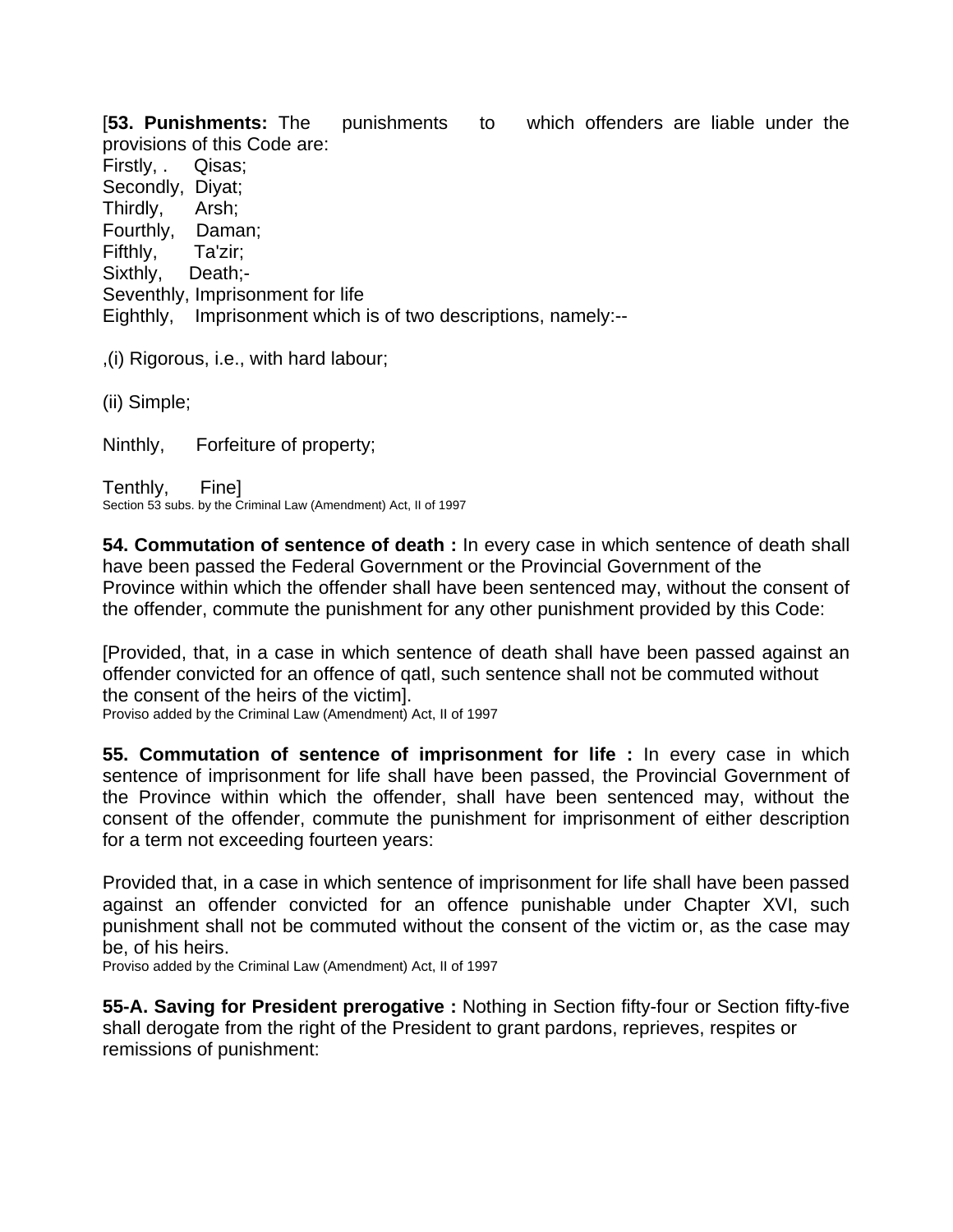[**53. Punishments:** The punishments to which offenders are liable under the provisions of this Code are:

Firstly, . Qisas;

Secondly, Diyat;

Thirdly, Arsh;

Fourthly, Daman;

Fifthly, Ta'zir;

Sixthly, Death;-

Seventhly, Imprisonment for life

Eighthly, Imprisonment which is of two descriptions, namely:--

,(i) Rigorous, i.e., with hard labour;

(ii) Simple;

Ninthly, Forfeiture of property;

Tenthly, Fine]

Section 53 subs. by the Criminal Law (Amendment) Act, II of 1997

**54. Commutation of sentence of death :** In every case in which sentence of death shall have been passed the Federal Government or the Provincial Government of the Province within which the offender shall have been sentenced may, without the consent of the offender, commute the punishment for any other punishment provided by this Code:

[Provided, that, in a case in which sentence of death shall have been passed against an offender convicted for an offence of qatl, such sentence shall not be commuted without the consent of the heirs of the victim].

Proviso added by the Criminal Law (Amendment) Act, II of 1997

**55. Commutation of sentence of imprisonment for life :** In every case in which sentence of imprisonment for life shall have been passed, the Provincial Government of the Province within which the offender, shall have been sentenced may, without the consent of the offender, commute the punishment for imprisonment of either description for a term not exceeding fourteen years:

Provided that, in a case in which sentence of imprisonment for life shall have been passed against an offender convicted for an offence punishable under Chapter XVI, such punishment shall not be commuted without the consent of the victim or, as the case may be, of his heirs.

Proviso added by the Criminal Law (Amendment) Act, II of 1997

**55-A. Saving for President prerogative :** Nothing in Section fifty-four or Section fifty-five shall derogate from the right of the President to grant pardons, reprieves, respites or remissions of punishment: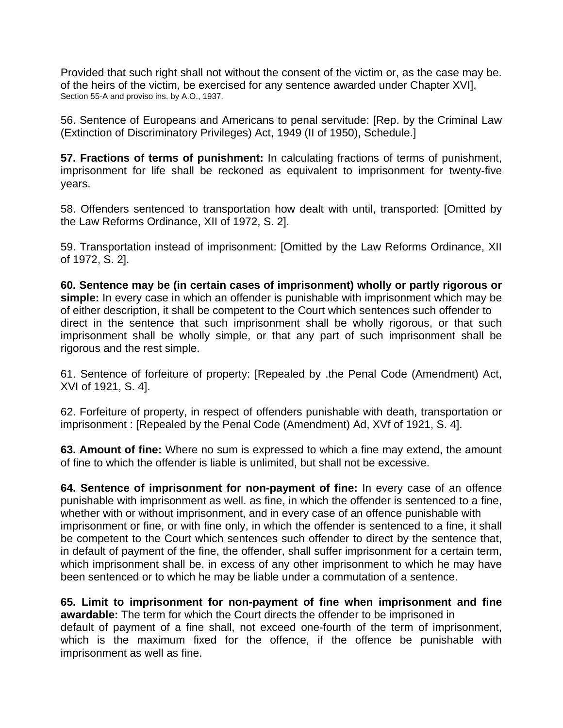Provided that such right shall not without the consent of the victim or, as the case may be. of the heirs of the victim, be exercised for any sentence awarded under Chapter XVI], Section 55-A and proviso ins. by A.O., 1937.

56. Sentence of Europeans and Americans to penal servitude: [Rep. by the Criminal Law (Extinction of Discriminatory Privileges) Act, 1949 (II of 1950), Schedule.]

**57. Fractions of terms of punishment:** In calculating fractions of terms of punishment, imprisonment for life shall be reckoned as equivalent to imprisonment for twenty-five years.

58. Offenders sentenced to transportation how dealt with until, transported: [Omitted by the Law Reforms Ordinance, XII of 1972, S. 2].

59. Transportation instead of imprisonment: [Omitted by the Law Reforms Ordinance, XII of 1972, S. 2].

**60. Sentence may be (in certain cases of imprisonment) wholly or partly rigorous or simple:** In every case in which an offender is punishable with imprisonment which may be of either description, it shall be competent to the Court which sentences such offender to direct in the sentence that such imprisonment shall be wholly rigorous, or that such imprisonment shall be wholly simple, or that any part of such imprisonment shall be rigorous and the rest simple.

61. Sentence of forfeiture of property: [Repealed by .the Penal Code (Amendment) Act, XVI of 1921, S. 4].

62. Forfeiture of property, in respect of offenders punishable with death, transportation or imprisonment : [Repealed by the Penal Code (Amendment) Ad, XVf of 1921, S. 4].

**63. Amount of fine:** Where no sum is expressed to which a fine may extend, the amount of fine to which the offender is liable is unlimited, but shall not be excessive.

**64. Sentence of imprisonment for non-payment of fine:** In every case of an offence punishable with imprisonment as well. as fine, in which the offender is sentenced to a fine, whether with or without imprisonment, and in every case of an offence punishable with imprisonment or fine, or with fine only, in which the offender is sentenced to a fine, it shall be competent to the Court which sentences such offender to direct by the sentence that, in default of payment of the fine, the offender, shall suffer imprisonment for a certain term, which imprisonment shall be. in excess of any other imprisonment to which he may have been sentenced or to which he may be liable under a commutation of a sentence.

**65. Limit to imprisonment for non-payment of fine when imprisonment and fine awardable:** The term for which the Court directs the offender to be imprisoned in default of payment of a fine shall, not exceed one-fourth of the term of imprisonment, which is the maximum fixed for the offence, if the offence be punishable with imprisonment as well as fine.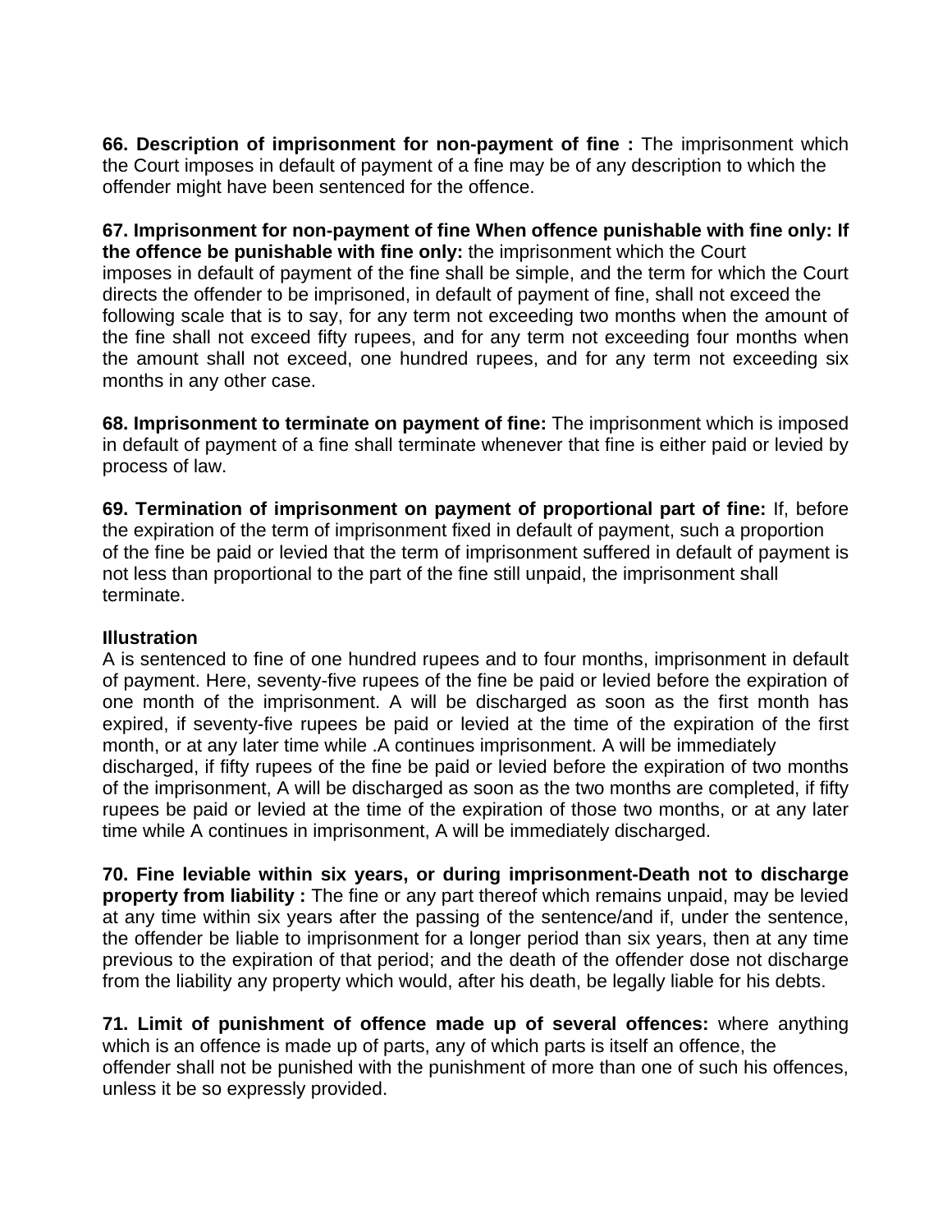**66. Description of imprisonment for non-payment of fine :** The imprisonment which the Court imposes in default of payment of a fine may be of any description to which the offender might have been sentenced for the offence.

**67. Imprisonment for non-payment of fine When offence punishable with fine only: If the offence be punishable with fine only:** the imprisonment which the Court imposes in default of payment of the fine shall be simple, and the term for which the Court directs the offender to be imprisoned, in default of payment of fine, shall not exceed the following scale that is to say, for any term not exceeding two months when the amount of the fine shall not exceed fifty rupees, and for any term not exceeding four months when the amount shall not exceed, one hundred rupees, and for any term not exceeding six months in any other case.

**68. Imprisonment to terminate on payment of fine:** The imprisonment which is imposed in default of payment of a fine shall terminate whenever that fine is either paid or levied by process of law.

**69. Termination of imprisonment on payment of proportional part of fine:** If, before the expiration of the term of imprisonment fixed in default of payment, such a proportion of the fine be paid or levied that the term of imprisonment suffered in default of payment is not less than proportional to the part of the fine still unpaid, the imprisonment shall terminate.

**Illustration**

A is sentenced to fine of one hundred rupees and to four months, imprisonment in default of payment. Here, seventy-five rupees of the fine be paid or levied before the expiration of one month of the imprisonment. A will be discharged as soon as the first month has expired, if seventy-five rupees be paid or levied at the time of the expiration of the first month, or at any later time while .A continues imprisonment. A will be immediately discharged, if fifty rupees of the fine be paid or levied before the expiration of two months of the imprisonment, A will be discharged as soon as the two months are completed, if fifty rupees be paid or levied at the time of the expiration of those two months, or at any later time while A continues in imprisonment, A will be immediately discharged.

**70. Fine leviable within six years, or during imprisonment-Death not to discharge property from liability :** The fine or any part thereof which remains unpaid, may be levied at any time within six years after the passing of the sentence/and if, under the sentence, the offender be liable to imprisonment for a longer period than six years, then at any time previous to the expiration of that period; and the death of the offender dose not discharge from the liability any property which would, after his death, be legally liable for his debts.

**71. Limit of punishment of offence made up of several offences:** where anything which is an offence is made up of parts, any of which parts is itself an offence, the offender shall not be punished with the punishment of more than one of such his offences, unless it be so expressly provided.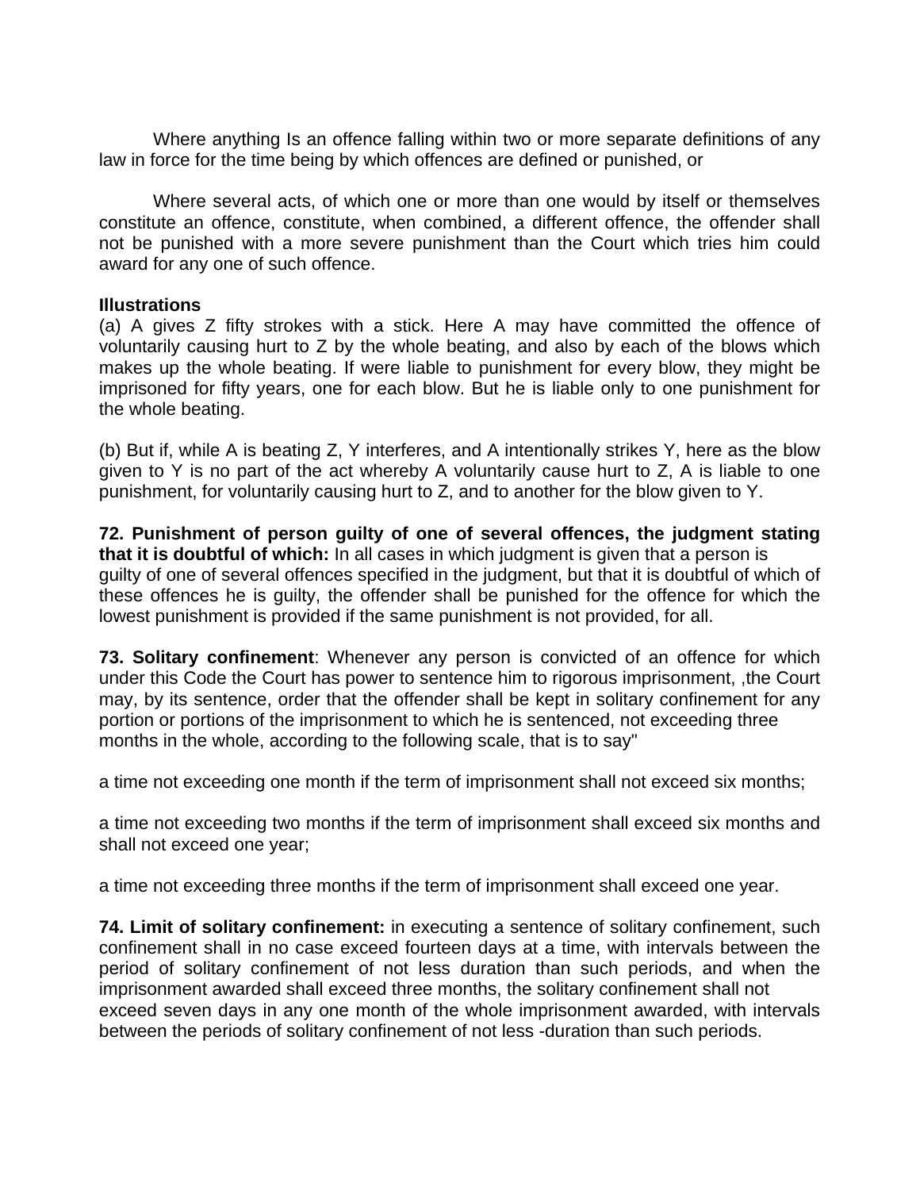Where anything Is an offence falling within two or more separate definitions of any law in force for the time being by which offences are defined or punished, or

Where several acts, of which one or more than one would by itself or themselves constitute an offence, constitute, when combined, a different offence, the offender shall not be punished with a more severe punishment than the Court which tries him could award for any one of such offence.

**Illustrations**

(a) A gives Z fifty strokes with a stick. Here A may have committed the offence of voluntarily causing hurt to Z by the whole beating, and also by each of the blows which makes up the whole beating. If were liable to punishment for every blow, they might be imprisoned for fifty years, one for each blow. But he is liable only to one punishment for the whole beating.

(b) But if, while A is beating Z, Y interferes, and A intentionally strikes Y, here as the blow given to Y is no part of the act whereby A voluntarily cause hurt to Z, A is liable to one punishment, for voluntarily causing hurt to Z, and to another for the blow given to Y.

**72. Punishment of person guilty of one of several offences, the judgment stating that it is doubtful of which:** In all cases in which judgment is given that a person is guilty of one of several offences specified in the judgment, but that it is doubtful of which of these offences he is guilty, the offender shall be punished for the offence for which the lowest punishment is provided if the same punishment is not provided, for all.

**73. Solitary confinement**: Whenever any person is convicted of an offence for which under this Code the Court has power to sentence him to rigorous imprisonment, ,the Court may, by its sentence, order that the offender shall be kept in solitary confinement for any portion or portions of the imprisonment to which he is sentenced, not exceeding three months in the whole, according to the following scale, that is to say"

a time not exceeding one month if the term of imprisonment shall not exceed six months;

a time not exceeding two months if the term of imprisonment shall exceed six months and shall not exceed one year;

a time not exceeding three months if the term of imprisonment shall exceed one year.

**74. Limit of solitary confinement:** in executing a sentence of solitary confinement, such confinement shall in no case exceed fourteen days at a time, with intervals between the period of solitary confinement of not less duration than such periods, and when the imprisonment awarded shall exceed three months, the solitary confinement shall not exceed seven days in any one month of the whole imprisonment awarded, with intervals between the periods of solitary confinement of not less -duration than such periods.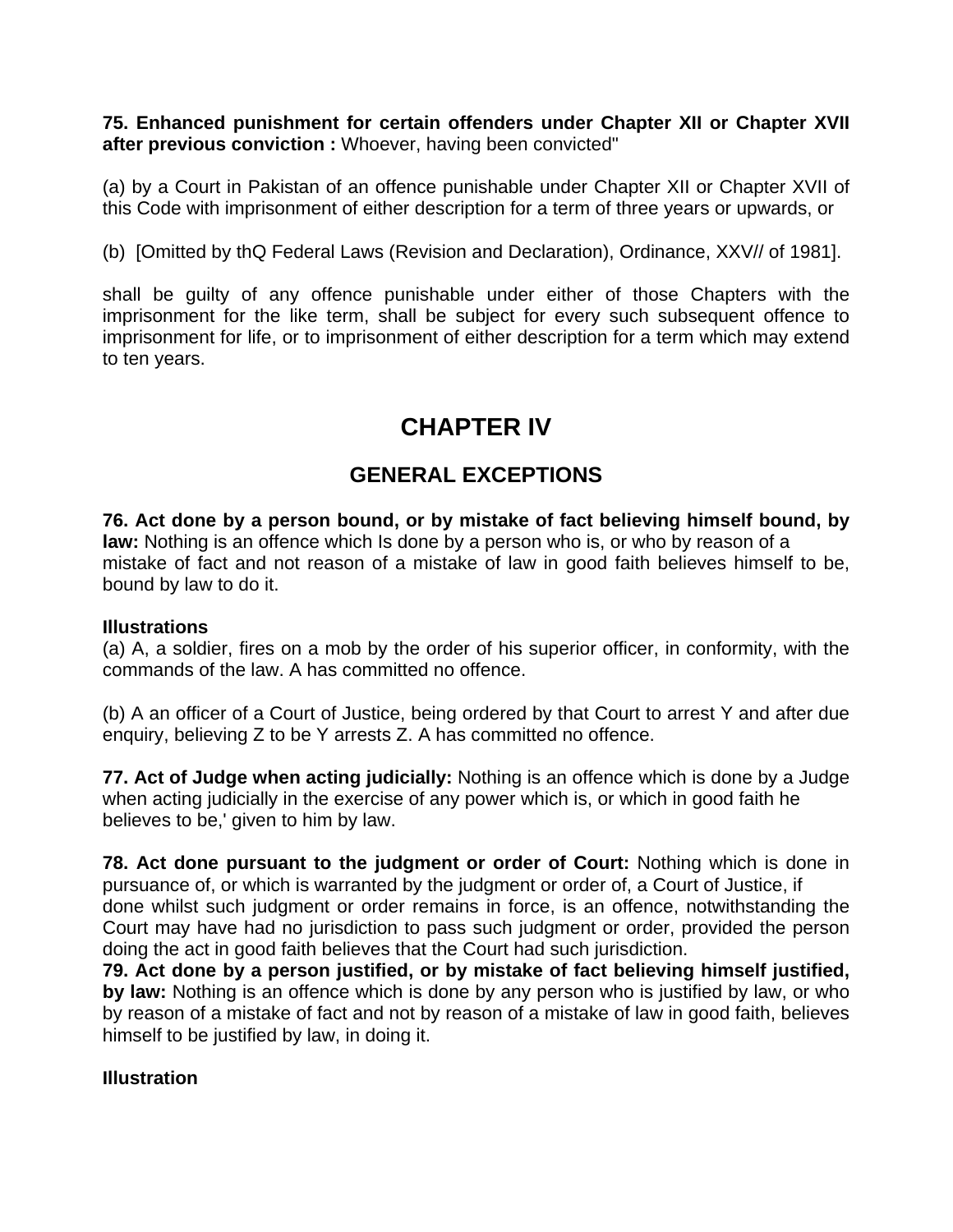**75. Enhanced punishment for certain offenders under Chapter XII or Chapter XVII after previous conviction :** Whoever, having been convicted"

(a) by a Court in Pakistan of an offence punishable under Chapter XII or Chapter XVII of this Code with imprisonment of either description for a term of three years or upwards, or

(b) [Omitted by thQ Federal Laws (Revision and Declaration), Ordinance, XXV// of 1981].

shall be guilty of any offence punishable under either of those Chapters with the imprisonment for the like term, shall be subject for every such subsequent offence to imprisonment for life, or to imprisonment of either description for a term which may extend to ten years.

# CHAPTER IV

## GENERAL EXCEPTIONS

**76. Act done by a person bound, or by mistake of fact believing himself bound, by law:** Nothing is an offence which Is done by a person who is, or who by reason of a mistake of fact and not reason of a mistake of law in good faith believes himself to be, bound by law to do it.

**Illustrations**

(a) A, a soldier, fires on a mob by the order of his superior officer, in conformity, with the commands of the law. A has committed no offence.

(b) A an officer of a Court of Justice, being ordered by that Court to arrest Y and after due enquiry, believing Z to be Y arrests Z. A has committed no offence.

**77. Act of Judge when acting judicially:** Nothing is an offence which is done by a Judge when acting judicially in the exercise of any power which is, or which in good faith he believes to be,' given to him by law.

**78. Act done pursuant to the judgment or order of Court:** Nothing which is done in pursuance of, or which is warranted by the judgment or order of, a Court of Justice, if done whilst such judgment or order remains in force, is an offence, notwithstanding the Court may have had no jurisdiction to pass such judgment or order, provided the person doing the act in good faith believes that the Court had such jurisdiction.

**79. Act done by a person justified, or by mistake of fact believing himself justified, by law:** Nothing is an offence which is done by any person who is justified by law, or who by reason of a mistake of fact and not by reason of a mistake of law in good faith, believes himself to be justified by law, in doing it.

**Illustration**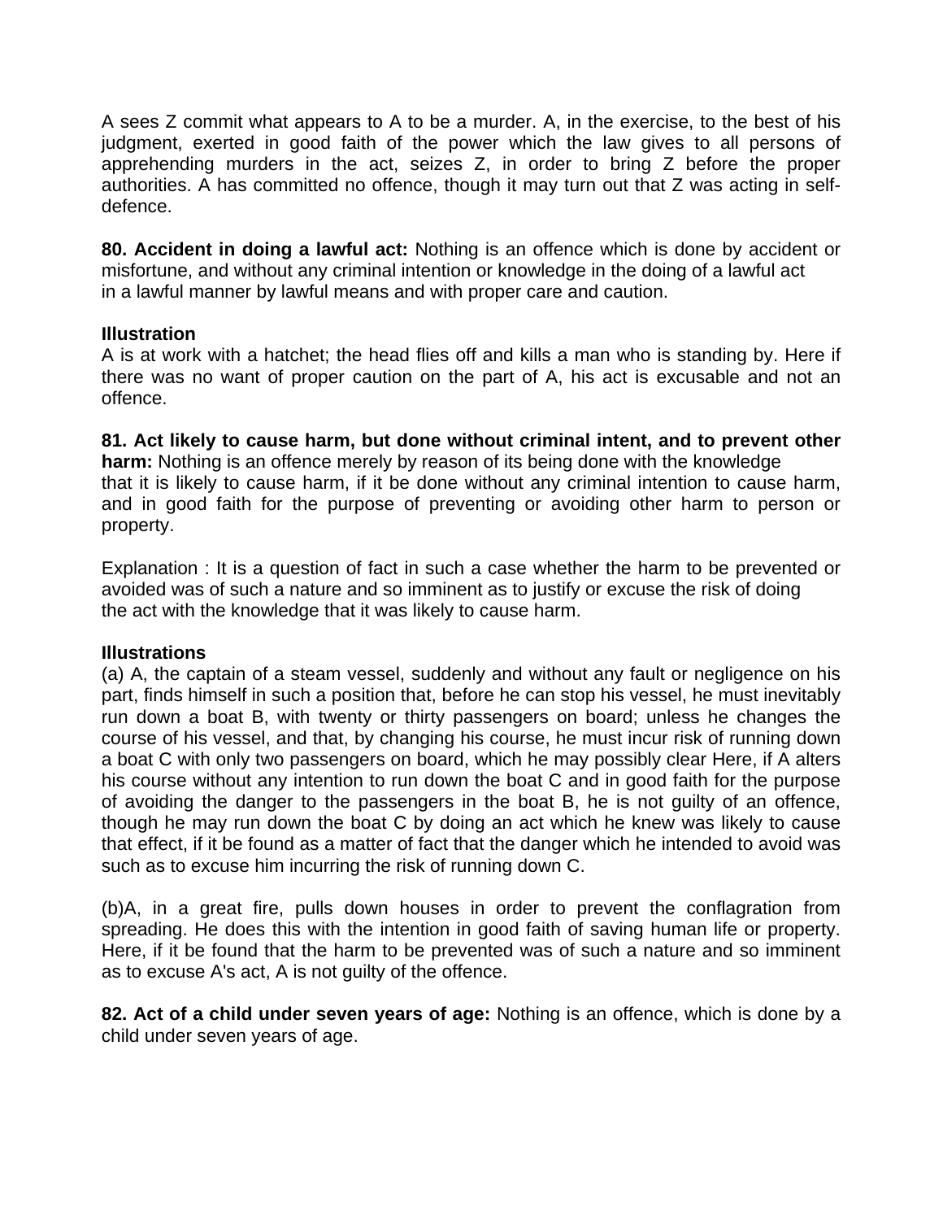A sees Z commit what appears to A to be a murder. A, in the exercise, to the best of his judgment, exerted in good faith of the power which the law gives to all persons of apprehending murders in the act, seizes Z, in order to bring Z before the proper authorities. A has committed no offence, though it may turn out that Z was acting in self-defence.

**80. Accident in doing a lawful act:** Nothing is an offence which is done by accident or misfortune, and without any criminal intention or knowledge in the doing of a lawful act in a lawful manner by lawful means and with proper care and caution.

**Illustration**

A is at work with a hatchet; the head flies off and kills a man who is standing by. Here if there was no want of proper caution on the part of A, his act is excusable and not an offence.

**81. Act likely to cause harm, but done without criminal intent, and to prevent other harm:** Nothing is an offence merely by reason of its being done with the knowledge that it is likely to cause harm, if it be done without any criminal intention to cause harm, and in good faith for the purpose of preventing or avoiding other harm to person or property.

Explanation : It is a question of fact in such a case whether the harm to be prevented or avoided was of such a nature and so imminent as to justify or excuse the risk of doing the act with the knowledge that it was likely to cause harm.

**Illustrations**

(a) A, the captain of a steam vessel, suddenly and without any fault or negligence on his part, finds himself in such a position that, before he can stop his vessel, he must inevitably run down a boat B, with twenty or thirty passengers on board; unless he changes the course of his vessel, and that, by changing his course, he must incur risk of running down a boat C with only two passengers on board, which he may possibly clear Here, if A alters his course without any intention to run down the boat C and in good faith for the purpose of avoiding the danger to the passengers in the boat B, he is not guilty of an offence, though he may run down the boat C by doing an act which he knew was likely to cause that effect, if it be found as a matter of fact that the danger which he intended to avoid was such as to excuse him incurring the risk of running down C.

(b)A, in a great fire, pulls down houses in order to prevent the conflagration from spreading. He does this with the intention in good faith of saving human life or property. Here, if it be found that the harm to be prevented was of such a nature and so imminent as to excuse A's act, A is not guilty of the offence.

**82. Act of a child under seven years of age:** Nothing is an offence, which is done by a child under seven years of age.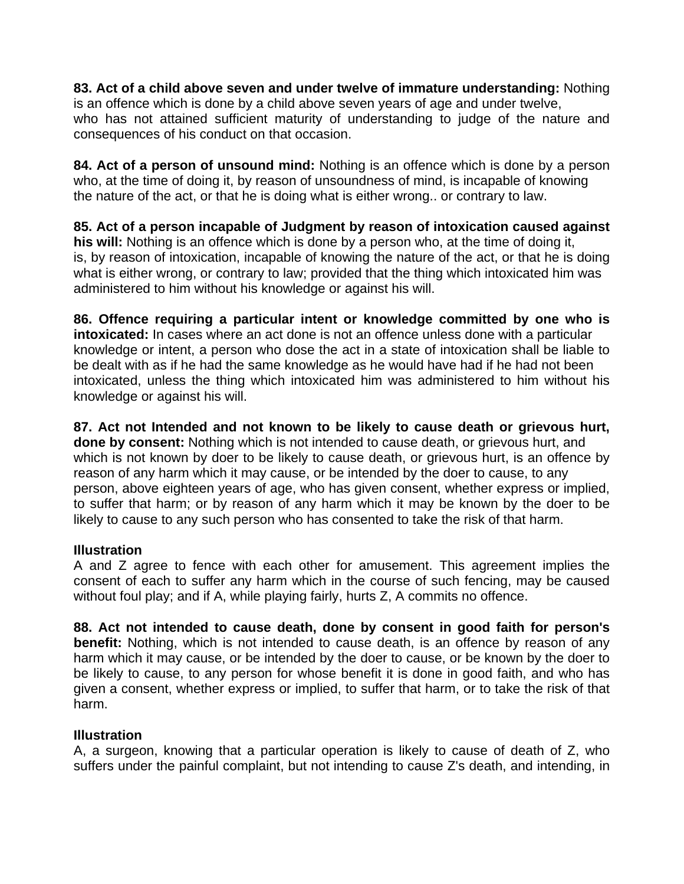**83. Act of a child above seven and under twelve of immature understanding:** Nothing is an offence which is done by a child above seven years of age and under twelve, who has not attained sufficient maturity of understanding to judge of the nature and consequences of his conduct on that occasion.

**84. Act of a person of unsound mind:** Nothing is an offence which is done by a person who, at the time of doing it, by reason of unsoundness of mind, is incapable of knowing the nature of the act, or that he is doing what is either wrong.. or contrary to law.

**85. Act of a person incapable of Judgment by reason of intoxication caused against his will:** Nothing is an offence which is done by a person who, at the time of doing it, is, by reason of intoxication, incapable of knowing the nature of the act, or that he is doing what is either wrong, or contrary to law; provided that the thing which intoxicated him was administered to him without his knowledge or against his will.

**86. Offence requiring a particular intent or knowledge committed by one who is intoxicated:** In cases where an act done is not an offence unless done with a particular knowledge or intent, a person who dose the act in a state of intoxication shall be liable to be dealt with as if he had the same knowledge as he would have had if he had not been intoxicated, unless the thing which intoxicated him was administered to him without his knowledge or against his will.

**87. Act not Intended and not known to be likely to cause death or grievous hurt, done by consent:** Nothing which is not intended to cause death, or grievous hurt, and which is not known by doer to be likely to cause death, or grievous hurt, is an offence by reason of any harm which it may cause, or be intended by the doer to cause, to any person, above eighteen years of age, who has given consent, whether express or implied, to suffer that harm; or by reason of any harm which it may be known by the doer to be likely to cause to any such person who has consented to take the risk of that harm.

**Illustration**
A and Z agree to fence with each other for amusement. This agreement implies the consent of each to suffer any harm which in the course of such fencing, may be caused without foul play; and if A, while playing fairly, hurts Z, A commits no offence.

**88. Act not intended to cause death, done by consent in good faith for person's benefit:** Nothing, which is not intended to cause death, is an offence by reason of any harm which it may cause, or be intended by the doer to cause, or be known by the doer to be likely to cause, to any person for whose benefit it is done in good faith, and who has given a consent, whether express or implied, to suffer that harm, or to take the risk of that harm.

**Illustration**
A, a surgeon, knowing that a particular operation is likely to cause of death of Z, who suffers under the painful complaint, but not intending to cause Z's death, and intending, in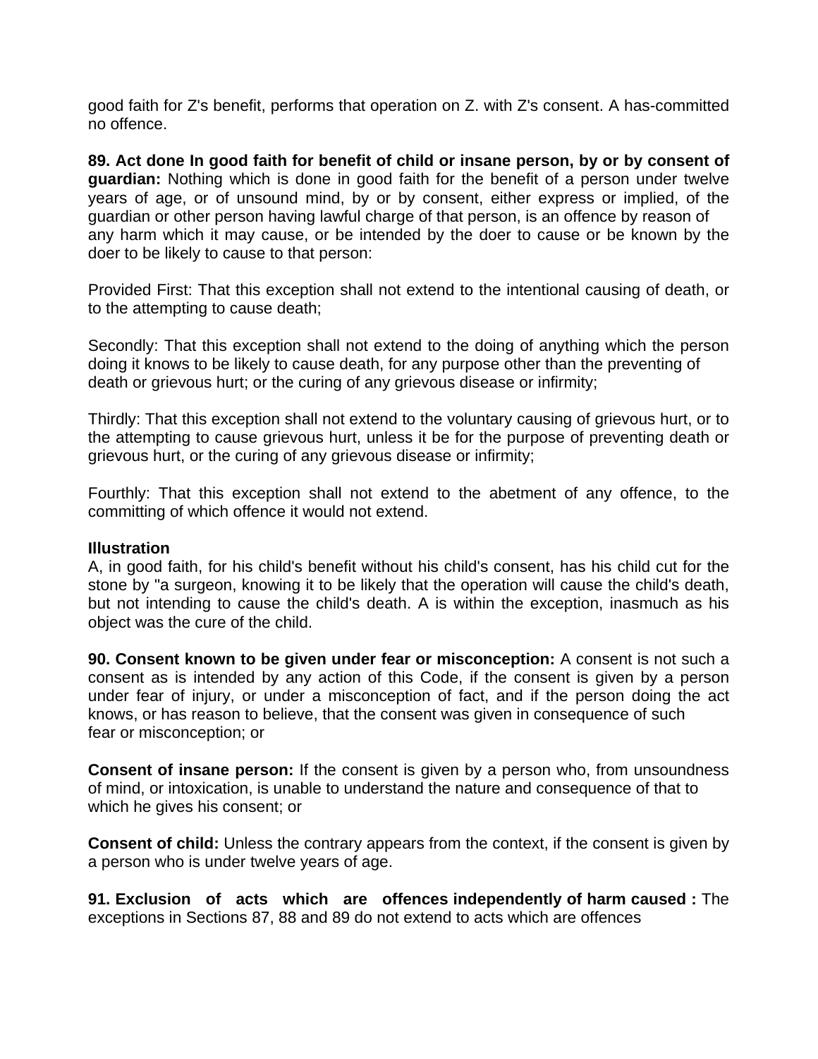good faith for Z's benefit, performs that operation on Z. with Z's consent. A has-committed no offence.

**89. Act done In good faith for benefit of child or insane person, by or by consent of guardian:** Nothing which is done in good faith for the benefit of a person under twelve years of age, or of unsound mind, by or by consent, either express or implied, of the guardian or other person having lawful charge of that person, is an offence by reason of any harm which it may cause, or be intended by the doer to cause or be known by the doer to be likely to cause to that person:

Provided First: That this exception shall not extend to the intentional causing of death, or to the attempting to cause death;

Secondly: That this exception shall not extend to the doing of anything which the person doing it knows to be likely to cause death, for any purpose other than the preventing of death or grievous hurt; or the curing of any grievous disease or infirmity;

Thirdly: That this exception shall not extend to the voluntary causing of grievous hurt, or to the attempting to cause grievous hurt, unless it be for the purpose of preventing death or grievous hurt, or the curing of any grievous disease or infirmity;

Fourthly: That this exception shall not extend to the abetment of any offence, to the committing of which offence it would not extend.

**Illustration**
A, in good faith, for his child's benefit without his child's consent, has his child cut for the stone by "a surgeon, knowing it to be likely that the operation will cause the child's death, but not intending to cause the child's death. A is within the exception, inasmuch as his object was the cure of the child.

**90. Consent known to be given under fear or misconception:** A consent is not such a consent as is intended by any action of this Code, if the consent is given by a person under fear of injury, or under a misconception of fact, and if the person doing the act knows, or has reason to believe, that the consent was given in consequence of such fear or misconception; or

**Consent of insane person:** If the consent is given by a person who, from unsoundness of mind, or intoxication, is unable to understand the nature and consequence of that to which he gives his consent; or

**Consent of child:** Unless the contrary appears from the context, if the consent is given by a person who is under twelve years of age.

**91. Exclusion of acts which are offences independently of harm caused :** The exceptions in Sections 87, 88 and 89 do not extend to acts which are offences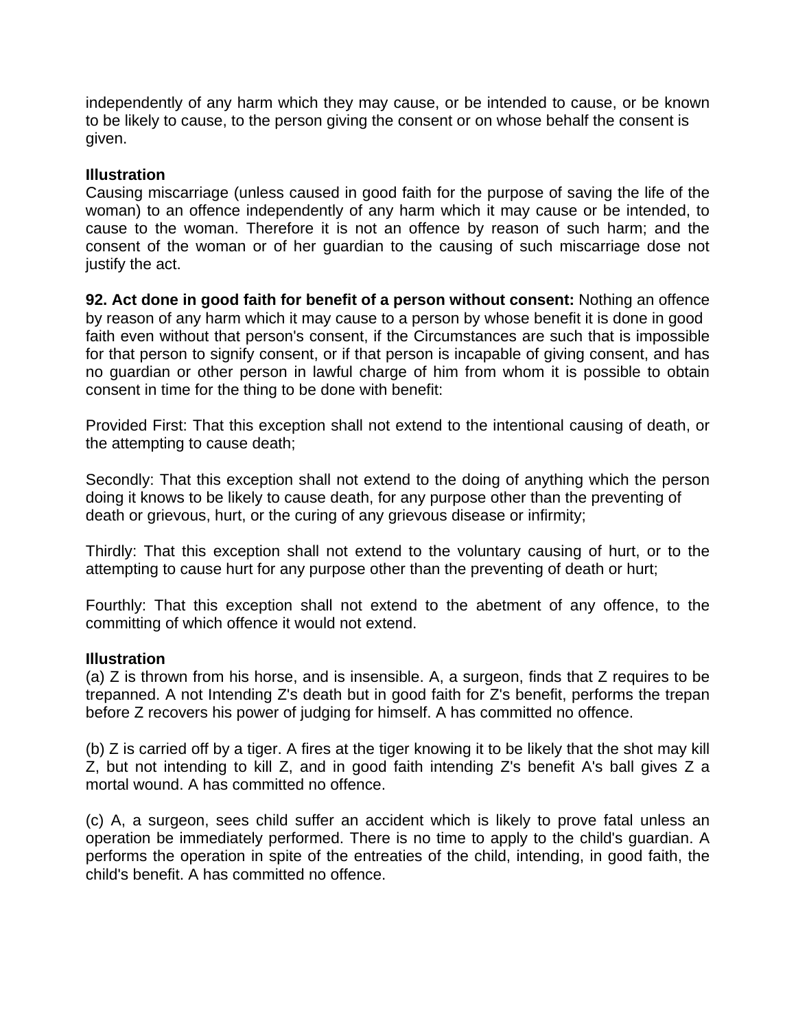independently of any harm which they may cause, or be intended to cause, or be known to be likely to cause, to the person giving the consent or on whose behalf the consent is given.

**Illustration**
Causing miscarriage (unless caused in good faith for the purpose of saving the life of the woman) to an offence independently of any harm which it may cause or be intended, to cause to the woman. Therefore it is not an offence by reason of such harm; and the consent of the woman or of her guardian to the causing of such miscarriage dose not justify the act.

**92. Act done in good faith for benefit of a person without consent:** Nothing an offence by reason of any harm which it may cause to a person by whose benefit it is done in good faith even without that person's consent, if the Circumstances are such that is impossible for that person to signify consent, or if that person is incapable of giving consent, and has no guardian or other person in lawful charge of him from whom it is possible to obtain consent in time for the thing to be done with benefit:

Provided First: That this exception shall not extend to the intentional causing of death, or the attempting to cause death;

Secondly: That this exception shall not extend to the doing of anything which the person doing it knows to be likely to cause death, for any purpose other than the preventing of death or grievous, hurt, or the curing of any grievous disease or infirmity;

Thirdly: That this exception shall not extend to the voluntary causing of hurt, or to the attempting to cause hurt for any purpose other than the preventing of death or hurt;

Fourthly: That this exception shall not extend to the abetment of any offence, to the committing of which offence it would not extend.

**Illustration**
(a) Z is thrown from his horse, and is insensible. A, a surgeon, finds that Z requires to be trepanned. A not Intending Z's death but in good faith for Z's benefit, performs the trepan before Z recovers his power of judging for himself. A has committed no offence.

(b) Z is carried off by a tiger. A fires at the tiger knowing it to be likely that the shot may kill Z, but not intending to kill Z, and in good faith intending Z's benefit A's ball gives Z a mortal wound. A has committed no offence.

(c) A, a surgeon, sees child suffer an accident which is likely to prove fatal unless an operation be immediately performed. There is no time to apply to the child's guardian. A performs the operation in spite of the entreaties of the child, intending, in good faith, the child's benefit. A has committed no offence.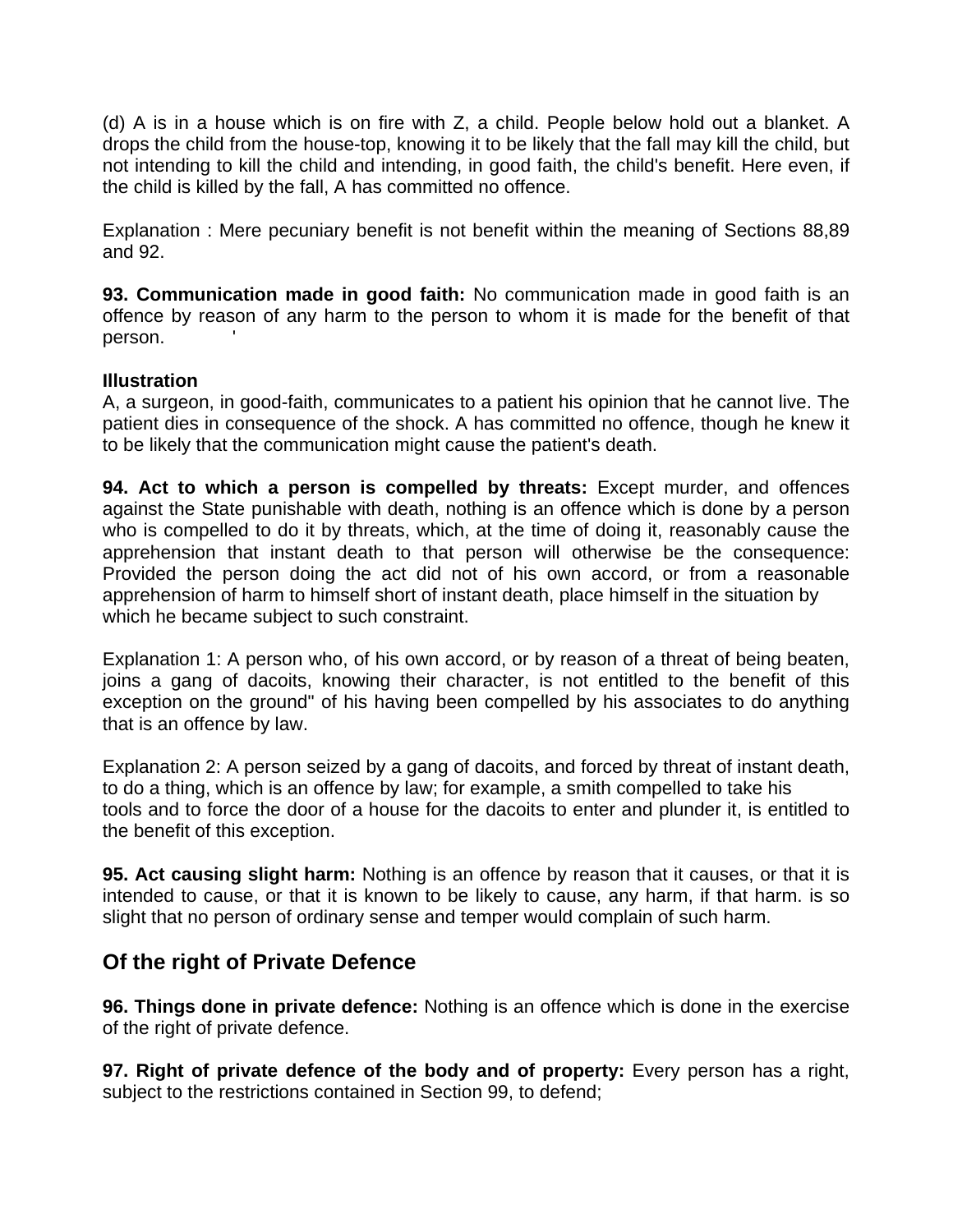(d) A is in a house which is on fire with Z, a child. People below hold out a blanket. A drops the child from the house-top, knowing it to be likely that the fall may kill the child, but not intending to kill the child and intending, in good faith, the child's benefit. Here even, if the child is killed by the fall, A has committed no offence.

Explanation : Mere pecuniary benefit is not benefit within the meaning of Sections 88,89 and 92.

**93. Communication made in good faith:** No communication made in good faith is an offence by reason of any harm to the person to whom it is made for the benefit of that person. '

**Illustration**
A, a surgeon, in good-faith, communicates to a patient his opinion that he cannot live. The patient dies in consequence of the shock. A has committed no offence, though he knew it to be likely that the communication might cause the patient's death.

**94. Act to which a person is compelled by threats:** Except murder, and offences against the State punishable with death, nothing is an offence which is done by a person who is compelled to do it by threats, which, at the time of doing it, reasonably cause the apprehension that instant death to that person will otherwise be the consequence: Provided the person doing the act did not of his own accord, or from a reasonable apprehension of harm to himself short of instant death, place himself in the situation by which he became subject to such constraint.

Explanation 1: A person who, of his own accord, or by reason of a threat of being beaten, joins a gang of dacoits, knowing their character, is not entitled to the benefit of this exception on the ground" of his having been compelled by his associates to do anything that is an offence by law.

Explanation 2: A person seized by a gang of dacoits, and forced by threat of instant death, to do a thing, which is an offence by law; for example, a smith compelled to take his tools and to force the door of a house for the dacoits to enter and plunder it, is entitled to the benefit of this exception.

**95. Act causing slight harm:** Nothing is an offence by reason that it causes, or that it is intended to cause, or that it is known to be likely to cause, any harm, if that harm. is so slight that no person of ordinary sense and temper would complain of such harm.

## Of the right of Private Defence

**96. Things done in private defence:** Nothing is an offence which is done in the exercise of the right of private defence.

**97. Right of private defence of the body and of property:** Every person has a right, subject to the restrictions contained in Section 99, to defend;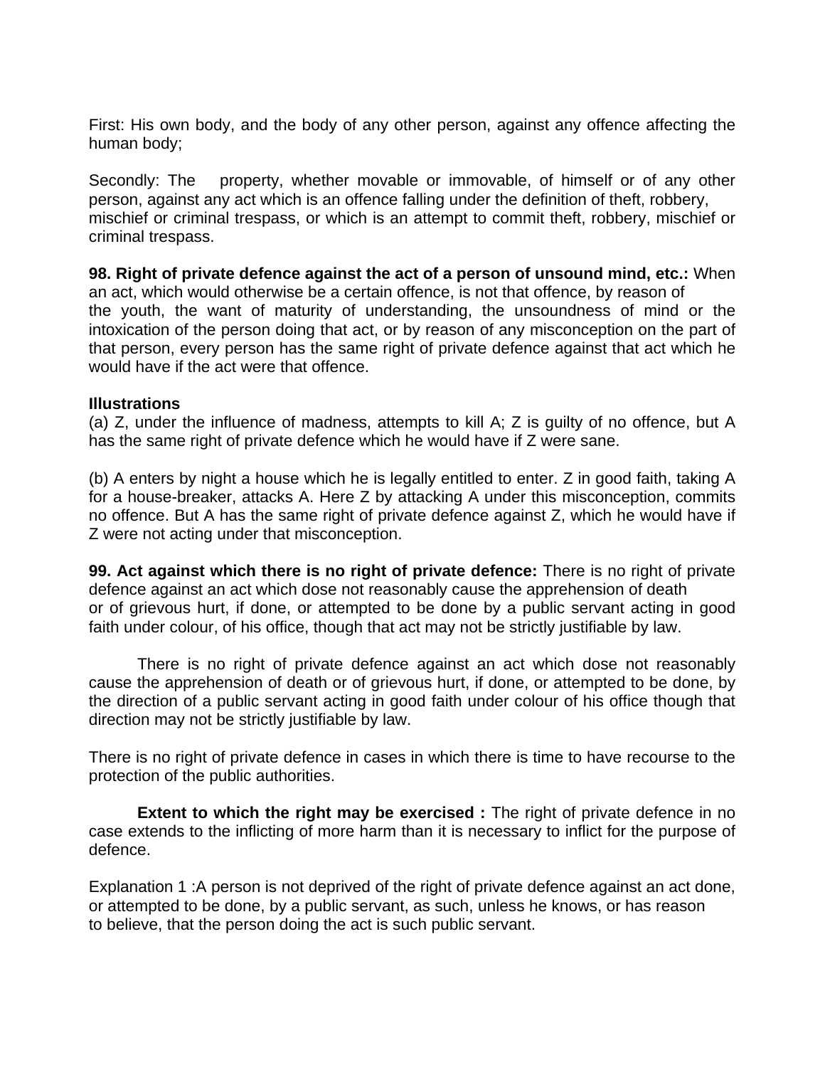First: His own body, and the body of any other person, against any offence affecting the human body;

Secondly: The property, whether movable or immovable, of himself or of any other person, against any act which is an offence falling under the definition of theft, robbery, mischief or criminal trespass, or which is an attempt to commit theft, robbery, mischief or criminal trespass.

**98. Right of private defence against the act of a person of unsound mind, etc.:** When an act, which would otherwise be a certain offence, is not that offence, by reason of the youth, the want of maturity of understanding, the unsoundness of mind or the intoxication of the person doing that act, or by reason of any misconception on the part of that person, every person has the same right of private defence against that act which he would have if the act were that offence.

**Illustrations**

(a) Z, under the influence of madness, attempts to kill A; Z is guilty of no offence, but A has the same right of private defence which he would have if Z were sane.

(b) A enters by night a house which he is legally entitled to enter. Z in good faith, taking A for a house-breaker, attacks A. Here Z by attacking A under this misconception, commits no offence. But A has the same right of private defence against Z, which he would have if Z were not acting under that misconception.

**99. Act against which there is no right of private defence:** There is no right of private defence against an act which dose not reasonably cause the apprehension of death or of grievous hurt, if done, or attempted to be done by a public servant acting in good faith under colour, of his office, though that act may not be strictly justifiable by law.

There is no right of private defence against an act which dose not reasonably cause the apprehension of death or of grievous hurt, if done, or attempted to be done, by the direction of a public servant acting in good faith under colour of his office though that direction may not be strictly justifiable by law.

There is no right of private defence in cases in which there is time to have recourse to the protection of the public authorities.

**Extent to which the right may be exercised :** The right of private defence in no case extends to the inflicting of more harm than it is necessary to inflict for the purpose of defence.

Explanation 1 :A person is not deprived of the right of private defence against an act done, or attempted to be done, by a public servant, as such, unless he knows, or has reason to believe, that the person doing the act is such public servant.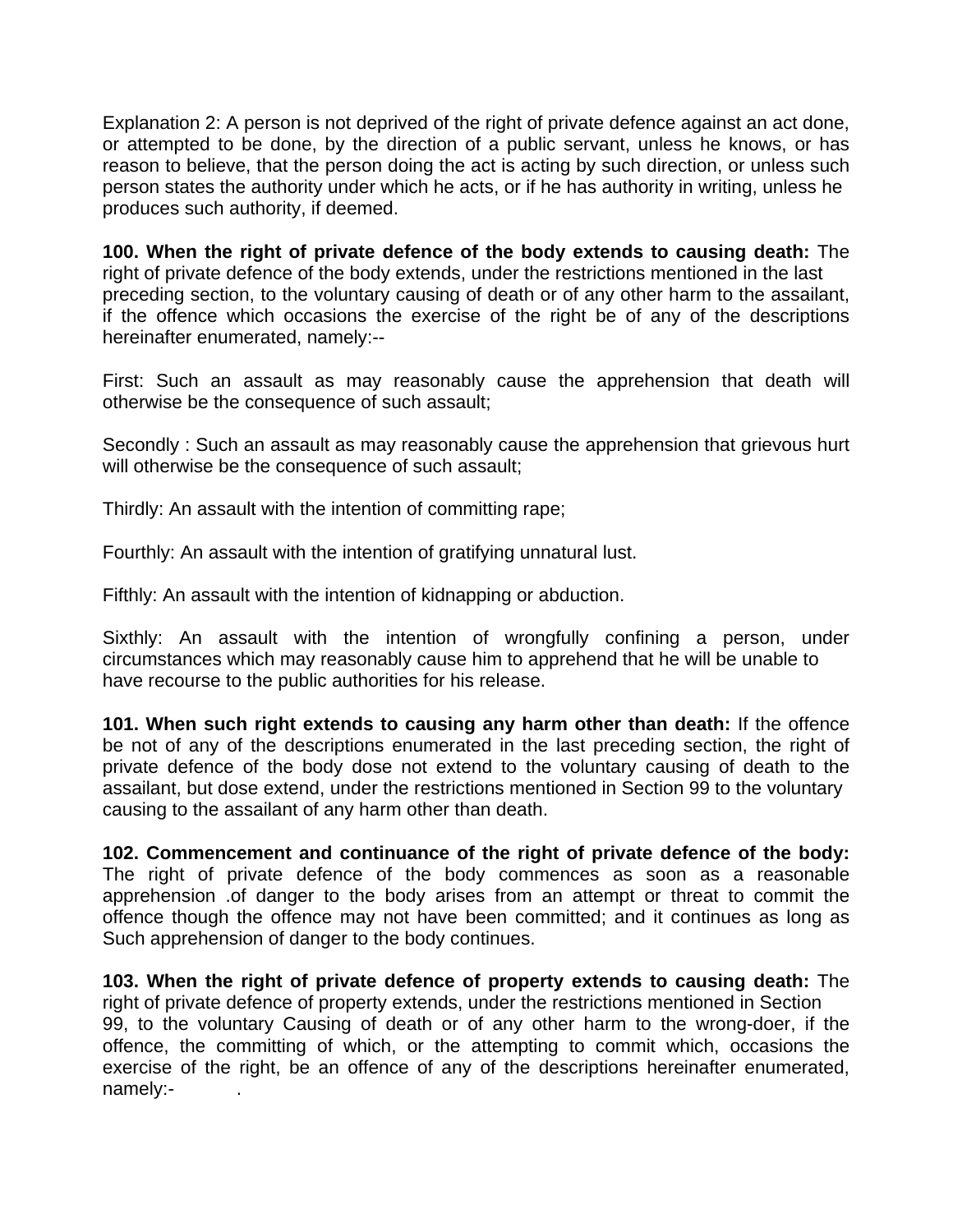Explanation 2: A person is not deprived of the right of private defence against an act done, or attempted to be done, by the direction of a public servant, unless he knows, or has reason to believe, that the person doing the act is acting by such direction, or unless such person states the authority under which he acts, or if he has authority in writing, unless he produces such authority, if deemed.

**100. When the right of private defence of the body extends to causing death:** The right of private defence of the body extends, under the restrictions mentioned in the last preceding section, to the voluntary causing of death or of any other harm to the assailant, if the offence which occasions the exercise of the right be of any of the descriptions hereinafter enumerated, namely:--

First: Such an assault as may reasonably cause the apprehension that death will otherwise be the consequence of such assault;

Secondly : Such an assault as may reasonably cause the apprehension that grievous hurt will otherwise be the consequence of such assault;

Thirdly: An assault with the intention of committing rape;

Fourthly: An assault with the intention of gratifying unnatural lust.

Fifthly: An assault with the intention of kidnapping or abduction.

Sixthly: An assault with the intention of wrongfully confining a person, under circumstances which may reasonably cause him to apprehend that he will be unable to have recourse to the public authorities for his release.

**101. When such right extends to causing any harm other than death:** If the offence be not of any of the descriptions enumerated in the last preceding section, the right of private defence of the body dose not extend to the voluntary causing of death to the assailant, but dose extend, under the restrictions mentioned in Section 99 to the voluntary causing to the assailant of any harm other than death.

**102. Commencement and continuance of the right of private defence of the body:** The right of private defence of the body commences as soon as a reasonable apprehension .of danger to the body arises from an attempt or threat to commit the offence though the offence may not have been committed; and it continues as long as Such apprehension of danger to the body continues.

**103. When the right of private defence of property extends to causing death:** The right of private defence of property extends, under the restrictions mentioned in Section 99, to the voluntary Causing of death or of any other harm to the wrong-doer, if the offence, the committing of which, or the attempting to commit which, occasions the exercise of the right, be an offence of any of the descriptions hereinafter enumerated, namely:-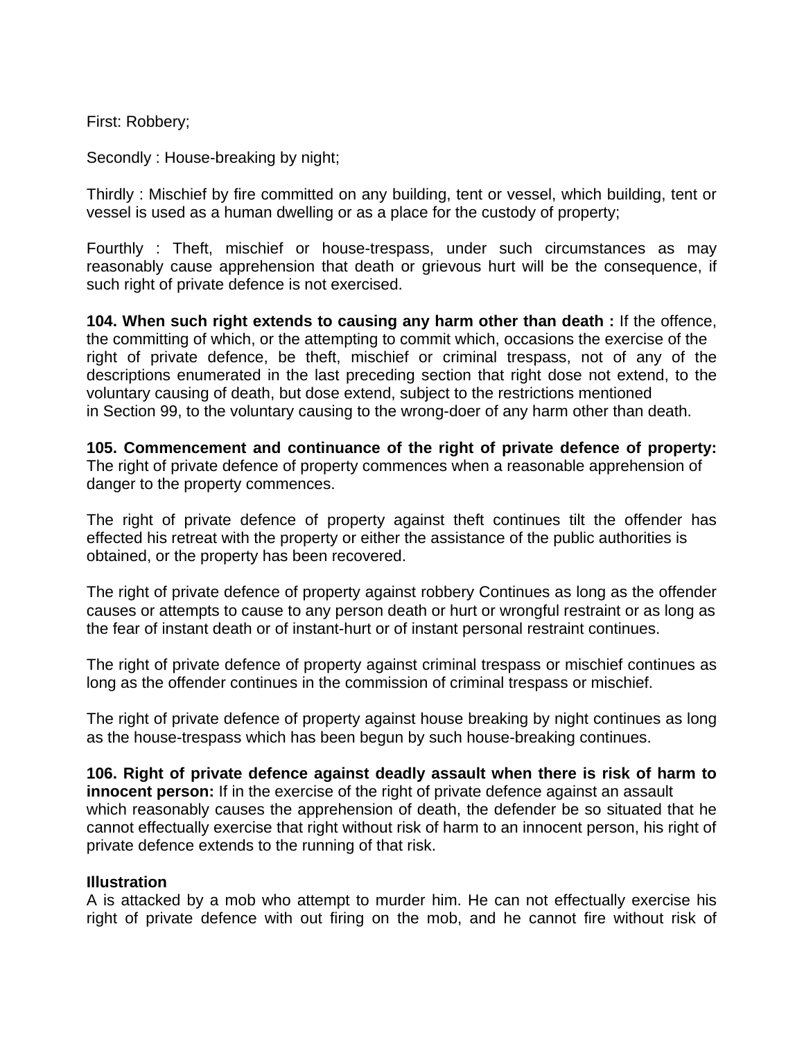First: Robbery;

Secondly : House-breaking by night;

Thirdly : Mischief by fire committed on any building, tent or vessel, which building, tent or vessel is used as a human dwelling or as a place for the custody of property;

Fourthly : Theft, mischief or house-trespass, under such circumstances as may reasonably cause apprehension that death or grievous hurt will be the consequence, if such right of private defence is not exercised.

**104. When such right extends to causing any harm other than death :** If the offence, the committing of which, or the attempting to commit which, occasions the exercise of the right of private defence, be theft, mischief or criminal trespass, not of any of the descriptions enumerated in the last preceding section that right dose not extend, to the voluntary causing of death, but dose extend, subject to the restrictions mentioned in Section 99, to the voluntary causing to the wrong-doer of any harm other than death.

**105. Commencement and continuance of the right of private defence of property:** The right of private defence of property commences when a reasonable apprehension of danger to the property commences.

The right of private defence of property against theft continues tilt the offender has effected his retreat with the property or either the assistance of the public authorities is obtained, or the property has been recovered.

The right of private defence of property against robbery Continues as long as the offender causes or attempts to cause to any person death or hurt or wrongful restraint or as long as the fear of instant death or of instant-hurt or of instant personal restraint continues.

The right of private defence of property against criminal trespass or mischief continues as long as the offender continues in the commission of criminal trespass or mischief.

The right of private defence of property against house breaking by night continues as long as the house-trespass which has been begun by such house-breaking continues.

**106. Right of private defence against deadly assault when there is risk of harm to innocent person:** If in the exercise of the right of private defence against an assault which reasonably causes the apprehension of death, the defender be so situated that he cannot effectually exercise that right without risk of harm to an innocent person, his right of private defence extends to the running of that risk.

**Illustration**

A is attacked by a mob who attempt to murder him. He can not effectually exercise his right of private defence with out firing on the mob, and he cannot fire without risk of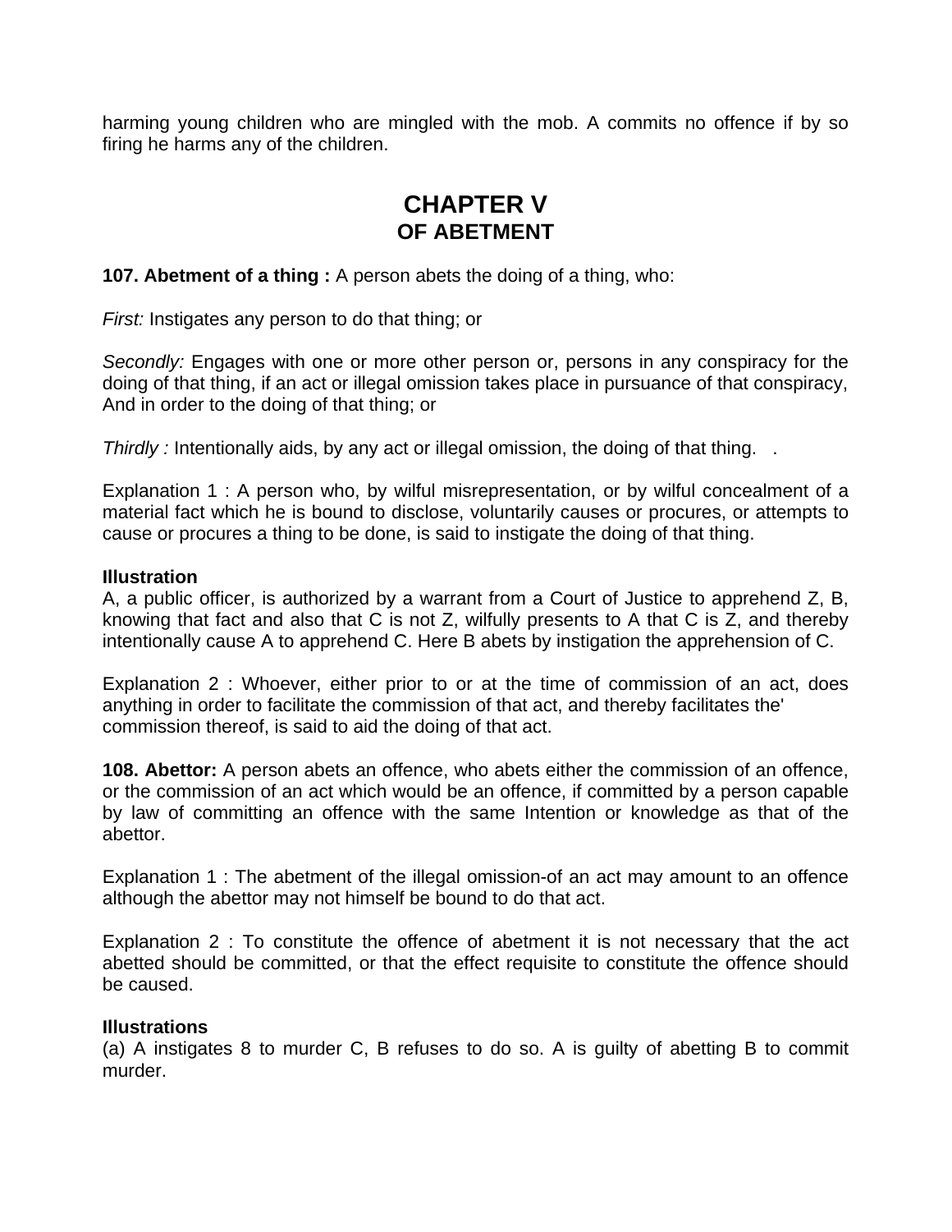harming young children who are mingled with the mob. A commits no offence if by so firing he harms any of the children.

# CHAPTER V
## OF ABETMENT

**107. Abetment of a thing :** A person abets the doing of a thing, who:

*First:* Instigates any person to do that thing; or

*Secondly:* Engages with one or more other person or, persons in any conspiracy for the doing of that thing, if an act or illegal omission takes place in pursuance of that conspiracy, And in order to the doing of that thing; or

*Thirdly :* Intentionally aids, by any act or illegal omission, the doing of that thing. .

Explanation 1 : A person who, by wilful misrepresentation, or by wilful concealment of a material fact which he is bound to disclose, voluntarily causes or procures, or attempts to cause or procures a thing to be done, is said to instigate the doing of that thing.

**Illustration**
A, a public officer, is authorized by a warrant from a Court of Justice to apprehend Z, B, knowing that fact and also that C is not Z, wilfully presents to A that C is Z, and thereby intentionally cause A to apprehend C. Here B abets by instigation the apprehension of C.

Explanation 2 : Whoever, either prior to or at the time of commission of an act, does anything in order to facilitate the commission of that act, and thereby facilitates the' commission thereof, is said to aid the doing of that act.

**108. Abettor:** A person abets an offence, who abets either the commission of an offence, or the commission of an act which would be an offence, if committed by a person capable by law of committing an offence with the same Intention or knowledge as that of the abettor.

Explanation 1 : The abetment of the illegal omission-of an act may amount to an offence although the abettor may not himself be bound to do that act.

Explanation 2 : To constitute the offence of abetment it is not necessary that the act abetted should be committed, or that the effect requisite to constitute the offence should be caused.

**Illustrations**
(a) A instigates 8 to murder C, B refuses to do so. A is guilty of abetting B to commit murder.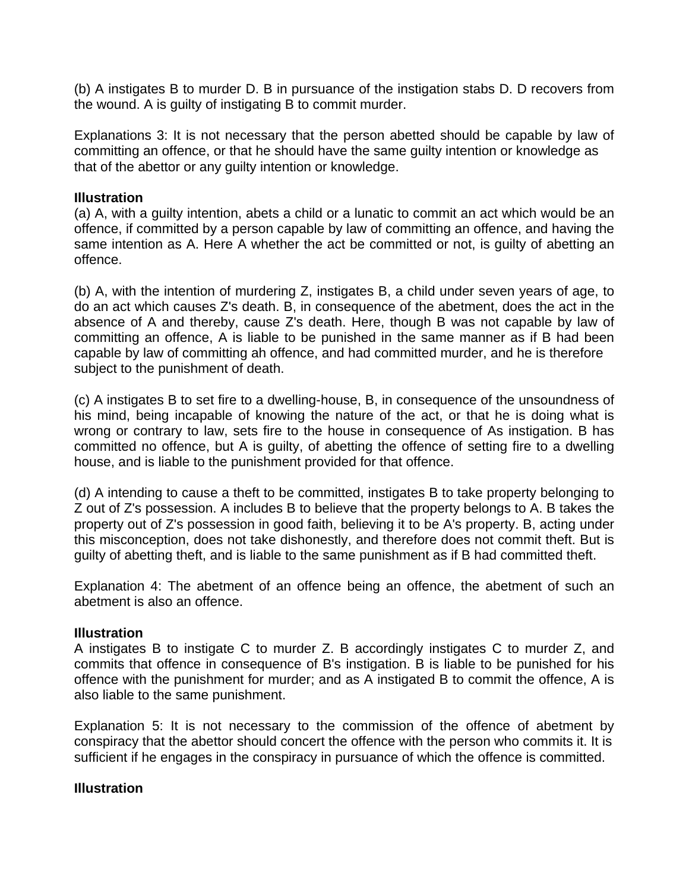(b) A instigates B to murder D. B in pursuance of the instigation stabs D. D recovers from the wound. A is guilty of instigating B to commit murder.

Explanations 3: It is not necessary that the person abetted should be capable by law of committing an offence, or that he should have the same guilty intention or knowledge as that of the abettor or any guilty intention or knowledge.

**Illustration**

(a) A, with a guilty intention, abets a child or a lunatic to commit an act which would be an offence, if committed by a person capable by law of committing an offence, and having the same intention as A. Here A whether the act be committed or not, is guilty of abetting an offence.

(b) A, with the intention of murdering Z, instigates B, a child under seven years of age, to do an act which causes Z's death. B, in consequence of the abetment, does the act in the absence of A and thereby, cause Z's death. Here, though B was not capable by law of committing an offence, A is liable to be punished in the same manner as if B had been capable by law of committing ah offence, and had committed murder, and he is therefore subject to the punishment of death.

(c) A instigates B to set fire to a dwelling-house, B, in consequence of the unsoundness of his mind, being incapable of knowing the nature of the act, or that he is doing what is wrong or contrary to law, sets fire to the house in consequence of As instigation. B has committed no offence, but A is guilty, of abetting the offence of setting fire to a dwelling house, and is liable to the punishment provided for that offence.

(d) A intending to cause a theft to be committed, instigates B to take property belonging to Z out of Z's possession. A includes B to believe that the property belongs to A. B takes the property out of Z's possession in good faith, believing it to be A's property. B, acting under this misconception, does not take dishonestly, and therefore does not commit theft. But is guilty of abetting theft, and is liable to the same punishment as if B had committed theft.

Explanation 4: The abetment of an offence being an offence, the abetment of such an abetment is also an offence.

**Illustration**

A instigates B to instigate C to murder Z. B accordingly instigates C to murder Z, and commits that offence in consequence of B's instigation. B is liable to be punished for his offence with the punishment for murder; and as A instigated B to commit the offence, A is also liable to the same punishment.

Explanation 5: It is not necessary to the commission of the offence of abetment by conspiracy that the abettor should concert the offence with the person who commits it. It is sufficient if he engages in the conspiracy in pursuance of which the offence is committed.

**Illustration**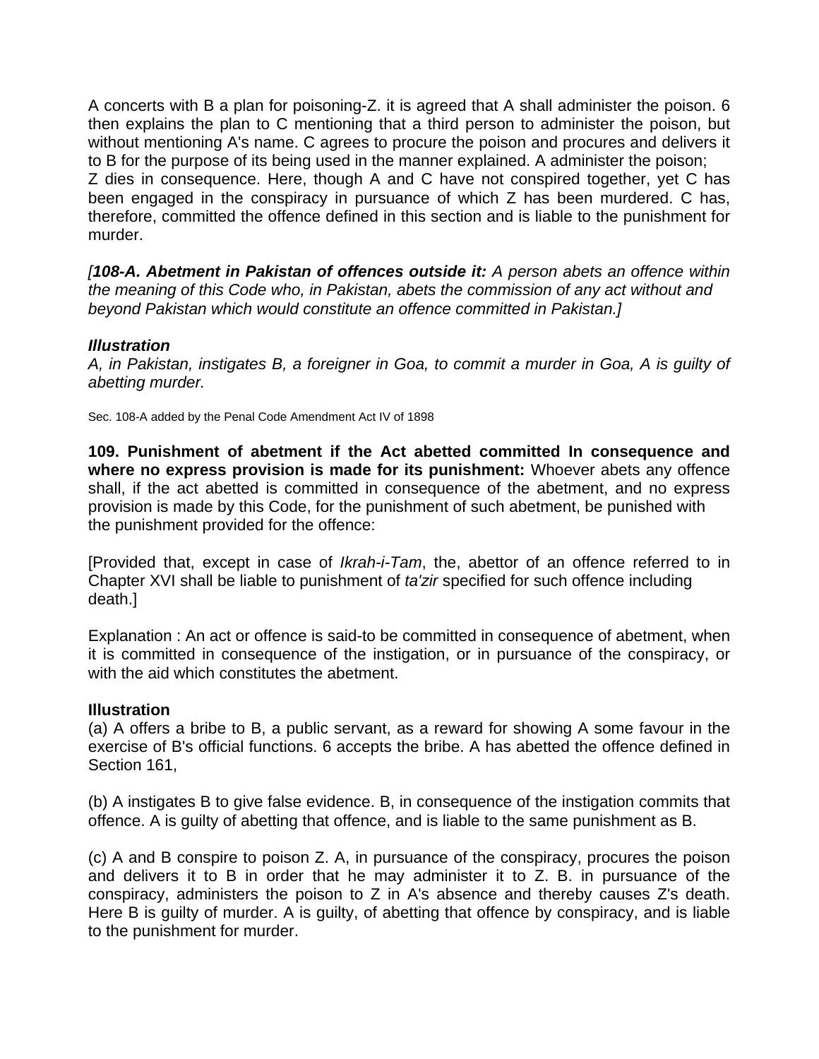A concerts with B a plan for poisoning-Z. it is agreed that A shall administer the poison. 6 then explains the plan to C mentioning that a third person to administer the poison, but without mentioning A's name. C agrees to procure the poison and procures and delivers it to B for the purpose of its being used in the manner explained. A administer the poison; Z dies in consequence. Here, though A and C have not conspired together, yet C has been engaged in the conspiracy in pursuance of which Z has been murdered. C has, therefore, committed the offence defined in this section and is liable to the punishment for murder.

*[**108-A. Abetment in Pakistan of offences outside it:** A person abets an offence within the meaning of this Code who, in Pakistan, abets the commission of any act without and beyond Pakistan which would constitute an offence committed in Pakistan.]*

***Illustration***

*A, in Pakistan, instigates B, a foreigner in Goa, to commit a murder in Goa, A is guilty of abetting murder.*

Sec. 108-A added by the Penal Code Amendment Act IV of 1898

**109. Punishment of abetment if the Act abetted committed In consequence and where no express provision is made for its punishment:** Whoever abets any offence shall, if the act abetted is committed in consequence of the abetment, and no express provision is made by this Code, for the punishment of such abetment, be punished with the punishment provided for the offence:

[Provided that, except in case of *Ikrah-i-Tam*, the, abettor of an offence referred to in Chapter XVI shall be liable to punishment of *ta'zir* specified for such offence including death.]

Explanation : An act or offence is said-to be committed in consequence of abetment, when it is committed in consequence of the instigation, or in pursuance of the conspiracy, or with the aid which constitutes the abetment.

**Illustration**

(a) A offers a bribe to B, a public servant, as a reward for showing A some favour in the exercise of B's official functions. 6 accepts the bribe. A has abetted the offence defined in Section 161,

(b) A instigates B to give false evidence. B, in consequence of the instigation commits that offence. A is guilty of abetting that offence, and is liable to the same punishment as B.

(c) A and B conspire to poison Z. A, in pursuance of the conspiracy, procures the poison and delivers it to B in order that he may administer it to Z. B. in pursuance of the conspiracy, administers the poison to Z in A's absence and thereby causes Z's death. Here B is guilty of murder. A is guilty, of abetting that offence by conspiracy, and is liable to the punishment for murder.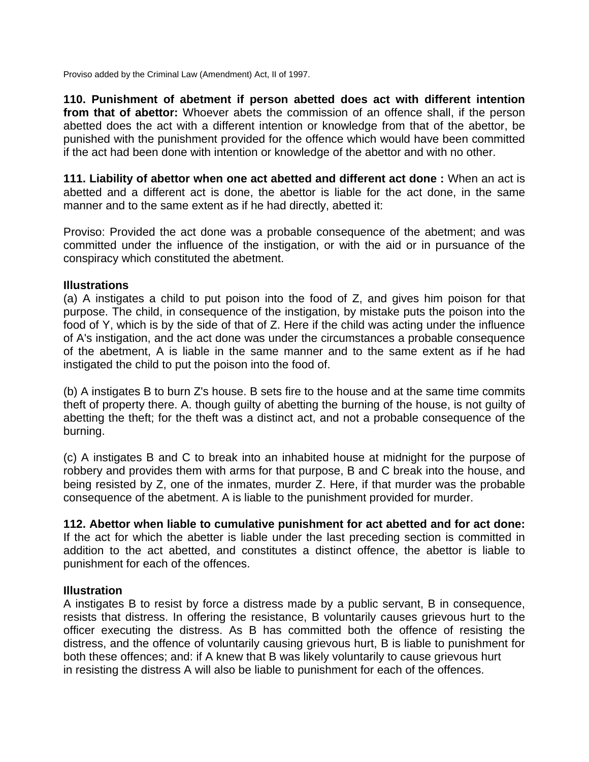Proviso added by the Criminal Law (Amendment) Act, II of 1997.

**110. Punishment of abetment if person abetted does act with different intention from that of abettor:** Whoever abets the commission of an offence shall, if the person abetted does the act with a different intention or knowledge from that of the abettor, be punished with the punishment provided for the offence which would have been committed if the act had been done with intention or knowledge of the abettor and with no other.

**111. Liability of abettor when one act abetted and different act done :** When an act is abetted and a different act is done, the abettor is liable for the act done, in the same manner and to the same extent as if he had directly, abetted it:

Proviso: Provided the act done was a probable consequence of the abetment; and was committed under the influence of the instigation, or with the aid or in pursuance of the conspiracy which constituted the abetment.

**Illustrations**

(a) A instigates a child to put poison into the food of Z, and gives him poison for that purpose. The child, in consequence of the instigation, by mistake puts the poison into the food of Y, which is by the side of that of Z. Here if the child was acting under the influence of A's instigation, and the act done was under the circumstances a probable consequence of the abetment, A is liable in the same manner and to the same extent as if he had instigated the child to put the poison into the food of.

(b) A instigates B to burn Z's house. B sets fire to the house and at the same time commits theft of property there. A. though guilty of abetting the burning of the house, is not guilty of abetting the theft; for the theft was a distinct act, and not a probable consequence of the burning.

(c) A instigates B and C to break into an inhabited house at midnight for the purpose of robbery and provides them with arms for that purpose, B and C break into the house, and being resisted by Z, one of the inmates, murder Z. Here, if that murder was the probable consequence of the abetment. A is liable to the punishment provided for murder.

**112. Abettor when liable to cumulative punishment for act abetted and for act done:** If the act for which the abetter is liable under the last preceding section is committed in addition to the act abetted, and constitutes a distinct offence, the abettor is liable to punishment for each of the offences.

**Illustration**

A instigates B to resist by force a distress made by a public servant, B in consequence, resists that distress. In offering the resistance, B voluntarily causes grievous hurt to the officer executing the distress. As B has committed both the offence of resisting the distress, and the offence of voluntarily causing grievous hurt, B is liable to punishment for both these offences; and: if A knew that B was likely voluntarily to cause grievous hurt in resisting the distress A will also be liable to punishment for each of the offences.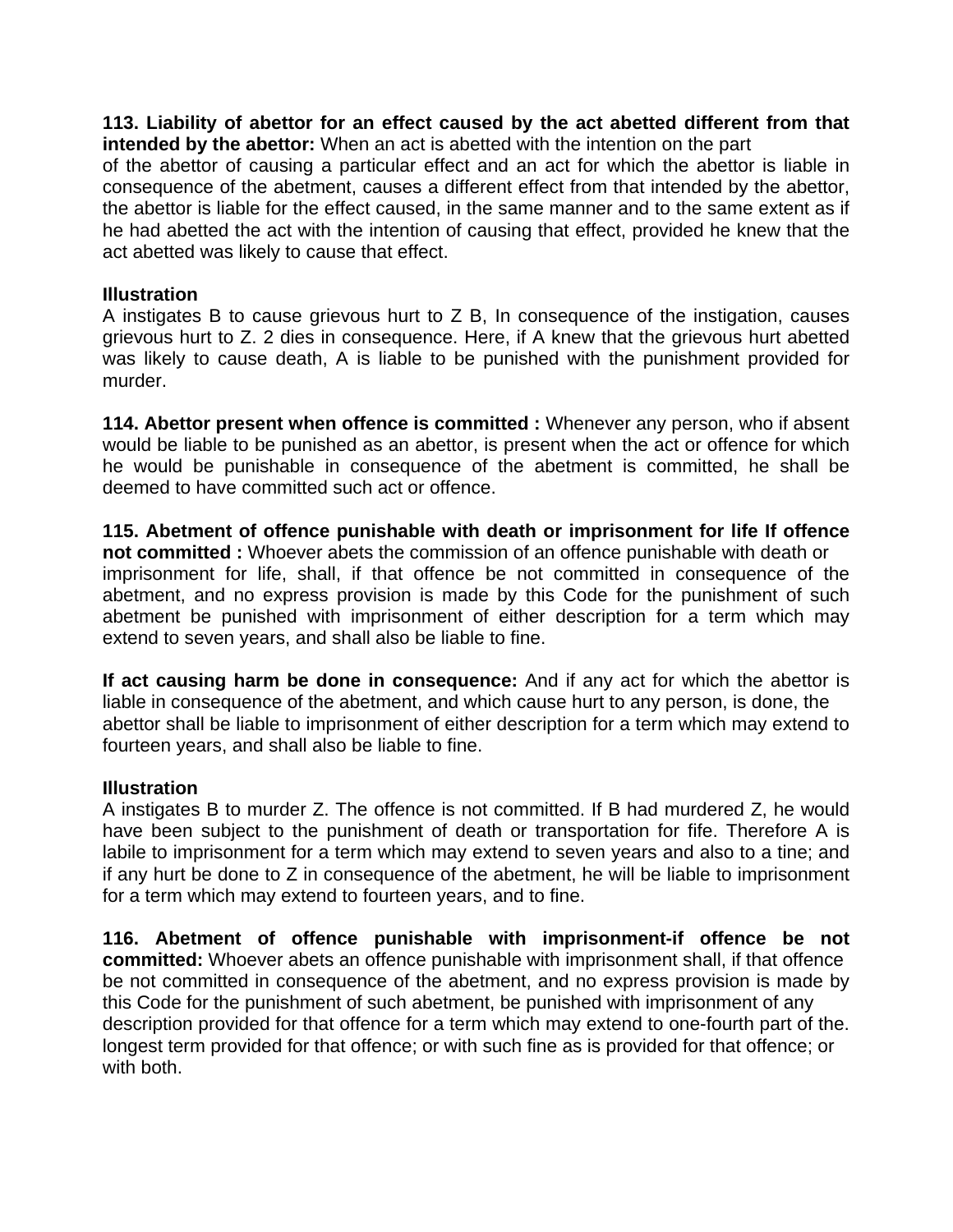**113. Liability of abettor for an effect caused by the act abetted different from that intended by the abettor:** When an act is abetted with the intention on the part of the abettor of causing a particular effect and an act for which the abettor is liable in consequence of the abetment, causes a different effect from that intended by the abettor, the abettor is liable for the effect caused, in the same manner and to the same extent as if he had abetted the act with the intention of causing that effect, provided he knew that the act abetted was likely to cause that effect.

**Illustration**
A instigates B to cause grievous hurt to Z B, In consequence of the instigation, causes grievous hurt to Z. 2 dies in consequence. Here, if A knew that the grievous hurt abetted was likely to cause death, A is liable to be punished with the punishment provided for murder.

**114. Abettor present when offence is committed :** Whenever any person, who if absent would be liable to be punished as an abettor, is present when the act or offence for which he would be punishable in consequence of the abetment is committed, he shall be deemed to have committed such act or offence.

**115. Abetment of offence punishable with death or imprisonment for life If offence not committed :** Whoever abets the commission of an offence punishable with death or imprisonment for life, shall, if that offence be not committed in consequence of the abetment, and no express provision is made by this Code for the punishment of such abetment be punished with imprisonment of either description for a term which may extend to seven years, and shall also be liable to fine.

**If act causing harm be done in consequence:** And if any act for which the abettor is liable in consequence of the abetment, and which cause hurt to any person, is done, the abettor shall be liable to imprisonment of either description for a term which may extend to fourteen years, and shall also be liable to fine.

**Illustration**
A instigates B to murder Z. The offence is not committed. If B had murdered Z, he would have been subject to the punishment of death or transportation for fife. Therefore A is labile to imprisonment for a term which may extend to seven years and also to a tine; and if any hurt be done to Z in consequence of the abetment, he will be liable to imprisonment for a term which may extend to fourteen years, and to fine.

**116. Abetment of offence punishable with imprisonment-if offence be not committed:** Whoever abets an offence punishable with imprisonment shall, if that offence be not committed in consequence of the abetment, and no express provision is made by this Code for the punishment of such abetment, be punished with imprisonment of any description provided for that offence for a term which may extend to one-fourth part of the. longest term provided for that offence; or with such fine as is provided for that offence; or with both.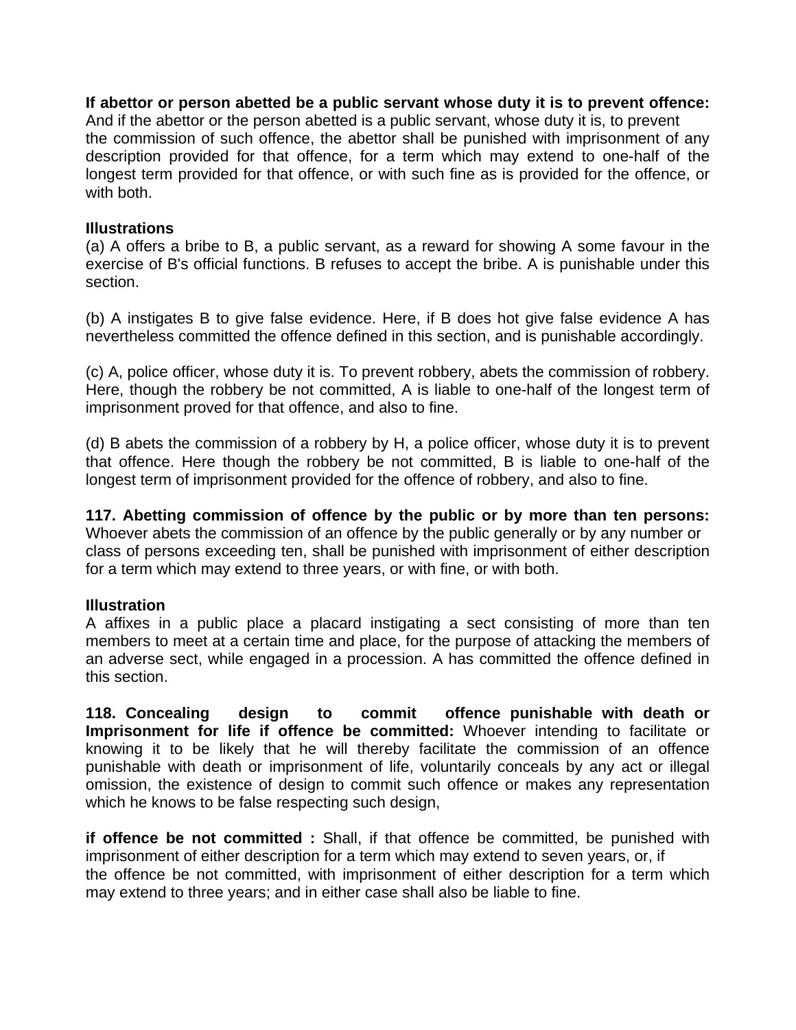**If abettor or person abetted be a public servant whose duty it is to prevent offence:** And if the abettor or the person abetted is a public servant, whose duty it is, to prevent the commission of such offence, the abettor shall be punished with imprisonment of any description provided for that offence, for a term which may extend to one-half of the longest term provided for that offence, or with such fine as is provided for the offence, or with both.

**Illustrations**

(a) A offers a bribe to B, a public servant, as a reward for showing A some favour in the exercise of B's official functions. B refuses to accept the bribe. A is punishable under this section.

(b) A instigates B to give false evidence. Here, if B does hot give false evidence A has nevertheless committed the offence defined in this section, and is punishable accordingly.

(c) A, police officer, whose duty it is. To prevent robbery, abets the commission of robbery. Here, though the robbery be not committed, A is liable to one-half of the longest term of imprisonment proved for that offence, and also to fine.

(d) B abets the commission of a robbery by H, a police officer, whose duty it is to prevent that offence. Here though the robbery be not committed, B is liable to one-half of the longest term of imprisonment provided for the offence of robbery, and also to fine.

**117. Abetting commission of offence by the public or by more than ten persons:** Whoever abets the commission of an offence by the public generally or by any number or class of persons exceeding ten, shall be punished with imprisonment of either description for a term which may extend to three years, or with fine, or with both.

**Illustration**

A affixes in a public place a placard instigating a sect consisting of more than ten members to meet at a certain time and place, for the purpose of attacking the members of an adverse sect, while engaged in a procession. A has committed the offence defined in this section.

**118. Concealing design to commit offence punishable with death or Imprisonment for life if offence be committed:** Whoever intending to facilitate or knowing it to be likely that he will thereby facilitate the commission of an offence punishable with death or imprisonment of life, voluntarily conceals by any act or illegal omission, the existence of design to commit such offence or makes any representation which he knows to be false respecting such design,

**if offence be not committed :** Shall, if that offence be committed, be punished with imprisonment of either description for a term which may extend to seven years, or, if the offence be not committed, with imprisonment of either description for a term which may extend to three years; and in either case shall also be liable to fine.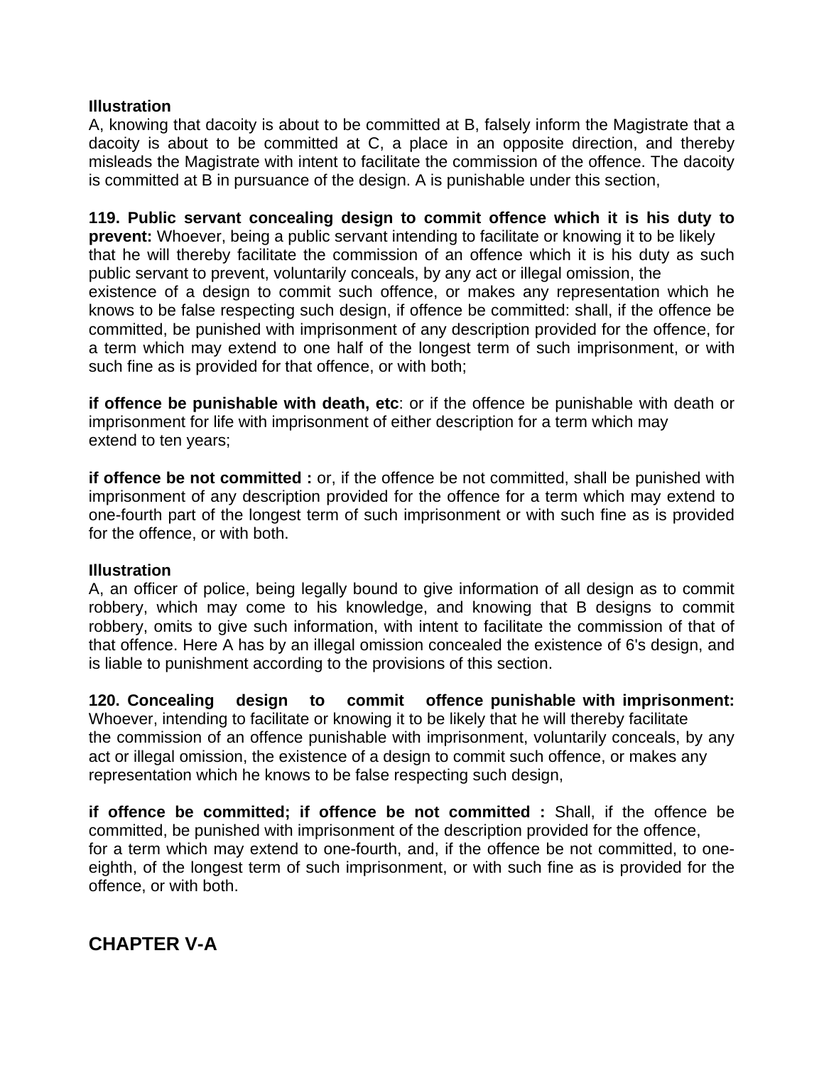**Illustration**

A, knowing that dacoity is about to be committed at B, falsely inform the Magistrate that a dacoity is about to be committed at C, a place in an opposite direction, and thereby misleads the Magistrate with intent to facilitate the commission of the offence. The dacoity is committed at B in pursuance of the design. A is punishable under this section,

**119. Public servant concealing design to commit offence which it is his duty to prevent:** Whoever, being a public servant intending to facilitate or knowing it to be likely that he will thereby facilitate the commission of an offence which it is his duty as such public servant to prevent, voluntarily conceals, by any act or illegal omission, the existence of a design to commit such offence, or makes any representation which he knows to be false respecting such design, if offence be committed: shall, if the offence be committed, be punished with imprisonment of any description provided for the offence, for a term which may extend to one half of the longest term of such imprisonment, or with such fine as is provided for that offence, or with both;

**if offence be punishable with death, etc**: or if the offence be punishable with death or imprisonment for life with imprisonment of either description for a term which may extend to ten years;

**if offence be not committed :** or, if the offence be not committed, shall be punished with imprisonment of any description provided for the offence for a term which may extend to one-fourth part of the longest term of such imprisonment or with such fine as is provided for the offence, or with both.

**Illustration**

A, an officer of police, being legally bound to give information of all design as to commit robbery, which may come to his knowledge, and knowing that B designs to commit robbery, omits to give such information, with intent to facilitate the commission of that of that offence. Here A has by an illegal omission concealed the existence of 6's design, and is liable to punishment according to the provisions of this section.

**120. Concealing design to commit offence punishable with imprisonment:** Whoever, intending to facilitate or knowing it to be likely that he will thereby facilitate the commission of an offence punishable with imprisonment, voluntarily conceals, by any act or illegal omission, the existence of a design to commit such offence, or makes any representation which he knows to be false respecting such design,

**if offence be committed; if offence be not committed :** Shall, if the offence be committed, be punished with imprisonment of the description provided for the offence, for a term which may extend to one-fourth, and, if the offence be not committed, to one-eighth, of the longest term of such imprisonment, or with such fine as is provided for the offence, or with both.

## CHAPTER V-A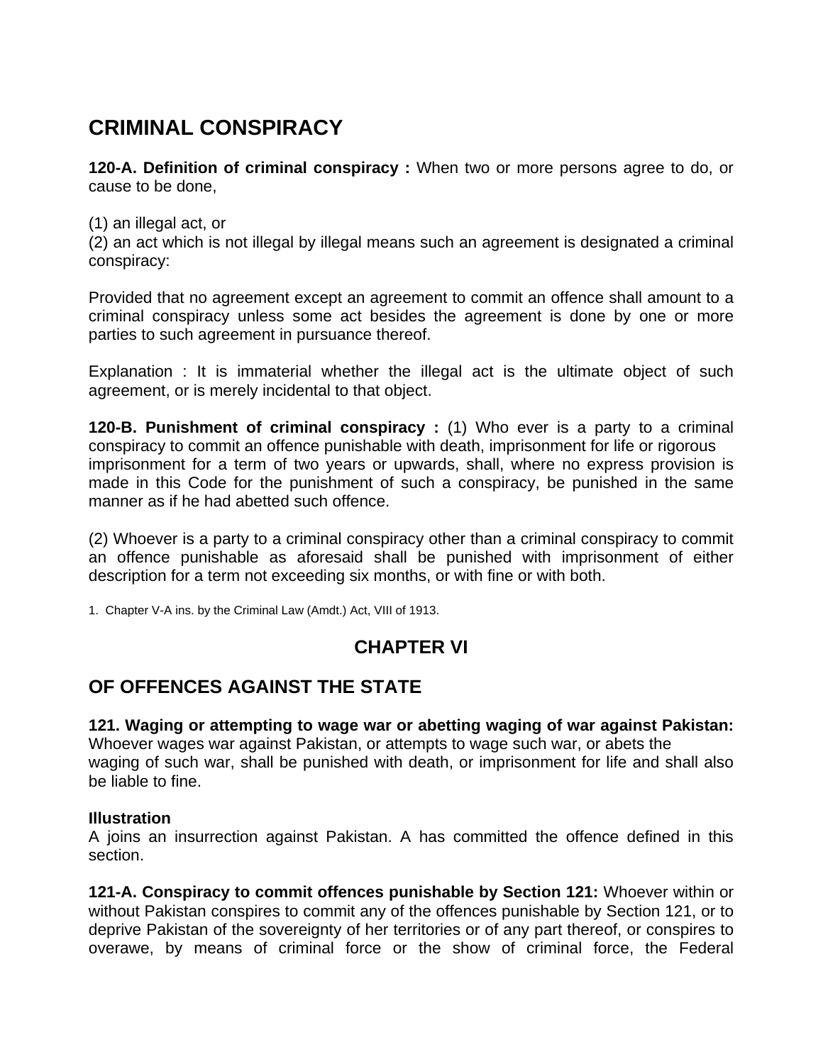## CRIMINAL CONSPIRACY

**120-A. Definition of criminal conspiracy :** When two or more persons agree to do, or cause to be done,

(1) an illegal act, or
(2) an act which is not illegal by illegal means such an agreement is designated a criminal conspiracy:

Provided that no agreement except an agreement to commit an offence shall amount to a criminal conspiracy unless some act besides the agreement is done by one or more parties to such agreement in pursuance thereof.

Explanation : It is immaterial whether the illegal act is the ultimate object of such agreement, or is merely incidental to that object.

**120-B. Punishment of criminal conspiracy :** (1) Who ever is a party to a criminal conspiracy to commit an offence punishable with death, imprisonment for life or rigorous imprisonment for a term of two years or upwards, shall, where no express provision is made in this Code for the punishment of such a conspiracy, be punished in the same manner as if he had abetted such offence.

(2) Whoever is a party to a criminal conspiracy other than a criminal conspiracy to commit an offence punishable as aforesaid shall be punished with imprisonment of either description for a term not exceeding six months, or with fine or with both.

1. Chapter V-A ins. by the Criminal Law (Amdt.) Act, VIII of 1913.

## CHAPTER VI

## OF OFFENCES AGAINST THE STATE

**121. Waging or attempting to wage war or abetting waging of war against Pakistan:** Whoever wages war against Pakistan, or attempts to wage such war, or abets the waging of such war, shall be punished with death, or imprisonment for life and shall also be liable to fine.

**Illustration**
A joins an insurrection against Pakistan. A has committed the offence defined in this section.

**121-A. Conspiracy to commit offences punishable by Section 121:** Whoever within or without Pakistan conspires to commit any of the offences punishable by Section 121, or to deprive Pakistan of the sovereignty of her territories or of any part thereof, or conspires to overawe, by means of criminal force or the show of criminal force, the Federal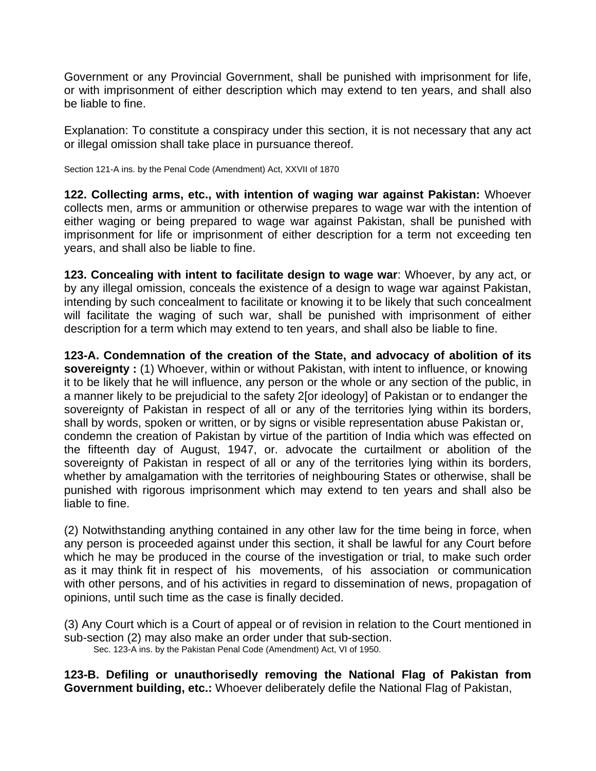Government or any Provincial Government, shall be punished with imprisonment for life, or with imprisonment of either description which may extend to ten years, and shall also be liable to fine.

Explanation: To constitute a conspiracy under this section, it is not necessary that any act or illegal omission shall take place in pursuance thereof.

Section 121-A ins. by the Penal Code (Amendment) Act, XXVII of 1870

**122. Collecting arms, etc., with intention of waging war against Pakistan:** Whoever collects men, arms or ammunition or otherwise prepares to wage war with the intention of either waging or being prepared to wage war against Pakistan, shall be punished with imprisonment for life or imprisonment of either description for a term not exceeding ten years, and shall also be liable to fine.

**123. Concealing with intent to facilitate design to wage war**: Whoever, by any act, or by any illegal omission, conceals the existence of a design to wage war against Pakistan, intending by such concealment to facilitate or knowing it to be likely that such concealment will facilitate the waging of such war, shall be punished with imprisonment of either description for a term which may extend to ten years, and shall also be liable to fine.

**123-A. Condemnation of the creation of the State, and advocacy of abolition of its sovereignty :** (1) Whoever, within or without Pakistan, with intent to influence, or knowing it to be likely that he will influence, any person or the whole or any section of the public, in a manner likely to be prejudicial to the safety 2[or ideology] of Pakistan or to endanger the sovereignty of Pakistan in respect of all or any of the territories lying within its borders, shall by words, spoken or written, or by signs or visible representation abuse Pakistan or, condemn the creation of Pakistan by virtue of the partition of India which was effected on the fifteenth day of August, 1947, or. advocate the curtailment or abolition of the sovereignty of Pakistan in respect of all or any of the territories lying within its borders, whether by amalgamation with the territories of neighbouring States or otherwise, shall be punished with rigorous imprisonment which may extend to ten years and shall also be liable to fine.

(2) Notwithstanding anything contained in any other law for the time being in force, when any person is proceeded against under this section, it shall be lawful for any Court before which he may be produced in the course of the investigation or trial, to make such order as it may think fit in respect of his movements, of his association or communication with other persons, and of his activities in regard to dissemination of news, propagation of opinions, until such time as the case is finally decided.

(3) Any Court which is a Court of appeal or of revision in relation to the Court mentioned in sub-section (2) may also make an order under that sub-section.

Sec. 123-A ins. by the Pakistan Penal Code (Amendment) Act, VI of 1950.

**123-B. Defiling or unauthorisedly removing the National Flag of Pakistan from Government building, etc.:** Whoever deliberately defile the National Flag of Pakistan,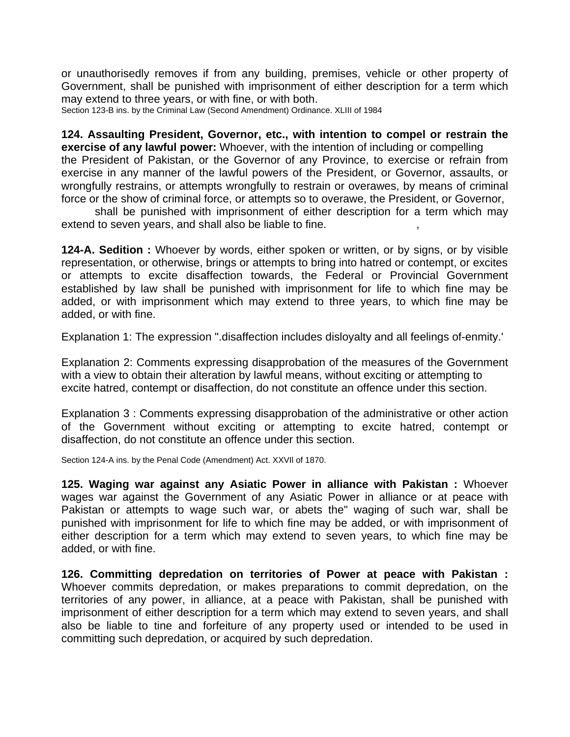or unauthorisedly removes if from any building, premises, vehicle or other property of Government, shall be punished with imprisonment of either description for a term which may extend to three years, or with fine, or with both.

Section 123-B ins. by the Criminal Law (Second Amendment) Ordinance. XLIII of 1984

**124. Assaulting President, Governor, etc., with intention to compel or restrain the exercise of any lawful power:** Whoever, with the intention of including or compelling the President of Pakistan, or the Governor of any Province, to exercise or refrain from exercise in any manner of the lawful powers of the President, or Governor, assaults, or wrongfully restrains, or attempts wrongfully to restrain or overawes, by means of criminal force or the show of criminal force, or attempts so to overawe, the President, or Governor,

shall be punished with imprisonment of either description for a term which may extend to seven years, and shall also be liable to fine. ,

**124-A. Sedition :** Whoever by words, either spoken or written, or by signs, or by visible representation, or otherwise, brings or attempts to bring into hatred or contempt, or excites or attempts to excite disaffection towards, the Federal or Provincial Government established by law shall be punished with imprisonment for life to which fine may be added, or with imprisonment which may extend to three years, to which fine may be added, or with fine.

Explanation 1: The expression ".disaffection includes disloyalty and all feelings of-enmity.'

Explanation 2: Comments expressing disapprobation of the measures of the Government with a view to obtain their alteration by lawful means, without exciting or attempting to excite hatred, contempt or disaffection, do not constitute an offence under this section.

Explanation 3 : Comments expressing disapprobation of the administrative or other action of the Government without exciting or attempting to excite hatred, contempt or disaffection, do not constitute an offence under this section.

Section 124-A ins. by the Penal Code (Amendment) Act. XXVIl of 1870.

**125. Waging war against any Asiatic Power in alliance with Pakistan :** Whoever wages war against the Government of any Asiatic Power in alliance or at peace with Pakistan or attempts to wage such war, or abets the" waging of such war, shall be punished with imprisonment for life to which fine may be added, or with imprisonment of either description for a term which may extend to seven years, to which fine may be added, or with fine.

**126. Committing depredation on territories of Power at peace with Pakistan :** Whoever commits depredation, or makes preparations to commit depredation, on the territories of any power, in alliance, at a peace with Pakistan, shall be punished with imprisonment of either description for a term which may extend to seven years, and shall also be liable to tine and forfeiture of any property used or intended to be used in committing such depredation, or acquired by such depredation.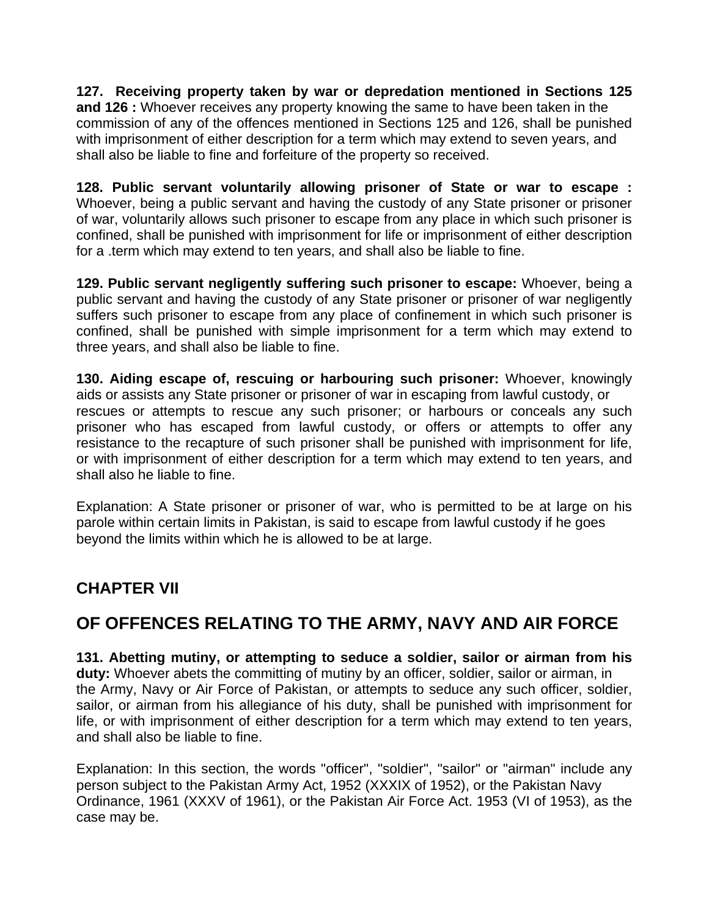**127. Receiving property taken by war or depredation mentioned in Sections 125 and 126 :** Whoever receives any property knowing the same to have been taken in the commission of any of the offences mentioned in Sections 125 and 126, shall be punished with imprisonment of either description for a term which may extend to seven years, and shall also be liable to fine and forfeiture of the property so received.

**128. Public servant voluntarily allowing prisoner of State or war to escape :** Whoever, being a public servant and having the custody of any State prisoner or prisoner of war, voluntarily allows such prisoner to escape from any place in which such prisoner is confined, shall be punished with imprisonment for life or imprisonment of either description for a .term which may extend to ten years, and shall also be liable to fine.

**129. Public servant negligently suffering such prisoner to escape:** Whoever, being a public servant and having the custody of any State prisoner or prisoner of war negligently suffers such prisoner to escape from any place of confinement in which such prisoner is confined, shall be punished with simple imprisonment for a term which may extend to three years, and shall also be liable to fine.

**130. Aiding escape of, rescuing or harbouring such prisoner:** Whoever, knowingly aids or assists any State prisoner or prisoner of war in escaping from lawful custody, or rescues or attempts to rescue any such prisoner; or harbours or conceals any such prisoner who has escaped from lawful custody, or offers or attempts to offer any resistance to the recapture of such prisoner shall be punished with imprisonment for life, or with imprisonment of either description for a term which may extend to ten years, and shall also he liable to fine.

Explanation: A State prisoner or prisoner of war, who is permitted to be at large on his parole within certain limits in Pakistan, is said to escape from lawful custody if he goes beyond the limits within which he is allowed to be at large.

## CHAPTER VII

## OF OFFENCES RELATING TO THE ARMY, NAVY AND AIR FORCE

**131. Abetting mutiny, or attempting to seduce a soldier, sailor or airman from his duty:** Whoever abets the committing of mutiny by an officer, soldier, sailor or airman, in the Army, Navy or Air Force of Pakistan, or attempts to seduce any such officer, soldier, sailor, or airman from his allegiance of his duty, shall be punished with imprisonment for life, or with imprisonment of either description for a term which may extend to ten years, and shall also be liable to fine.

Explanation: In this section, the words "officer", "soldier", "sailor" or "airman" include any person subject to the Pakistan Army Act, 1952 (XXXIX of 1952), or the Pakistan Navy Ordinance, 1961 (XXXV of 1961), or the Pakistan Air Force Act. 1953 (VI of 1953), as the case may be.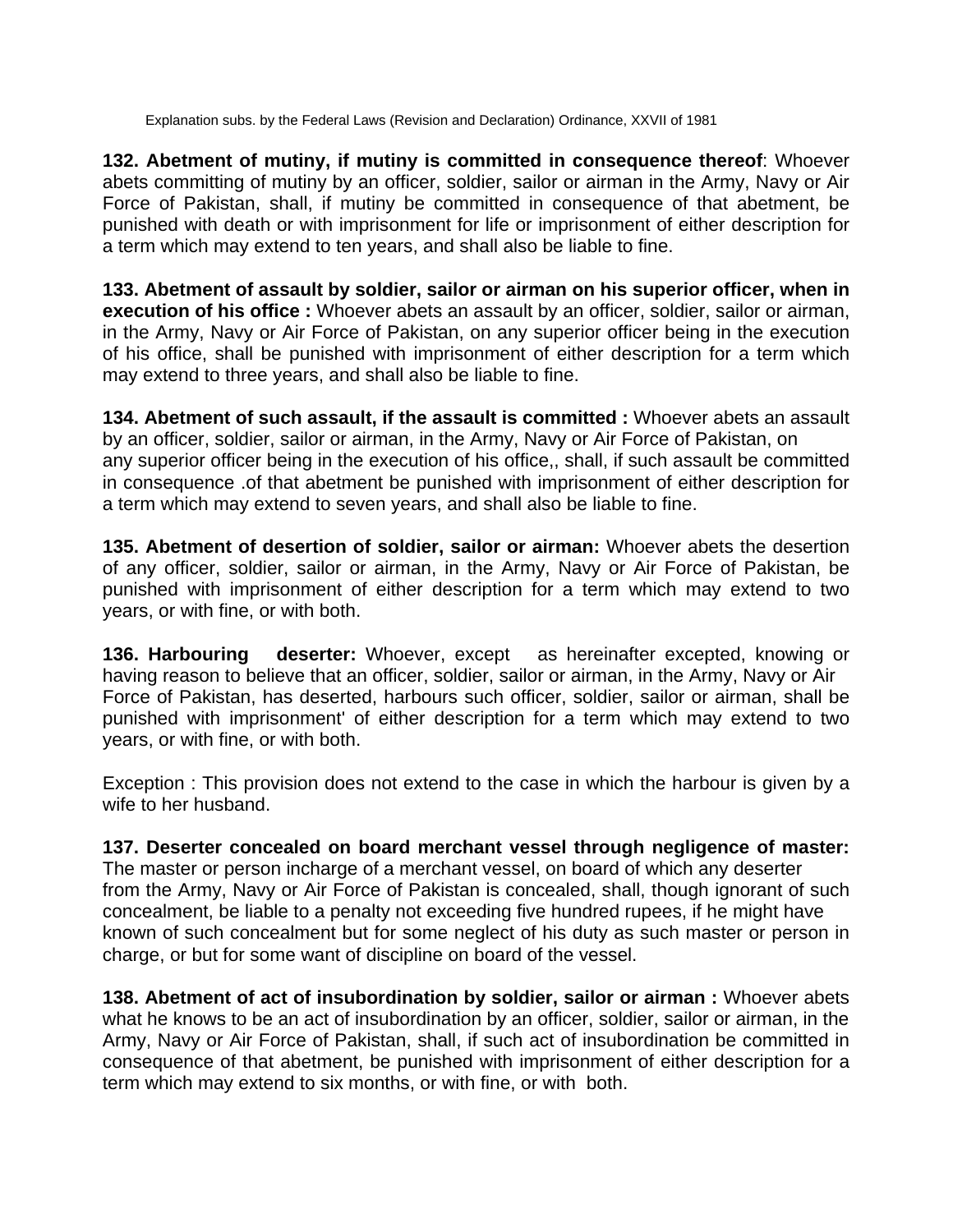Explanation subs. by the Federal Laws (Revision and Declaration) Ordinance, XXVII of 1981

**132. Abetment of mutiny, if mutiny is committed in consequence thereof**: Whoever abets committing of mutiny by an officer, soldier, sailor or airman in the Army, Navy or Air Force of Pakistan, shall, if mutiny be committed in consequence of that abetment, be punished with death or with imprisonment for life or imprisonment of either description for a term which may extend to ten years, and shall also be liable to fine.

**133. Abetment of assault by soldier, sailor or airman on his superior officer, when in execution of his office :** Whoever abets an assault by an officer, soldier, sailor or airman, in the Army, Navy or Air Force of Pakistan, on any superior officer being in the execution of his office, shall be punished with imprisonment of either description for a term which may extend to three years, and shall also be liable to fine.

**134. Abetment of such assault, if the assault is committed :** Whoever abets an assault by an officer, soldier, sailor or airman, in the Army, Navy or Air Force of Pakistan, on any superior officer being in the execution of his office,, shall, if such assault be committed in consequence .of that abetment be punished with imprisonment of either description for a term which may extend to seven years, and shall also be liable to fine.

**135. Abetment of desertion of soldier, sailor or airman:** Whoever abets the desertion of any officer, soldier, sailor or airman, in the Army, Navy or Air Force of Pakistan, be punished with imprisonment of either description for a term which may extend to two years, or with fine, or with both.

**136. Harbouring deserter:** Whoever, except as hereinafter excepted, knowing or having reason to believe that an officer, soldier, sailor or airman, in the Army, Navy or Air Force of Pakistan, has deserted, harbours such officer, soldier, sailor or airman, shall be punished with imprisonment' of either description for a term which may extend to two years, or with fine, or with both.

Exception : This provision does not extend to the case in which the harbour is given by a wife to her husband.

**137. Deserter concealed on board merchant vessel through negligence of master:** The master or person incharge of a merchant vessel, on board of which any deserter from the Army, Navy or Air Force of Pakistan is concealed, shall, though ignorant of such concealment, be liable to a penalty not exceeding five hundred rupees, if he might have known of such concealment but for some neglect of his duty as such master or person in charge, or but for some want of discipline on board of the vessel.

**138. Abetment of act of insubordination by soldier, sailor or airman :** Whoever abets what he knows to be an act of insubordination by an officer, soldier, sailor or airman, in the Army, Navy or Air Force of Pakistan, shall, if such act of insubordination be committed in consequence of that abetment, be punished with imprisonment of either description for a term which may extend to six months, or with fine, or with both.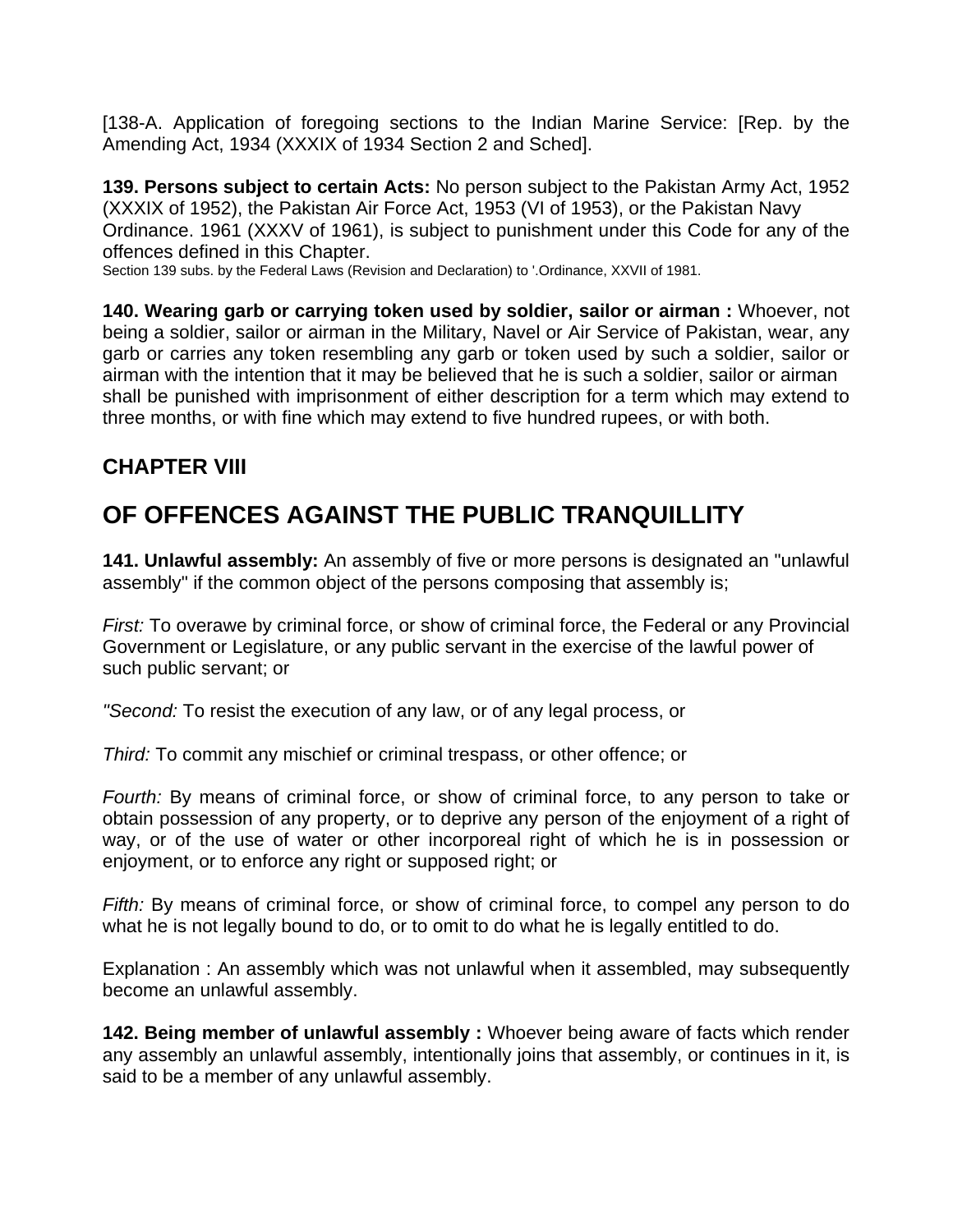[138-A. Application of foregoing sections to the Indian Marine Service: [Rep. by the Amending Act, 1934 (XXXIX of 1934 Section 2 and Sched].

**139. Persons subject to certain Acts:** No person subject to the Pakistan Army Act, 1952 (XXXIX of 1952), the Pakistan Air Force Act, 1953 (VI of 1953), or the Pakistan Navy Ordinance. 1961 (XXXV of 1961), is subject to punishment under this Code for any of the offences defined in this Chapter.
Section 139 subs. by the Federal Laws (Revision and Declaration) to '.Ordinance, XXVII of 1981.

**140. Wearing garb or carrying token used by soldier, sailor or airman :** Whoever, not being a soldier, sailor or airman in the Military, Navel or Air Service of Pakistan, wear, any garb or carries any token resembling any garb or token used by such a soldier, sailor or airman with the intention that it may be believed that he is such a soldier, sailor or airman shall be punished with imprisonment of either description for a term which may extend to three months, or with fine which may extend to five hundred rupees, or with both.

## CHAPTER VIII

# OF OFFENCES AGAINST THE PUBLIC TRANQUILLITY

**141. Unlawful assembly:** An assembly of five or more persons is designated an "unlawful assembly" if the common object of the persons composing that assembly is;

*First:* To overawe by criminal force, or show of criminal force, the Federal or any Provincial Government or Legislature, or any public servant in the exercise of the lawful power of such public servant; or

*"Second:* To resist the execution of any law, or of any legal process, or

*Third:* To commit any mischief or criminal trespass, or other offence; or

*Fourth:* By means of criminal force, or show of criminal force, to any person to take or obtain possession of any property, or to deprive any person of the enjoyment of a right of way, or of the use of water or other incorporeal right of which he is in possession or enjoyment, or to enforce any right or supposed right; or

*Fifth:* By means of criminal force, or show of criminal force, to compel any person to do what he is not legally bound to do, or to omit to do what he is legally entitled to do.

Explanation : An assembly which was not unlawful when it assembled, may subsequently become an unlawful assembly.

**142. Being member of unlawful assembly :** Whoever being aware of facts which render any assembly an unlawful assembly, intentionally joins that assembly, or continues in it, is said to be a member of any unlawful assembly.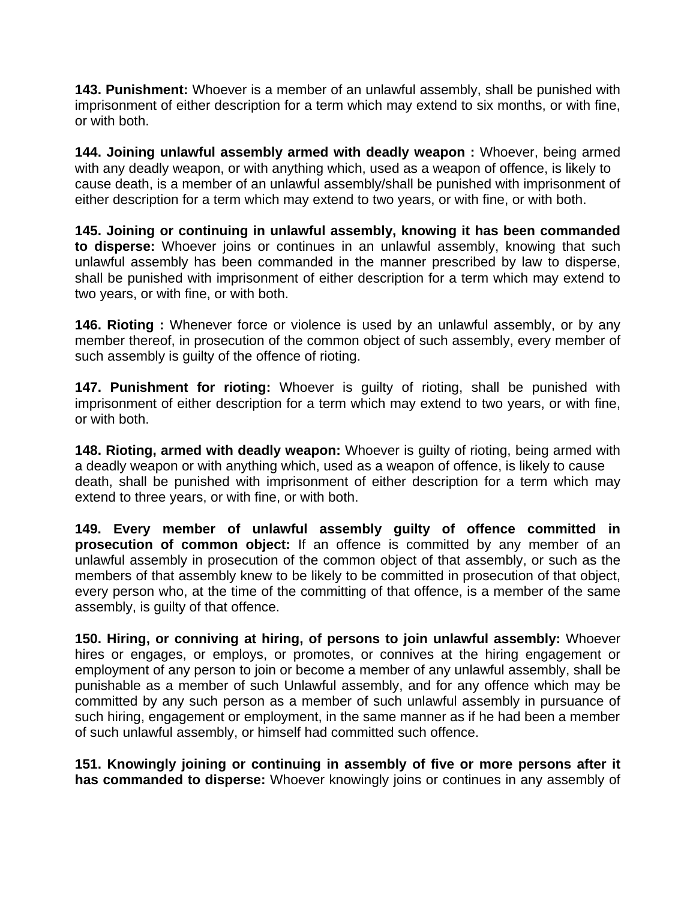**143. Punishment:** Whoever is a member of an unlawful assembly, shall be punished with imprisonment of either description for a term which may extend to six months, or with fine, or with both.

**144. Joining unlawful assembly armed with deadly weapon :** Whoever, being armed with any deadly weapon, or with anything which, used as a weapon of offence, is likely to cause death, is a member of an unlawful assembly/shall be punished with imprisonment of either description for a term which may extend to two years, or with fine, or with both.

**145. Joining or continuing in unlawful assembly, knowing it has been commanded to disperse:** Whoever joins or continues in an unlawful assembly, knowing that such unlawful assembly has been commanded in the manner prescribed by law to disperse, shall be punished with imprisonment of either description for a term which may extend to two years, or with fine, or with both.

**146. Rioting :** Whenever force or violence is used by an unlawful assembly, or by any member thereof, in prosecution of the common object of such assembly, every member of such assembly is guilty of the offence of rioting.

**147. Punishment for rioting:** Whoever is guilty of rioting, shall be punished with imprisonment of either description for a term which may extend to two years, or with fine, or with both.

**148. Rioting, armed with deadly weapon:** Whoever is guilty of rioting, being armed with a deadly weapon or with anything which, used as a weapon of offence, is likely to cause death, shall be punished with imprisonment of either description for a term which may extend to three years, or with fine, or with both.

**149. Every member of unlawful assembly guilty of offence committed in prosecution of common object:** If an offence is committed by any member of an unlawful assembly in prosecution of the common object of that assembly, or such as the members of that assembly knew to be likely to be committed in prosecution of that object, every person who, at the time of the committing of that offence, is a member of the same assembly, is guilty of that offence.

**150. Hiring, or conniving at hiring, of persons to join unlawful assembly:** Whoever hires or engages, or employs, or promotes, or connives at the hiring engagement or employment of any person to join or become a member of any unlawful assembly, shall be punishable as a member of such Unlawful assembly, and for any offence which may be committed by any such person as a member of such unlawful assembly in pursuance of such hiring, engagement or employment, in the same manner as if he had been a member of such unlawful assembly, or himself had committed such offence.

**151. Knowingly joining or continuing in assembly of five or more persons after it has commanded to disperse:** Whoever knowingly joins or continues in any assembly of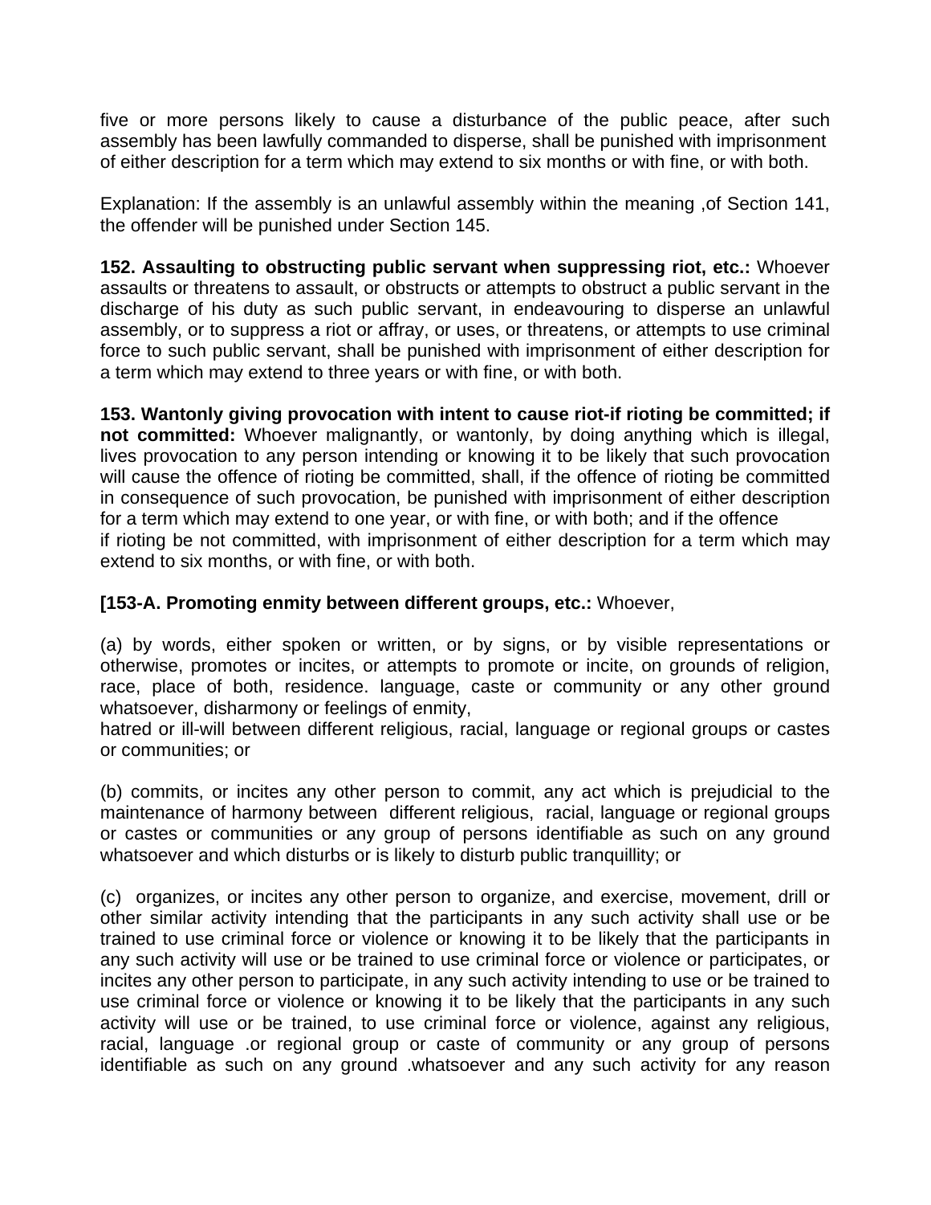five or more persons likely to cause a disturbance of the public peace, after such assembly has been lawfully commanded to disperse, shall be punished with imprisonment of either description for a term which may extend to six months or with fine, or with both.

Explanation: If the assembly is an unlawful assembly within the meaning ,of Section 141, the offender will be punished under Section 145.

**152. Assaulting to obstructing public servant when suppressing riot, etc.:** Whoever assaults or threatens to assault, or obstructs or attempts to obstruct a public servant in the discharge of his duty as such public servant, in endeavouring to disperse an unlawful assembly, or to suppress a riot or affray, or uses, or threatens, or attempts to use criminal force to such public servant, shall be punished with imprisonment of either description for a term which may extend to three years or with fine, or with both.

**153. Wantonly giving provocation with intent to cause riot-if rioting be committed; if not committed:** Whoever malignantly, or wantonly, by doing anything which is illegal, lives provocation to any person intending or knowing it to be likely that such provocation will cause the offence of rioting be committed, shall, if the offence of rioting be committed in consequence of such provocation, be punished with imprisonment of either description for a term which may extend to one year, or with fine, or with both; and if the offence if rioting be not committed, with imprisonment of either description for a term which may extend to six months, or with fine, or with both.

**[153-A. Promoting enmity between different groups, etc.:** Whoever,

(a) by words, either spoken or written, or by signs, or by visible representations or otherwise, promotes or incites, or attempts to promote or incite, on grounds of religion, race, place of both, residence. language, caste or community or any other ground whatsoever, disharmony or feelings of enmity, hatred or ill-will between different religious, racial, language or regional groups or castes or communities; or

(b) commits, or incites any other person to commit, any act which is prejudicial to the maintenance of harmony between different religious, racial, language or regional groups or castes or communities or any group of persons identifiable as such on any ground whatsoever and which disturbs or is likely to disturb public tranquillity; or

(c) organizes, or incites any other person to organize, and exercise, movement, drill or other similar activity intending that the participants in any such activity shall use or be trained to use criminal force or violence or knowing it to be likely that the participants in any such activity will use or be trained to use criminal force or violence or participates, or incites any other person to participate, in any such activity intending to use or be trained to use criminal force or violence or knowing it to be likely that the participants in any such activity will use or be trained, to use criminal force or violence, against any religious, racial, language .or regional group or caste of community or any group of persons identifiable as such on any ground .whatsoever and any such activity for any reason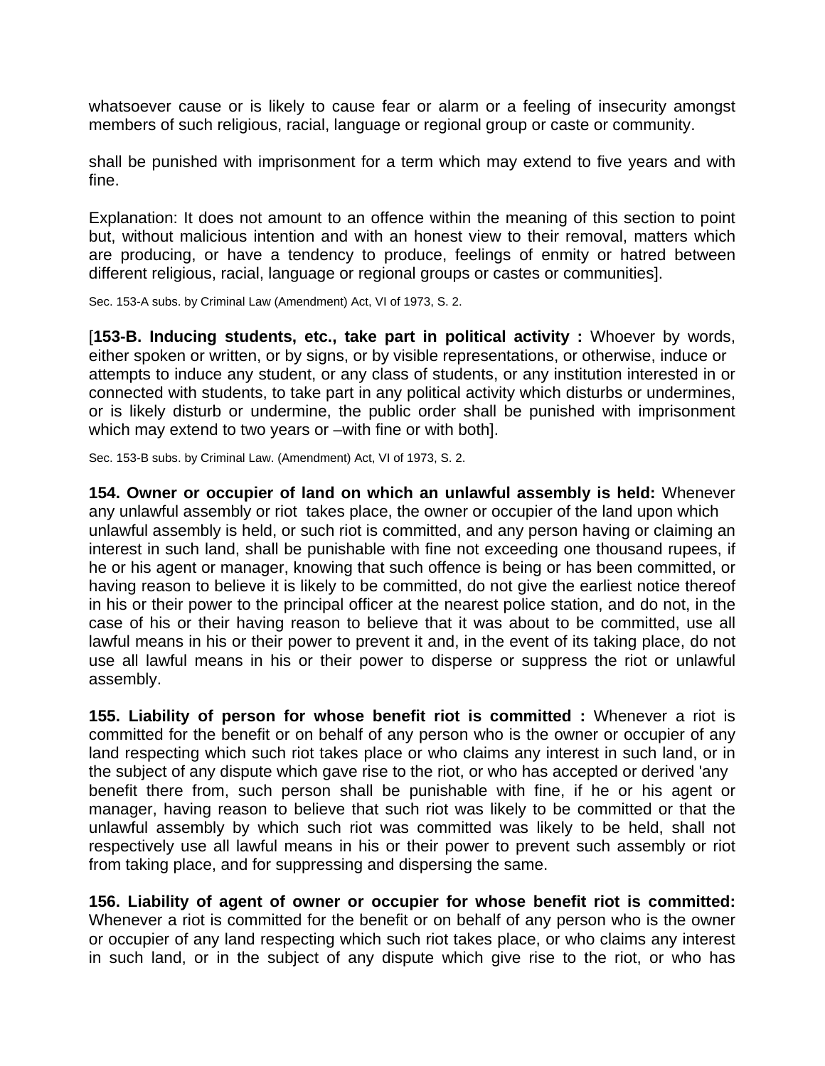whatsoever cause or is likely to cause fear or alarm or a feeling of insecurity amongst members of such religious, racial, language or regional group or caste or community.

shall be punished with imprisonment for a term which may extend to five years and with fine.

Explanation: It does not amount to an offence within the meaning of this section to point but, without malicious intention and with an honest view to their removal, matters which are producing, or have a tendency to produce, feelings of enmity or hatred between different religious, racial, language or regional groups or castes or communities].

Sec. 153-A subs. by Criminal Law (Amendment) Act, VI of 1973, S. 2.

[**153-B. Inducing students, etc., take part in political activity :** Whoever by words, either spoken or written, or by signs, or by visible representations, or otherwise, induce or attempts to induce any student, or any class of students, or any institution interested in or connected with students, to take part in any political activity which disturbs or undermines, or is likely disturb or undermine, the public order shall be punished with imprisonment which may extend to two years or –with fine or with both].

Sec. 153-B subs. by Criminal Law. (Amendment) Act, VI of 1973, S. 2.

**154. Owner or occupier of land on which an unlawful assembly is held:** Whenever any unlawful assembly or riot takes place, the owner or occupier of the land upon which unlawful assembly is held, or such riot is committed, and any person having or claiming an interest in such land, shall be punishable with fine not exceeding one thousand rupees, if he or his agent or manager, knowing that such offence is being or has been committed, or having reason to believe it is likely to be committed, do not give the earliest notice thereof in his or their power to the principal officer at the nearest police station, and do not, in the case of his or their having reason to believe that it was about to be committed, use all lawful means in his or their power to prevent it and, in the event of its taking place, do not use all lawful means in his or their power to disperse or suppress the riot or unlawful assembly.

**155. Liability of person for whose benefit riot is committed :** Whenever a riot is committed for the benefit or on behalf of any person who is the owner or occupier of any land respecting which such riot takes place or who claims any interest in such land, or in the subject of any dispute which gave rise to the riot, or who has accepted or derived 'any benefit there from, such person shall be punishable with fine, if he or his agent or manager, having reason to believe that such riot was likely to be committed or that the unlawful assembly by which such riot was committed was likely to be held, shall not respectively use all lawful means in his or their power to prevent such assembly or riot from taking place, and for suppressing and dispersing the same.

**156. Liability of agent of owner or occupier for whose benefit riot is committed:** Whenever a riot is committed for the benefit or on behalf of any person who is the owner or occupier of any land respecting which such riot takes place, or who claims any interest in such land, or in the subject of any dispute which give rise to the riot, or who has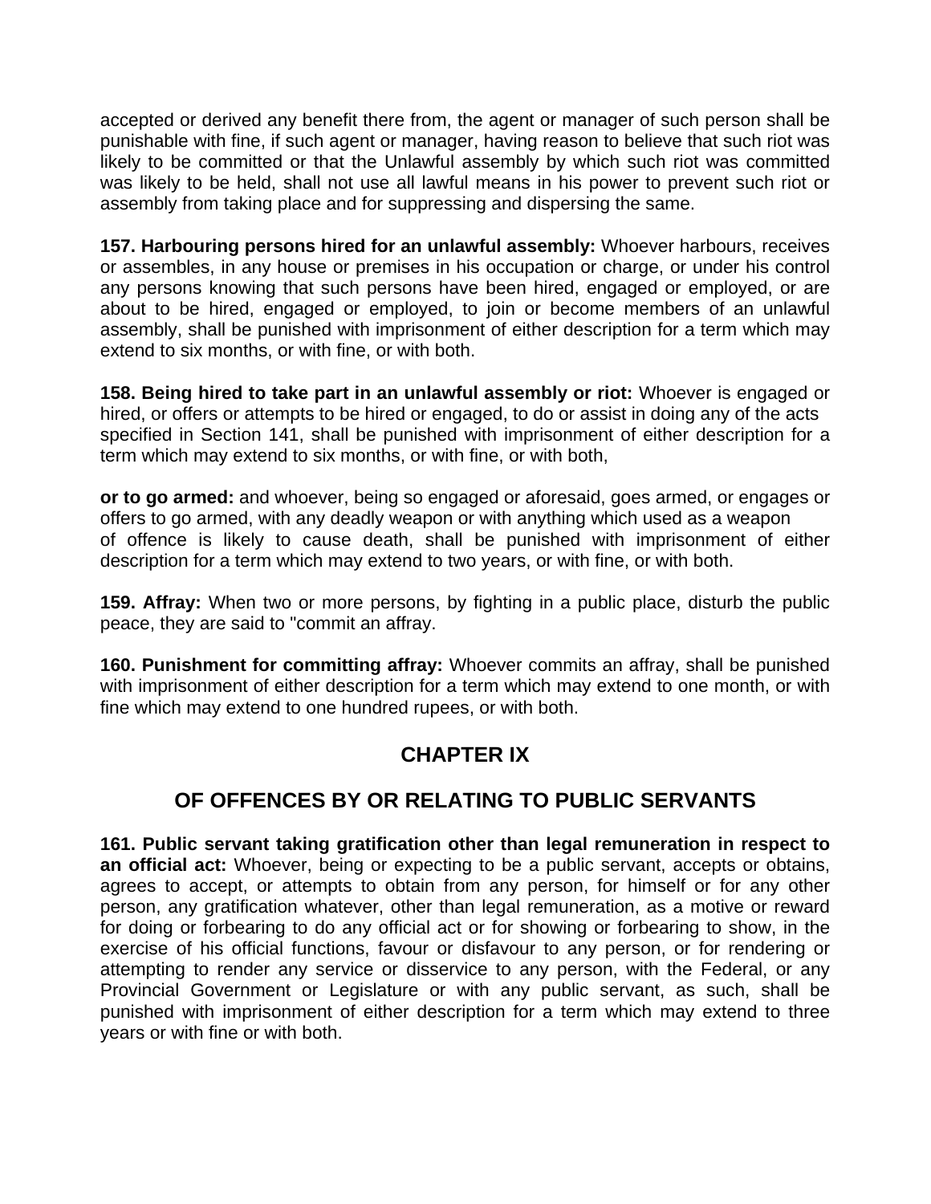accepted or derived any benefit there from, the agent or manager of such person shall be punishable with fine, if such agent or manager, having reason to believe that such riot was likely to be committed or that the Unlawful assembly by which such riot was committed was likely to be held, shall not use all lawful means in his power to prevent such riot or assembly from taking place and for suppressing and dispersing the same.

**157. Harbouring persons hired for an unlawful assembly:** Whoever harbours, receives or assembles, in any house or premises in his occupation or charge, or under his control any persons knowing that such persons have been hired, engaged or employed, or are about to be hired, engaged or employed, to join or become members of an unlawful assembly, shall be punished with imprisonment of either description for a term which may extend to six months, or with fine, or with both.

**158. Being hired to take part in an unlawful assembly or riot:** Whoever is engaged or hired, or offers or attempts to be hired or engaged, to do or assist in doing any of the acts specified in Section 141, shall be punished with imprisonment of either description for a term which may extend to six months, or with fine, or with both,

**or to go armed:** and whoever, being so engaged or aforesaid, goes armed, or engages or offers to go armed, with any deadly weapon or with anything which used as a weapon of offence is likely to cause death, shall be punished with imprisonment of either description for a term which may extend to two years, or with fine, or with both.

**159. Affray:** When two or more persons, by fighting in a public place, disturb the public peace, they are said to "commit an affray.

**160. Punishment for committing affray:** Whoever commits an affray, shall be punished with imprisonment of either description for a term which may extend to one month, or with fine which may extend to one hundred rupees, or with both.

## CHAPTER IX

## OF OFFENCES BY OR RELATING TO PUBLIC SERVANTS

**161. Public servant taking gratification other than legal remuneration in respect to an official act:** Whoever, being or expecting to be a public servant, accepts or obtains, agrees to accept, or attempts to obtain from any person, for himself or for any other person, any gratification whatever, other than legal remuneration, as a motive or reward for doing or forbearing to do any official act or for showing or forbearing to show, in the exercise of his official functions, favour or disfavour to any person, or for rendering or attempting to render any service or disservice to any person, with the Federal, or any Provincial Government or Legislature or with any public servant, as such, shall be punished with imprisonment of either description for a term which may extend to three years or with fine or with both.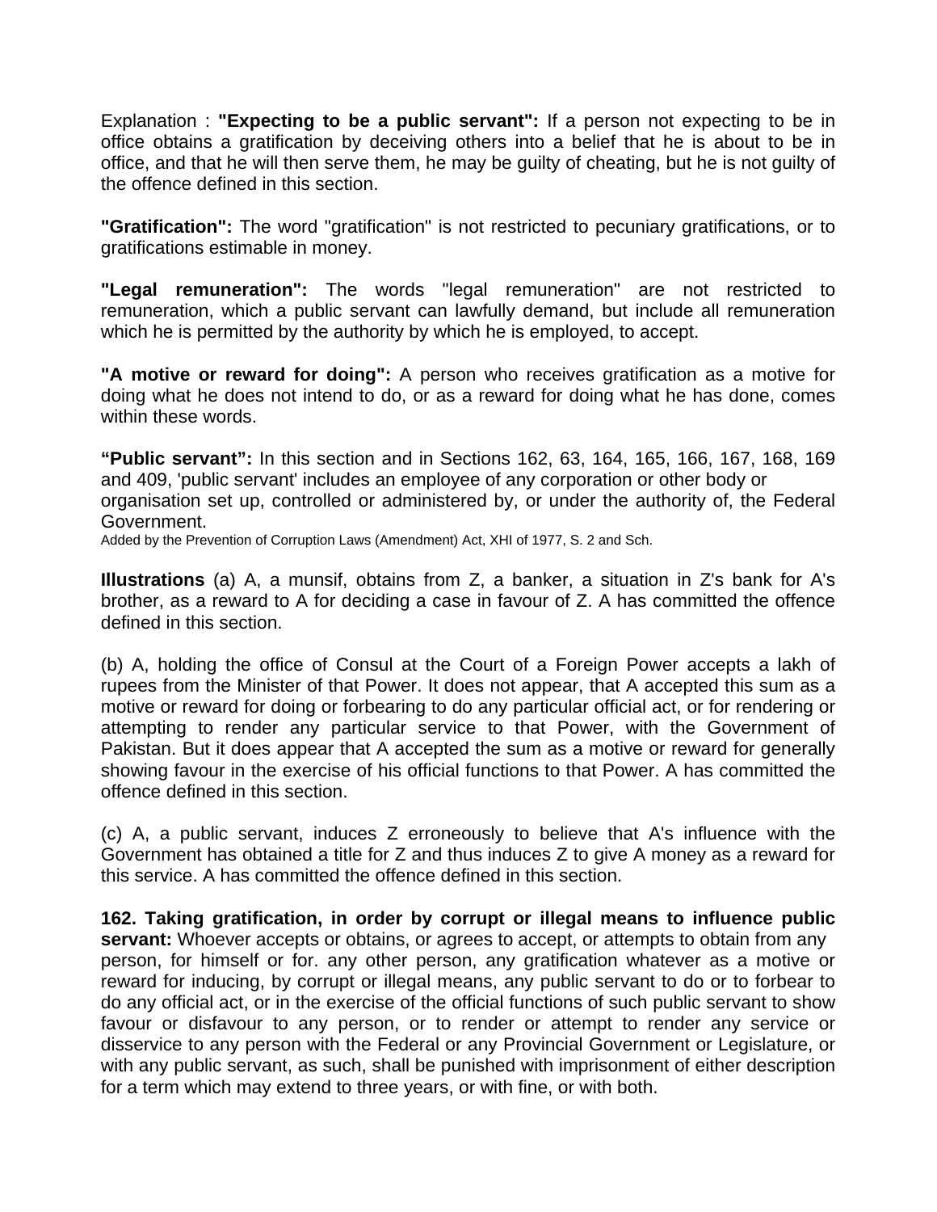Explanation : **"Expecting to be a public servant":** If a person not expecting to be in office obtains a gratification by deceiving others into a belief that he is about to be in office, and that he will then serve them, he may be guilty of cheating, but he is not guilty of the offence defined in this section.

**"Gratification":** The word "gratification" is not restricted to pecuniary gratifications, or to gratifications estimable in money.

**"Legal remuneration":** The words "legal remuneration" are not restricted to remuneration, which a public servant can lawfully demand, but include all remuneration which he is permitted by the authority by which he is employed, to accept.

**"A motive or reward for doing":** A person who receives gratification as a motive for doing what he does not intend to do, or as a reward for doing what he has done, comes within these words.

**“Public servant”:** In this section and in Sections 162, 63, 164, 165, 166, 167, 168, 169 and 409, 'public servant' includes an employee of any corporation or other body or organisation set up, controlled or administered by, or under the authority of, the Federal Government.

Added by the Prevention of Corruption Laws (Amendment) Act, XHI of 1977, S. 2 and Sch.

**Illustrations** (a) A, a munsif, obtains from Z, a banker, a situation in Z's bank for A's brother, as a reward to A for deciding a case in favour of Z. A has committed the offence defined in this section.

(b) A, holding the office of Consul at the Court of a Foreign Power accepts a lakh of rupees from the Minister of that Power. It does not appear, that A accepted this sum as a motive or reward for doing or forbearing to do any particular official act, or for rendering or attempting to render any particular service to that Power, with the Government of Pakistan. But it does appear that A accepted the sum as a motive or reward for generally showing favour in the exercise of his official functions to that Power. A has committed the offence defined in this section.

(c) A, a public servant, induces Z erroneously to believe that A's influence with the Government has obtained a title for Z and thus induces Z to give A money as a reward for this service. A has committed the offence defined in this section.

**162. Taking gratification, in order by corrupt or illegal means to influence public servant:** Whoever accepts or obtains, or agrees to accept, or attempts to obtain from any person, for himself or for. any other person, any gratification whatever as a motive or reward for inducing, by corrupt or illegal means, any public servant to do or to forbear to do any official act, or in the exercise of the official functions of such public servant to show favour or disfavour to any person, or to render or attempt to render any service or disservice to any person with the Federal or any Provincial Government or Legislature, or with any public servant, as such, shall be punished with imprisonment of either description for a term which may extend to three years, or with fine, or with both.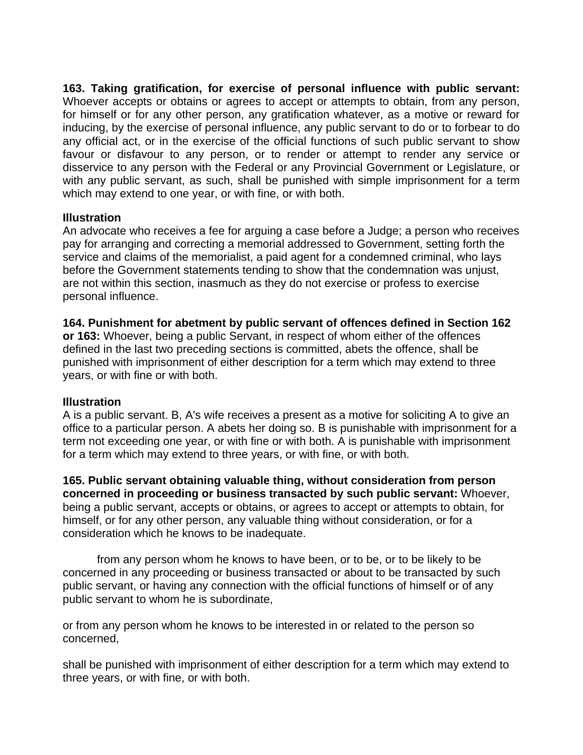**163. Taking gratification, for exercise of personal influence with public servant:** Whoever accepts or obtains or agrees to accept or attempts to obtain, from any person, for himself or for any other person, any gratification whatever, as a motive or reward for inducing, by the exercise of personal influence, any public servant to do or to forbear to do any official act, or in the exercise of the official functions of such public servant to show favour or disfavour to any person, or to render or attempt to render any service or disservice to any person with the Federal or any Provincial Government or Legislature, or with any public servant, as such, shall be punished with simple imprisonment for a term which may extend to one year, or with fine, or with both.

**Illustration**
An advocate who receives a fee for arguing a case before a Judge; a person who receives pay for arranging and correcting a memorial addressed to Government, setting forth the service and claims of the memorialist, a paid agent for a condemned criminal, who lays before the Government statements tending to show that the condemnation was unjust, are not within this section, inasmuch as they do not exercise or profess to exercise personal influence.

**164. Punishment for abetment by public servant of offences defined in Section 162 or 163:** Whoever, being a public Servant, in respect of whom either of the offences defined in the last two preceding sections is committed, abets the offence, shall be punished with imprisonment of either description for a term which may extend to three years, or with fine or with both.

**Illustration**
A is a public servant. B, A's wife receives a present as a motive for soliciting A to give an office to a particular person. A abets her doing so. B is punishable with imprisonment for a term not exceeding one year, or with fine or with both. A is punishable with imprisonment for a term which may extend to three years, or with fine, or with both.

**165. Public servant obtaining valuable thing, without consideration from person concerned in proceeding or business transacted by such public servant:** Whoever, being a public servant, accepts or obtains, or agrees to accept or attempts to obtain, for himself, or for any other person, any valuable thing without consideration, or for a consideration which he knows to be inadequate.

from any person whom he knows to have been, or to be, or to be likely to be concerned in any proceeding or business transacted or about to be transacted by such public servant, or having any connection with the official functions of himself or of any public servant to whom he is subordinate,

or from any person whom he knows to be interested in or related to the person so concerned,

shall be punished with imprisonment of either description for a term which may extend to three years, or with fine, or with both.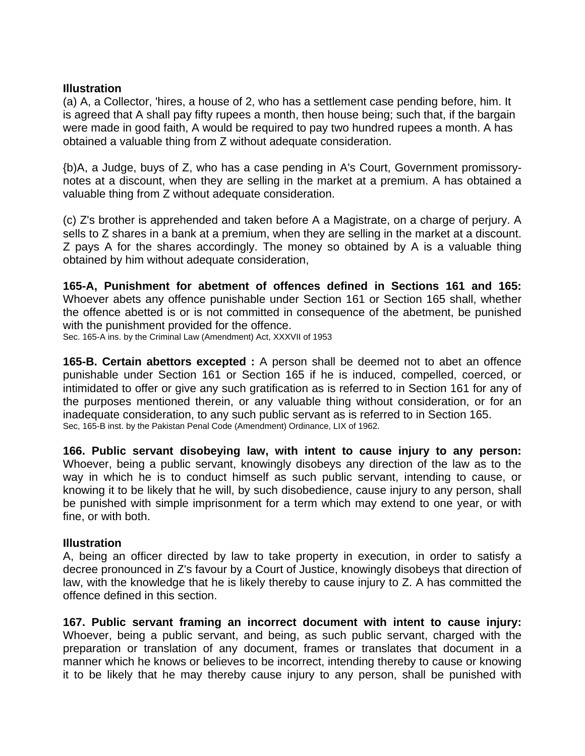**Illustration**

(a) A, a Collector, 'hires, a house of 2, who has a settlement case pending before, him. It is agreed that A shall pay fifty rupees a month, then house being; such that, if the bargain were made in good faith, A would be required to pay two hundred rupees a month. A has obtained a valuable thing from Z without adequate consideration.

{b)A, a Judge, buys of Z, who has a case pending in A's Court, Government promissory-notes at a discount, when they are selling in the market at a premium. A has obtained a valuable thing from Z without adequate consideration.

(c) Z's brother is apprehended and taken before A a Magistrate, on a charge of perjury. A sells to Z shares in a bank at a premium, when they are selling in the market at a discount. Z pays A for the shares accordingly. The money so obtained by A is a valuable thing obtained by him without adequate consideration,

**165-A, Punishment for abetment of offences defined in Sections 161 and 165:** Whoever abets any offence punishable under Section 161 or Section 165 shall, whether the offence abetted is or is not committed in consequence of the abetment, be punished with the punishment provided for the offence.

Sec. 165-A ins. by the Criminal Law (Amendment) Act, XXXVII of 1953

**165-B. Certain abettors excepted :** A person shall be deemed not to abet an offence punishable under Section 161 or Section 165 if he is induced, compelled, coerced, or intimidated to offer or give any such gratification as is referred to in Section 161 for any of the purposes mentioned therein, or any valuable thing without consideration, or for an inadequate consideration, to any such public servant as is referred to in Section 165.

Sec, 165-B inst. by the Pakistan Penal Code (Amendment) Ordinance, LIX of 1962.

**166. Public servant disobeying law, with intent to cause injury to any person:** Whoever, being a public servant, knowingly disobeys any direction of the law as to the way in which he is to conduct himself as such public servant, intending to cause, or knowing it to be likely that he will, by such disobedience, cause injury to any person, shall be punished with simple imprisonment for a term which may extend to one year, or with fine, or with both.

**Illustration**

A, being an officer directed by law to take property in execution, in order to satisfy a decree pronounced in Z's favour by a Court of Justice, knowingly disobeys that direction of law, with the knowledge that he is likely thereby to cause injury to Z. A has committed the offence defined in this section.

**167. Public servant framing an incorrect document with intent to cause injury:** Whoever, being a public servant, and being, as such public servant, charged with the preparation or translation of any document, frames or translates that document in a manner which he knows or believes to be incorrect, intending thereby to cause or knowing it to be likely that he may thereby cause injury to any person, shall be punished with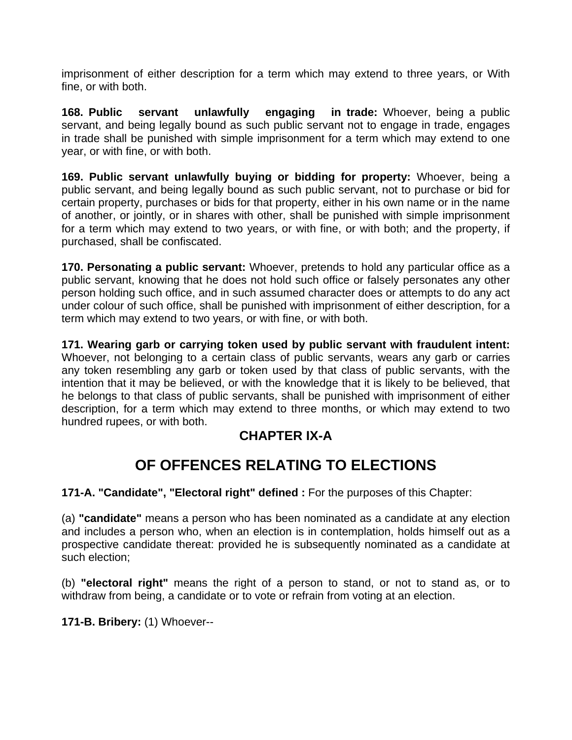imprisonment of either description for a term which may extend to three years, or With fine, or with both.

**168. Public servant unlawfully engaging in trade:** Whoever, being a public servant, and being legally bound as such public servant not to engage in trade, engages in trade shall be punished with simple imprisonment for a term which may extend to one year, or with fine, or with both.

**169. Public servant unlawfully buying or bidding for property:** Whoever, being a public servant, and being legally bound as such public servant, not to purchase or bid for certain property, purchases or bids for that property, either in his own name or in the name of another, or jointly, or in shares with other, shall be punished with simple imprisonment for a term which may extend to two years, or with fine, or with both; and the property, if purchased, shall be confiscated.

**170. Personating a public servant:** Whoever, pretends to hold any particular office as a public servant, knowing that he does not hold such office or falsely personates any other person holding such office, and in such assumed character does or attempts to do any act under colour of such office, shall be punished with imprisonment of either description, for a term which may extend to two years, or with fine, or with both.

**171. Wearing garb or carrying token used by public servant with fraudulent intent:** Whoever, not belonging to a certain class of public servants, wears any garb or carries any token resembling any garb or token used by that class of public servants, with the intention that it may be believed, or with the knowledge that it is likely to be believed, that he belongs to that class of public servants, shall be punished with imprisonment of either description, for a term which may extend to three months, or which may extend to two hundred rupees, or with both.

## CHAPTER IX-A

# OF OFFENCES RELATING TO ELECTIONS

**171-A. "Candidate", "Electoral right" defined :** For the purposes of this Chapter:

(a) **"candidate"** means a person who has been nominated as a candidate at any election and includes a person who, when an election is in contemplation, holds himself out as a prospective candidate thereat: provided he is subsequently nominated as a candidate at such election;

(b) **"electoral right"** means the right of a person to stand, or not to stand as, or to withdraw from being, a candidate or to vote or refrain from voting at an election.

**171-B. Bribery:** (1) Whoever--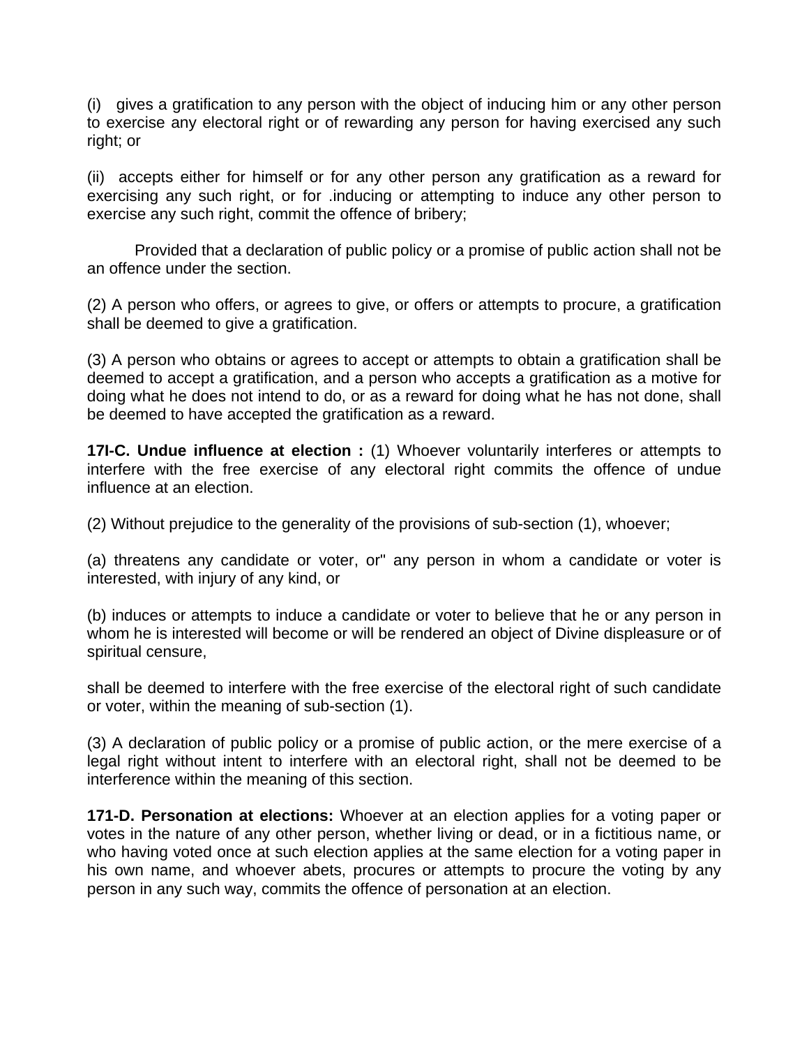(i) gives a gratification to any person with the object of inducing him or any other person to exercise any electoral right or of rewarding any person for having exercised any such right; or

(ii) accepts either for himself or for any other person any gratification as a reward for exercising any such right, or for .inducing or attempting to induce any other person to exercise any such right, commit the offence of bribery;

Provided that a declaration of public policy or a promise of public action shall not be an offence under the section.

(2) A person who offers, or agrees to give, or offers or attempts to procure, a gratification shall be deemed to give a gratification.

(3) A person who obtains or agrees to accept or attempts to obtain a gratification shall be deemed to accept a gratification, and a person who accepts a gratification as a motive for doing what he does not intend to do, or as a reward for doing what he has not done, shall be deemed to have accepted the gratification as a reward.

**17I-C. Undue influence at election :** (1) Whoever voluntarily interferes or attempts to interfere with the free exercise of any electoral right commits the offence of undue influence at an election.

(2) Without prejudice to the generality of the provisions of sub-section (1), whoever;

(a) threatens any candidate or voter, or" any person in whom a candidate or voter is interested, with injury of any kind, or

(b) induces or attempts to induce a candidate or voter to believe that he or any person in whom he is interested will become or will be rendered an object of Divine displeasure or of spiritual censure,

shall be deemed to interfere with the free exercise of the electoral right of such candidate or voter, within the meaning of sub-section (1).

(3) A declaration of public policy or a promise of public action, or the mere exercise of a legal right without intent to interfere with an electoral right, shall not be deemed to be interference within the meaning of this section.

**171-D. Personation at elections:** Whoever at an election applies for a voting paper or votes in the nature of any other person, whether living or dead, or in a fictitious name, or who having voted once at such election applies at the same election for a voting paper in his own name, and whoever abets, procures or attempts to procure the voting by any person in any such way, commits the offence of personation at an election.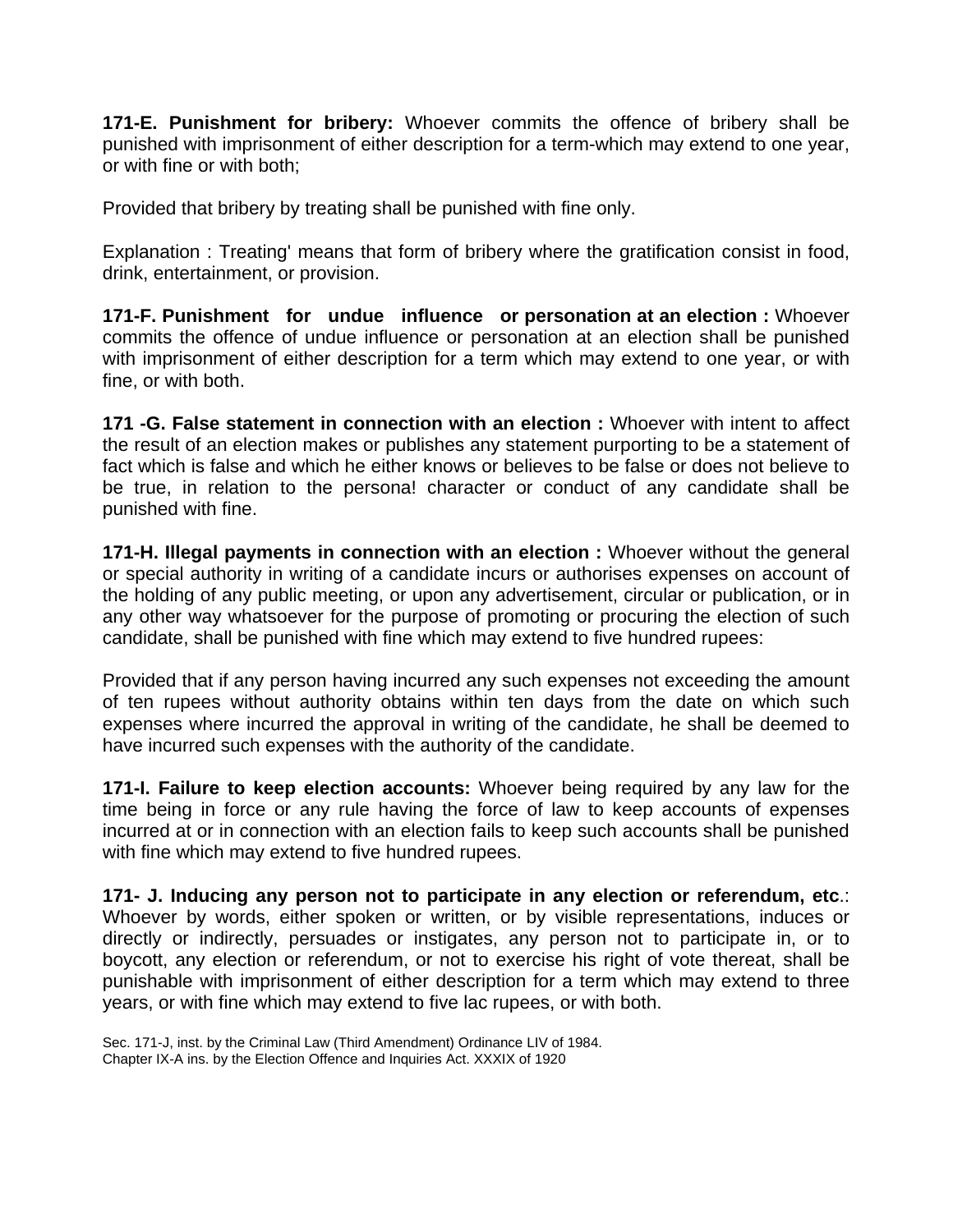**171-E. Punishment for bribery:** Whoever commits the offence of bribery shall be punished with imprisonment of either description for a term-which may extend to one year, or with fine or with both;

Provided that bribery by treating shall be punished with fine only.

Explanation : Treating' means that form of bribery where the gratification consist in food, drink, entertainment, or provision.

**171-F. Punishment for undue influence or personation at an election :** Whoever commits the offence of undue influence or personation at an election shall be punished with imprisonment of either description for a term which may extend to one year, or with fine, or with both.

**171 -G. False statement in connection with an election :** Whoever with intent to affect the result of an election makes or publishes any statement purporting to be a statement of fact which is false and which he either knows or believes to be false or does not believe to be true, in relation to the persona! character or conduct of any candidate shall be punished with fine.

**171-H. Illegal payments in connection with an election :** Whoever without the general or special authority in writing of a candidate incurs or authorises expenses on account of the holding of any public meeting, or upon any advertisement, circular or publication, or in any other way whatsoever for the purpose of promoting or procuring the election of such candidate, shall be punished with fine which may extend to five hundred rupees:

Provided that if any person having incurred any such expenses not exceeding the amount of ten rupees without authority obtains within ten days from the date on which such expenses where incurred the approval in writing of the candidate, he shall be deemed to have incurred such expenses with the authority of the candidate.

**171-I. Failure to keep election accounts:** Whoever being required by any law for the time being in force or any rule having the force of law to keep accounts of expenses incurred at or in connection with an election fails to keep such accounts shall be punished with fine which may extend to five hundred rupees.

**171- J. Inducing any person not to participate in any election or referendum, etc**.: Whoever by words, either spoken or written, or by visible representations, induces or directly or indirectly, persuades or instigates, any person not to participate in, or to boycott, any election or referendum, or not to exercise his right of vote thereat, shall be punishable with imprisonment of either description for a term which may extend to three years, or with fine which may extend to five lac rupees, or with both.

Sec. 171-J, inst. by the Criminal Law (Third Amendment) Ordinance LIV of 1984.
Chapter IX-A ins. by the Election Offence and Inquiries Act. XXXIX of 1920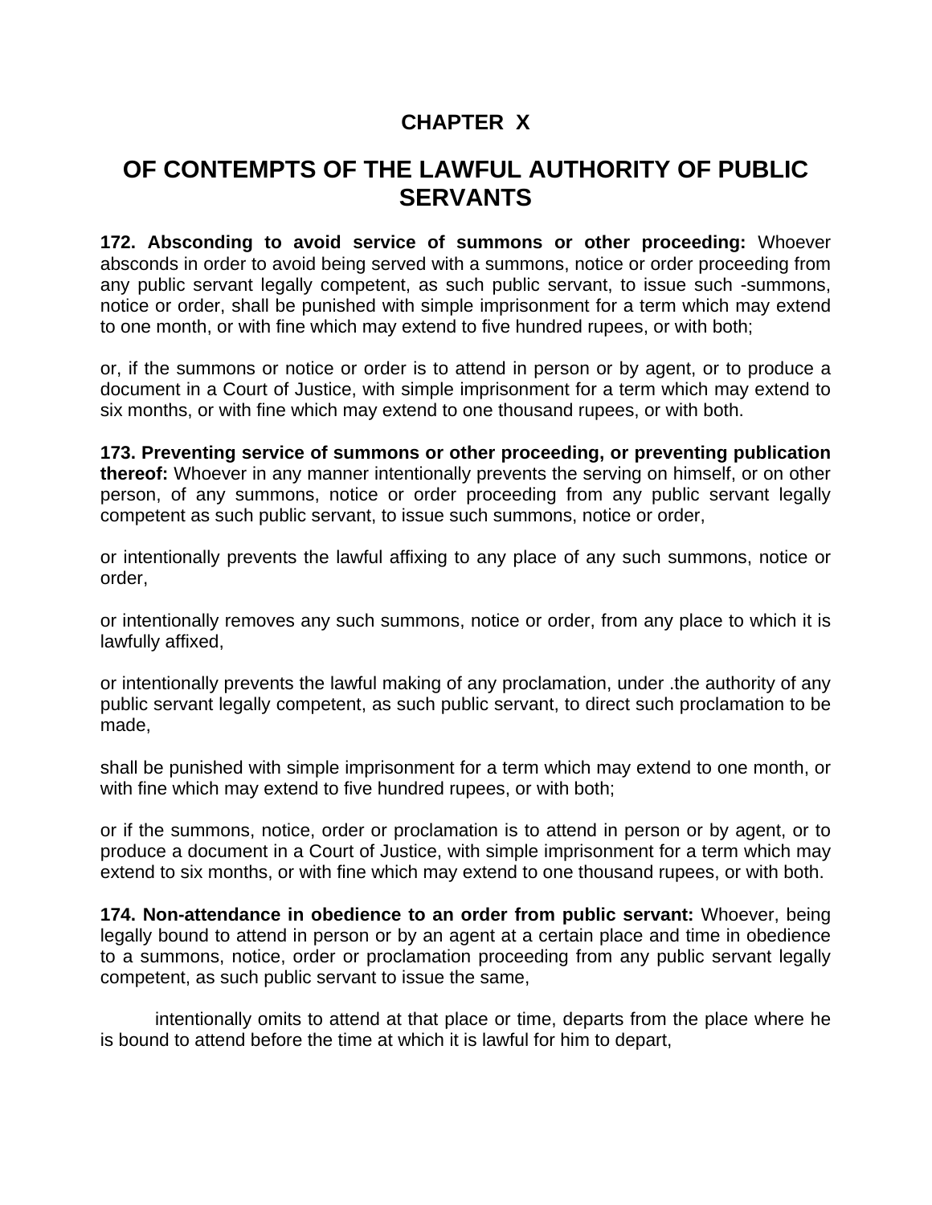# CHAPTER X

# OF CONTEMPTS OF THE LAWFUL AUTHORITY OF PUBLIC SERVANTS

**172. Absconding to avoid service of summons or other proceeding:** Whoever absconds in order to avoid being served with a summons, notice or order proceeding from any public servant legally competent, as such public servant, to issue such -summons, notice or order, shall be punished with simple imprisonment for a term which may extend to one month, or with fine which may extend to five hundred rupees, or with both;

or, if the summons or notice or order is to attend in person or by agent, or to produce a document in a Court of Justice, with simple imprisonment for a term which may extend to six months, or with fine which may extend to one thousand rupees, or with both.

**173. Preventing service of summons or other proceeding, or preventing publication thereof:** Whoever in any manner intentionally prevents the serving on himself, or on other person, of any summons, notice or order proceeding from any public servant legally competent as such public servant, to issue such summons, notice or order,

or intentionally prevents the lawful affixing to any place of any such summons, notice or order,

or intentionally removes any such summons, notice or order, from any place to which it is lawfully affixed,

or intentionally prevents the lawful making of any proclamation, under .the authority of any public servant legally competent, as such public servant, to direct such proclamation to be made,

shall be punished with simple imprisonment for a term which may extend to one month, or with fine which may extend to five hundred rupees, or with both;

or if the summons, notice, order or proclamation is to attend in person or by agent, or to produce a document in a Court of Justice, with simple imprisonment for a term which may extend to six months, or with fine which may extend to one thousand rupees, or with both.

**174. Non-attendance in obedience to an order from public servant:** Whoever, being legally bound to attend in person or by an agent at a certain place and time in obedience to a summons, notice, order or proclamation proceeding from any public servant legally competent, as such public servant to issue the same,

intentionally omits to attend at that place or time, departs from the place where he is bound to attend before the time at which it is lawful for him to depart,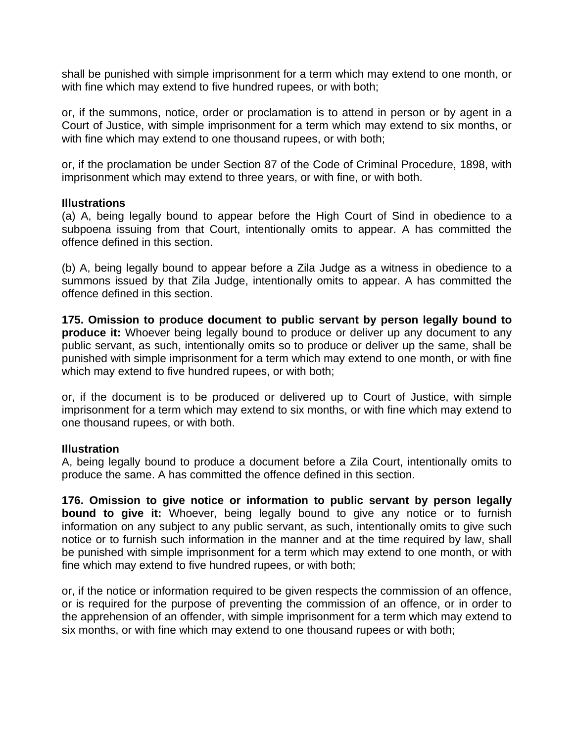shall be punished with simple imprisonment for a term which may extend to one month, or with fine which may extend to five hundred rupees, or with both;

or, if the summons, notice, order or proclamation is to attend in person or by agent in a Court of Justice, with simple imprisonment for a term which may extend to six months, or with fine which may extend to one thousand rupees, or with both;

or, if the proclamation be under Section 87 of the Code of Criminal Procedure, 1898, with imprisonment which may extend to three years, or with fine, or with both.

**Illustrations**

(a) A, being legally bound to appear before the High Court of Sind in obedience to a subpoena issuing from that Court, intentionally omits to appear. A has committed the offence defined in this section.

(b) A, being legally bound to appear before a Zila Judge as a witness in obedience to a summons issued by that Zila Judge, intentionally omits to appear. A has committed the offence defined in this section.

**175. Omission to produce document to public servant by person legally bound to produce it:** Whoever being legally bound to produce or deliver up any document to any public servant, as such, intentionally omits so to produce or deliver up the same, shall be punished with simple imprisonment for a term which may extend to one month, or with fine which may extend to five hundred rupees, or with both;

or, if the document is to be produced or delivered up to Court of Justice, with simple imprisonment for a term which may extend to six months, or with fine which may extend to one thousand rupees, or with both.

**Illustration**

A, being legally bound to produce a document before a Zila Court, intentionally omits to produce the same. A has committed the offence defined in this section.

**176. Omission to give notice or information to public servant by person legally bound to give it:** Whoever, being legally bound to give any notice or to furnish information on any subject to any public servant, as such, intentionally omits to give such notice or to furnish such information in the manner and at the time required by law, shall be punished with simple imprisonment for a term which may extend to one month, or with fine which may extend to five hundred rupees, or with both;

or, if the notice or information required to be given respects the commission of an offence, or is required for the purpose of preventing the commission of an offence, or in order to the apprehension of an offender, with simple imprisonment for a term which may extend to six months, or with fine which may extend to one thousand rupees or with both;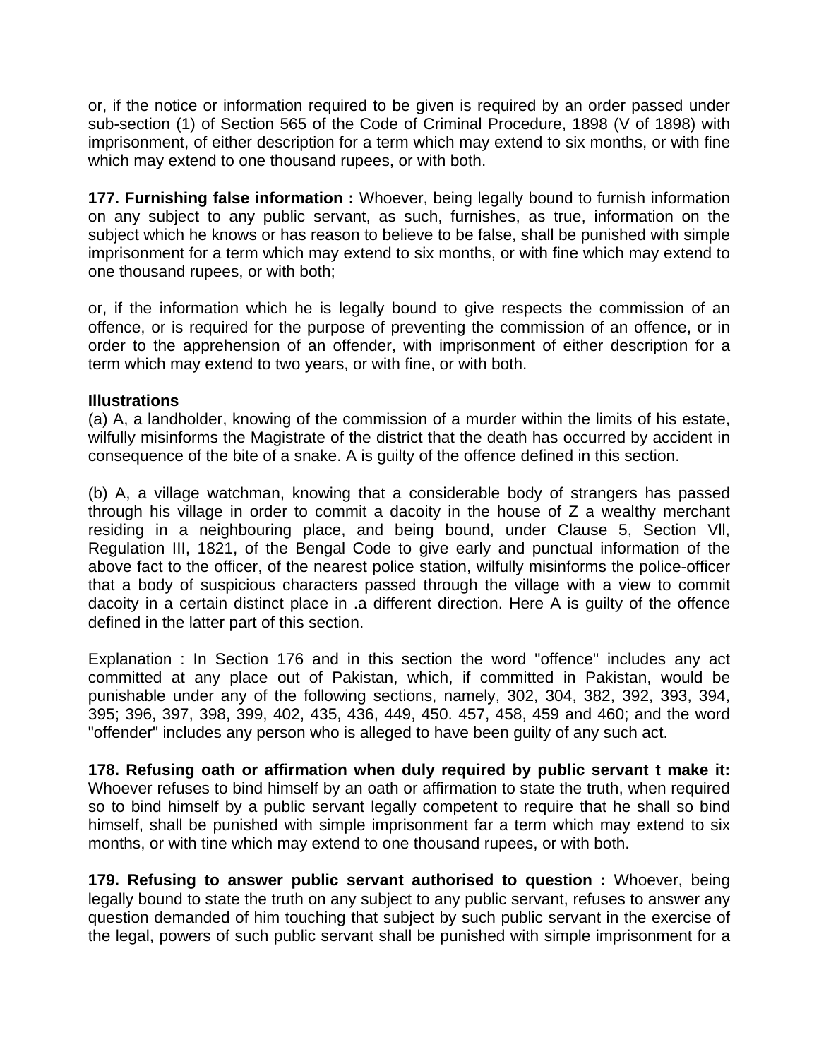or, if the notice or information required to be given is required by an order passed under sub-section (1) of Section 565 of the Code of Criminal Procedure, 1898 (V of 1898) with imprisonment, of either description for a term which may extend to six months, or with fine which may extend to one thousand rupees, or with both.

**177. Furnishing false information :** Whoever, being legally bound to furnish information on any subject to any public servant, as such, furnishes, as true, information on the subject which he knows or has reason to believe to be false, shall be punished with simple imprisonment for a term which may extend to six months, or with fine which may extend to one thousand rupees, or with both;

or, if the information which he is legally bound to give respects the commission of an offence, or is required for the purpose of preventing the commission of an offence, or in order to the apprehension of an offender, with imprisonment of either description for a term which may extend to two years, or with fine, or with both.

**Illustrations**

(a) A, a landholder, knowing of the commission of a murder within the limits of his estate, wilfully misinforms the Magistrate of the district that the death has occurred by accident in consequence of the bite of a snake. A is guilty of the offence defined in this section.

(b) A, a village watchman, knowing that a considerable body of strangers has passed through his village in order to commit a dacoity in the house of Z a wealthy merchant residing in a neighbouring place, and being bound, under Clause 5, Section Vll, Regulation III, 1821, of the Bengal Code to give early and punctual information of the above fact to the officer, of the nearest police station, wilfully misinforms the police-officer that a body of suspicious characters passed through the village with a view to commit dacoity in a certain distinct place in .a different direction. Here A is guilty of the offence defined in the latter part of this section.

Explanation : In Section 176 and in this section the word "offence" includes any act committed at any place out of Pakistan, which, if committed in Pakistan, would be punishable under any of the following sections, namely, 302, 304, 382, 392, 393, 394, 395; 396, 397, 398, 399, 402, 435, 436, 449, 450. 457, 458, 459 and 460; and the word "offender" includes any person who is alleged to have been guilty of any such act.

**178. Refusing oath or affirmation when duly required by public servant t make it:** Whoever refuses to bind himself by an oath or affirmation to state the truth, when required so to bind himself by a public servant legally competent to require that he shall so bind himself, shall be punished with simple imprisonment far a term which may extend to six months, or with tine which may extend to one thousand rupees, or with both.

**179. Refusing to answer public servant authorised to question :** Whoever, being legally bound to state the truth on any subject to any public servant, refuses to answer any question demanded of him touching that subject by such public servant in the exercise of the legal, powers of such public servant shall be punished with simple imprisonment for a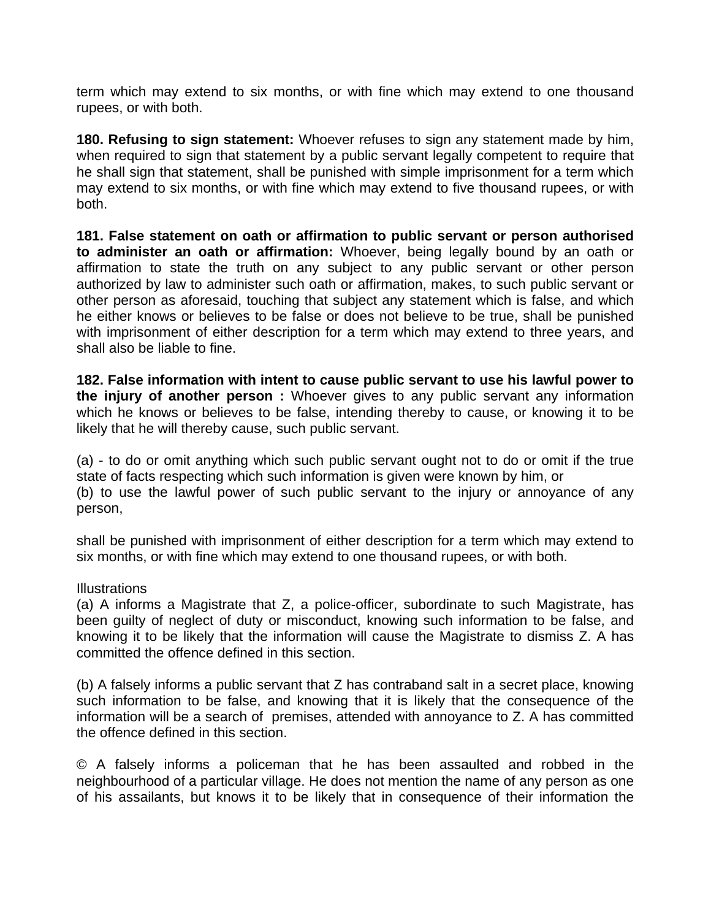term which may extend to six months, or with fine which may extend to one thousand rupees, or with both.

**180. Refusing to sign statement:** Whoever refuses to sign any statement made by him, when required to sign that statement by a public servant legally competent to require that he shall sign that statement, shall be punished with simple imprisonment for a term which may extend to six months, or with fine which may extend to five thousand rupees, or with both.

**181. False statement on oath or affirmation to public servant or person authorised to administer an oath or affirmation:** Whoever, being legally bound by an oath or affirmation to state the truth on any subject to any public servant or other person authorized by law to administer such oath or affirmation, makes, to such public servant or other person as aforesaid, touching that subject any statement which is false, and which he either knows or believes to be false or does not believe to be true, shall be punished with imprisonment of either description for a term which may extend to three years, and shall also be liable to fine.

**182. False information with intent to cause public servant to use his lawful power to the injury of another person :** Whoever gives to any public servant any information which he knows or believes to be false, intending thereby to cause, or knowing it to be likely that he will thereby cause, such public servant.

(a) - to do or omit anything which such public servant ought not to do or omit if the true state of facts respecting which such information is given were known by him, or
(b) to use the lawful power of such public servant to the injury or annoyance of any person,

shall be punished with imprisonment of either description for a term which may extend to six months, or with fine which may extend to one thousand rupees, or with both.

Illustrations
(a) A informs a Magistrate that Z, a police-officer, subordinate to such Magistrate, has been guilty of neglect of duty or misconduct, knowing such information to be false, and knowing it to be likely that the information will cause the Magistrate to dismiss Z. A has committed the offence defined in this section.

(b) A falsely informs a public servant that Z has contraband salt in a secret place, knowing such information to be false, and knowing that it is likely that the consequence of the information will be a search of premises, attended with annoyance to Z. A has committed the offence defined in this section.

© A falsely informs a policeman that he has been assaulted and robbed in the neighbourhood of a particular village. He does not mention the name of any person as one of his assailants, but knows it to be likely that in consequence of their information the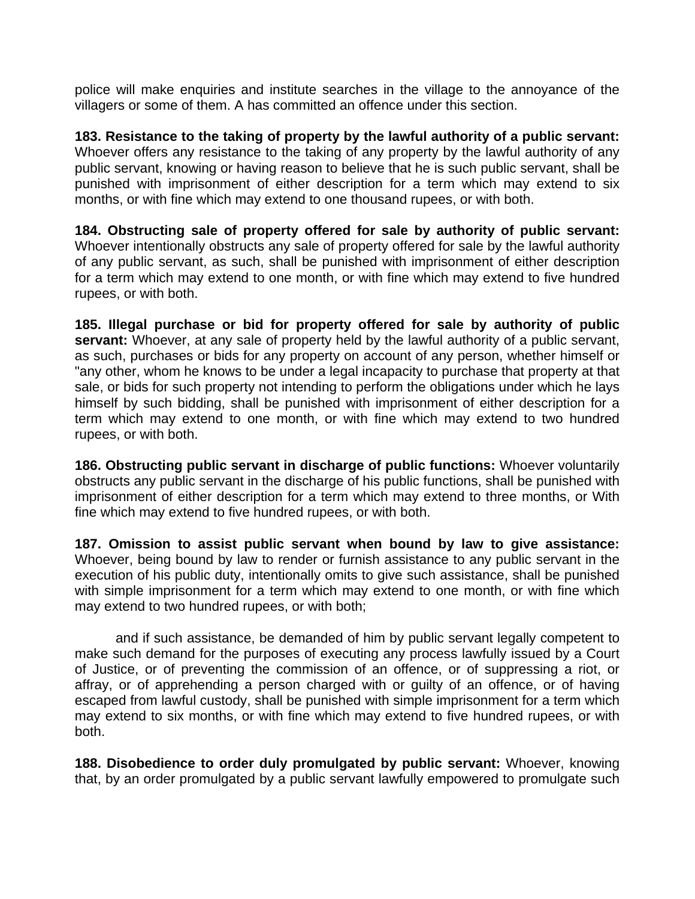police will make enquiries and institute searches in the village to the annoyance of the villagers or some of them. A has committed an offence under this section.

**183. Resistance to the taking of property by the lawful authority of a public servant:** Whoever offers any resistance to the taking of any property by the lawful authority of any public servant, knowing or having reason to believe that he is such public servant, shall be punished with imprisonment of either description for a term which may extend to six months, or with fine which may extend to one thousand rupees, or with both.

**184. Obstructing sale of property offered for sale by authority of public servant:** Whoever intentionally obstructs any sale of property offered for sale by the lawful authority of any public servant, as such, shall be punished with imprisonment of either description for a term which may extend to one month, or with fine which may extend to five hundred rupees, or with both.

**185. Illegal purchase or bid for property offered for sale by authority of public servant:** Whoever, at any sale of property held by the lawful authority of a public servant, as such, purchases or bids for any property on account of any person, whether himself or "any other, whom he knows to be under a legal incapacity to purchase that property at that sale, or bids for such property not intending to perform the obligations under which he lays himself by such bidding, shall be punished with imprisonment of either description for a term which may extend to one month, or with fine which may extend to two hundred rupees, or with both.

**186. Obstructing public servant in discharge of public functions:** Whoever voluntarily obstructs any public servant in the discharge of his public functions, shall be punished with imprisonment of either description for a term which may extend to three months, or With fine which may extend to five hundred rupees, or with both.

**187. Omission to assist public servant when bound by law to give assistance:** Whoever, being bound by law to render or furnish assistance to any public servant in the execution of his public duty, intentionally omits to give such assistance, shall be punished with simple imprisonment for a term which may extend to one month, or with fine which may extend to two hundred rupees, or with both;

and if such assistance, be demanded of him by public servant legally competent to make such demand for the purposes of executing any process lawfully issued by a Court of Justice, or of preventing the commission of an offence, or of suppressing a riot, or affray, or of apprehending a person charged with or guilty of an offence, or of having escaped from lawful custody, shall be punished with simple imprisonment for a term which may extend to six months, or with fine which may extend to five hundred rupees, or with both.

**188. Disobedience to order duly promulgated by public servant:** Whoever, knowing that, by an order promulgated by a public servant lawfully empowered to promulgate such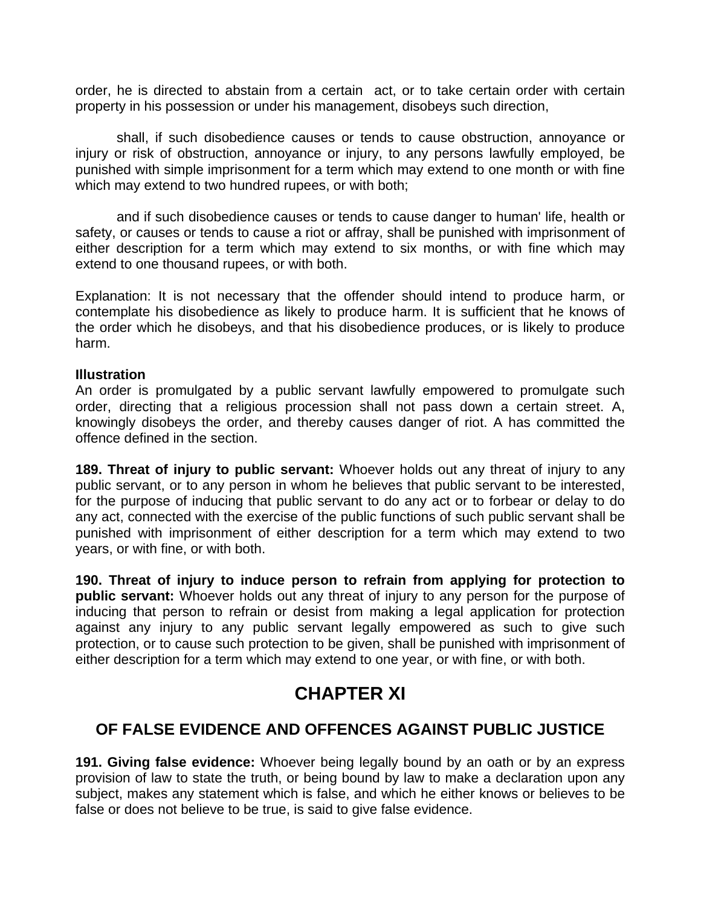order, he is directed to abstain from a certain act, or to take certain order with certain property in his possession or under his management, disobeys such direction,

shall, if such disobedience causes or tends to cause obstruction, annoyance or injury or risk of obstruction, annoyance or injury, to any persons lawfully employed, be punished with simple imprisonment for a term which may extend to one month or with fine which may extend to two hundred rupees, or with both;

and if such disobedience causes or tends to cause danger to human' life, health or safety, or causes or tends to cause a riot or affray, shall be punished with imprisonment of either description for a term which may extend to six months, or with fine which may extend to one thousand rupees, or with both.

Explanation: It is not necessary that the offender should intend to produce harm, or contemplate his disobedience as likely to produce harm. It is sufficient that he knows of the order which he disobeys, and that his disobedience produces, or is likely to produce harm.

**Illustration**
An order is promulgated by a public servant lawfully empowered to promulgate such order, directing that a religious procession shall not pass down a certain street. A, knowingly disobeys the order, and thereby causes danger of riot. A has committed the offence defined in the section.

**189. Threat of injury to public servant:** Whoever holds out any threat of injury to any public servant, or to any person in whom he believes that public servant to be interested, for the purpose of inducing that public servant to do any act or to forbear or delay to do any act, connected with the exercise of the public functions of such public servant shall be punished with imprisonment of either description for a term which may extend to two years, or with fine, or with both.

**190. Threat of injury to induce person to refrain from applying for protection to public servant:** Whoever holds out any threat of injury to any person for the purpose of inducing that person to refrain or desist from making a legal application for protection against any injury to any public servant legally empowered as such to give such protection, or to cause such protection to be given, shall be punished with imprisonment of either description for a term which may extend to one year, or with fine, or with both.

# CHAPTER XI

## OF FALSE EVIDENCE AND OFFENCES AGAINST PUBLIC JUSTICE

**191. Giving false evidence:** Whoever being legally bound by an oath or by an express provision of law to state the truth, or being bound by law to make a declaration upon any subject, makes any statement which is false, and which he either knows or believes to be false or does not believe to be true, is said to give false evidence.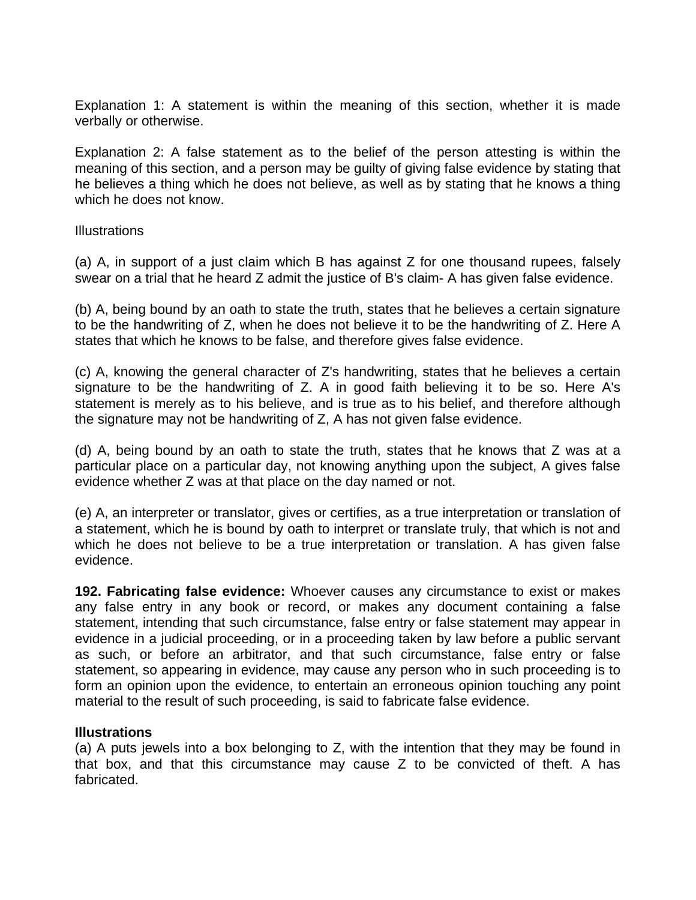Explanation 1: A statement is within the meaning of this section, whether it is made verbally or otherwise.

Explanation 2: A false statement as to the belief of the person attesting is within the meaning of this section, and a person may be guilty of giving false evidence by stating that he believes a thing which he does not believe, as well as by stating that he knows a thing which he does not know.

Illustrations

(a) A, in support of a just claim which B has against Z for one thousand rupees, falsely swear on a trial that he heard Z admit the justice of B's claim- A has given false evidence.

(b) A, being bound by an oath to state the truth, states that he believes a certain signature to be the handwriting of Z, when he does not believe it to be the handwriting of Z. Here A states that which he knows to be false, and therefore gives false evidence.

(c) A, knowing the general character of Z's handwriting, states that he believes a certain signature to be the handwriting of Z. A in good faith believing it to be so. Here A's statement is merely as to his believe, and is true as to his belief, and therefore although the signature may not be handwriting of Z, A has not given false evidence.

(d) A, being bound by an oath to state the truth, states that he knows that Z was at a particular place on a particular day, not knowing anything upon the subject, A gives false evidence whether Z was at that place on the day named or not.

(e) A, an interpreter or translator, gives or certifies, as a true interpretation or translation of a statement, which he is bound by oath to interpret or translate truly, that which is not and which he does not believe to be a true interpretation or translation. A has given false evidence.

**192. Fabricating false evidence:** Whoever causes any circumstance to exist or makes any false entry in any book or record, or makes any document containing a false statement, intending that such circumstance, false entry or false statement may appear in evidence in a judicial proceeding, or in a proceeding taken by law before a public servant as such, or before an arbitrator, and that such circumstance, false entry or false statement, so appearing in evidence, may cause any person who in such proceeding is to form an opinion upon the evidence, to entertain an erroneous opinion touching any point material to the result of such proceeding, is said to fabricate false evidence.

**Illustrations**

(a) A puts jewels into a box belonging to Z, with the intention that they may be found in that box, and that this circumstance may cause Z to be convicted of theft. A has fabricated.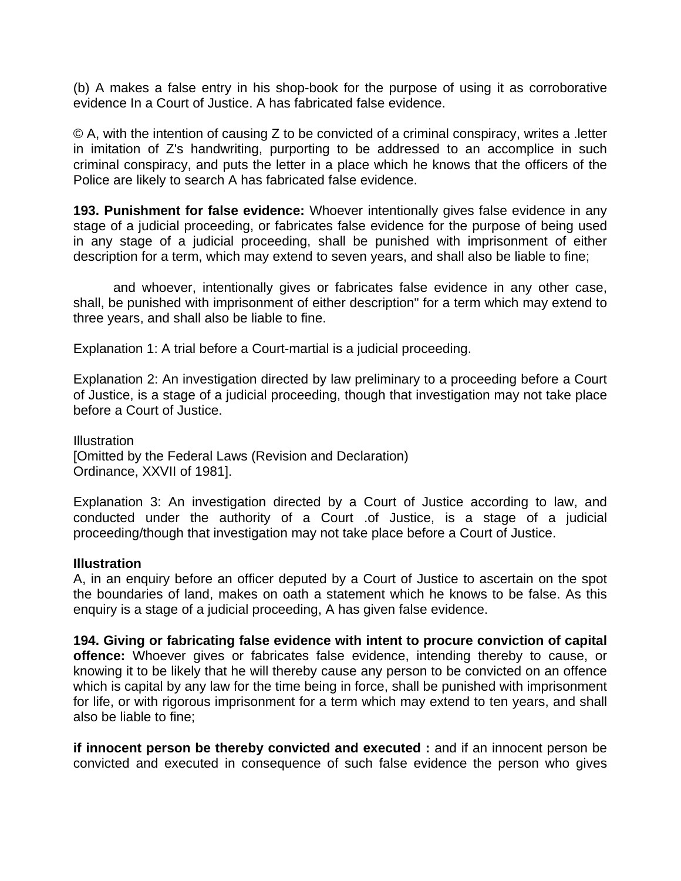(b) A makes a false entry in his shop-book for the purpose of using it as corroborative evidence In a Court of Justice. A has fabricated false evidence.

© A, with the intention of causing Z to be convicted of a criminal conspiracy, writes a .letter in imitation of Z's handwriting, purporting to be addressed to an accomplice in such criminal conspiracy, and puts the letter in a place which he knows that the officers of the Police are likely to search A has fabricated false evidence.

**193. Punishment for false evidence:** Whoever intentionally gives false evidence in any stage of a judicial proceeding, or fabricates false evidence for the purpose of being used in any stage of a judicial proceeding, shall be punished with imprisonment of either description for a term, which may extend to seven years, and shall also be liable to fine;

and whoever, intentionally gives or fabricates false evidence in any other case, shall, be punished with imprisonment of either description" for a term which may extend to three years, and shall also be liable to fine.

Explanation 1: A trial before a Court-martial is a judicial proceeding.

Explanation 2: An investigation directed by law preliminary to a proceeding before a Court of Justice, is a stage of a judicial proceeding, though that investigation may not take place before a Court of Justice.

Illustration
[Omitted by the Federal Laws (Revision and Declaration) Ordinance, XXVII of 1981].

Explanation 3: An investigation directed by a Court of Justice according to law, and conducted under the authority of a Court .of Justice, is a stage of a judicial proceeding/though that investigation may not take place before a Court of Justice.

**Illustration**
A, in an enquiry before an officer deputed by a Court of Justice to ascertain on the spot the boundaries of land, makes on oath a statement which he knows to be false. As this enquiry is a stage of a judicial proceeding, A has given false evidence.

**194. Giving or fabricating false evidence with intent to procure conviction of capital offence:** Whoever gives or fabricates false evidence, intending thereby to cause, or knowing it to be likely that he will thereby cause any person to be convicted on an offence which is capital by any law for the time being in force, shall be punished with imprisonment for life, or with rigorous imprisonment for a term which may extend to ten years, and shall also be liable to fine;

**if innocent person be thereby convicted and executed :** and if an innocent person be convicted and executed in consequence of such false evidence the person who gives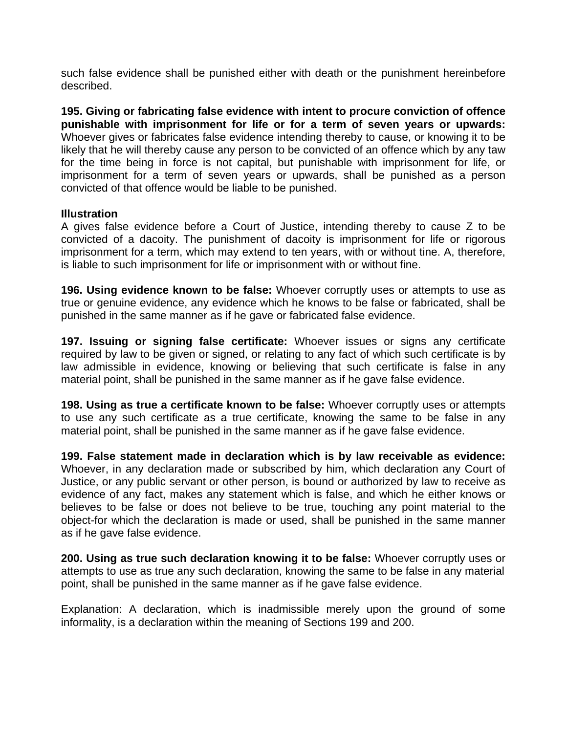such false evidence shall be punished either with death or the punishment hereinbefore described.

**195. Giving or fabricating false evidence with intent to procure conviction of offence punishable with imprisonment for life or for a term of seven years or upwards:** Whoever gives or fabricates false evidence intending thereby to cause, or knowing it to be likely that he will thereby cause any person to be convicted of an offence which by any taw for the time being in force is not capital, but punishable with imprisonment for life, or imprisonment for a term of seven years or upwards, shall be punished as a person convicted of that offence would be liable to be punished.

**Illustration**

A gives false evidence before a Court of Justice, intending thereby to cause Z to be convicted of a dacoity. The punishment of dacoity is imprisonment for life or rigorous imprisonment for a term, which may extend to ten years, with or without tine. A, therefore, is liable to such imprisonment for life or imprisonment with or without fine.

**196. Using evidence known to be false:** Whoever corruptly uses or attempts to use as true or genuine evidence, any evidence which he knows to be false or fabricated, shall be punished in the same manner as if he gave or fabricated false evidence.

**197. Issuing or signing false certificate:** Whoever issues or signs any certificate required by law to be given or signed, or relating to any fact of which such certificate is by law admissible in evidence, knowing or believing that such certificate is false in any material point, shall be punished in the same manner as if he gave false evidence.

**198. Using as true a certificate known to be false:** Whoever corruptly uses or attempts to use any such certificate as a true certificate, knowing the same to be false in any material point, shall be punished in the same manner as if he gave false evidence.

**199. False statement made in declaration which is by law receivable as evidence:** Whoever, in any declaration made or subscribed by him, which declaration any Court of Justice, or any public servant or other person, is bound or authorized by law to receive as evidence of any fact, makes any statement which is false, and which he either knows or believes to be false or does not believe to be true, touching any point material to the object-for which the declaration is made or used, shall be punished in the same manner as if he gave false evidence.

**200. Using as true such declaration knowing it to be false:** Whoever corruptly uses or attempts to use as true any such declaration, knowing the same to be false in any material point, shall be punished in the same manner as if he gave false evidence.

Explanation: A declaration, which is inadmissible merely upon the ground of some informality, is a declaration within the meaning of Sections 199 and 200.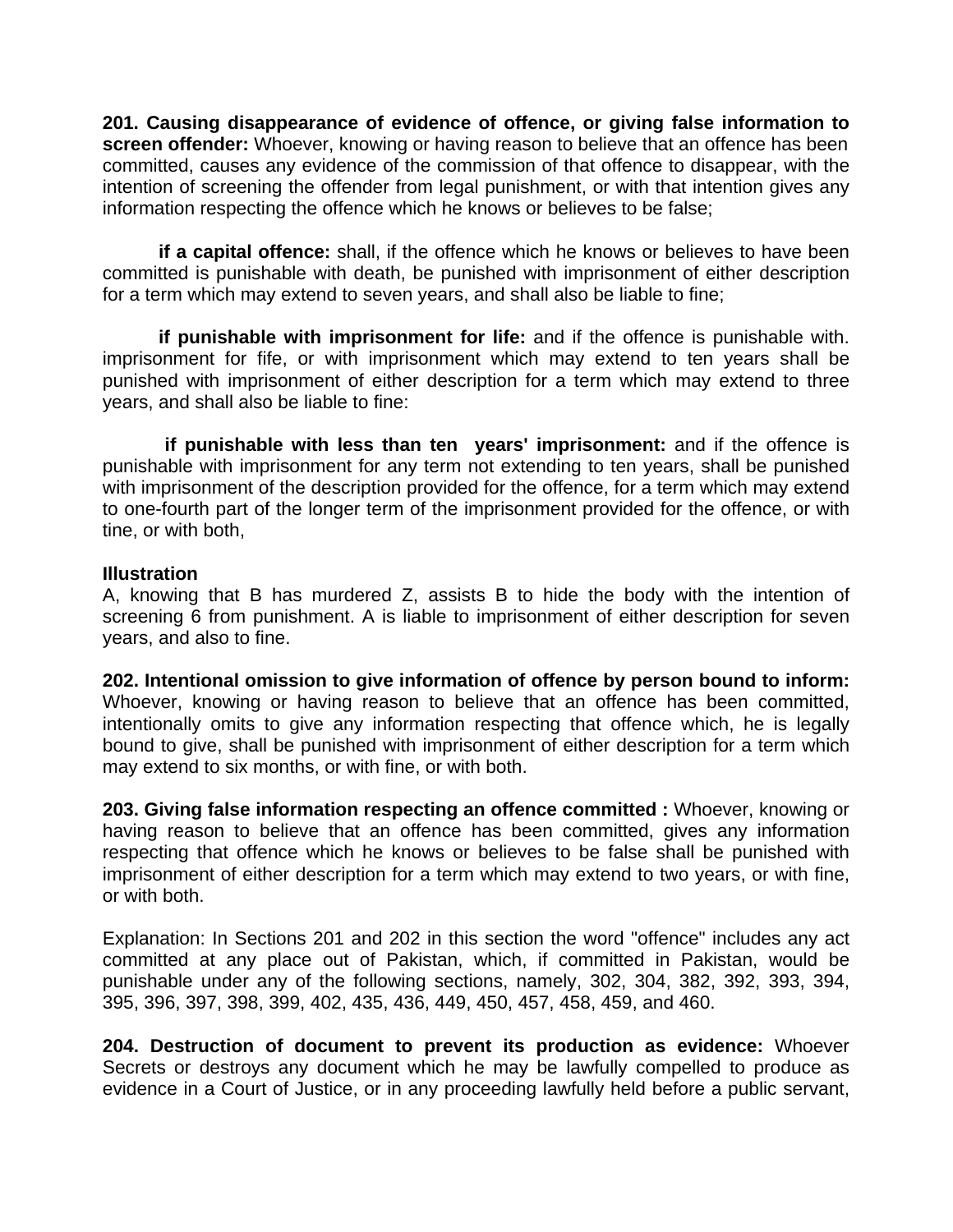**201. Causing disappearance of evidence of offence, or giving false information to screen offender:** Whoever, knowing or having reason to believe that an offence has been committed, causes any evidence of the commission of that offence to disappear, with the intention of screening the offender from legal punishment, or with that intention gives any information respecting the offence which he knows or believes to be false;

**if a capital offence:** shall, if the offence which he knows or believes to have been committed is punishable with death, be punished with imprisonment of either description for a term which may extend to seven years, and shall also be liable to fine;

**if punishable with imprisonment for life:** and if the offence is punishable with. imprisonment for fife, or with imprisonment which may extend to ten years shall be punished with imprisonment of either description for a term which may extend to three years, and shall also be liable to fine:

**if punishable with less than ten years' imprisonment:** and if the offence is punishable with imprisonment for any term not extending to ten years, shall be punished with imprisonment of the description provided for the offence, for a term which may extend to one-fourth part of the longer term of the imprisonment provided for the offence, or with tine, or with both,

**Illustration**

A, knowing that B has murdered Z, assists B to hide the body with the intention of screening 6 from punishment. A is liable to imprisonment of either description for seven years, and also to fine.

**202. Intentional omission to give information of offence by person bound to inform:** Whoever, knowing or having reason to believe that an offence has been committed, intentionally omits to give any information respecting that offence which, he is legally bound to give, shall be punished with imprisonment of either description for a term which may extend to six months, or with fine, or with both.

**203. Giving false information respecting an offence committed :** Whoever, knowing or having reason to believe that an offence has been committed, gives any information respecting that offence which he knows or believes to be false shall be punished with imprisonment of either description for a term which may extend to two years, or with fine, or with both.

Explanation: In Sections 201 and 202 in this section the word "offence" includes any act committed at any place out of Pakistan, which, if committed in Pakistan, would be punishable under any of the following sections, namely, 302, 304, 382, 392, 393, 394, 395, 396, 397, 398, 399, 402, 435, 436, 449, 450, 457, 458, 459, and 460.

**204. Destruction of document to prevent its production as evidence:** Whoever Secrets or destroys any document which he may be lawfully compelled to produce as evidence in a Court of Justice, or in any proceeding lawfully held before a public servant,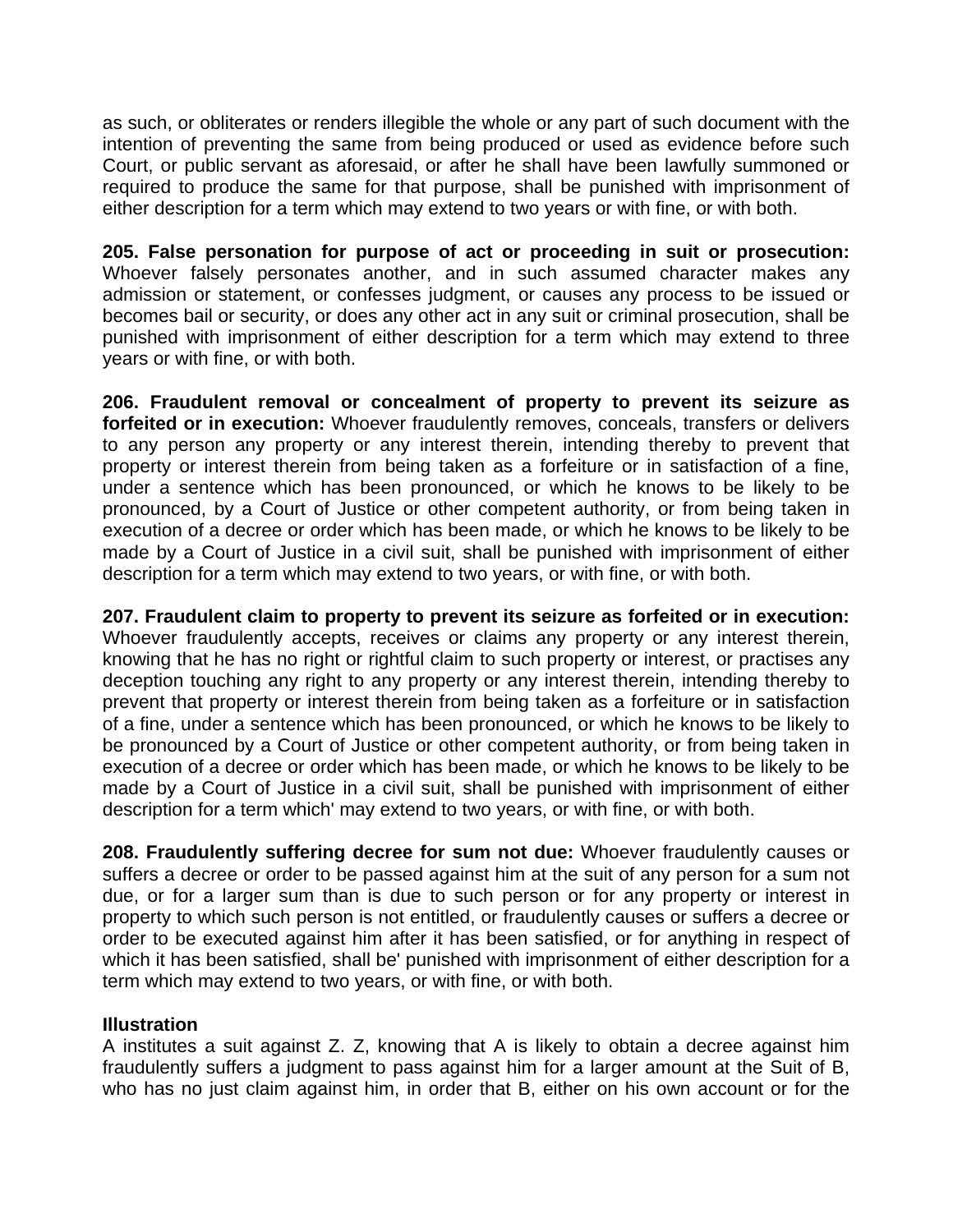as such, or obliterates or renders illegible the whole or any part of such document with the intention of preventing the same from being produced or used as evidence before such Court, or public servant as aforesaid, or after he shall have been lawfully summoned or required to produce the same for that purpose, shall be punished with imprisonment of either description for a term which may extend to two years or with fine, or with both.

**205. False personation for purpose of act or proceeding in suit or prosecution:** Whoever falsely personates another, and in such assumed character makes any admission or statement, or confesses judgment, or causes any process to be issued or becomes bail or security, or does any other act in any suit or criminal prosecution, shall be punished with imprisonment of either description for a term which may extend to three years or with fine, or with both.

**206. Fraudulent removal or concealment of property to prevent its seizure as forfeited or in execution:** Whoever fraudulently removes, conceals, transfers or delivers to any person any property or any interest therein, intending thereby to prevent that property or interest therein from being taken as a forfeiture or in satisfaction of a fine, under a sentence which has been pronounced, or which he knows to be likely to be pronounced, by a Court of Justice or other competent authority, or from being taken in execution of a decree or order which has been made, or which he knows to be likely to be made by a Court of Justice in a civil suit, shall be punished with imprisonment of either description for a term which may extend to two years, or with fine, or with both.

**207. Fraudulent claim to property to prevent its seizure as forfeited or in execution:** Whoever fraudulently accepts, receives or claims any property or any interest therein, knowing that he has no right or rightful claim to such property or interest, or practises any deception touching any right to any property or any interest therein, intending thereby to prevent that property or interest therein from being taken as a forfeiture or in satisfaction of a fine, under a sentence which has been pronounced, or which he knows to be likely to be pronounced by a Court of Justice or other competent authority, or from being taken in execution of a decree or order which has been made, or which he knows to be likely to be made by a Court of Justice in a civil suit, shall be punished with imprisonment of either description for a term which' may extend to two years, or with fine, or with both.

**208. Fraudulently suffering decree for sum not due:** Whoever fraudulently causes or suffers a decree or order to be passed against him at the suit of any person for a sum not due, or for a larger sum than is due to such person or for any property or interest in property to which such person is not entitled, or fraudulently causes or suffers a decree or order to be executed against him after it has been satisfied, or for anything in respect of which it has been satisfied, shall be' punished with imprisonment of either description for a term which may extend to two years, or with fine, or with both.

**Illustration**

A institutes a suit against Z. Z, knowing that A is likely to obtain a decree against him fraudulently suffers a judgment to pass against him for a larger amount at the Suit of B, who has no just claim against him, in order that B, either on his own account or for the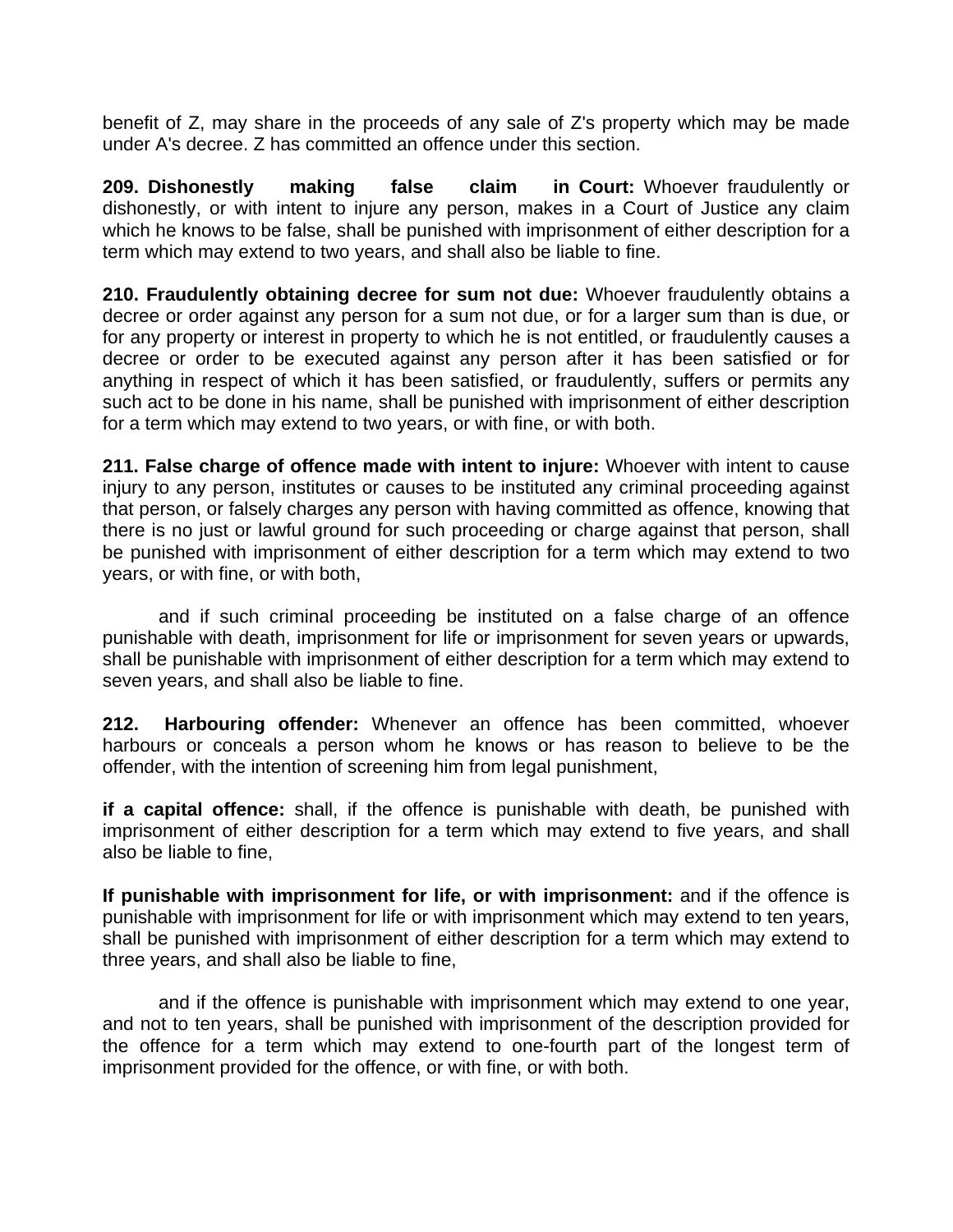benefit of Z, may share in the proceeds of any sale of Z's property which may be made under A's decree. Z has committed an offence under this section.

**209. Dishonestly making false claim in Court:** Whoever fraudulently or dishonestly, or with intent to injure any person, makes in a Court of Justice any claim which he knows to be false, shall be punished with imprisonment of either description for a term which may extend to two years, and shall also be liable to fine.

**210. Fraudulently obtaining decree for sum not due:** Whoever fraudulently obtains a decree or order against any person for a sum not due, or for a larger sum than is due, or for any property or interest in property to which he is not entitled, or fraudulently causes a decree or order to be executed against any person after it has been satisfied or for anything in respect of which it has been satisfied, or fraudulently, suffers or permits any such act to be done in his name, shall be punished with imprisonment of either description for a term which may extend to two years, or with fine, or with both.

**211. False charge of offence made with intent to injure:** Whoever with intent to cause injury to any person, institutes or causes to be instituted any criminal proceeding against that person, or falsely charges any person with having committed as offence, knowing that there is no just or lawful ground for such proceeding or charge against that person, shall be punished with imprisonment of either description for a term which may extend to two years, or with fine, or with both,

and if such criminal proceeding be instituted on a false charge of an offence punishable with death, imprisonment for life or imprisonment for seven years or upwards, shall be punishable with imprisonment of either description for a term which may extend to seven years, and shall also be liable to fine.

**212. Harbouring offender:** Whenever an offence has been committed, whoever harbours or conceals a person whom he knows or has reason to believe to be the offender, with the intention of screening him from legal punishment,

**if a capital offence:** shall, if the offence is punishable with death, be punished with imprisonment of either description for a term which may extend to five years, and shall also be liable to fine,

**If punishable with imprisonment for life, or with imprisonment:** and if the offence is punishable with imprisonment for life or with imprisonment which may extend to ten years, shall be punished with imprisonment of either description for a term which may extend to three years, and shall also be liable to fine,

and if the offence is punishable with imprisonment which may extend to one year, and not to ten years, shall be punished with imprisonment of the description provided for the offence for a term which may extend to one-fourth part of the longest term of imprisonment provided for the offence, or with fine, or with both.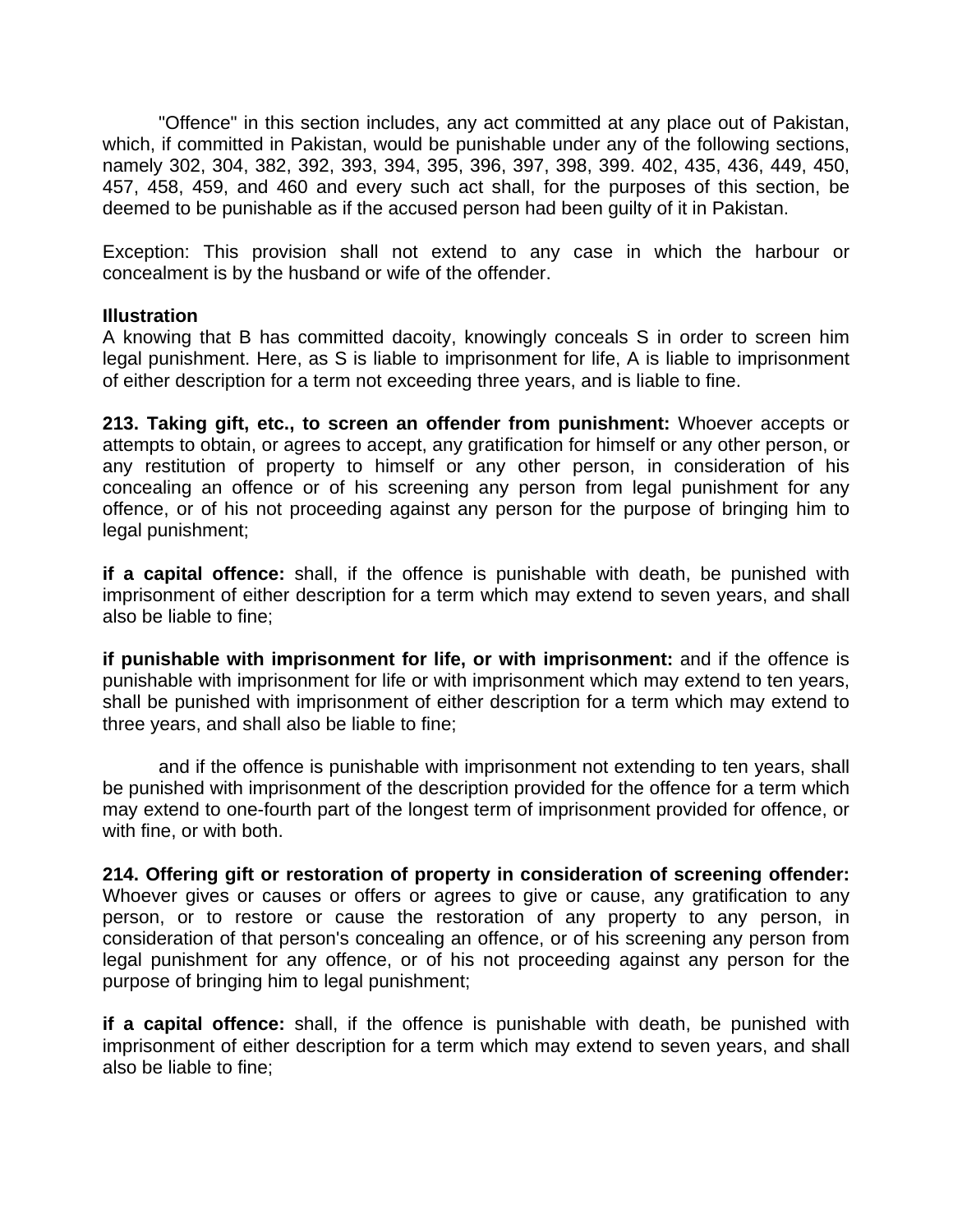"Offence" in this section includes, any act committed at any place out of Pakistan, which, if committed in Pakistan, would be punishable under any of the following sections, namely 302, 304, 382, 392, 393, 394, 395, 396, 397, 398, 399. 402, 435, 436, 449, 450, 457, 458, 459, and 460 and every such act shall, for the purposes of this section, be deemed to be punishable as if the accused person had been guilty of it in Pakistan.

Exception: This provision shall not extend to any case in which the harbour or concealment is by the husband or wife of the offender.

**Illustration**
A knowing that B has committed dacoity, knowingly conceals S in order to screen him legal punishment. Here, as S is liable to imprisonment for life, A is liable to imprisonment of either description for a term not exceeding three years, and is liable to fine.

**213. Taking gift, etc., to screen an offender from punishment:** Whoever accepts or attempts to obtain, or agrees to accept, any gratification for himself or any other person, or any restitution of property to himself or any other person, in consideration of his concealing an offence or of his screening any person from legal punishment for any offence, or of his not proceeding against any person for the purpose of bringing him to legal punishment;

**if a capital offence:** shall, if the offence is punishable with death, be punished with imprisonment of either description for a term which may extend to seven years, and shall also be liable to fine;

**if punishable with imprisonment for life, or with imprisonment:** and if the offence is punishable with imprisonment for life or with imprisonment which may extend to ten years, shall be punished with imprisonment of either description for a term which may extend to three years, and shall also be liable to fine;

and if the offence is punishable with imprisonment not extending to ten years, shall be punished with imprisonment of the description provided for the offence for a term which may extend to one-fourth part of the longest term of imprisonment provided for offence, or with fine, or with both.

**214. Offering gift or restoration of property in consideration of screening offender:** Whoever gives or causes or offers or agrees to give or cause, any gratification to any person, or to restore or cause the restoration of any property to any person, in consideration of that person's concealing an offence, or of his screening any person from legal punishment for any offence, or of his not proceeding against any person for the purpose of bringing him to legal punishment;

**if a capital offence:** shall, if the offence is punishable with death, be punished with imprisonment of either description for a term which may extend to seven years, and shall also be liable to fine;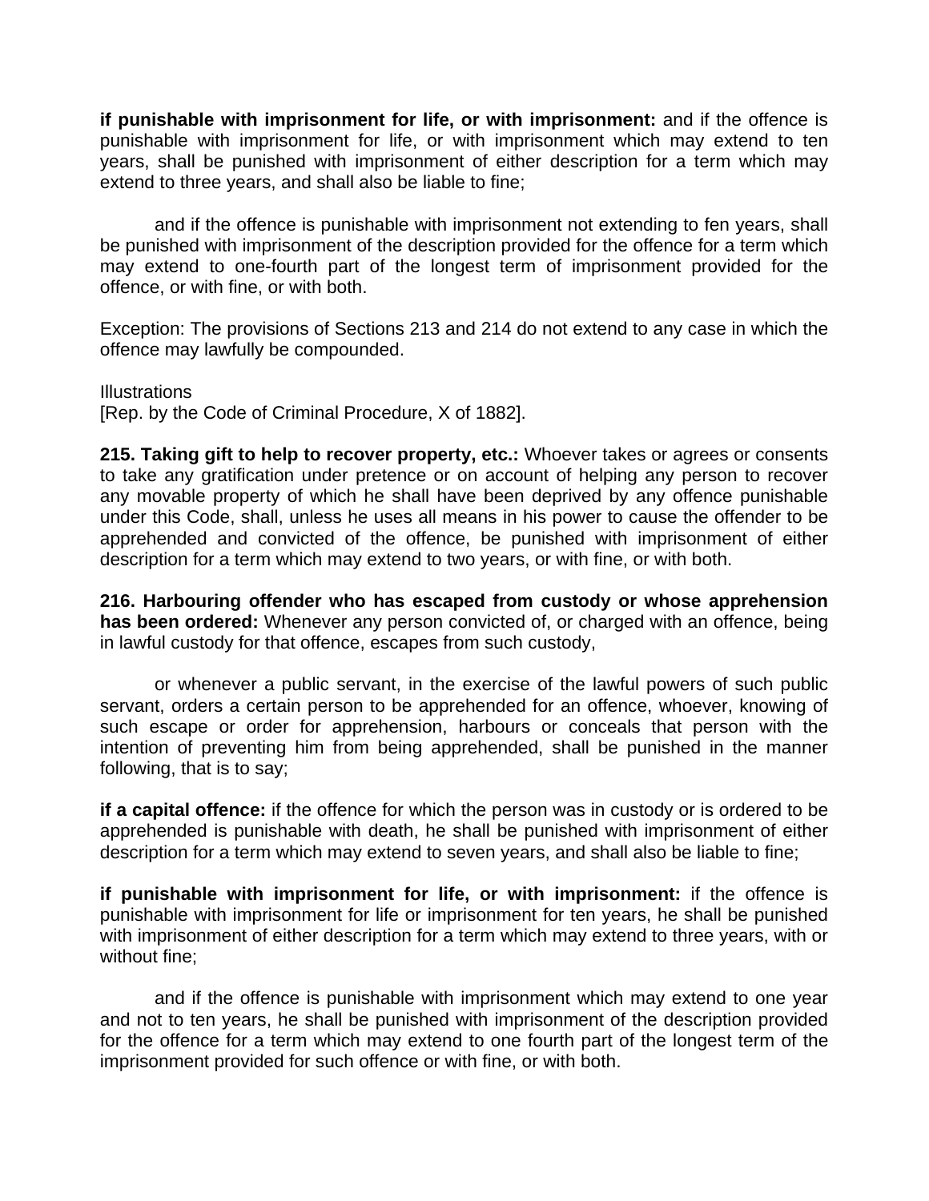**if punishable with imprisonment for life, or with imprisonment:** and if the offence is punishable with imprisonment for life, or with imprisonment which may extend to ten years, shall be punished with imprisonment of either description for a term which may extend to three years, and shall also be liable to fine;

and if the offence is punishable with imprisonment not extending to fen years, shall be punished with imprisonment of the description provided for the offence for a term which may extend to one-fourth part of the longest term of imprisonment provided for the offence, or with fine, or with both.

Exception: The provisions of Sections 213 and 214 do not extend to any case in which the offence may lawfully be compounded.

Illustrations
[Rep. by the Code of Criminal Procedure, X of 1882].

**215. Taking gift to help to recover property, etc.:** Whoever takes or agrees or consents to take any gratification under pretence or on account of helping any person to recover any movable property of which he shall have been deprived by any offence punishable under this Code, shall, unless he uses all means in his power to cause the offender to be apprehended and convicted of the offence, be punished with imprisonment of either description for a term which may extend to two years, or with fine, or with both.

**216. Harbouring offender who has escaped from custody or whose apprehension has been ordered:** Whenever any person convicted of, or charged with an offence, being in lawful custody for that offence, escapes from such custody,

or whenever a public servant, in the exercise of the lawful powers of such public servant, orders a certain person to be apprehended for an offence, whoever, knowing of such escape or order for apprehension, harbours or conceals that person with the intention of preventing him from being apprehended, shall be punished in the manner following, that is to say;

**if a capital offence:** if the offence for which the person was in custody or is ordered to be apprehended is punishable with death, he shall be punished with imprisonment of either description for a term which may extend to seven years, and shall also be liable to fine;

**if punishable with imprisonment for life, or with imprisonment:** if the offence is punishable with imprisonment for life or imprisonment for ten years, he shall be punished with imprisonment of either description for a term which may extend to three years, with or without fine;

and if the offence is punishable with imprisonment which may extend to one year and not to ten years, he shall be punished with imprisonment of the description provided for the offence for a term which may extend to one fourth part of the longest term of the imprisonment provided for such offence or with fine, or with both.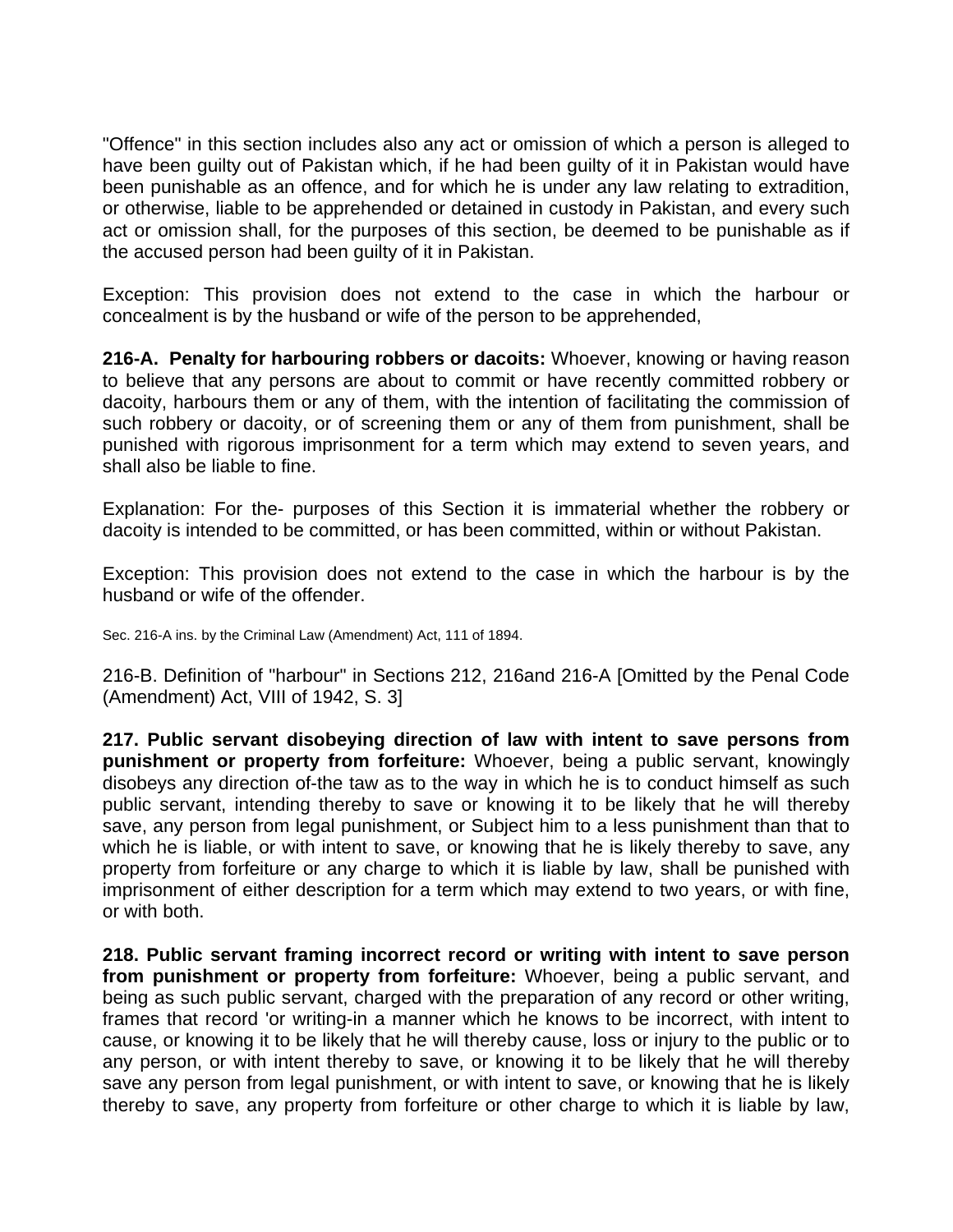"Offence" in this section includes also any act or omission of which a person is alleged to have been guilty out of Pakistan which, if he had been guilty of it in Pakistan would have been punishable as an offence, and for which he is under any law relating to extradition, or otherwise, liable to be apprehended or detained in custody in Pakistan, and every such act or omission shall, for the purposes of this section, be deemed to be punishable as if the accused person had been guilty of it in Pakistan.

Exception: This provision does not extend to the case in which the harbour or concealment is by the husband or wife of the person to be apprehended,

**216-A. Penalty for harbouring robbers or dacoits:** Whoever, knowing or having reason to believe that any persons are about to commit or have recently committed robbery or dacoity, harbours them or any of them, with the intention of facilitating the commission of such robbery or dacoity, or of screening them or any of them from punishment, shall be punished with rigorous imprisonment for a term which may extend to seven years, and shall also be liable to fine.

Explanation: For the- purposes of this Section it is immaterial whether the robbery or dacoity is intended to be committed, or has been committed, within or without Pakistan.

Exception: This provision does not extend to the case in which the harbour is by the husband or wife of the offender.

Sec. 216-A ins. by the Criminal Law (Amendment) Act, 111 of 1894.

216-B. Definition of "harbour" in Sections 212, 216and 216-A [Omitted by the Penal Code (Amendment) Act, VIII of 1942, S. 3]

**217. Public servant disobeying direction of law with intent to save persons from punishment or property from forfeiture:** Whoever, being a public servant, knowingly disobeys any direction of-the taw as to the way in which he is to conduct himself as such public servant, intending thereby to save or knowing it to be likely that he will thereby save, any person from legal punishment, or Subject him to a less punishment than that to which he is liable, or with intent to save, or knowing that he is likely thereby to save, any property from forfeiture or any charge to which it is liable by law, shall be punished with imprisonment of either description for a term which may extend to two years, or with fine, or with both.

**218. Public servant framing incorrect record or writing with intent to save person from punishment or property from forfeiture:** Whoever, being a public servant, and being as such public servant, charged with the preparation of any record or other writing, frames that record 'or writing-in a manner which he knows to be incorrect, with intent to cause, or knowing it to be likely that he will thereby cause, loss or injury to the public or to any person, or with intent thereby to save, or knowing it to be likely that he will thereby save any person from legal punishment, or with intent to save, or knowing that he is likely thereby to save, any property from forfeiture or other charge to which it is liable by law,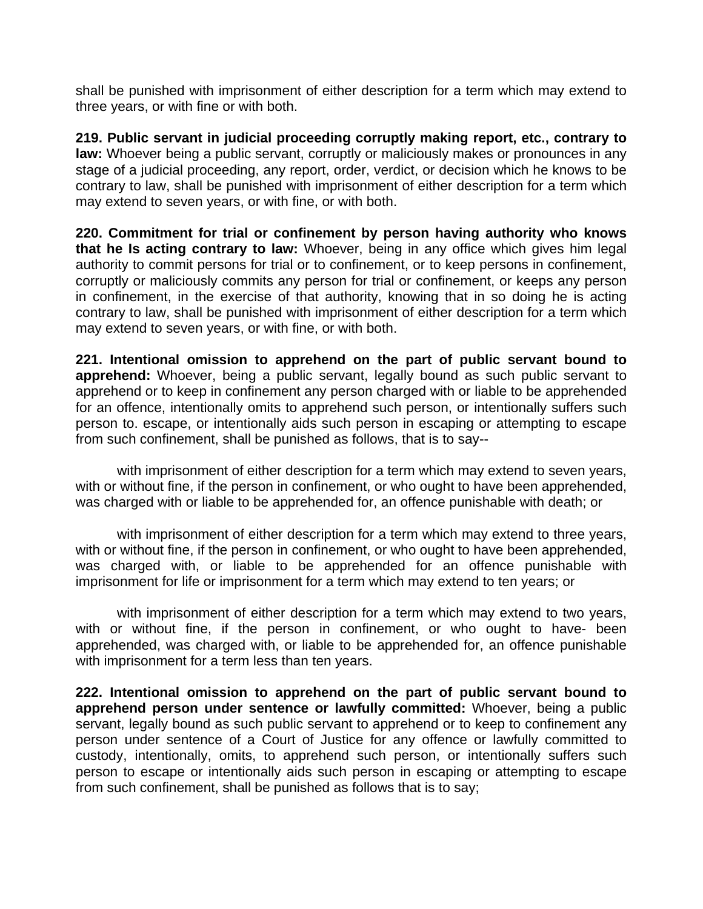shall be punished with imprisonment of either description for a term which may extend to three years, or with fine or with both.

**219. Public servant in judicial proceeding corruptly making report, etc., contrary to law:** Whoever being a public servant, corruptly or maliciously makes or pronounces in any stage of a judicial proceeding, any report, order, verdict, or decision which he knows to be contrary to law, shall be punished with imprisonment of either description for a term which may extend to seven years, or with fine, or with both.

**220. Commitment for trial or confinement by person having authority who knows that he Is acting contrary to law:** Whoever, being in any office which gives him legal authority to commit persons for trial or to confinement, or to keep persons in confinement, corruptly or maliciously commits any person for trial or confinement, or keeps any person in confinement, in the exercise of that authority, knowing that in so doing he is acting contrary to law, shall be punished with imprisonment of either description for a term which may extend to seven years, or with fine, or with both.

**221. Intentional omission to apprehend on the part of public servant bound to apprehend:** Whoever, being a public servant, legally bound as such public servant to apprehend or to keep in confinement any person charged with or liable to be apprehended for an offence, intentionally omits to apprehend such person, or intentionally suffers such person to. escape, or intentionally aids such person in escaping or attempting to escape from such confinement, shall be punished as follows, that is to say--

with imprisonment of either description for a term which may extend to seven years, with or without fine, if the person in confinement, or who ought to have been apprehended, was charged with or liable to be apprehended for, an offence punishable with death; or

with imprisonment of either description for a term which may extend to three years, with or without fine, if the person in confinement, or who ought to have been apprehended, was charged with, or liable to be apprehended for an offence punishable with imprisonment for life or imprisonment for a term which may extend to ten years; or

with imprisonment of either description for a term which may extend to two years, with or without fine, if the person in confinement, or who ought to have- been apprehended, was charged with, or liable to be apprehended for, an offence punishable with imprisonment for a term less than ten years.

**222. Intentional omission to apprehend on the part of public servant bound to apprehend person under sentence or lawfully committed:** Whoever, being a public servant, legally bound as such public servant to apprehend or to keep to confinement any person under sentence of a Court of Justice for any offence or lawfully committed to custody, intentionally, omits, to apprehend such person, or intentionally suffers such person to escape or intentionally aids such person in escaping or attempting to escape from such confinement, shall be punished as follows that is to say;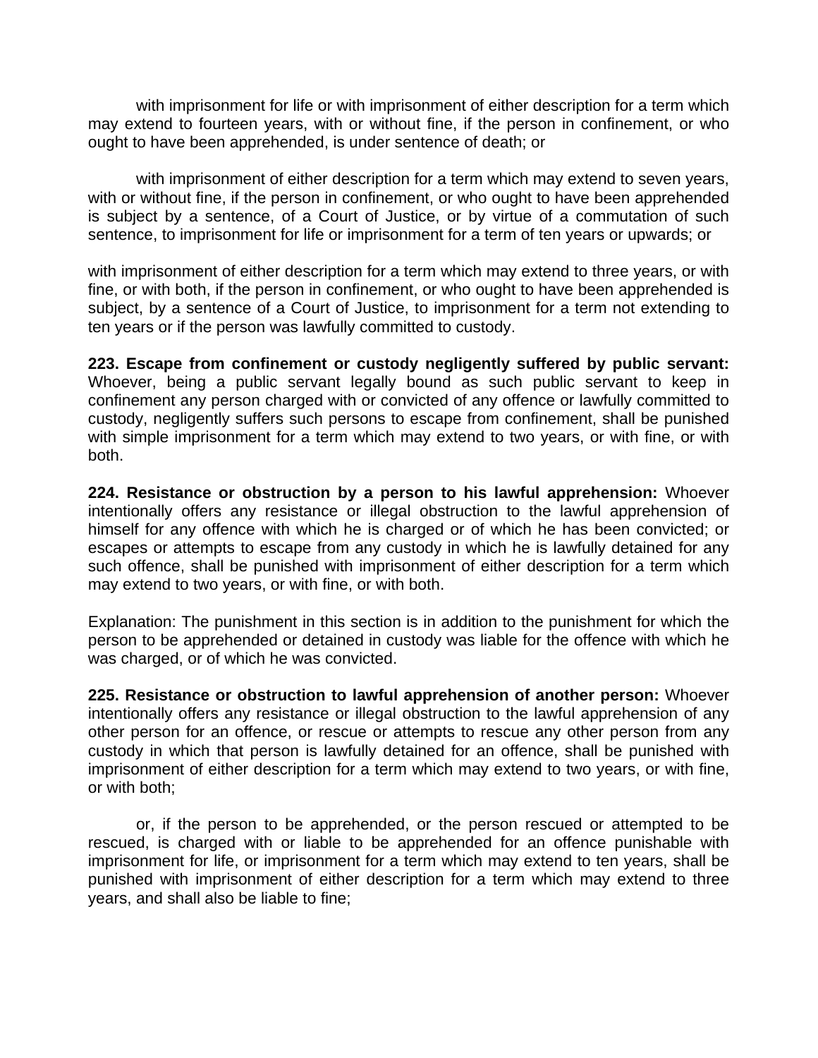with imprisonment for life or with imprisonment of either description for a term which may extend to fourteen years, with or without fine, if the person in confinement, or who ought to have been apprehended, is under sentence of death; or

with imprisonment of either description for a term which may extend to seven years, with or without fine, if the person in confinement, or who ought to have been apprehended is subject by a sentence, of a Court of Justice, or by virtue of a commutation of such sentence, to imprisonment for life or imprisonment for a term of ten years or upwards; or

with imprisonment of either description for a term which may extend to three years, or with fine, or with both, if the person in confinement, or who ought to have been apprehended is subject, by a sentence of a Court of Justice, to imprisonment for a term not extending to ten years or if the person was lawfully committed to custody.

**223. Escape from confinement or custody negligently suffered by public servant:** Whoever, being a public servant legally bound as such public servant to keep in confinement any person charged with or convicted of any offence or lawfully committed to custody, negligently suffers such persons to escape from confinement, shall be punished with simple imprisonment for a term which may extend to two years, or with fine, or with both.

**224. Resistance or obstruction by a person to his lawful apprehension:** Whoever intentionally offers any resistance or illegal obstruction to the lawful apprehension of himself for any offence with which he is charged or of which he has been convicted; or escapes or attempts to escape from any custody in which he is lawfully detained for any such offence, shall be punished with imprisonment of either description for a term which may extend to two years, or with fine, or with both.

Explanation: The punishment in this section is in addition to the punishment for which the person to be apprehended or detained in custody was liable for the offence with which he was charged, or of which he was convicted.

**225. Resistance or obstruction to lawful apprehension of another person:** Whoever intentionally offers any resistance or illegal obstruction to the lawful apprehension of any other person for an offence, or rescue or attempts to rescue any other person from any custody in which that person is lawfully detained for an offence, shall be punished with imprisonment of either description for a term which may extend to two years, or with fine, or with both;

or, if the person to be apprehended, or the person rescued or attempted to be rescued, is charged with or liable to be apprehended for an offence punishable with imprisonment for life, or imprisonment for a term which may extend to ten years, shall be punished with imprisonment of either description for a term which may extend to three years, and shall also be liable to fine;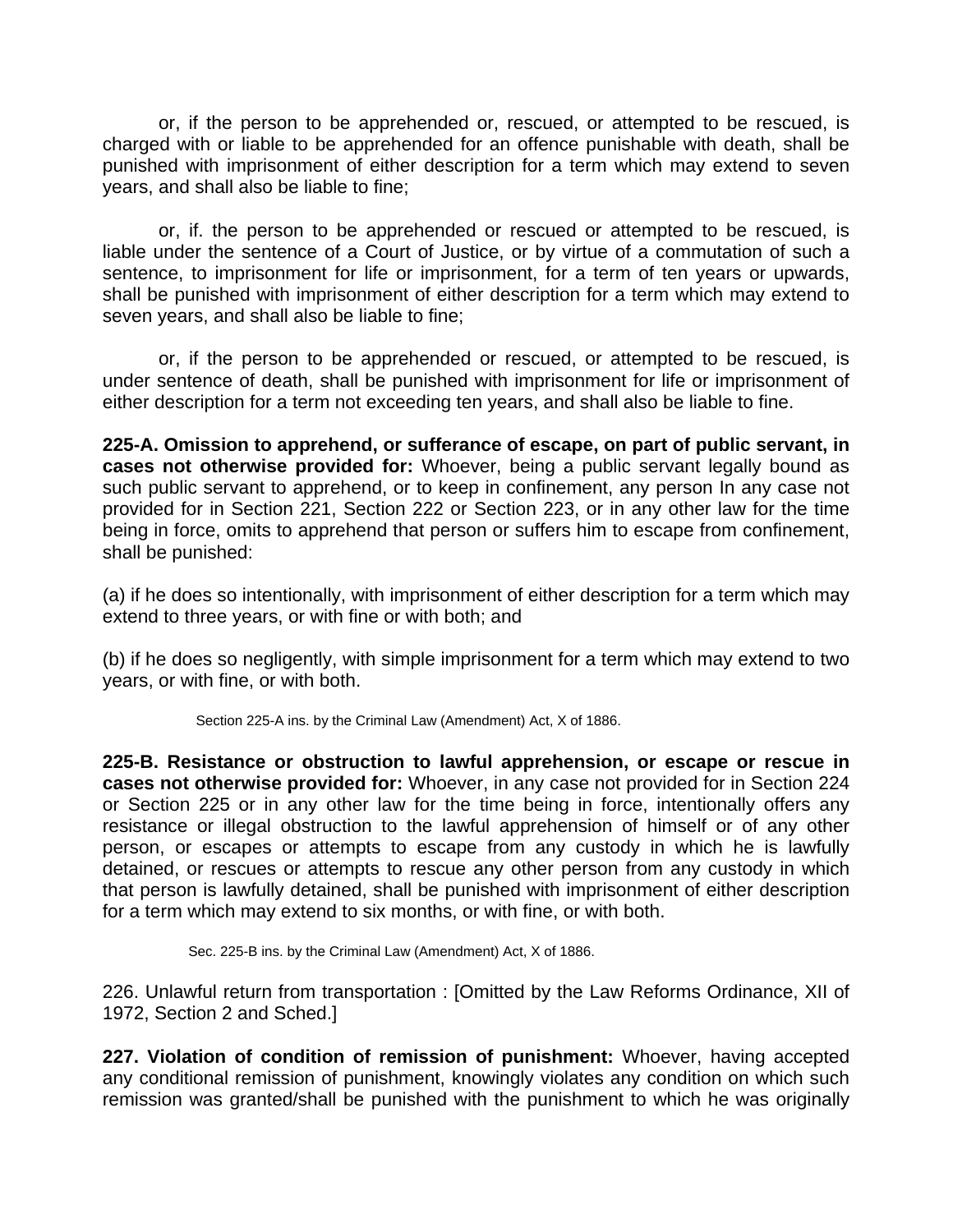or, if the person to be apprehended or, rescued, or attempted to be rescued, is charged with or liable to be apprehended for an offence punishable with death, shall be punished with imprisonment of either description for a term which may extend to seven years, and shall also be liable to fine;

or, if. the person to be apprehended or rescued or attempted to be rescued, is liable under the sentence of a Court of Justice, or by virtue of a commutation of such a sentence, to imprisonment for life or imprisonment, for a term of ten years or upwards, shall be punished with imprisonment of either description for a term which may extend to seven years, and shall also be liable to fine;

or, if the person to be apprehended or rescued, or attempted to be rescued, is under sentence of death, shall be punished with imprisonment for life or imprisonment of either description for a term not exceeding ten years, and shall also be liable to fine.

**225-A. Omission to apprehend, or sufferance of escape, on part of public servant, in cases not otherwise provided for:** Whoever, being a public servant legally bound as such public servant to apprehend, or to keep in confinement, any person In any case not provided for in Section 221, Section 222 or Section 223, or in any other law for the time being in force, omits to apprehend that person or suffers him to escape from confinement, shall be punished:

(a) if he does so intentionally, with imprisonment of either description for a term which may extend to three years, or with fine or with both; and

(b) if he does so negligently, with simple imprisonment for a term which may extend to two years, or with fine, or with both.

Section 225-A ins. by the Criminal Law (Amendment) Act, X of 1886.

**225-B. Resistance or obstruction to lawful apprehension, or escape or rescue in cases not otherwise provided for:** Whoever, in any case not provided for in Section 224 or Section 225 or in any other law for the time being in force, intentionally offers any resistance or illegal obstruction to the lawful apprehension of himself or of any other person, or escapes or attempts to escape from any custody in which he is lawfully detained, or rescues or attempts to rescue any other person from any custody in which that person is lawfully detained, shall be punished with imprisonment of either description for a term which may extend to six months, or with fine, or with both.

Sec. 225-B ins. by the Criminal Law (Amendment) Act, X of 1886.

226. Unlawful return from transportation : [Omitted by the Law Reforms Ordinance, XII of 1972, Section 2 and Sched.]

**227. Violation of condition of remission of punishment:** Whoever, having accepted any conditional remission of punishment, knowingly violates any condition on which such remission was granted/shall be punished with the punishment to which he was originally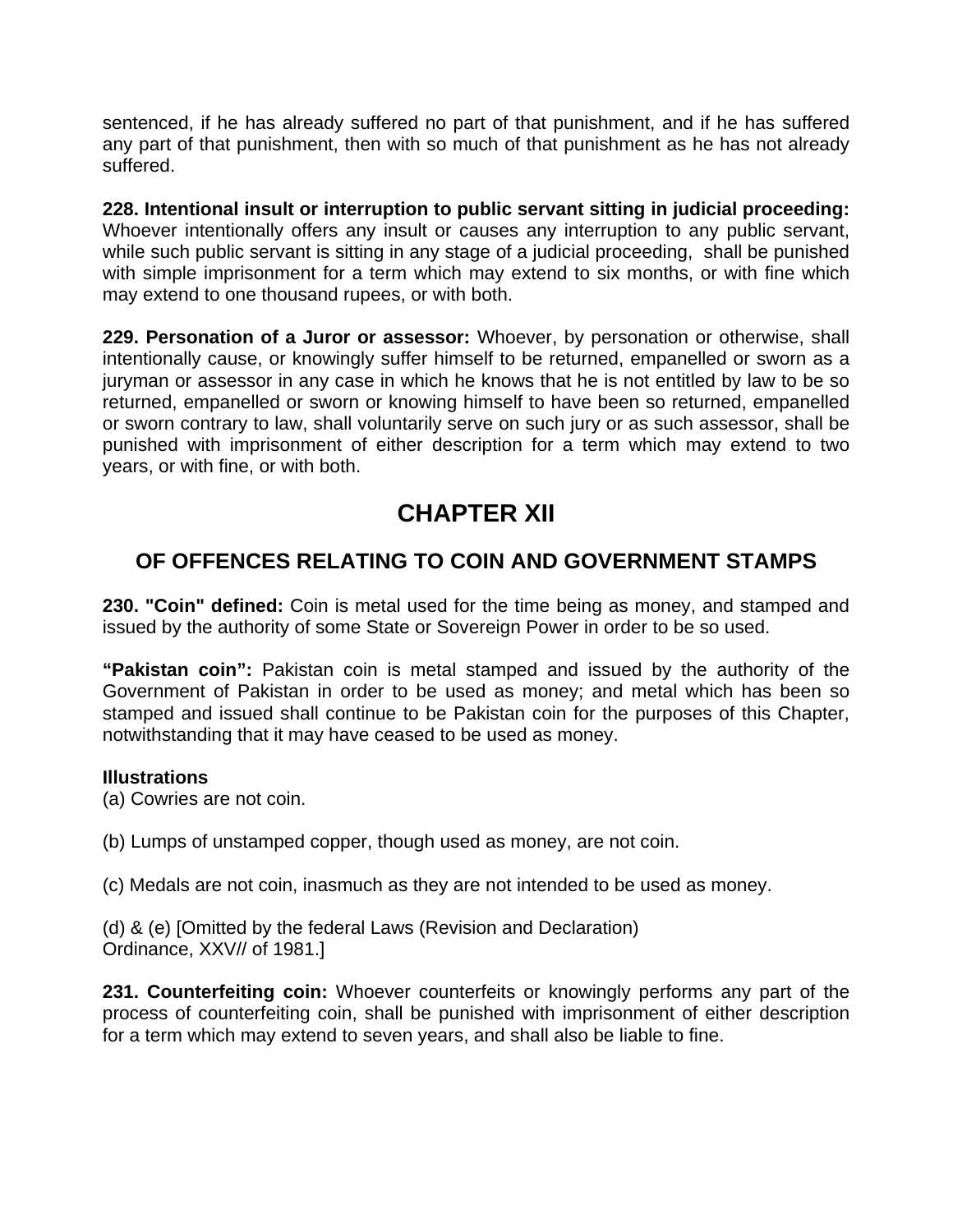sentenced, if he has already suffered no part of that punishment, and if he has suffered any part of that punishment, then with so much of that punishment as he has not already suffered.

**228. Intentional insult or interruption to public servant sitting in judicial proceeding:** Whoever intentionally offers any insult or causes any interruption to any public servant, while such public servant is sitting in any stage of a judicial proceeding, shall be punished with simple imprisonment for a term which may extend to six months, or with fine which may extend to one thousand rupees, or with both.

**229. Personation of a Juror or assessor:** Whoever, by personation or otherwise, shall intentionally cause, or knowingly suffer himself to be returned, empanelled or sworn as a juryman or assessor in any case in which he knows that he is not entitled by law to be so returned, empanelled or sworn or knowing himself to have been so returned, empanelled or sworn contrary to law, shall voluntarily serve on such jury or as such assessor, shall be punished with imprisonment of either description for a term which may extend to two years, or with fine, or with both.

# CHAPTER XII

## OF OFFENCES RELATING TO COIN AND GOVERNMENT STAMPS

**230. "Coin" defined:** Coin is metal used for the time being as money, and stamped and issued by the authority of some State or Sovereign Power in order to be so used.

**"Pakistan coin":** Pakistan coin is metal stamped and issued by the authority of the Government of Pakistan in order to be used as money; and metal which has been so stamped and issued shall continue to be Pakistan coin for the purposes of this Chapter, notwithstanding that it may have ceased to be used as money.

**Illustrations**

(a) Cowries are not coin.

(b) Lumps of unstamped copper, though used as money, are not coin.

(c) Medals are not coin, inasmuch as they are not intended to be used as money.

(d) & (e) [Omitted by the federal Laws (Revision and Declaration) Ordinance, XXV// of 1981.]

**231. Counterfeiting coin:** Whoever counterfeits or knowingly performs any part of the process of counterfeiting coin, shall be punished with imprisonment of either description for a term which may extend to seven years, and shall also be liable to fine.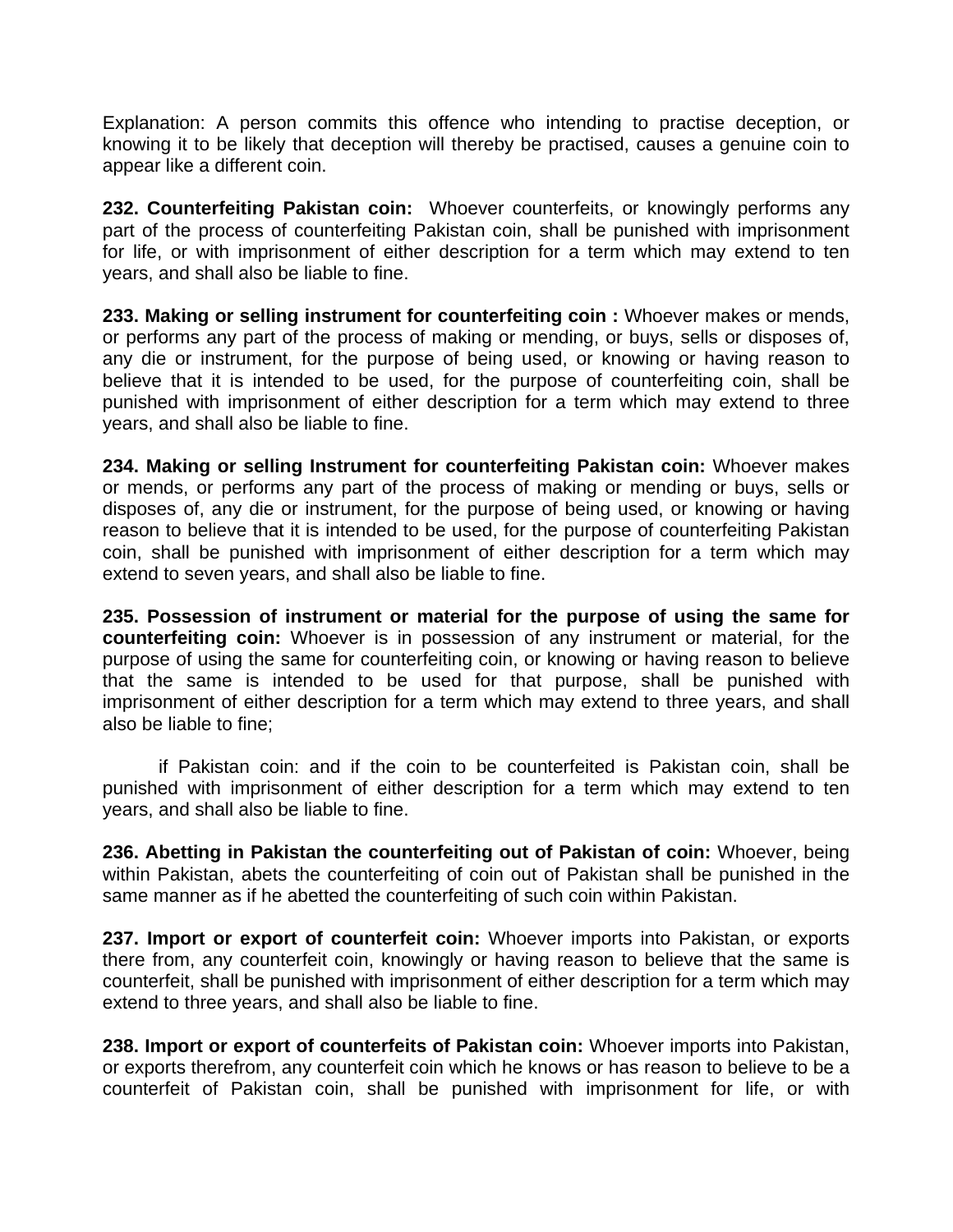Explanation: A person commits this offence who intending to practise deception, or knowing it to be likely that deception will thereby be practised, causes a genuine coin to appear like a different coin.

**232. Counterfeiting Pakistan coin:** Whoever counterfeits, or knowingly performs any part of the process of counterfeiting Pakistan coin, shall be punished with imprisonment for life, or with imprisonment of either description for a term which may extend to ten years, and shall also be liable to fine.

**233. Making or selling instrument for counterfeiting coin :** Whoever makes or mends, or performs any part of the process of making or mending, or buys, sells or disposes of, any die or instrument, for the purpose of being used, or knowing or having reason to believe that it is intended to be used, for the purpose of counterfeiting coin, shall be punished with imprisonment of either description for a term which may extend to three years, and shall also be liable to fine.

**234. Making or selling Instrument for counterfeiting Pakistan coin:** Whoever makes or mends, or performs any part of the process of making or mending or buys, sells or disposes of, any die or instrument, for the purpose of being used, or knowing or having reason to believe that it is intended to be used, for the purpose of counterfeiting Pakistan coin, shall be punished with imprisonment of either description for a term which may extend to seven years, and shall also be liable to fine.

**235. Possession of instrument or material for the purpose of using the same for counterfeiting coin:** Whoever is in possession of any instrument or material, for the purpose of using the same for counterfeiting coin, or knowing or having reason to believe that the same is intended to be used for that purpose, shall be punished with imprisonment of either description for a term which may extend to three years, and shall also be liable to fine;

if Pakistan coin: and if the coin to be counterfeited is Pakistan coin, shall be punished with imprisonment of either description for a term which may extend to ten years, and shall also be liable to fine.

**236. Abetting in Pakistan the counterfeiting out of Pakistan of coin:** Whoever, being within Pakistan, abets the counterfeiting of coin out of Pakistan shall be punished in the same manner as if he abetted the counterfeiting of such coin within Pakistan.

**237. Import or export of counterfeit coin:** Whoever imports into Pakistan, or exports there from, any counterfeit coin, knowingly or having reason to believe that the same is counterfeit, shall be punished with imprisonment of either description for a term which may extend to three years, and shall also be liable to fine.

**238. Import or export of counterfeits of Pakistan coin:** Whoever imports into Pakistan, or exports therefrom, any counterfeit coin which he knows or has reason to believe to be a counterfeit of Pakistan coin, shall be punished with imprisonment for life, or with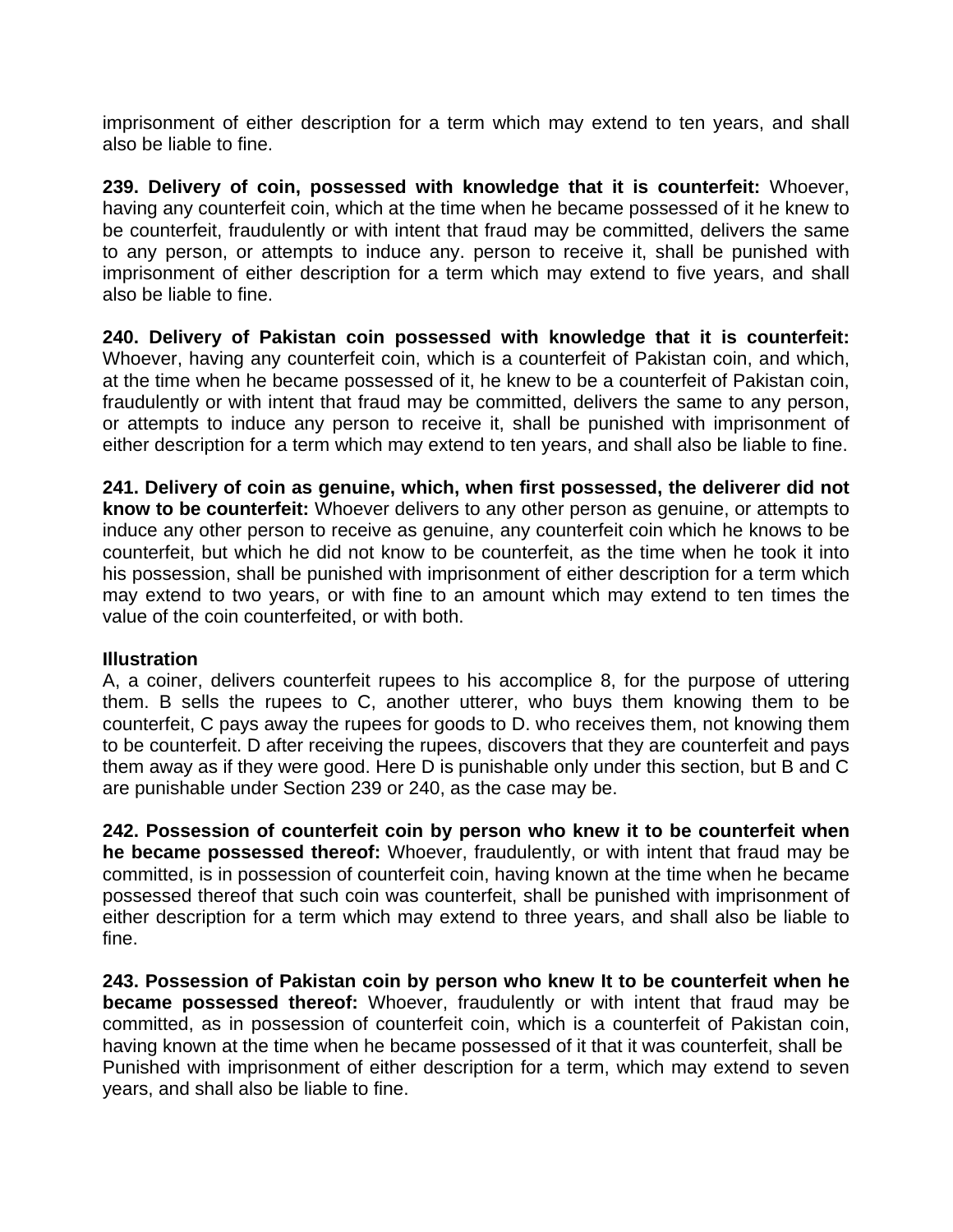imprisonment of either description for a term which may extend to ten years, and shall also be liable to fine.

**239. Delivery of coin, possessed with knowledge that it is counterfeit:** Whoever, having any counterfeit coin, which at the time when he became possessed of it he knew to be counterfeit, fraudulently or with intent that fraud may be committed, delivers the same to any person, or attempts to induce any. person to receive it, shall be punished with imprisonment of either description for a term which may extend to five years, and shall also be liable to fine.

**240. Delivery of Pakistan coin possessed with knowledge that it is counterfeit:** Whoever, having any counterfeit coin, which is a counterfeit of Pakistan coin, and which, at the time when he became possessed of it, he knew to be a counterfeit of Pakistan coin, fraudulently or with intent that fraud may be committed, delivers the same to any person, or attempts to induce any person to receive it, shall be punished with imprisonment of either description for a term which may extend to ten years, and shall also be liable to fine.

**241. Delivery of coin as genuine, which, when first possessed, the deliverer did not know to be counterfeit:** Whoever delivers to any other person as genuine, or attempts to induce any other person to receive as genuine, any counterfeit coin which he knows to be counterfeit, but which he did not know to be counterfeit, as the time when he took it into his possession, shall be punished with imprisonment of either description for a term which may extend to two years, or with fine to an amount which may extend to ten times the value of the coin counterfeited, or with both.

**Illustration**

A, a coiner, delivers counterfeit rupees to his accomplice 8, for the purpose of uttering them. B sells the rupees to C, another utterer, who buys them knowing them to be counterfeit, C pays away the rupees for goods to D. who receives them, not knowing them to be counterfeit. D after receiving the rupees, discovers that they are counterfeit and pays them away as if they were good. Here D is punishable only under this section, but B and C are punishable under Section 239 or 240, as the case may be.

**242. Possession of counterfeit coin by person who knew it to be counterfeit when he became possessed thereof:** Whoever, fraudulently, or with intent that fraud may be committed, is in possession of counterfeit coin, having known at the time when he became possessed thereof that such coin was counterfeit, shall be punished with imprisonment of either description for a term which may extend to three years, and shall also be liable to fine.

**243. Possession of Pakistan coin by person who knew It to be counterfeit when he became possessed thereof:** Whoever, fraudulently or with intent that fraud may be committed, as in possession of counterfeit coin, which is a counterfeit of Pakistan coin, having known at the time when he became possessed of it that it was counterfeit, shall be Punished with imprisonment of either description for a term, which may extend to seven years, and shall also be liable to fine.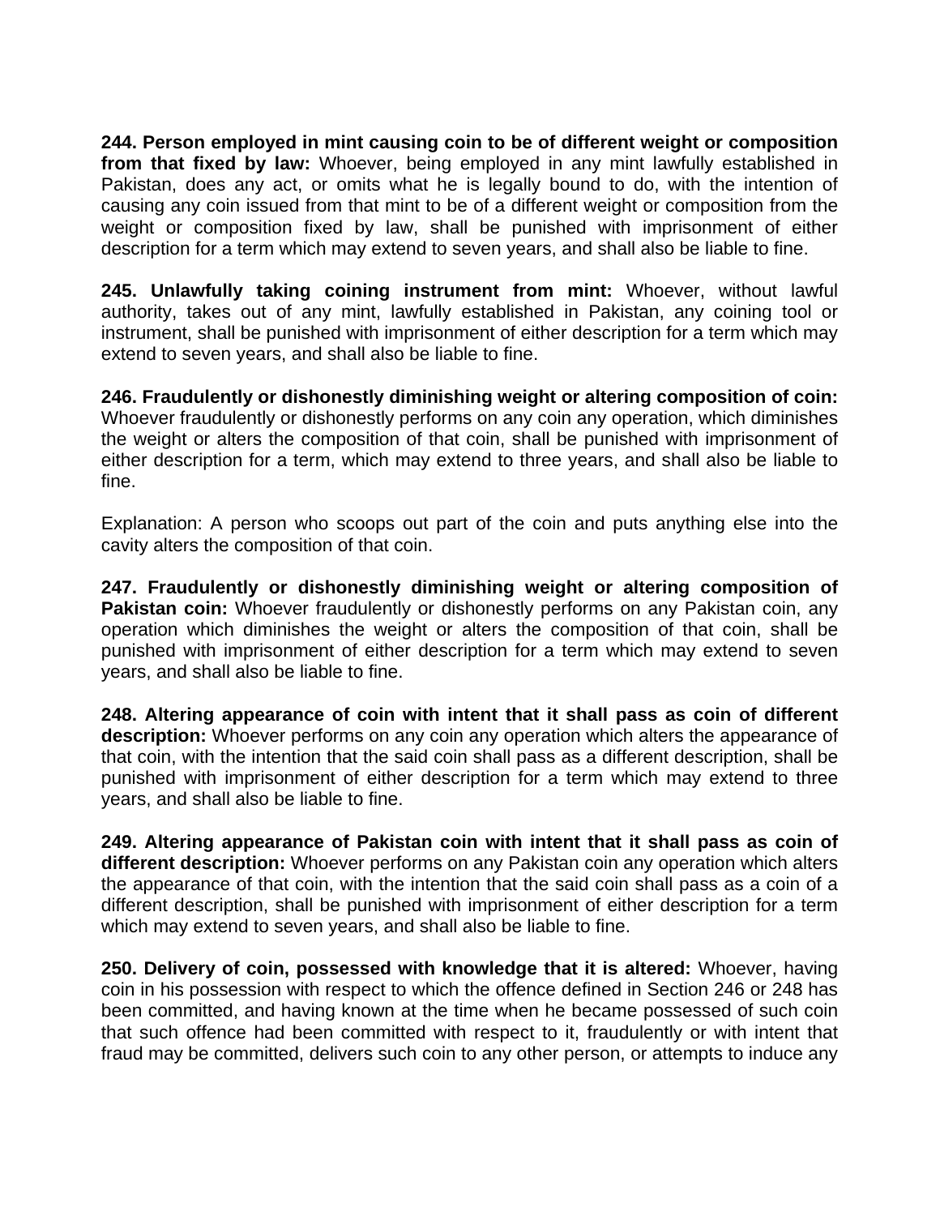**244. Person employed in mint causing coin to be of different weight or composition from that fixed by law:** Whoever, being employed in any mint lawfully established in Pakistan, does any act, or omits what he is legally bound to do, with the intention of causing any coin issued from that mint to be of a different weight or composition from the weight or composition fixed by law, shall be punished with imprisonment of either description for a term which may extend to seven years, and shall also be liable to fine.

**245. Unlawfully taking coining instrument from mint:** Whoever, without lawful authority, takes out of any mint, lawfully established in Pakistan, any coining tool or instrument, shall be punished with imprisonment of either description for a term which may extend to seven years, and shall also be liable to fine.

**246. Fraudulently or dishonestly diminishing weight or altering composition of coin:** Whoever fraudulently or dishonestly performs on any coin any operation, which diminishes the weight or alters the composition of that coin, shall be punished with imprisonment of either description for a term, which may extend to three years, and shall also be liable to fine.

Explanation: A person who scoops out part of the coin and puts anything else into the cavity alters the composition of that coin.

**247. Fraudulently or dishonestly diminishing weight or altering composition of Pakistan coin:** Whoever fraudulently or dishonestly performs on any Pakistan coin, any operation which diminishes the weight or alters the composition of that coin, shall be punished with imprisonment of either description for a term which may extend to seven years, and shall also be liable to fine.

**248. Altering appearance of coin with intent that it shall pass as coin of different description:** Whoever performs on any coin any operation which alters the appearance of that coin, with the intention that the said coin shall pass as a different description, shall be punished with imprisonment of either description for a term which may extend to three years, and shall also be liable to fine.

**249. Altering appearance of Pakistan coin with intent that it shall pass as coin of different description:** Whoever performs on any Pakistan coin any operation which alters the appearance of that coin, with the intention that the said coin shall pass as a coin of a different description, shall be punished with imprisonment of either description for a term which may extend to seven years, and shall also be liable to fine.

**250. Delivery of coin, possessed with knowledge that it is altered:** Whoever, having coin in his possession with respect to which the offence defined in Section 246 or 248 has been committed, and having known at the time when he became possessed of such coin that such offence had been committed with respect to it, fraudulently or with intent that fraud may be committed, delivers such coin to any other person, or attempts to induce any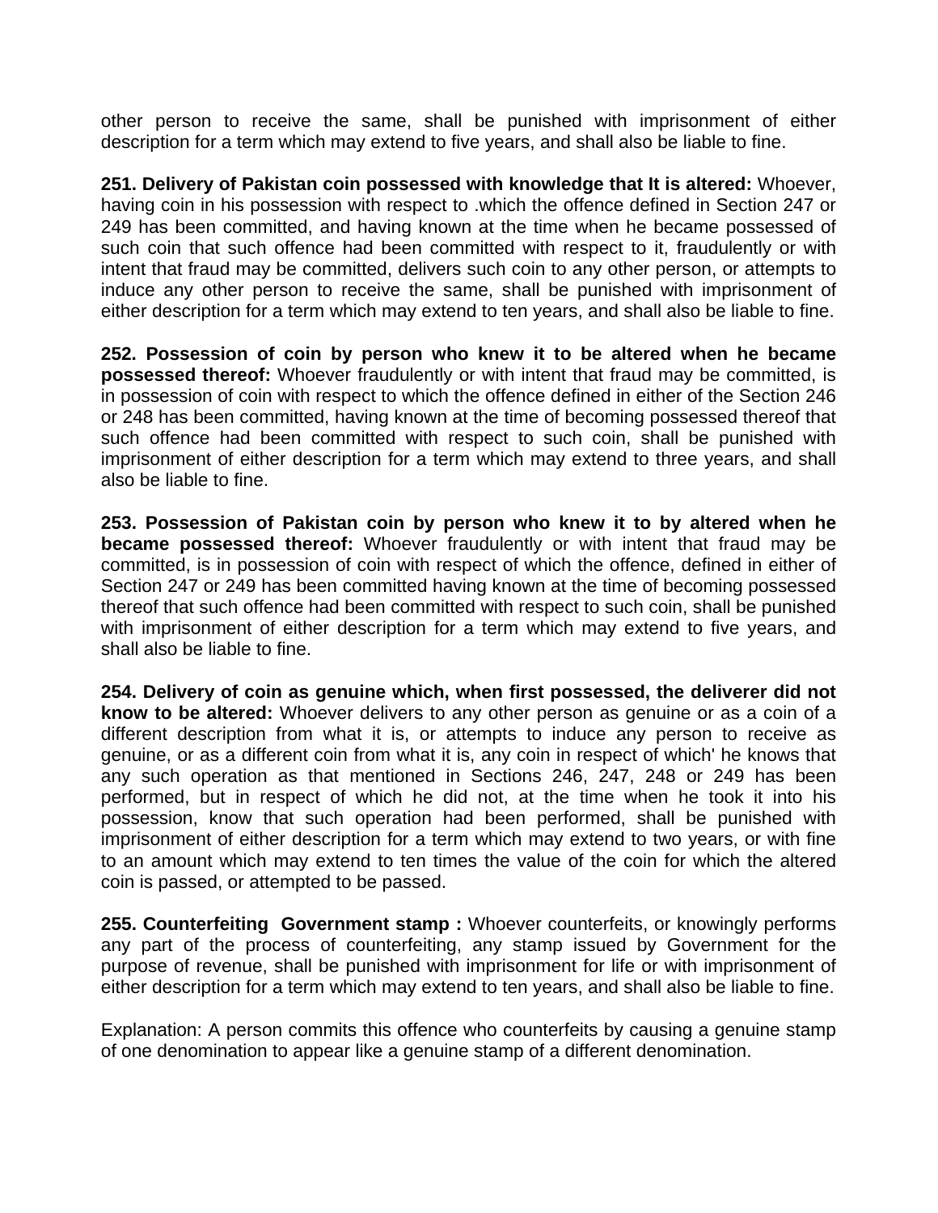other person to receive the same, shall be punished with imprisonment of either description for a term which may extend to five years, and shall also be liable to fine.

**251. Delivery of Pakistan coin possessed with knowledge that It is altered:** Whoever, having coin in his possession with respect to .which the offence defined in Section 247 or 249 has been committed, and having known at the time when he became possessed of such coin that such offence had been committed with respect to it, fraudulently or with intent that fraud may be committed, delivers such coin to any other person, or attempts to induce any other person to receive the same, shall be punished with imprisonment of either description for a term which may extend to ten years, and shall also be liable to fine.

**252. Possession of coin by person who knew it to be altered when he became possessed thereof:** Whoever fraudulently or with intent that fraud may be committed, is in possession of coin with respect to which the offence defined in either of the Section 246 or 248 has been committed, having known at the time of becoming possessed thereof that such offence had been committed with respect to such coin, shall be punished with imprisonment of either description for a term which may extend to three years, and shall also be liable to fine.

**253. Possession of Pakistan coin by person who knew it to by altered when he became possessed thereof:** Whoever fraudulently or with intent that fraud may be committed, is in possession of coin with respect of which the offence, defined in either of Section 247 or 249 has been committed having known at the time of becoming possessed thereof that such offence had been committed with respect to such coin, shall be punished with imprisonment of either description for a term which may extend to five years, and shall also be liable to fine.

**254. Delivery of coin as genuine which, when first possessed, the deliverer did not know to be altered:** Whoever delivers to any other person as genuine or as a coin of a different description from what it is, or attempts to induce any person to receive as genuine, or as a different coin from what it is, any coin in respect of which' he knows that any such operation as that mentioned in Sections 246, 247, 248 or 249 has been performed, but in respect of which he did not, at the time when he took it into his possession, know that such operation had been performed, shall be punished with imprisonment of either description for a term which may extend to two years, or with fine to an amount which may extend to ten times the value of the coin for which the altered coin is passed, or attempted to be passed.

**255. Counterfeiting Government stamp :** Whoever counterfeits, or knowingly performs any part of the process of counterfeiting, any stamp issued by Government for the purpose of revenue, shall be punished with imprisonment for life or with imprisonment of either description for a term which may extend to ten years, and shall also be liable to fine.

Explanation: A person commits this offence who counterfeits by causing a genuine stamp of one denomination to appear like a genuine stamp of a different denomination.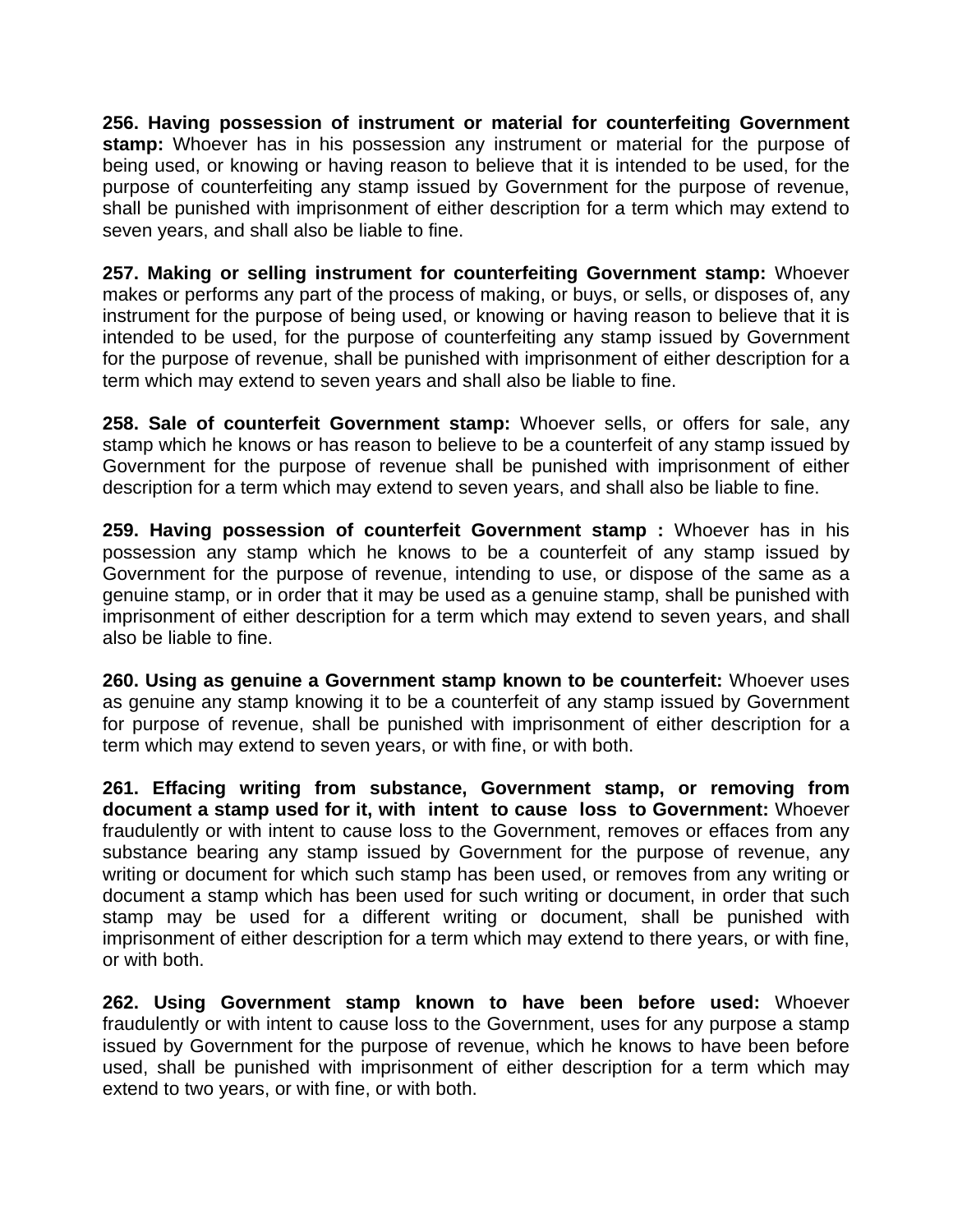**256. Having possession of instrument or material for counterfeiting Government stamp:** Whoever has in his possession any instrument or material for the purpose of being used, or knowing or having reason to believe that it is intended to be used, for the purpose of counterfeiting any stamp issued by Government for the purpose of revenue, shall be punished with imprisonment of either description for a term which may extend to seven years, and shall also be liable to fine.

**257. Making or selling instrument for counterfeiting Government stamp:** Whoever makes or performs any part of the process of making, or buys, or sells, or disposes of, any instrument for the purpose of being used, or knowing or having reason to believe that it is intended to be used, for the purpose of counterfeiting any stamp issued by Government for the purpose of revenue, shall be punished with imprisonment of either description for a term which may extend to seven years and shall also be liable to fine.

**258. Sale of counterfeit Government stamp:** Whoever sells, or offers for sale, any stamp which he knows or has reason to believe to be a counterfeit of any stamp issued by Government for the purpose of revenue shall be punished with imprisonment of either description for a term which may extend to seven years, and shall also be liable to fine.

**259. Having possession of counterfeit Government stamp :** Whoever has in his possession any stamp which he knows to be a counterfeit of any stamp issued by Government for the purpose of revenue, intending to use, or dispose of the same as a genuine stamp, or in order that it may be used as a genuine stamp, shall be punished with imprisonment of either description for a term which may extend to seven years, and shall also be liable to fine.

**260. Using as genuine a Government stamp known to be counterfeit:** Whoever uses as genuine any stamp knowing it to be a counterfeit of any stamp issued by Government for purpose of revenue, shall be punished with imprisonment of either description for a term which may extend to seven years, or with fine, or with both.

**261. Effacing writing from substance, Government stamp, or removing from document a stamp used for it, with intent to cause loss to Government:** Whoever fraudulently or with intent to cause loss to the Government, removes or effaces from any substance bearing any stamp issued by Government for the purpose of revenue, any writing or document for which such stamp has been used, or removes from any writing or document a stamp which has been used for such writing or document, in order that such stamp may be used for a different writing or document, shall be punished with imprisonment of either description for a term which may extend to there years, or with fine, or with both.

**262. Using Government stamp known to have been before used:** Whoever fraudulently or with intent to cause loss to the Government, uses for any purpose a stamp issued by Government for the purpose of revenue, which he knows to have been before used, shall be punished with imprisonment of either description for a term which may extend to two years, or with fine, or with both.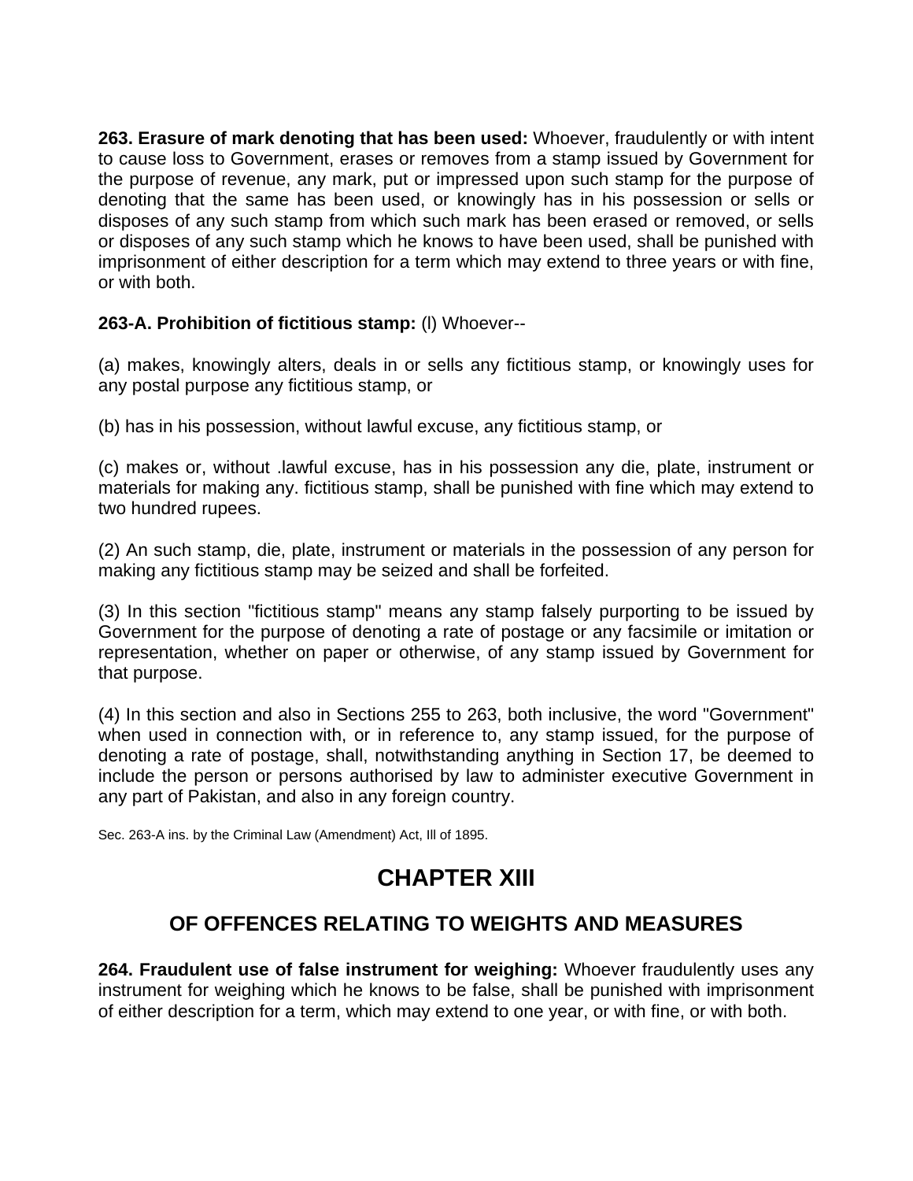**263. Erasure of mark denoting that has been used:** Whoever, fraudulently or with intent to cause loss to Government, erases or removes from a stamp issued by Government for the purpose of revenue, any mark, put or impressed upon such stamp for the purpose of denoting that the same has been used, or knowingly has in his possession or sells or disposes of any such stamp from which such mark has been erased or removed, or sells or disposes of any such stamp which he knows to have been used, shall be punished with imprisonment of either description for a term which may extend to three years or with fine, or with both.

**263-A. Prohibition of fictitious stamp:** (l) Whoever--

(a) makes, knowingly alters, deals in or sells any fictitious stamp, or knowingly uses for any postal purpose any fictitious stamp, or

(b) has in his possession, without lawful excuse, any fictitious stamp, or

(c) makes or, without .lawful excuse, has in his possession any die, plate, instrument or materials for making any. fictitious stamp, shall be punished with fine which may extend to two hundred rupees.

(2) An such stamp, die, plate, instrument or materials in the possession of any person for making any fictitious stamp may be seized and shall be forfeited.

(3) In this section "fictitious stamp" means any stamp falsely purporting to be issued by Government for the purpose of denoting a rate of postage or any facsimile or imitation or representation, whether on paper or otherwise, of any stamp issued by Government for that purpose.

(4) In this section and also in Sections 255 to 263, both inclusive, the word "Government" when used in connection with, or in reference to, any stamp issued, for the purpose of denoting a rate of postage, shall, notwithstanding anything in Section 17, be deemed to include the person or persons authorised by law to administer executive Government in any part of Pakistan, and also in any foreign country.

Sec. 263-A ins. by the Criminal Law (Amendment) Act, Ill of 1895.

# CHAPTER XIII

## OF OFFENCES RELATING TO WEIGHTS AND MEASURES

**264. Fraudulent use of false instrument for weighing:** Whoever fraudulently uses any instrument for weighing which he knows to be false, shall be punished with imprisonment of either description for a term, which may extend to one year, or with fine, or with both.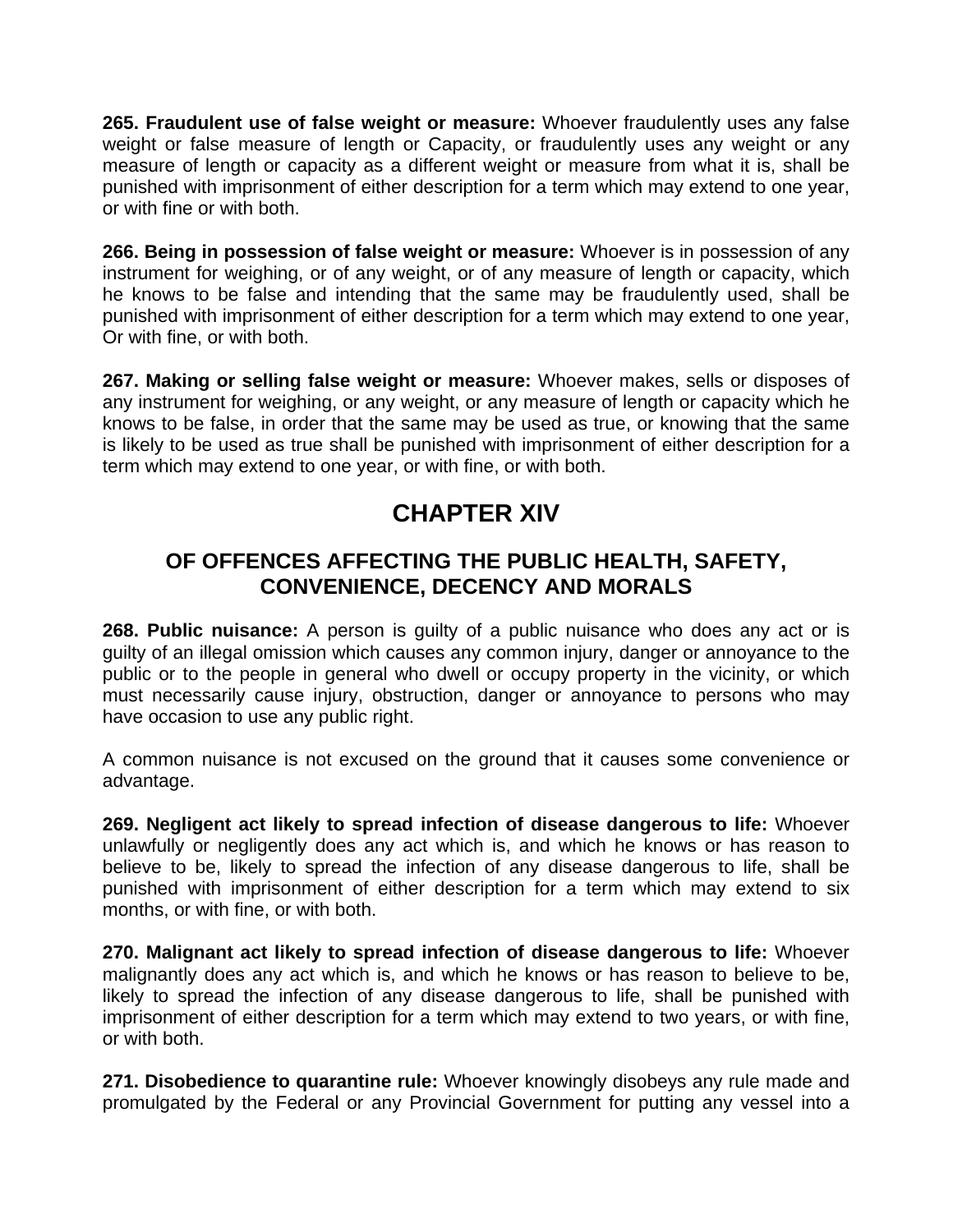**265. Fraudulent use of false weight or measure:** Whoever fraudulently uses any false weight or false measure of length or Capacity, or fraudulently uses any weight or any measure of length or capacity as a different weight or measure from what it is, shall be punished with imprisonment of either description for a term which may extend to one year, or with fine or with both.

**266. Being in possession of false weight or measure:** Whoever is in possession of any instrument for weighing, or of any weight, or of any measure of length or capacity, which he knows to be false and intending that the same may be fraudulently used, shall be punished with imprisonment of either description for a term which may extend to one year, Or with fine, or with both.

**267. Making or selling false weight or measure:** Whoever makes, sells or disposes of any instrument for weighing, or any weight, or any measure of length or capacity which he knows to be false, in order that the same may be used as true, or knowing that the same is likely to be used as true shall be punished with imprisonment of either description for a term which may extend to one year, or with fine, or with both.

# CHAPTER XIV

## OF OFFENCES AFFECTING THE PUBLIC HEALTH, SAFETY, CONVENIENCE, DECENCY AND MORALS

**268. Public nuisance:** A person is guilty of a public nuisance who does any act or is guilty of an illegal omission which causes any common injury, danger or annoyance to the public or to the people in general who dwell or occupy property in the vicinity, or which must necessarily cause injury, obstruction, danger or annoyance to persons who may have occasion to use any public right.

A common nuisance is not excused on the ground that it causes some convenience or advantage.

**269. Negligent act likely to spread infection of disease dangerous to life:** Whoever unlawfully or negligently does any act which is, and which he knows or has reason to believe to be, likely to spread the infection of any disease dangerous to life, shall be punished with imprisonment of either description for a term which may extend to six months, or with fine, or with both.

**270. Malignant act likely to spread infection of disease dangerous to life:** Whoever malignantly does any act which is, and which he knows or has reason to believe to be, likely to spread the infection of any disease dangerous to life, shall be punished with imprisonment of either description for a term which may extend to two years, or with fine, or with both.

**271. Disobedience to quarantine rule:** Whoever knowingly disobeys any rule made and promulgated by the Federal or any Provincial Government for putting any vessel into a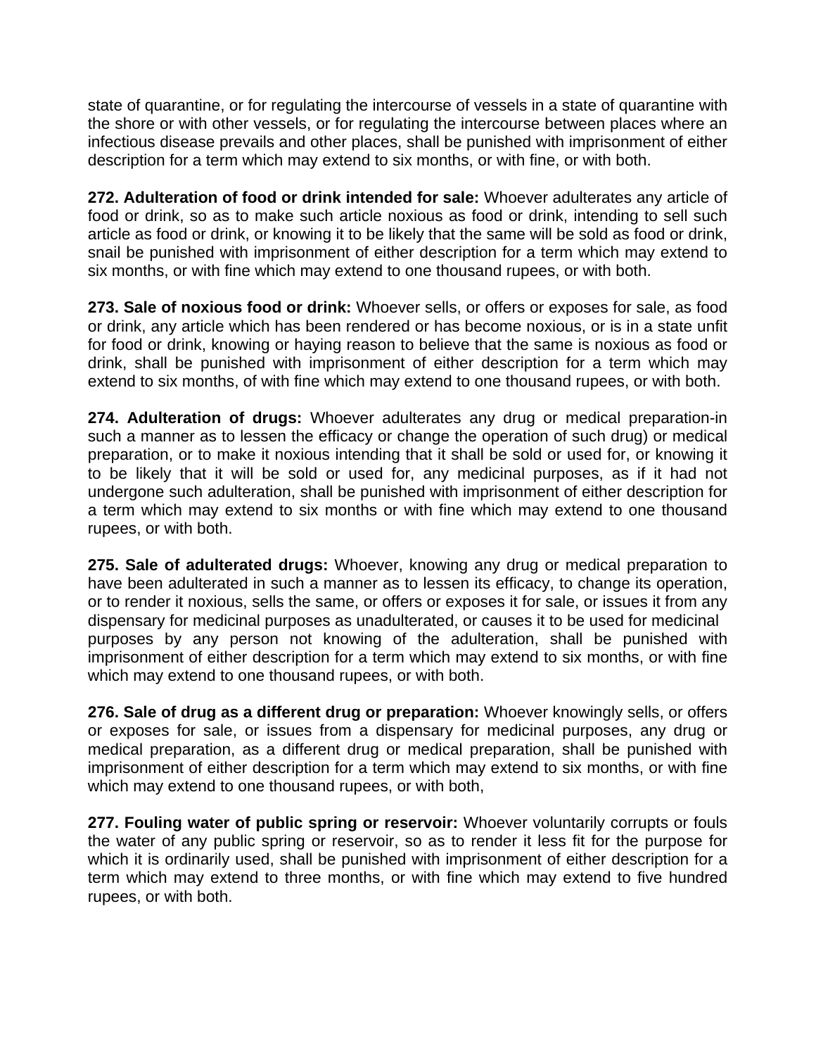state of quarantine, or for regulating the intercourse of vessels in a state of quarantine with the shore or with other vessels, or for regulating the intercourse between places where an infectious disease prevails and other places, shall be punished with imprisonment of either description for a term which may extend to six months, or with fine, or with both.

**272. Adulteration of food or drink intended for sale:** Whoever adulterates any article of food or drink, so as to make such article noxious as food or drink, intending to sell such article as food or drink, or knowing it to be likely that the same will be sold as food or drink, snail be punished with imprisonment of either description for a term which may extend to six months, or with fine which may extend to one thousand rupees, or with both.

**273. Sale of noxious food or drink:** Whoever sells, or offers or exposes for sale, as food or drink, any article which has been rendered or has become noxious, or is in a state unfit for food or drink, knowing or haying reason to believe that the same is noxious as food or drink, shall be punished with imprisonment of either description for a term which may extend to six months, of with fine which may extend to one thousand rupees, or with both.

**274. Adulteration of drugs:** Whoever adulterates any drug or medical preparation-in such a manner as to lessen the efficacy or change the operation of such drug) or medical preparation, or to make it noxious intending that it shall be sold or used for, or knowing it to be likely that it will be sold or used for, any medicinal purposes, as if it had not undergone such adulteration, shall be punished with imprisonment of either description for a term which may extend to six months or with fine which may extend to one thousand rupees, or with both.

**275. Sale of adulterated drugs:** Whoever, knowing any drug or medical preparation to have been adulterated in such a manner as to lessen its efficacy, to change its operation, or to render it noxious, sells the same, or offers or exposes it for sale, or issues it from any dispensary for medicinal purposes as unadulterated, or causes it to be used for medicinal purposes by any person not knowing of the adulteration, shall be punished with imprisonment of either description for a term which may extend to six months, or with fine which may extend to one thousand rupees, or with both.

**276. Sale of drug as a different drug or preparation:** Whoever knowingly sells, or offers or exposes for sale, or issues from a dispensary for medicinal purposes, any drug or medical preparation, as a different drug or medical preparation, shall be punished with imprisonment of either description for a term which may extend to six months, or with fine which may extend to one thousand rupees, or with both,

**277. Fouling water of public spring or reservoir:** Whoever voluntarily corrupts or fouls the water of any public spring or reservoir, so as to render it less fit for the purpose for which it is ordinarily used, shall be punished with imprisonment of either description for a term which may extend to three months, or with fine which may extend to five hundred rupees, or with both.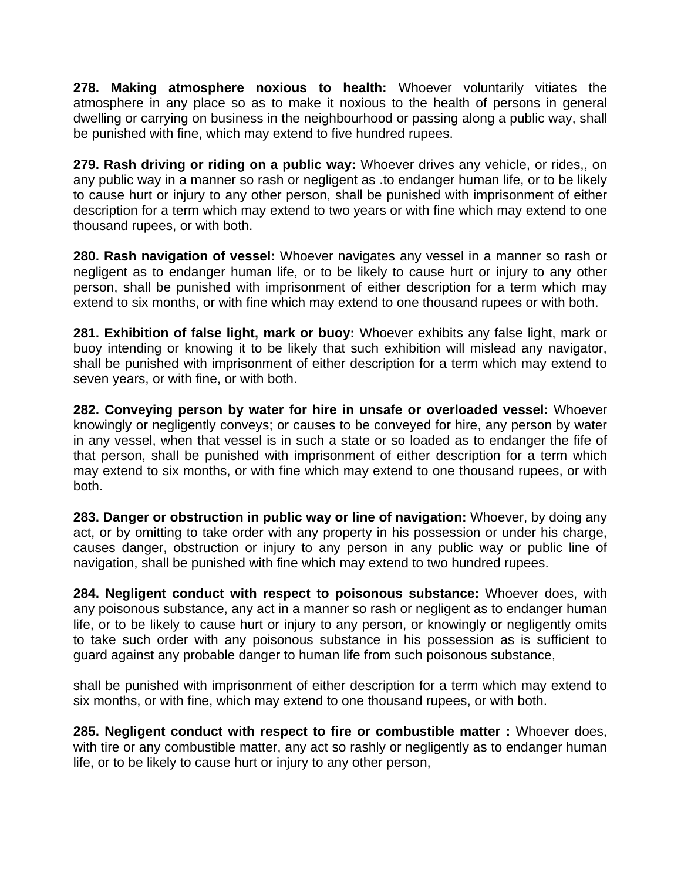**278. Making atmosphere noxious to health:** Whoever voluntarily vitiates the atmosphere in any place so as to make it noxious to the health of persons in general dwelling or carrying on business in the neighbourhood or passing along a public way, shall be punished with fine, which may extend to five hundred rupees.

**279. Rash driving or riding on a public way:** Whoever drives any vehicle, or rides,, on any public way in a manner so rash or negligent as .to endanger human life, or to be likely to cause hurt or injury to any other person, shall be punished with imprisonment of either description for a term which may extend to two years or with fine which may extend to one thousand rupees, or with both.

**280. Rash navigation of vessel:** Whoever navigates any vessel in a manner so rash or negligent as to endanger human life, or to be likely to cause hurt or injury to any other person, shall be punished with imprisonment of either description for a term which may extend to six months, or with fine which may extend to one thousand rupees or with both.

**281. Exhibition of false light, mark or buoy:** Whoever exhibits any false light, mark or buoy intending or knowing it to be likely that such exhibition will mislead any navigator, shall be punished with imprisonment of either description for a term which may extend to seven years, or with fine, or with both.

**282. Conveying person by water for hire in unsafe or overloaded vessel:** Whoever knowingly or negligently conveys; or causes to be conveyed for hire, any person by water in any vessel, when that vessel is in such a state or so loaded as to endanger the fife of that person, shall be punished with imprisonment of either description for a term which may extend to six months, or with fine which may extend to one thousand rupees, or with both.

**283. Danger or obstruction in public way or line of navigation:** Whoever, by doing any act, or by omitting to take order with any property in his possession or under his charge, causes danger, obstruction or injury to any person in any public way or public line of navigation, shall be punished with fine which may extend to two hundred rupees.

**284. Negligent conduct with respect to poisonous substance:** Whoever does, with any poisonous substance, any act in a manner so rash or negligent as to endanger human life, or to be likely to cause hurt or injury to any person, or knowingly or negligently omits to take such order with any poisonous substance in his possession as is sufficient to guard against any probable danger to human life from such poisonous substance,

shall be punished with imprisonment of either description for a term which may extend to six months, or with fine, which may extend to one thousand rupees, or with both.

**285. Negligent conduct with respect to fire or combustible matter :** Whoever does, with tire or any combustible matter, any act so rashly or negligently as to endanger human life, or to be likely to cause hurt or injury to any other person,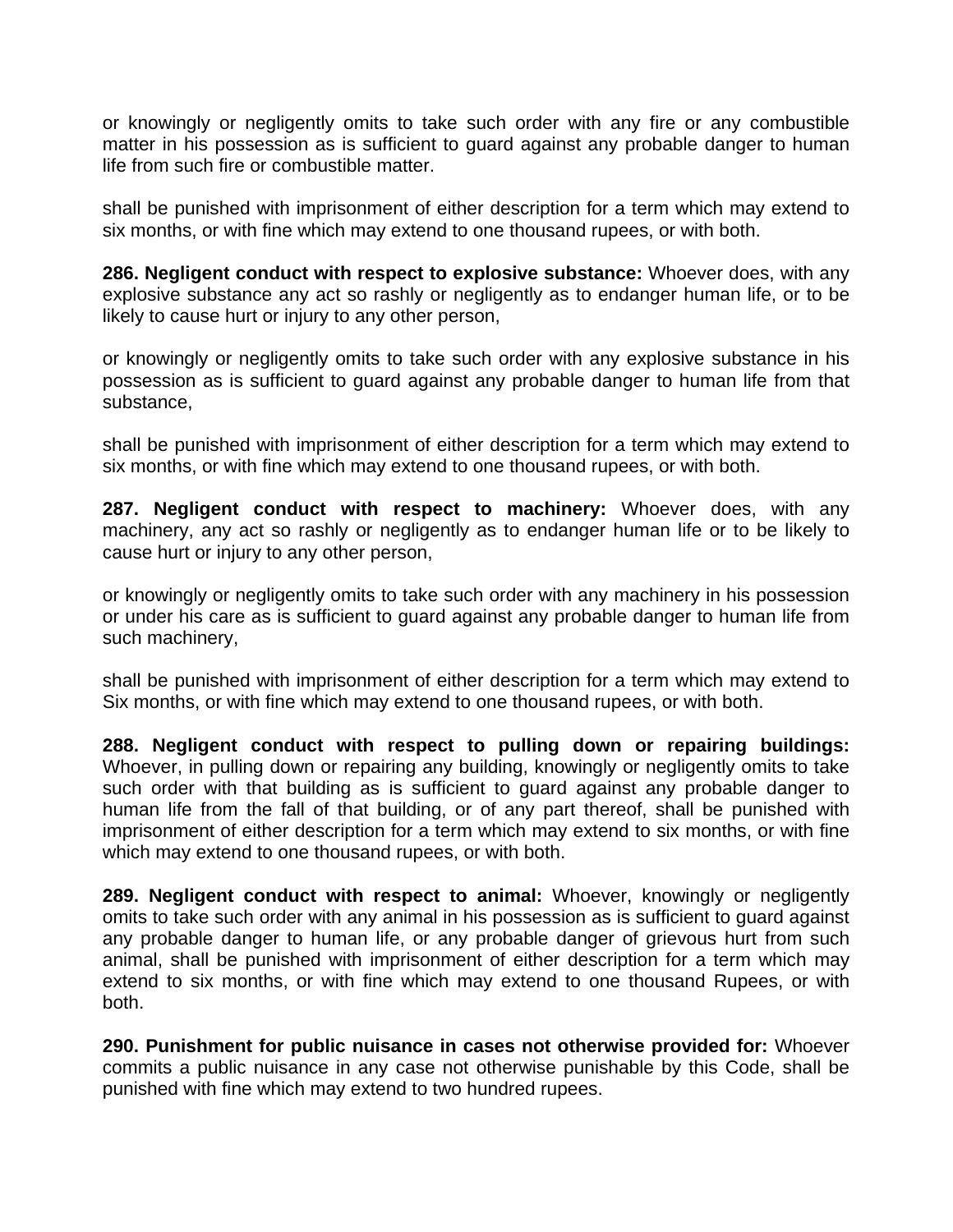or knowingly or negligently omits to take such order with any fire or any combustible matter in his possession as is sufficient to guard against any probable danger to human life from such fire or combustible matter.

shall be punished with imprisonment of either description for a term which may extend to six months, or with fine which may extend to one thousand rupees, or with both.

**286. Negligent conduct with respect to explosive substance:** Whoever does, with any explosive substance any act so rashly or negligently as to endanger human life, or to be likely to cause hurt or injury to any other person,

or knowingly or negligently omits to take such order with any explosive substance in his possession as is sufficient to guard against any probable danger to human life from that substance,

shall be punished with imprisonment of either description for a term which may extend to six months, or with fine which may extend to one thousand rupees, or with both.

**287. Negligent conduct with respect to machinery:** Whoever does, with any machinery, any act so rashly or negligently as to endanger human life or to be likely to cause hurt or injury to any other person,

or knowingly or negligently omits to take such order with any machinery in his possession or under his care as is sufficient to guard against any probable danger to human life from such machinery,

shall be punished with imprisonment of either description for a term which may extend to Six months, or with fine which may extend to one thousand rupees, or with both.

**288. Negligent conduct with respect to pulling down or repairing buildings:** Whoever, in pulling down or repairing any building, knowingly or negligently omits to take such order with that building as is sufficient to guard against any probable danger to human life from the fall of that building, or of any part thereof, shall be punished with imprisonment of either description for a term which may extend to six months, or with fine which may extend to one thousand rupees, or with both.

**289. Negligent conduct with respect to animal:** Whoever, knowingly or negligently omits to take such order with any animal in his possession as is sufficient to guard against any probable danger to human life, or any probable danger of grievous hurt from such animal, shall be punished with imprisonment of either description for a term which may extend to six months, or with fine which may extend to one thousand Rupees, or with both.

**290. Punishment for public nuisance in cases not otherwise provided for:** Whoever commits a public nuisance in any case not otherwise punishable by this Code, shall be punished with fine which may extend to two hundred rupees.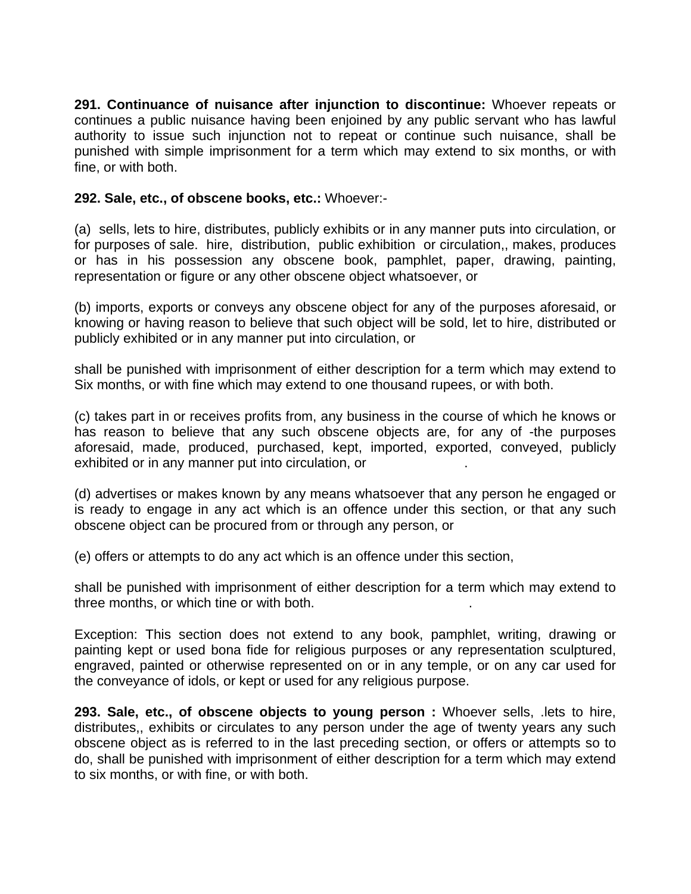**291. Continuance of nuisance after injunction to discontinue:** Whoever repeats or continues a public nuisance having been enjoined by any public servant who has lawful authority to issue such injunction not to repeat or continue such nuisance, shall be punished with simple imprisonment for a term which may extend to six months, or with fine, or with both.

**292. Sale, etc., of obscene books, etc.:** Whoever:-

(a) sells, lets to hire, distributes, publicly exhibits or in any manner puts into circulation, or for purposes of sale. hire, distribution, public exhibition or circulation,, makes, produces or has in his possession any obscene book, pamphlet, paper, drawing, painting, representation or figure or any other obscene object whatsoever, or

(b) imports, exports or conveys any obscene object for any of the purposes aforesaid, or knowing or having reason to believe that such object will be sold, let to hire, distributed or publicly exhibited or in any manner put into circulation, or

shall be punished with imprisonment of either description for a term which may extend to Six months, or with fine which may extend to one thousand rupees, or with both.

(c) takes part in or receives profits from, any business in the course of which he knows or has reason to believe that any such obscene objects are, for any of -the purposes aforesaid, made, produced, purchased, kept, imported, exported, conveyed, publicly exhibited or in any manner put into circulation, or .

(d) advertises or makes known by any means whatsoever that any person he engaged or is ready to engage in any act which is an offence under this section, or that any such obscene object can be procured from or through any person, or

(e) offers or attempts to do any act which is an offence under this section,

shall be punished with imprisonment of either description for a term which may extend to three months, or which tine or with both. .

Exception: This section does not extend to any book, pamphlet, writing, drawing or painting kept or used bona fide for religious purposes or any representation sculptured, engraved, painted or otherwise represented on or in any temple, or on any car used for the conveyance of idols, or kept or used for any religious purpose.

**293. Sale, etc., of obscene objects to young person :** Whoever sells, .lets to hire, distributes,, exhibits or circulates to any person under the age of twenty years any such obscene object as is referred to in the last preceding section, or offers or attempts so to do, shall be punished with imprisonment of either description for a term which may extend to six months, or with fine, or with both.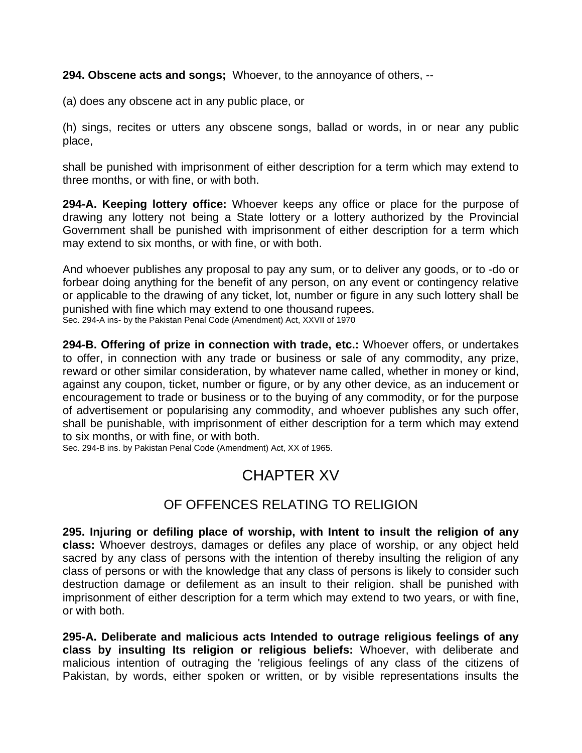**294. Obscene acts and songs;** Whoever, to the annoyance of others, --

(a) does any obscene act in any public place, or

(h) sings, recites or utters any obscene songs, ballad or words, in or near any public place,

shall be punished with imprisonment of either description for a term which may extend to three months, or with fine, or with both.

**294-A. Keeping lottery office:** Whoever keeps any office or place for the purpose of drawing any lottery not being a State lottery or a lottery authorized by the Provincial Government shall be punished with imprisonment of either description for a term which may extend to six months, or with fine, or with both.

And whoever publishes any proposal to pay any sum, or to deliver any goods, or to -do or forbear doing anything for the benefit of any person, on any event or contingency relative or applicable to the drawing of any ticket, lot, number or figure in any such lottery shall be punished with fine which may extend to one thousand rupees.

Sec. 294-A ins- by the Pakistan Penal Code (Amendment) Act, XXVII of 1970

**294-B. Offering of prize in connection with trade, etc.:** Whoever offers, or undertakes to offer, in connection with any trade or business or sale of any commodity, any prize, reward or other similar consideration, by whatever name called, whether in money or kind, against any coupon, ticket, number or figure, or by any other device, as an inducement or encouragement to trade or business or to the buying of any commodity, or for the purpose of advertisement or popularising any commodity, and whoever publishes any such offer, shall be punishable, with imprisonment of either description for a term which may extend to six months, or with fine, or with both.

Sec. 294-B ins. by Pakistan Penal Code (Amendment) Act, XX of 1965.

# CHAPTER XV

## OF OFFENCES RELATING TO RELIGION

**295. Injuring or defiling place of worship, with Intent to insult the religion of any class:** Whoever destroys, damages or defiles any place of worship, or any object held sacred by any class of persons with the intention of thereby insulting the religion of any class of persons or with the knowledge that any class of persons is likely to consider such destruction damage or defilement as an insult to their religion. shall be punished with imprisonment of either description for a term which may extend to two years, or with fine, or with both.

**295-A. Deliberate and malicious acts Intended to outrage religious feelings of any class by insulting Its religion or religious beliefs:** Whoever, with deliberate and malicious intention of outraging the 'religious feelings of any class of the citizens of Pakistan, by words, either spoken or written, or by visible representations insults the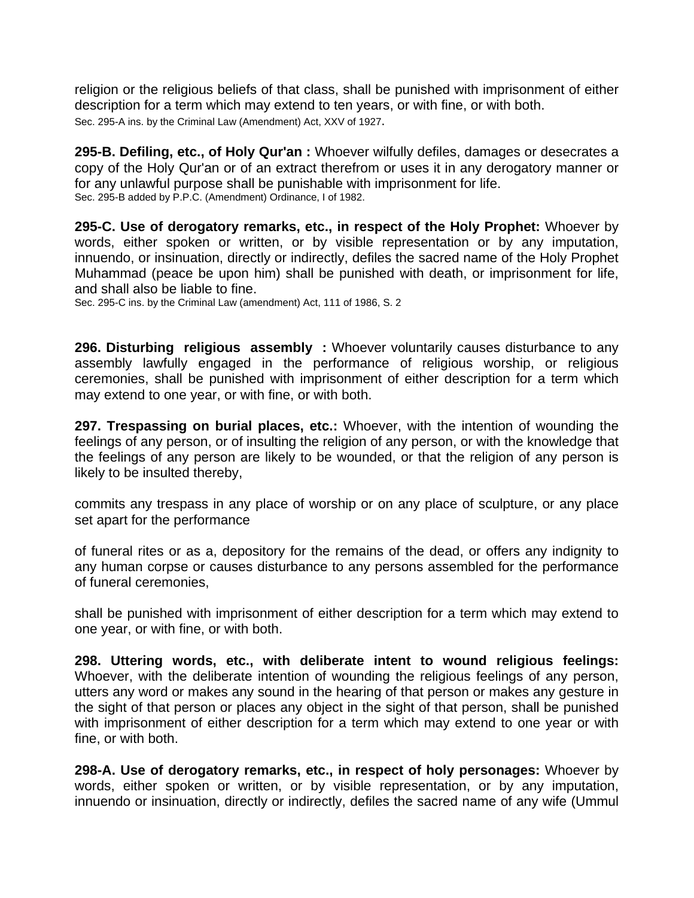religion or the religious beliefs of that class, shall be punished with imprisonment of either description for a term which may extend to ten years, or with fine, or with both.
Sec. 295-A ins. by the Criminal Law (Amendment) Act, XXV of 1927.

**295-B. Defiling, etc., of Holy Qur'an :** Whoever wilfully defiles, damages or desecrates a copy of the Holy Qur'an or of an extract therefrom or uses it in any derogatory manner or for any unlawful purpose shall be punishable with imprisonment for life.
Sec. 295-B added by P.P.C. (Amendment) Ordinance, I of 1982.

**295-C. Use of derogatory remarks, etc., in respect of the Holy Prophet:** Whoever by words, either spoken or written, or by visible representation or by any imputation, innuendo, or insinuation, directly or indirectly, defiles the sacred name of the Holy Prophet Muhammad (peace be upon him) shall be punished with death, or imprisonment for life, and shall also be liable to fine.
Sec. 295-C ins. by the Criminal Law (amendment) Act, 111 of 1986, S. 2

**296. Disturbing religious assembly :** Whoever voluntarily causes disturbance to any assembly lawfully engaged in the performance of religious worship, or religious ceremonies, shall be punished with imprisonment of either description for a term which may extend to one year, or with fine, or with both.

**297. Trespassing on burial places, etc.:** Whoever, with the intention of wounding the feelings of any person, or of insulting the religion of any person, or with the knowledge that the feelings of any person are likely to be wounded, or that the religion of any person is likely to be insulted thereby,

commits any trespass in any place of worship or on any place of sculpture, or any place set apart for the performance

of funeral rites or as a, depository for the remains of the dead, or offers any indignity to any human corpse or causes disturbance to any persons assembled for the performance of funeral ceremonies,

shall be punished with imprisonment of either description for a term which may extend to one year, or with fine, or with both.

**298. Uttering words, etc., with deliberate intent to wound religious feelings:** Whoever, with the deliberate intention of wounding the religious feelings of any person, utters any word or makes any sound in the hearing of that person or makes any gesture in the sight of that person or places any object in the sight of that person, shall be punished with imprisonment of either description for a term which may extend to one year or with fine, or with both.

**298-A. Use of derogatory remarks, etc., in respect of holy personages:** Whoever by words, either spoken or written, or by visible representation, or by any imputation, innuendo or insinuation, directly or indirectly, defiles the sacred name of any wife (Ummul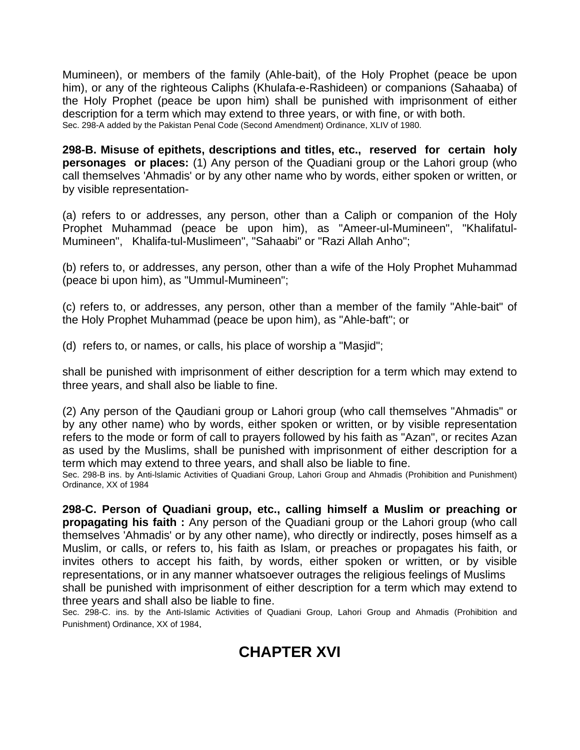Mumineen), or members of the family (Ahle-bait), of the Holy Prophet (peace be upon him), or any of the righteous Caliphs (Khulafa-e-Rashideen) or companions (Sahaaba) of the Holy Prophet (peace be upon him) shall be punished with imprisonment of either description for a term which may extend to three years, or with fine, or with both.
Sec. 298-A added by the Pakistan Penal Code (Second Amendment) Ordinance, XLIV of 1980.

**298-B. Misuse of epithets, descriptions and titles, etc., reserved for certain holy personages or places:** (1) Any person of the Quadiani group or the Lahori group (who call themselves 'Ahmadis' or by any other name who by words, either spoken or written, or by visible representation-

(a) refers to or addresses, any person, other than a Caliph or companion of the Holy Prophet Muhammad (peace be upon him), as "Ameer-ul-Mumineen", "Khalifatul-Mumineen", Khalifa-tul-Muslimeen", "Sahaabi" or "Razi Allah Anho";

(b) refers to, or addresses, any person, other than a wife of the Holy Prophet Muhammad (peace bi upon him), as "Ummul-Mumineen";

(c) refers to, or addresses, any person, other than a member of the family "Ahle-bait" of the Holy Prophet Muhammad (peace be upon him), as "Ahle-baft"; or

(d) refers to, or names, or calls, his place of worship a "Masjid";

shall be punished with imprisonment of either description for a term which may extend to three years, and shall also be liable to fine.

(2) Any person of the Qaudiani group or Lahori group (who call themselves "Ahmadis" or by any other name) who by words, either spoken or written, or by visible representation refers to the mode or form of call to prayers followed by his faith as "Azan", or recites Azan as used by the Muslims, shall be punished with imprisonment of either description for a term which may extend to three years, and shall also be liable to fine.
Sec. 298-B ins. by Anti-lslamic Activities of Quadiani Group, Lahori Group and Ahmadis (Prohibition and Punishment) Ordinance, XX of 1984

**298-C. Person of Quadiani group, etc., calling himself a Muslim or preaching or propagating his faith :** Any person of the Quadiani group or the Lahori group (who call themselves 'Ahmadis' or by any other name), who directly or indirectly, poses himself as a Muslim, or calls, or refers to, his faith as Islam, or preaches or propagates his faith, or invites others to accept his faith, by words, either spoken or written, or by visible representations, or in any manner whatsoever outrages the religious feelings of Muslims shall be punished with imprisonment of either description for a term which may extend to three years and shall also be liable to fine.
Sec. 298-C. ins. by the Anti-Islamic Activities of Quadiani Group, Lahori Group and Ahmadis (Prohibition and Punishment) Ordinance, XX of 1984.

# CHAPTER XVI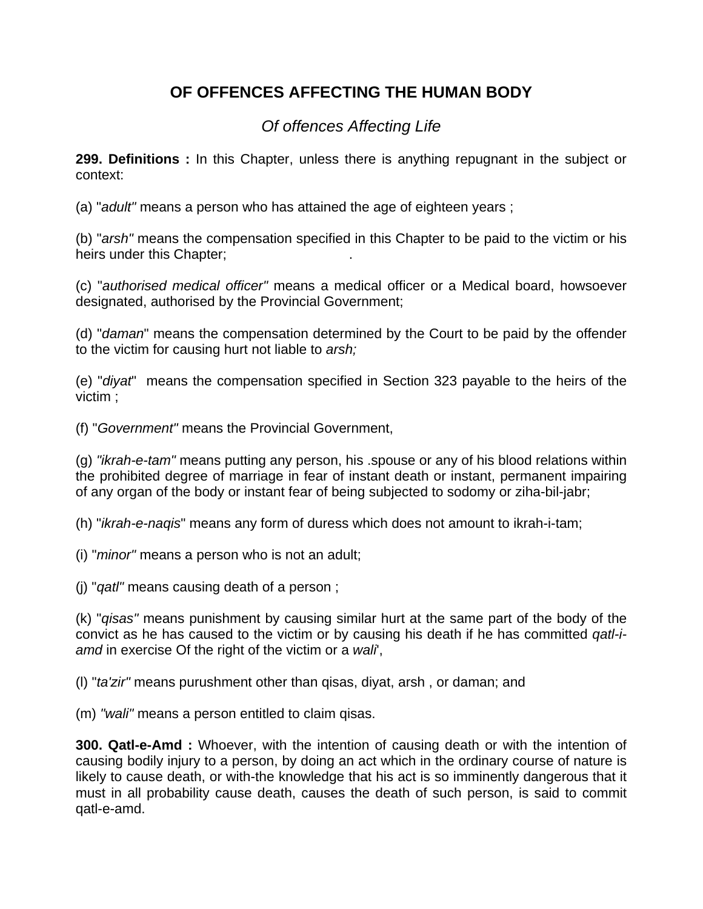## OF OFFENCES AFFECTING THE HUMAN BODY

### *Of offences Affecting Life*

**299. Definitions :** In this Chapter, unless there is anything repugnant in the subject or context:

(a) "*adult"* means a person who has attained the age of eighteen years ;

(b) "*arsh"* means the compensation specified in this Chapter to be paid to the victim or his heirs under this Chapter; .

(c) "*authorised medical officer"* means a medical officer or a Medical board, howsoever designated, authorised by the Provincial Government;

(d) "*daman*" means the compensation determined by the Court to be paid by the offender to the victim for causing hurt not liable to *arsh;*

(e) "*diyat*" means the compensation specified in Section 323 payable to the heirs of the victim ;

(f) "*Government"* means the Provincial Government,

(g) *"ikrah-e-tam"* means putting any person, his .spouse or any of his blood relations within the prohibited degree of marriage in fear of instant death or instant, permanent impairing of any organ of the body or instant fear of being subjected to sodomy or ziha-bil-jabr;

(h) "*ikrah-e-naqis*" means any form of duress which does not amount to ikrah-i-tam;

(i) "*minor"* means a person who is not an adult;

(j) "*qatl"* means causing death of a person ;

(k) "*qisas"* means punishment by causing similar hurt at the same part of the body of the convict as he has caused to the victim or by causing his death if he has committed *qatl-i-amd* in exercise Of the right of the victim or a *wali*',

(l) "*ta'zir"* means purushment other than qisas, diyat, arsh , or daman; and

(m) *"wali"* means a person entitled to claim qisas.

**300. Qatl-e-Amd :** Whoever, with the intention of causing death or with the intention of causing bodily injury to a person, by doing an act which in the ordinary course of nature is likely to cause death, or with-the knowledge that his act is so imminently dangerous that it must in all probability cause death, causes the death of such person, is said to commit qatl-e-amd.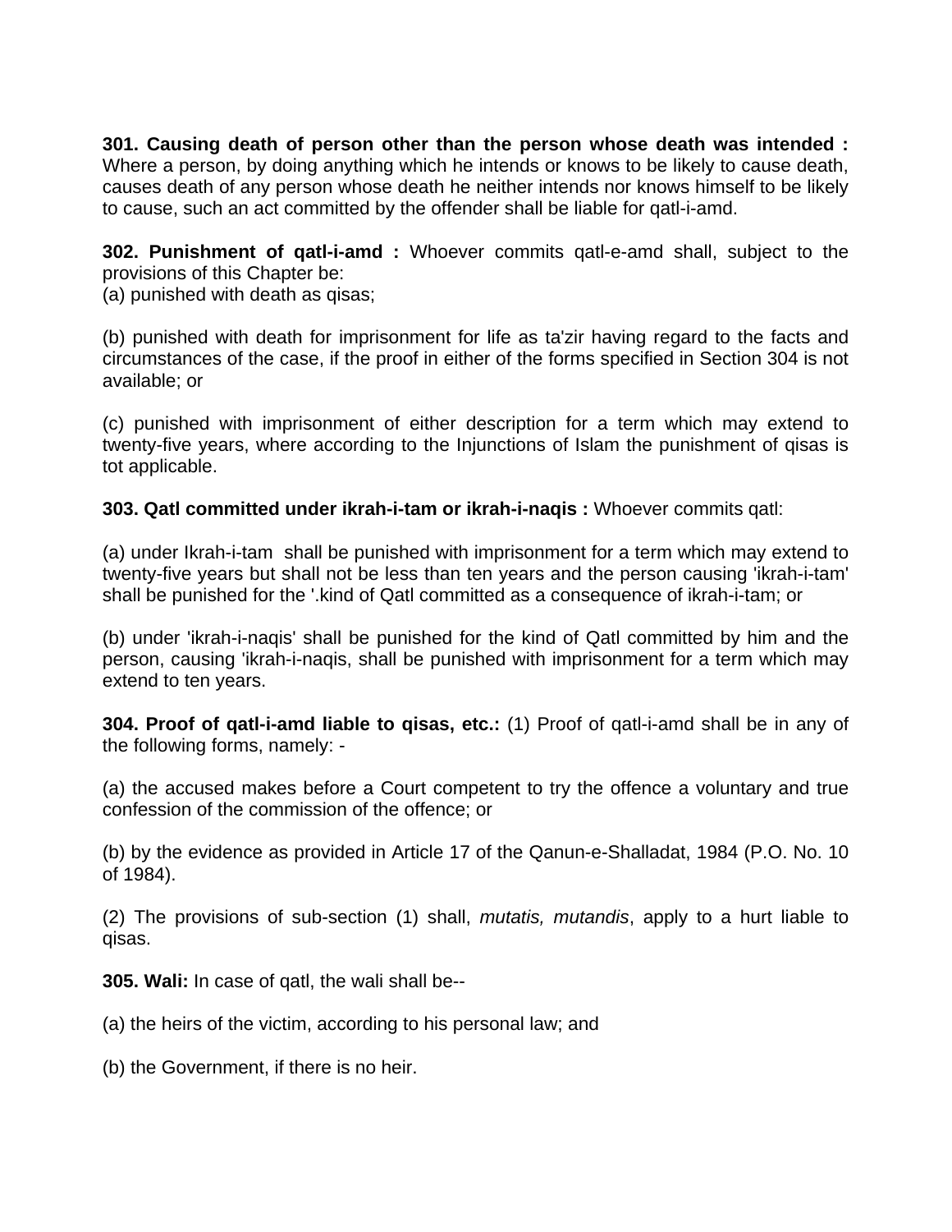**301. Causing death of person other than the person whose death was intended :** Where a person, by doing anything which he intends or knows to be likely to cause death, causes death of any person whose death he neither intends nor knows himself to be likely to cause, such an act committed by the offender shall be liable for qatl-i-amd.

**302. Punishment of qatl-i-amd :** Whoever commits qatl-e-amd shall, subject to the provisions of this Chapter be:
(a) punished with death as qisas;

(b) punished with death for imprisonment for life as ta'zir having regard to the facts and circumstances of the case, if the proof in either of the forms specified in Section 304 is not available; or

(c) punished with imprisonment of either description for a term which may extend to twenty-five years, where according to the Injunctions of Islam the punishment of qisas is tot applicable.

**303. Qatl committed under ikrah-i-tam or ikrah-i-naqis :** Whoever commits qatl:

(a) under Ikrah-i-tam shall be punished with imprisonment for a term which may extend to twenty-five years but shall not be less than ten years and the person causing 'ikrah-i-tam' shall be punished for the '.kind of Qatl committed as a consequence of ikrah-i-tam; or

(b) under 'ikrah-i-naqis' shall be punished for the kind of Qatl committed by him and the person, causing 'ikrah-i-naqis, shall be punished with imprisonment for a term which may extend to ten years.

**304. Proof of qatl-i-amd liable to qisas, etc.:** (1) Proof of qatl-i-amd shall be in any of the following forms, namely: -

(a) the accused makes before a Court competent to try the offence a voluntary and true confession of the commission of the offence; or

(b) by the evidence as provided in Article 17 of the Qanun-e-Shalladat, 1984 (P.O. No. 10 of 1984).

(2) The provisions of sub-section (1) shall, *mutatis, mutandis*, apply to a hurt liable to qisas.

**305. Wali:** In case of qatl, the wali shall be--

(a) the heirs of the victim, according to his personal law; and

(b) the Government, if there is no heir.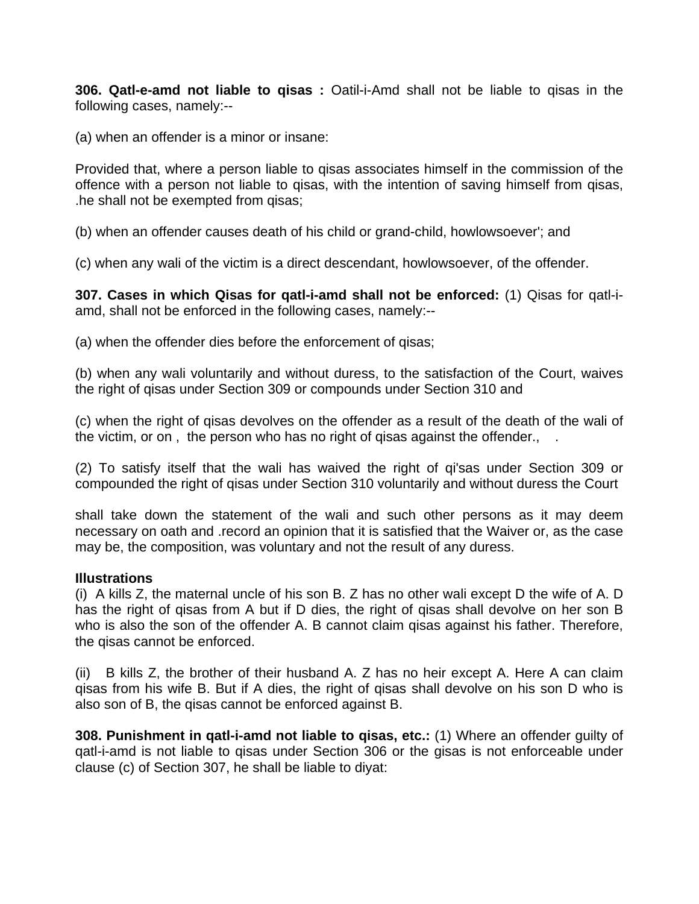**306. Qatl-e-amd not liable to qisas :** Oatil-i-Amd shall not be liable to qisas in the following cases, namely:--

(a) when an offender is a minor or insane:

Provided that, where a person liable to qisas associates himself in the commission of the offence with a person not liable to qisas, with the intention of saving himself from qisas, .he shall not be exempted from qisas;

(b) when an offender causes death of his child or grand-child, howlowsoever'; and

(c) when any wali of the victim is a direct descendant, howlowsoever, of the offender.

**307. Cases in which Qisas for qatl-i-amd shall not be enforced:** (1) Qisas for qatl-i-amd, shall not be enforced in the following cases, namely:--

(a) when the offender dies before the enforcement of qisas;

(b) when any wali voluntarily and without duress, to the satisfaction of the Court, waives the right of qisas under Section 309 or compounds under Section 310 and

(c) when the right of qisas devolves on the offender as a result of the death of the wali of the victim, or on , the person who has no right of qisas against the offender., .

(2) To satisfy itself that the wali has waived the right of qi'sas under Section 309 or compounded the right of qisas under Section 310 voluntarily and without duress the Court shall take down the statement of the wali and such other persons as it may deem necessary on oath and .record an opinion that it is satisfied that the Waiver or, as the case may be, the composition, was voluntary and not the result of any duress.

**Illustrations**

(i) A kills Z, the maternal uncle of his son B. Z has no other wali except D the wife of A. D has the right of qisas from A but if D dies, the right of qisas shall devolve on her son B who is also the son of the offender A. B cannot claim qisas against his father. Therefore, the qisas cannot be enforced.

(ii) B kills Z, the brother of their husband A. Z has no heir except A. Here A can claim qisas from his wife B. But if A dies, the right of qisas shall devolve on his son D who is also son of B, the qisas cannot be enforced against B.

**308. Punishment in qatl-i-amd not liable to qisas, etc.:** (1) Where an offender guilty of qatl-i-amd is not liable to qisas under Section 306 or the gisas is not enforceable under clause (c) of Section 307, he shall be liable to diyat: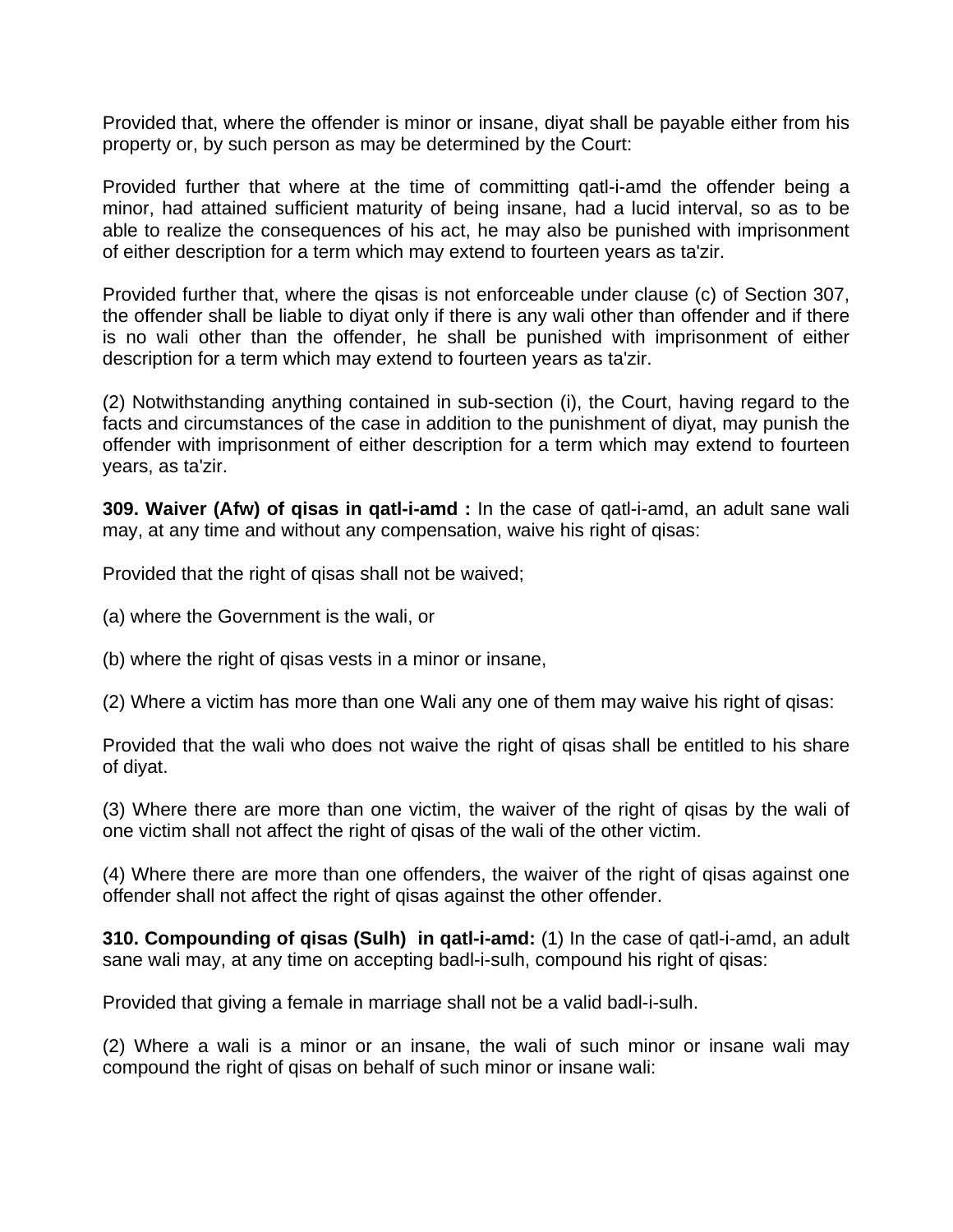Provided that, where the offender is minor or insane, diyat shall be payable either from his property or, by such person as may be determined by the Court:

Provided further that where at the time of committing qatl-i-amd the offender being a minor, had attained sufficient maturity of being insane, had a lucid interval, so as to be able to realize the consequences of his act, he may also be punished with imprisonment of either description for a term which may extend to fourteen years as ta'zir.

Provided further that, where the qisas is not enforceable under clause (c) of Section 307, the offender shall be liable to diyat only if there is any wali other than offender and if there is no wali other than the offender, he shall be punished with imprisonment of either description for a term which may extend to fourteen years as ta'zir.

(2) Notwithstanding anything contained in sub-section (i), the Court, having regard to the facts and circumstances of the case in addition to the punishment of diyat, may punish the offender with imprisonment of either description for a term which may extend to fourteen years, as ta'zir.

**309. Waiver (Afw) of qisas in qatl-i-amd :** In the case of qatl-i-amd, an adult sane wali may, at any time and without any compensation, waive his right of qisas:

Provided that the right of qisas shall not be waived;

(a) where the Government is the wali, or

(b) where the right of qisas vests in a minor or insane,

(2) Where a victim has more than one Wali any one of them may waive his right of qisas:

Provided that the wali who does not waive the right of qisas shall be entitled to his share of diyat.

(3) Where there are more than one victim, the waiver of the right of qisas by the wali of one victim shall not affect the right of qisas of the wali of the other victim.

(4) Where there are more than one offenders, the waiver of the right of qisas against one offender shall not affect the right of qisas against the other offender.

**310. Compounding of qisas (Sulh) in qatl-i-amd:** (1) In the case of qatl-i-amd, an adult sane wali may, at any time on accepting badl-i-sulh, compound his right of qisas:

Provided that giving a female in marriage shall not be a valid badl-i-sulh.

(2) Where a wali is a minor or an insane, the wali of such minor or insane wali may compound the right of qisas on behalf of such minor or insane wali: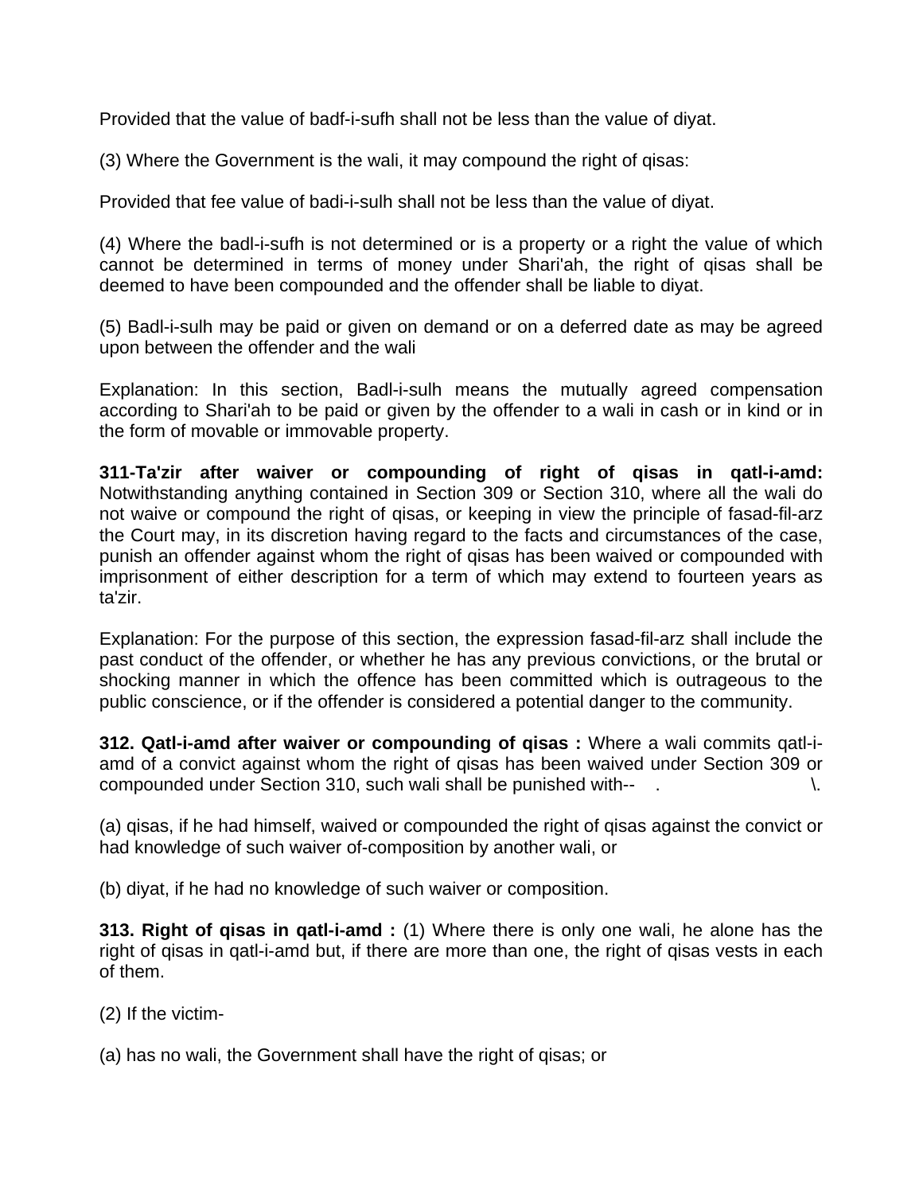Provided that the value of badf-i-sufh shall not be less than the value of diyat.

(3) Where the Government is the wali, it may compound the right of qisas:

Provided that fee value of badi-i-sulh shall not be less than the value of diyat.

(4) Where the badl-i-sufh is not determined or is a property or a right the value of which cannot be determined in terms of money under Shari'ah, the right of qisas shall be deemed to have been compounded and the offender shall be liable to diyat.

(5) Badl-i-sulh may be paid or given on demand or on a deferred date as may be agreed upon between the offender and the wali

Explanation: In this section, Badl-i-sulh means the mutually agreed compensation according to Shari'ah to be paid or given by the offender to a wali in cash or in kind or in the form of movable or immovable property.

**311-Ta'zir after waiver or compounding of right of qisas in qatl-i-amd:** Notwithstanding anything contained in Section 309 or Section 310, where all the wali do not waive or compound the right of qisas, or keeping in view the principle of fasad-fil-arz the Court may, in its discretion having regard to the facts and circumstances of the case, punish an offender against whom the right of qisas has been waived or compounded with imprisonment of either description for a term of which may extend to fourteen years as ta'zir.

Explanation: For the purpose of this section, the expression fasad-fil-arz shall include the past conduct of the offender, or whether he has any previous convictions, or the brutal or shocking manner in which the offence has been committed which is outrageous to the public conscience, or if the offender is considered a potential danger to the community.

**312. Qatl-i-amd after waiver or compounding of qisas :** Where a wali commits qatl-i-amd of a convict against whom the right of qisas has been waived under Section 309 or compounded under Section 310, such wali shall be punished with-- . \.

(a) qisas, if he had himself, waived or compounded the right of qisas against the convict or had knowledge of such waiver of-composition by another wali, or

(b) diyat, if he had no knowledge of such waiver or composition.

**313. Right of qisas in qatl-i-amd :** (1) Where there is only one wali, he alone has the right of qisas in qatl-i-amd but, if there are more than one, the right of qisas vests in each of them.

(2) If the victim-

(a) has no wali, the Government shall have the right of qisas; or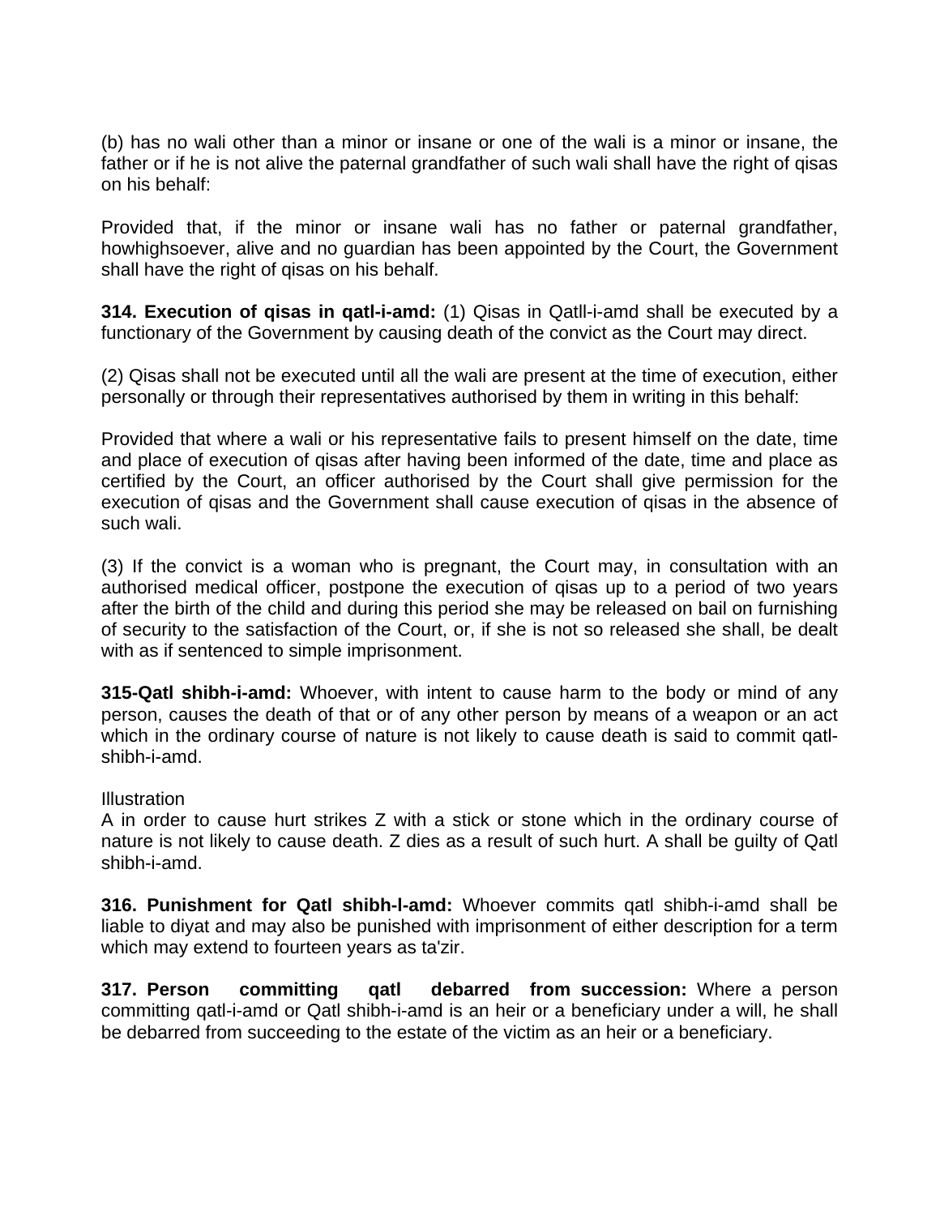(b) has no wali other than a minor or insane or one of the wali is a minor or insane, the father or if he is not alive the paternal grandfather of such wali shall have the right of qisas on his behalf:

Provided that, if the minor or insane wali has no father or paternal grandfather, howhighsoever, alive and no guardian has been appointed by the Court, the Government shall have the right of qisas on his behalf.

**314. Execution of qisas in qatl-i-amd:** (1) Qisas in Qatll-i-amd shall be executed by a functionary of the Government by causing death of the convict as the Court may direct.

(2) Qisas shall not be executed until all the wali are present at the time of execution, either personally or through their representatives authorised by them in writing in this behalf:

Provided that where a wali or his representative fails to present himself on the date, time and place of execution of qisas after having been informed of the date, time and place as certified by the Court, an officer authorised by the Court shall give permission for the execution of qisas and the Government shall cause execution of qisas in the absence of such wali.

(3) If the convict is a woman who is pregnant, the Court may, in consultation with an authorised medical officer, postpone the execution of qisas up to a period of two years after the birth of the child and during this period she may be released on bail on furnishing of security to the satisfaction of the Court, or, if she is not so released she shall, be dealt with as if sentenced to simple imprisonment.

**315-Qatl shibh-i-amd:** Whoever, with intent to cause harm to the body or mind of any person, causes the death of that or of any other person by means of a weapon or an act which in the ordinary course of nature is not likely to cause death is said to commit qatl-shibh-i-amd.

Illustration

A in order to cause hurt strikes Z with a stick or stone which in the ordinary course of nature is not likely to cause death. Z dies as a result of such hurt. A shall be guilty of Qatl shibh-i-amd.

**316. Punishment for Qatl shibh-l-amd:** Whoever commits qatl shibh-i-amd shall be liable to diyat and may also be punished with imprisonment of either description for a term which may extend to fourteen years as ta'zir.

**317. Person committing qatl debarred from succession:** Where a person committing qatl-i-amd or Qatl shibh-i-amd is an heir or a beneficiary under a will, he shall be debarred from succeeding to the estate of the victim as an heir or a beneficiary.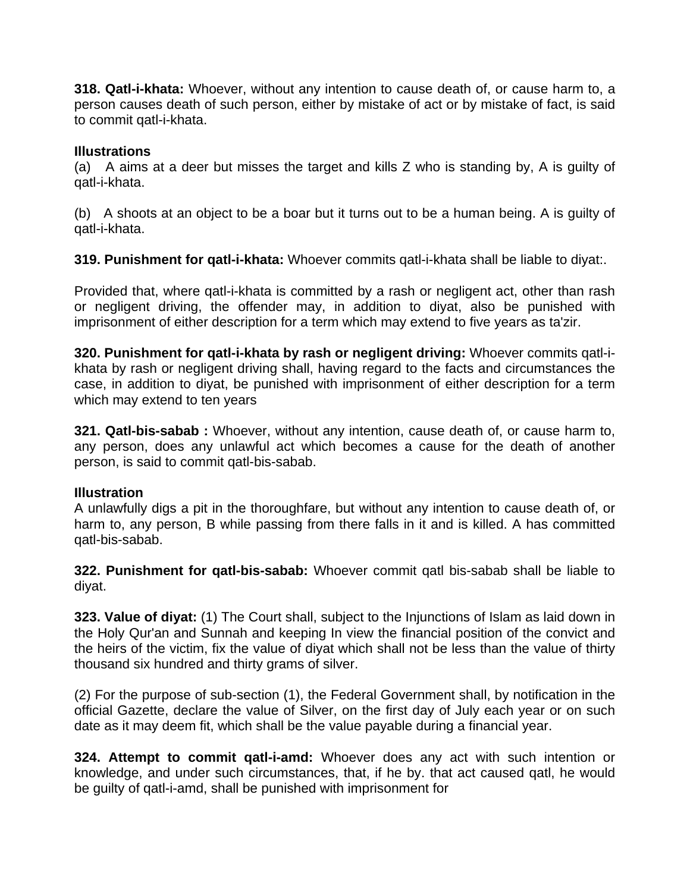**318. Qatl-i-khata:** Whoever, without any intention to cause death of, or cause harm to, a person causes death of such person, either by mistake of act or by mistake of fact, is said to commit qatl-i-khata.

**Illustrations**

(a) A aims at a deer but misses the target and kills Z who is standing by, A is guilty of qatl-i-khata.

(b) A shoots at an object to be a boar but it turns out to be a human being. A is guilty of qatl-i-khata.

**319. Punishment for qatl-i-khata:** Whoever commits qatl-i-khata shall be liable to diyat:.

Provided that, where qatl-i-khata is committed by a rash or negligent act, other than rash or negligent driving, the offender may, in addition to diyat, also be punished with imprisonment of either description for a term which may extend to five years as ta'zir.

**320. Punishment for qatl-i-khata by rash or negligent driving:** Whoever commits qatl-i-khata by rash or negligent driving shall, having regard to the facts and circumstances the case, in addition to diyat, be punished with imprisonment of either description for a term which may extend to ten years

**321. Qatl-bis-sabab :** Whoever, without any intention, cause death of, or cause harm to, any person, does any unlawful act which becomes a cause for the death of another person, is said to commit qatl-bis-sabab.

**Illustration**

A unlawfully digs a pit in the thoroughfare, but without any intention to cause death of, or harm to, any person, B while passing from there falls in it and is killed. A has committed qatl-bis-sabab.

**322. Punishment for qatl-bis-sabab:** Whoever commit qatl bis-sabab shall be liable to diyat.

**323. Value of diyat:** (1) The Court shall, subject to the Injunctions of Islam as laid down in the Holy Qur'an and Sunnah and keeping In view the financial position of the convict and the heirs of the victim, fix the value of diyat which shall not be less than the value of thirty thousand six hundred and thirty grams of silver.

(2) For the purpose of sub-section (1), the Federal Government shall, by notification in the official Gazette, declare the value of Silver, on the first day of July each year or on such date as it may deem fit, which shall be the value payable during a financial year.

**324. Attempt to commit qatl-i-amd:** Whoever does any act with such intention or knowledge, and under such circumstances, that, if he by. that act caused qatl, he would be guilty of qatl-i-amd, shall be punished with imprisonment for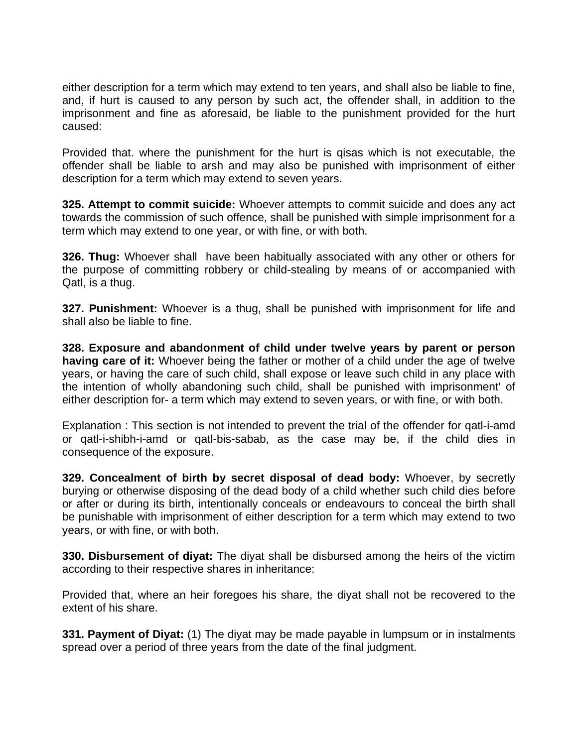either description for a term which may extend to ten years, and shall also be liable to fine, and, if hurt is caused to any person by such act, the offender shall, in addition to the imprisonment and fine as aforesaid, be liable to the punishment provided for the hurt caused:

Provided that. where the punishment for the hurt is qisas which is not executable, the offender shall be liable to arsh and may also be punished with imprisonment of either description for a term which may extend to seven years.

**325. Attempt to commit suicide:** Whoever attempts to commit suicide and does any act towards the commission of such offence, shall be punished with simple imprisonment for a term which may extend to one year, or with fine, or with both.

**326. Thug:** Whoever shall have been habitually associated with any other or others for the purpose of committing robbery or child-stealing by means of or accompanied with Qatl, is a thug.

**327. Punishment:** Whoever is a thug, shall be punished with imprisonment for life and shall also be liable to fine.

**328. Exposure and abandonment of child under twelve years by parent or person having care of it:** Whoever being the father or mother of a child under the age of twelve years, or having the care of such child, shall expose or leave such child in any place with the intention of wholly abandoning such child, shall be punished with imprisonment' of either description for- a term which may extend to seven years, or with fine, or with both.

Explanation : This section is not intended to prevent the trial of the offender for qatl-i-amd or qatl-i-shibh-i-amd or qatl-bis-sabab, as the case may be, if the child dies in consequence of the exposure.

**329. Concealment of birth by secret disposal of dead body:** Whoever, by secretly burying or otherwise disposing of the dead body of a child whether such child dies before or after or during its birth, intentionally conceals or endeavours to conceal the birth shall be punishable with imprisonment of either description for a term which may extend to two years, or with fine, or with both.

**330. Disbursement of diyat:** The diyat shall be disbursed among the heirs of the victim according to their respective shares in inheritance:

Provided that, where an heir foregoes his share, the diyat shall not be recovered to the extent of his share.

**331. Payment of Diyat:** (1) The diyat may be made payable in lumpsum or in instalments spread over a period of three years from the date of the final judgment.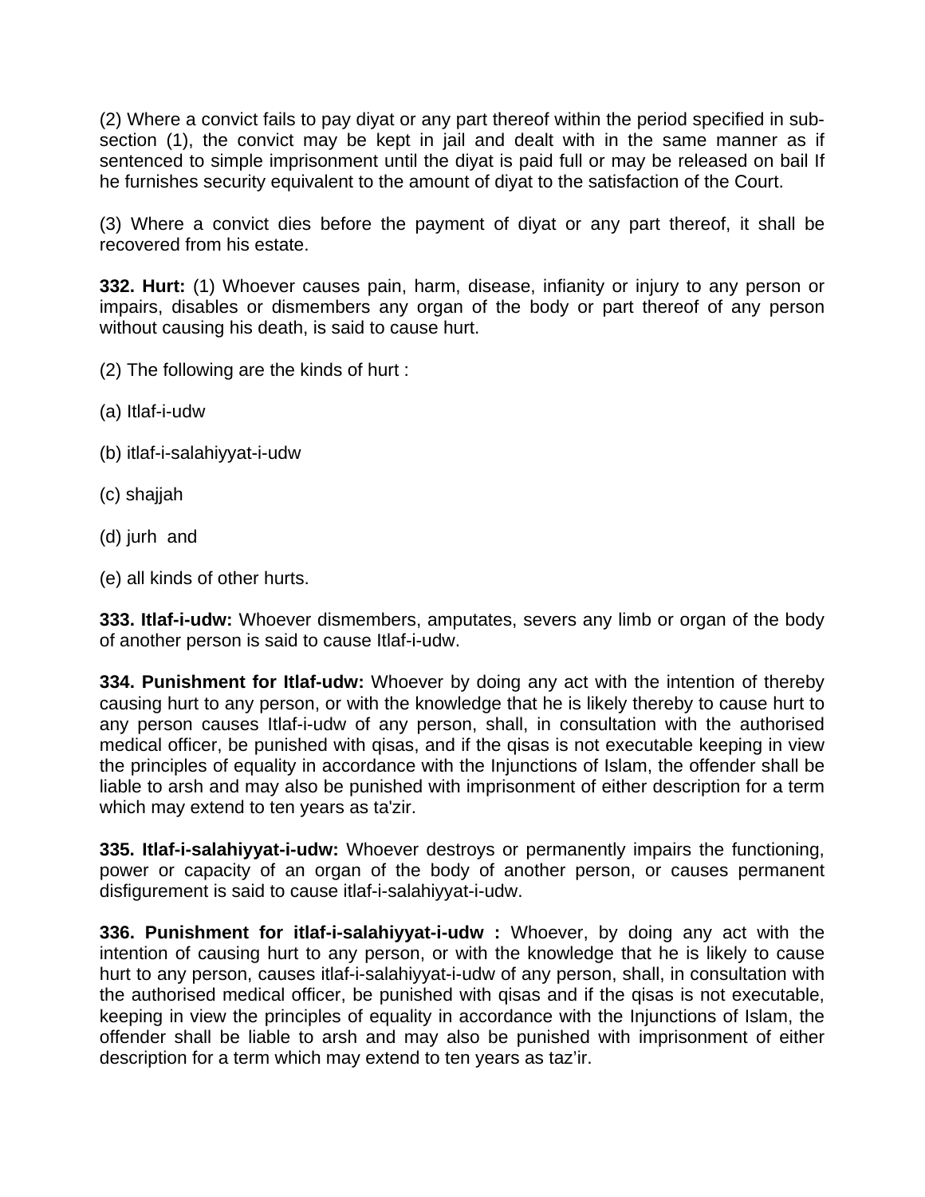(2) Where a convict fails to pay diyat or any part thereof within the period specified in sub-section (1), the convict may be kept in jail and dealt with in the same manner as if sentenced to simple imprisonment until the diyat is paid full or may be released on bail If he furnishes security equivalent to the amount of diyat to the satisfaction of the Court.

(3) Where a convict dies before the payment of diyat or any part thereof, it shall be recovered from his estate.

**332. Hurt:** (1) Whoever causes pain, harm, disease, infianity or injury to any person or impairs, disables or dismembers any organ of the body or part thereof of any person without causing his death, is said to cause hurt.

(2) The following are the kinds of hurt :

(a) Itlaf-i-udw

(b) itlaf-i-salahiyyat-i-udw

(c) shajjah

(d) jurh  and

(e) all kinds of other hurts.

**333. Itlaf-i-udw:** Whoever dismembers, amputates, severs any limb or organ of the body of another person is said to cause Itlaf-i-udw.

**334. Punishment for Itlaf-udw:** Whoever by doing any act with the intention of thereby causing hurt to any person, or with the knowledge that he is likely thereby to cause hurt to any person causes Itlaf-i-udw of any person, shall, in consultation with the authorised medical officer, be punished with qisas, and if the qisas is not executable keeping in view the principles of equality in accordance with the Injunctions of Islam, the offender shall be liable to arsh and may also be punished with imprisonment of either description for a term which may extend to ten years as ta'zir.

**335. Itlaf-i-salahiyyat-i-udw:** Whoever destroys or permanently impairs the functioning, power or capacity of an organ of the body of another person, or causes permanent disfigurement is said to cause itlaf-i-salahiyyat-i-udw.

**336. Punishment for itlaf-i-salahiyyat-i-udw :** Whoever, by doing any act with the intention of causing hurt to any person, or with the knowledge that he is likely to cause hurt to any person, causes itlaf-i-salahiyyat-i-udw of any person, shall, in consultation with the authorised medical officer, be punished with qisas and if the qisas is not executable, keeping in view the principles of equality in accordance with the Injunctions of Islam, the offender shall be liable to arsh and may also be punished with imprisonment of either description for a term which may extend to ten years as taz'ir.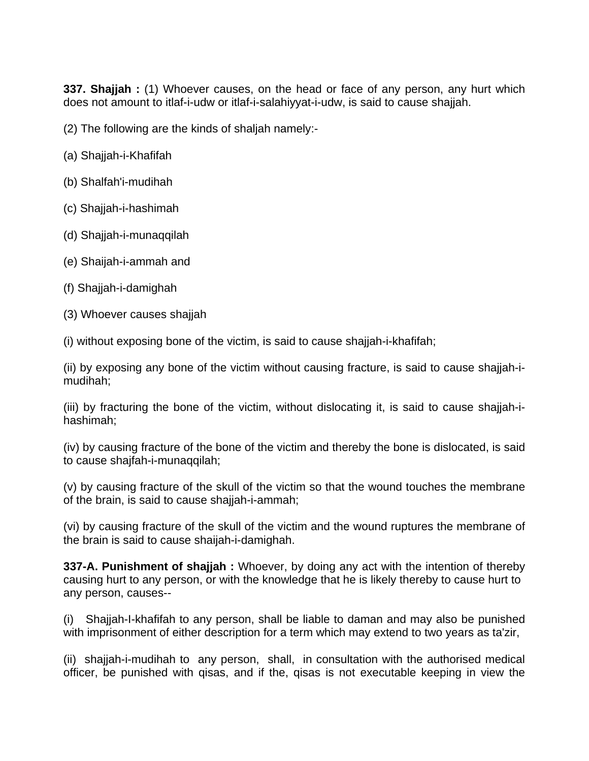**337. Shajjah :** (1) Whoever causes, on the head or face of any person, any hurt which does not amount to itlaf-i-udw or itlaf-i-salahiyyat-i-udw, is said to cause shajjah.

(2) The following are the kinds of shaljah namely:-

(a) Shajjah-i-Khafifah

(b) Shalfah'i-mudihah

(c) Shajjah-i-hashimah

(d) Shajjah-i-munaqqilah

(e) Shaijah-i-ammah and

(f) Shajjah-i-damighah

(3) Whoever causes shajjah

(i) without exposing bone of the victim, is said to cause shajjah-i-khafifah;

(ii) by exposing any bone of the victim without causing fracture, is said to cause shajjah-i-mudihah;

(iii) by fracturing the bone of the victim, without dislocating it, is said to cause shajjah-i-hashimah;

(iv) by causing fracture of the bone of the victim and thereby the bone is dislocated, is said to cause shajfah-i-munaqqilah;

(v) by causing fracture of the skull of the victim so that the wound touches the membrane of the brain, is said to cause shajjah-i-ammah;

(vi) by causing fracture of the skull of the victim and the wound ruptures the membrane of the brain is said to cause shaijah-i-damighah.

**337-A. Punishment of shajjah :** Whoever, by doing any act with the intention of thereby causing hurt to any person, or with the knowledge that he is likely thereby to cause hurt to any person, causes--

(i) Shajjah-I-khafifah to any person, shall be liable to daman and may also be punished with imprisonment of either description for a term which may extend to two years as ta'zir,

(ii) shajjah-i-mudihah to any person, shall, in consultation with the authorised medical officer, be punished with qisas, and if the, qisas is not executable keeping in view the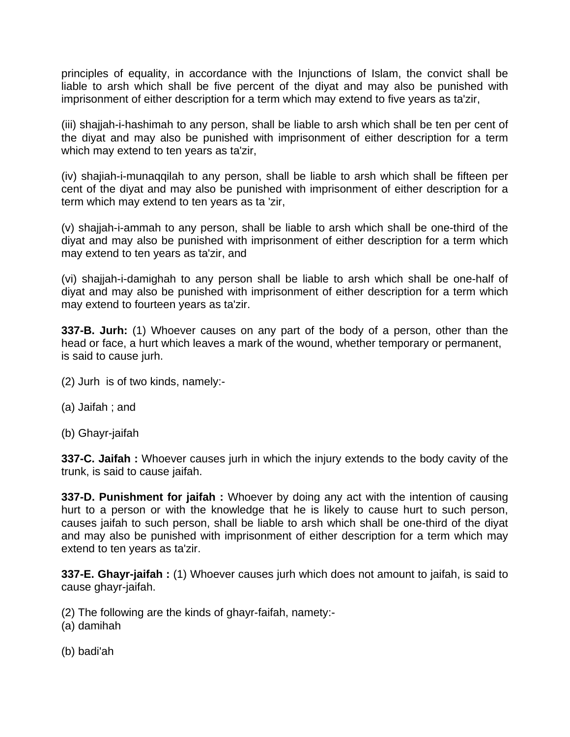principles of equality, in accordance with the Injunctions of Islam, the convict shall be liable to arsh which shall be five percent of the diyat and may also be punished with imprisonment of either description for a term which may extend to five years as ta'zir,

(iii) shajjah-i-hashimah to any person, shall be liable to arsh which shall be ten per cent of the diyat and may also be punished with imprisonment of either description for a term which may extend to ten years as ta'zir,

(iv) shajiah-i-munaqqilah to any person, shall be liable to arsh which shall be fifteen per cent of the diyat and may also be punished with imprisonment of either description for a term which may extend to ten years as ta 'zir,

(v) shajjah-i-ammah to any person, shall be liable to arsh which shall be one-third of the diyat and may also be punished with imprisonment of either description for a term which may extend to ten years as ta'zir, and

(vi) shajjah-i-damighah to any person shall be liable to arsh which shall be one-half of diyat and may also be punished with imprisonment of either description for a term which may extend to fourteen years as ta'zir.

**337-B. Jurh:** (1) Whoever causes on any part of the body of a person, other than the head or face, a hurt which leaves a mark of the wound, whether temporary or permanent, is said to cause jurh.

(2) Jurh is of two kinds, namely:-

(a) Jaifah ; and

(b) Ghayr-jaifah

**337-C. Jaifah :** Whoever causes jurh in which the injury extends to the body cavity of the trunk, is said to cause jaifah.

**337-D. Punishment for jaifah :** Whoever by doing any act with the intention of causing hurt to a person or with the knowledge that he is likely to cause hurt to such person, causes jaifah to such person, shall be liable to arsh which shall be one-third of the diyat and may also be punished with imprisonment of either description for a term which may extend to ten years as ta'zir.

**337-E. Ghayr-jaifah :** (1) Whoever causes jurh which does not amount to jaifah, is said to cause ghayr-jaifah.

(2) The following are the kinds of ghayr-faifah, namety:-
(a) damihah

(b) badi'ah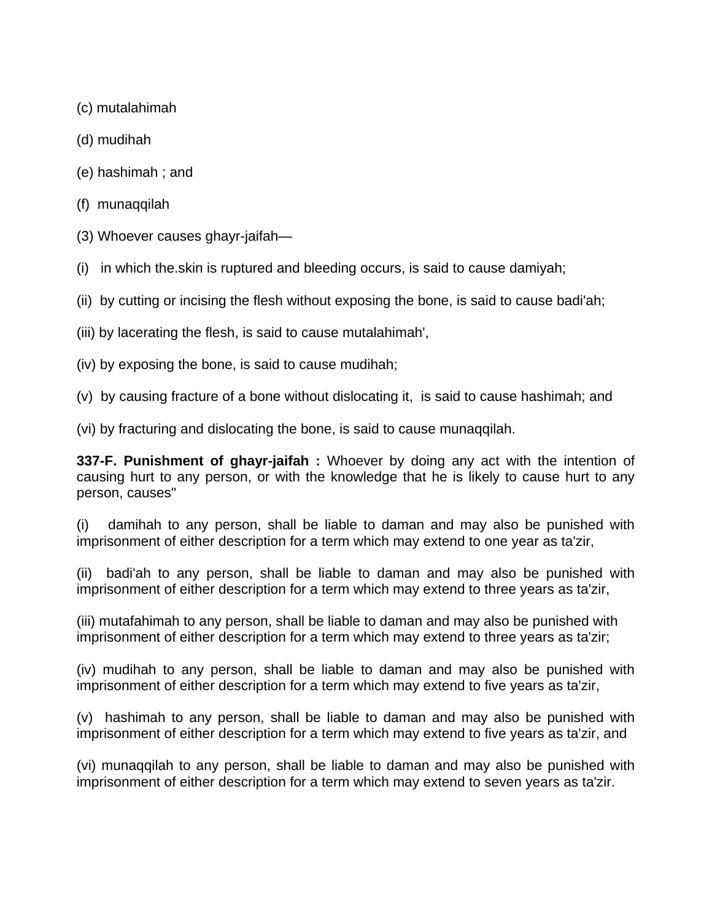(c) mutalahimah

(d) mudihah

(e) hashimah ; and

(f) munaqqilah

(3) Whoever causes ghayr-jaifah—

(i) in which the.skin is ruptured and bleeding occurs, is said to cause damiyah;

(ii) by cutting or incising the flesh without exposing the bone, is said to cause badi'ah;

(iii) by lacerating the flesh, is said to cause mutalahimah',

(iv) by exposing the bone, is said to cause mudihah;

(v) by causing fracture of a bone without dislocating it, is said to cause hashimah; and

(vi) by fracturing and dislocating the bone, is said to cause munaqqilah.

**337-F. Punishment of ghayr-jaifah :** Whoever by doing any act with the intention of causing hurt to any person, or with the knowledge that he is likely to cause hurt to any person, causes"

(i) damihah to any person, shall be liable to daman and may also be punished with imprisonment of either description for a term which may extend to one year as ta'zir,

(ii) badi'ah to any person, shall be liable to daman and may also be punished with imprisonment of either description for a term which may extend to three years as ta'zir,

(iii) mutafahimah to any person, shall be liable to daman and may also be punished with imprisonment of either description for a term which may extend to three years as ta'zir;

(iv) mudihah to any person, shall be liable to daman and may also be punished with imprisonment of either description for a term which may extend to five years as ta'zir,

(v) hashimah to any person, shall be liable to daman and may also be punished with imprisonment of either description for a term which may extend to five years as ta'zir, and

(vi) munaqqilah to any person, shall be liable to daman and may also be punished with imprisonment of either description for a term which may extend to seven years as ta'zir.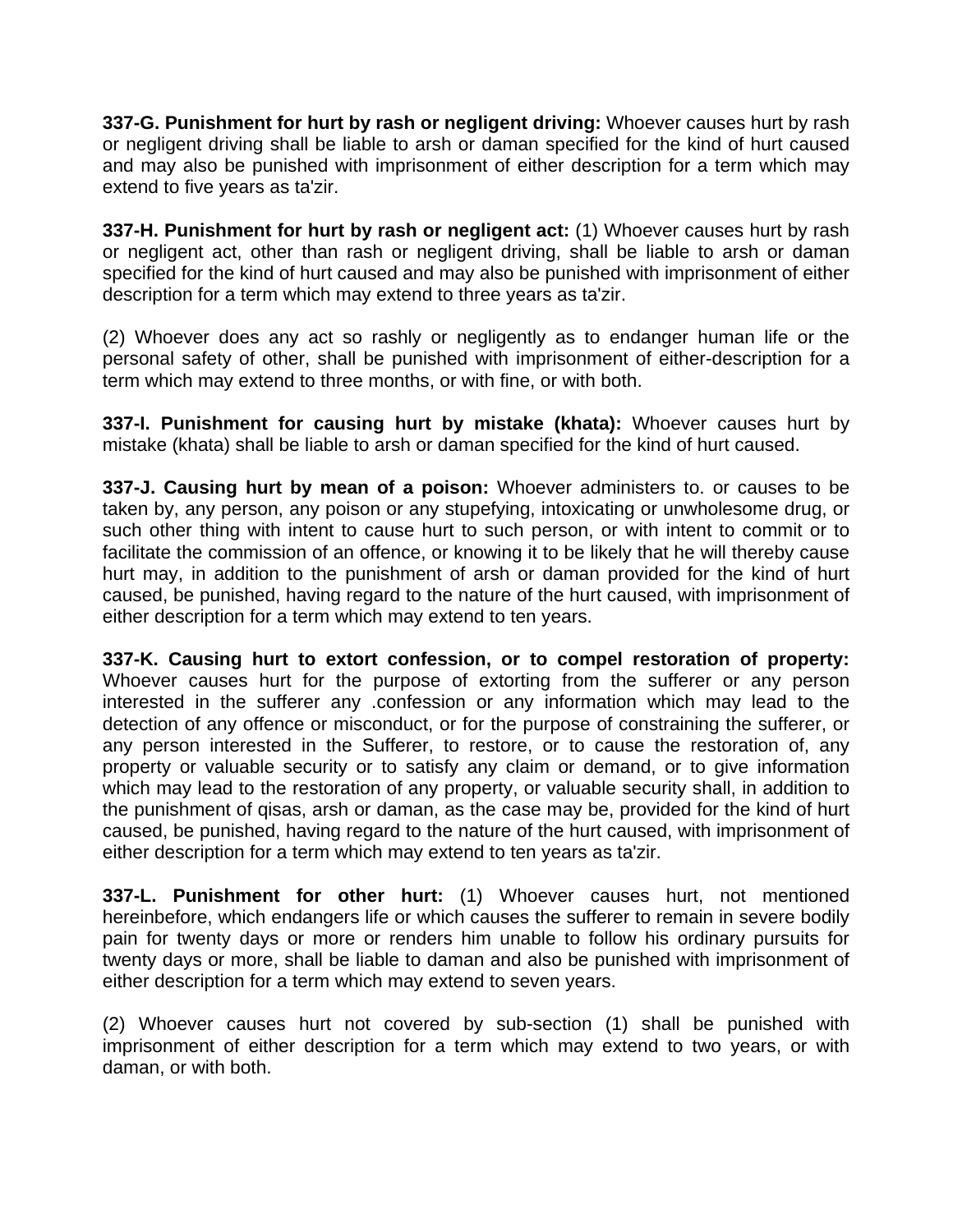**337-G. Punishment for hurt by rash or negligent driving:** Whoever causes hurt by rash or negligent driving shall be liable to arsh or daman specified for the kind of hurt caused and may also be punished with imprisonment of either description for a term which may extend to five years as ta'zir.

**337-H. Punishment for hurt by rash or negligent act:** (1) Whoever causes hurt by rash or negligent act, other than rash or negligent driving, shall be liable to arsh or daman specified for the kind of hurt caused and may also be punished with imprisonment of either description for a term which may extend to three years as ta'zir.

(2) Whoever does any act so rashly or negligently as to endanger human life or the personal safety of other, shall be punished with imprisonment of either-description for a term which may extend to three months, or with fine, or with both.

**337-I. Punishment for causing hurt by mistake (khata):** Whoever causes hurt by mistake (khata) shall be liable to arsh or daman specified for the kind of hurt caused.

**337-J. Causing hurt by mean of a poison:** Whoever administers to. or causes to be taken by, any person, any poison or any stupefying, intoxicating or unwholesome drug, or such other thing with intent to cause hurt to such person, or with intent to commit or to facilitate the commission of an offence, or knowing it to be likely that he will thereby cause hurt may, in addition to the punishment of arsh or daman provided for the kind of hurt caused, be punished, having regard to the nature of the hurt caused, with imprisonment of either description for a term which may extend to ten years.

**337-K. Causing hurt to extort confession, or to compel restoration of property:** Whoever causes hurt for the purpose of extorting from the sufferer or any person interested in the sufferer any .confession or any information which may lead to the detection of any offence or misconduct, or for the purpose of constraining the sufferer, or any person interested in the Sufferer, to restore, or to cause the restoration of, any property or valuable security or to satisfy any claim or demand, or to give information which may lead to the restoration of any property, or valuable security shall, in addition to the punishment of qisas, arsh or daman, as the case may be, provided for the kind of hurt caused, be punished, having regard to the nature of the hurt caused, with imprisonment of either description for a term which may extend to ten years as ta'zir.

**337-L. Punishment for other hurt:** (1) Whoever causes hurt, not mentioned hereinbefore, which endangers life or which causes the sufferer to remain in severe bodily pain for twenty days or more or renders him unable to follow his ordinary pursuits for twenty days or more, shall be liable to daman and also be punished with imprisonment of either description for a term which may extend to seven years.

(2) Whoever causes hurt not covered by sub-section (1) shall be punished with imprisonment of either description for a term which may extend to two years, or with daman, or with both.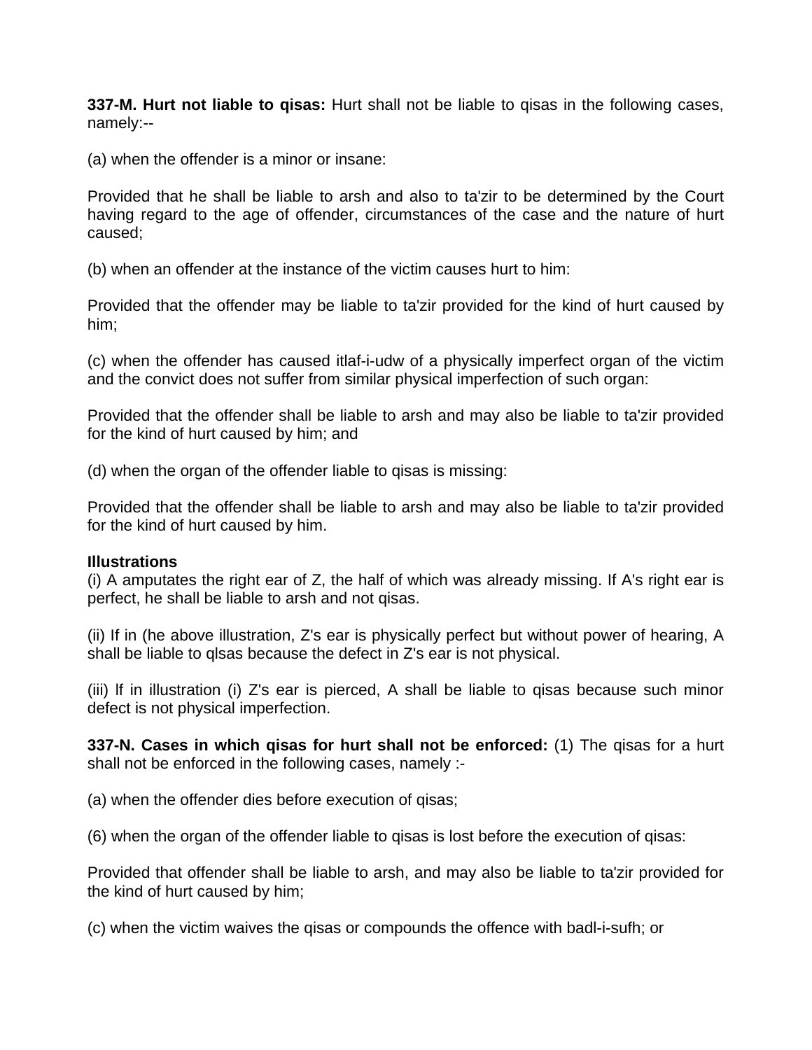**337-M. Hurt not liable to qisas:** Hurt shall not be liable to qisas in the following cases, namely:--

(a) when the offender is a minor or insane:

Provided that he shall be liable to arsh and also to ta'zir to be determined by the Court having regard to the age of offender, circumstances of the case and the nature of hurt caused;

(b) when an offender at the instance of the victim causes hurt to him:

Provided that the offender may be liable to ta'zir provided for the kind of hurt caused by him;

(c) when the offender has caused itlaf-i-udw of a physically imperfect organ of the victim and the convict does not suffer from similar physical imperfection of such organ:

Provided that the offender shall be liable to arsh and may also be liable to ta'zir provided for the kind of hurt caused by him; and

(d) when the organ of the offender liable to qisas is missing:

Provided that the offender shall be liable to arsh and may also be liable to ta'zir provided for the kind of hurt caused by him.

**Illustrations**

(i) A amputates the right ear of Z, the half of which was already missing. If A's right ear is perfect, he shall be liable to arsh and not qisas.

(ii) If in (he above illustration, Z's ear is physically perfect but without power of hearing, A shall be liable to qlsas because the defect in Z's ear is not physical.

(iii) lf in illustration (i) Z's ear is pierced, A shall be liable to qisas because such minor defect is not physical imperfection.

**337-N. Cases in which qisas for hurt shall not be enforced:** (1) The qisas for a hurt shall not be enforced in the following cases, namely :-

(a) when the offender dies before execution of qisas;

(6) when the organ of the offender liable to qisas is lost before the execution of qisas:

Provided that offender shall be liable to arsh, and may also be liable to ta'zir provided for the kind of hurt caused by him;

(c) when the victim waives the qisas or compounds the offence with badl-i-sufh; or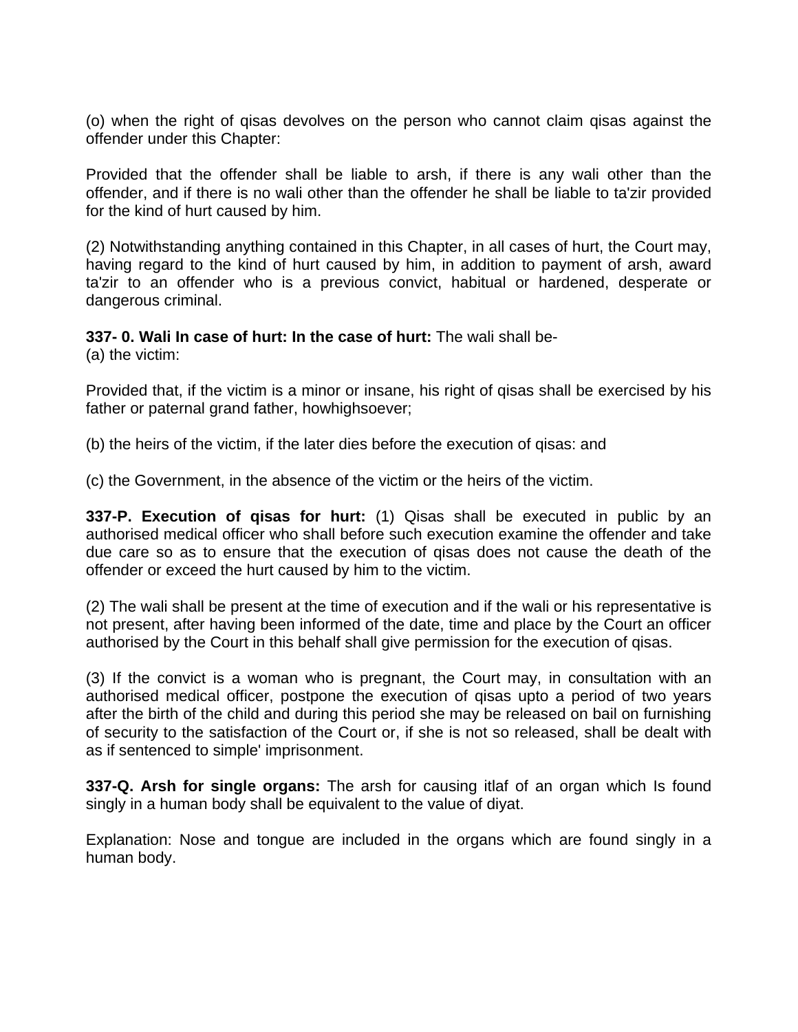(o) when the right of qisas devolves on the person who cannot claim qisas against the offender under this Chapter:

Provided that the offender shall be liable to arsh, if there is any wali other than the offender, and if there is no wali other than the offender he shall be liable to ta'zir provided for the kind of hurt caused by him.

(2) Notwithstanding anything contained in this Chapter, in all cases of hurt, the Court may, having regard to the kind of hurt caused by him, in addition to payment of arsh, award ta'zir to an offender who is a previous convict, habitual or hardened, desperate or dangerous criminal.

**337- 0. Wali In case of hurt: In the case of hurt:** The wali shall be-
(a) the victim:

Provided that, if the victim is a minor or insane, his right of qisas shall be exercised by his father or paternal grand father, howhighsoever;

(b) the heirs of the victim, if the later dies before the execution of qisas: and

(c) the Government, in the absence of the victim or the heirs of the victim.

**337-P. Execution of qisas for hurt:** (1) Qisas shall be executed in public by an authorised medical officer who shall before such execution examine the offender and take due care so as to ensure that the execution of qisas does not cause the death of the offender or exceed the hurt caused by him to the victim.

(2) The wali shall be present at the time of execution and if the wali or his representative is not present, after having been informed of the date, time and place by the Court an officer authorised by the Court in this behalf shall give permission for the execution of qisas.

(3) If the convict is a woman who is pregnant, the Court may, in consultation with an authorised medical officer, postpone the execution of qisas upto a period of two years after the birth of the child and during this period she may be released on bail on furnishing of security to the satisfaction of the Court or, if she is not so released, shall be dealt with as if sentenced to simple' imprisonment.

**337-Q. Arsh for single organs:** The arsh for causing itlaf of an organ which Is found singly in a human body shall be equivalent to the value of diyat.

Explanation: Nose and tongue are included in the organs which are found singly in a human body.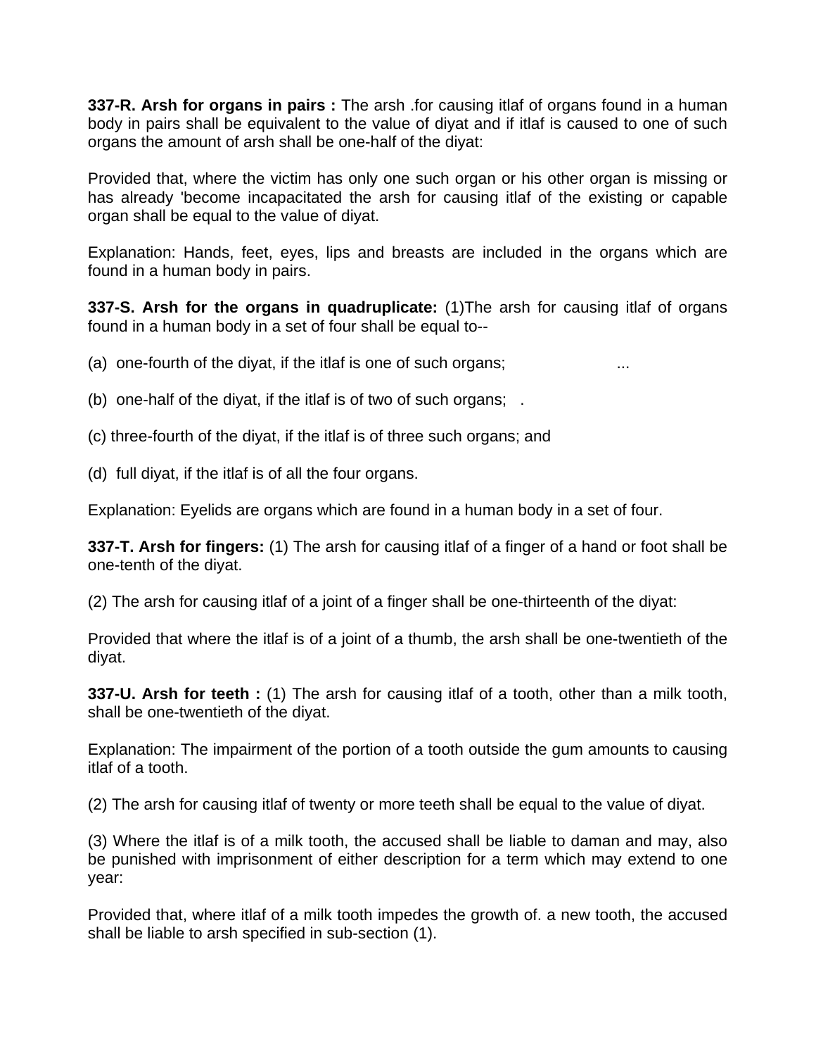**337-R. Arsh for organs in pairs :** The arsh .for causing itlaf of organs found in a human body in pairs shall be equivalent to the value of diyat and if itlaf is caused to one of such organs the amount of arsh shall be one-half of the diyat:

Provided that, where the victim has only one such organ or his other organ is missing or has already 'become incapacitated the arsh for causing itlaf of the existing or capable organ shall be equal to the value of diyat.

Explanation: Hands, feet, eyes, lips and breasts are included in the organs which are found in a human body in pairs.

**337-S. Arsh for the organs in quadruplicate:** (1)The arsh for causing itlaf of organs found in a human body in a set of four shall be equal to--

(a) one-fourth of the diyat, if the itlaf is one of such organs; ...

(b) one-half of the diyat, if the itlaf is of two of such organs; .

(c) three-fourth of the diyat, if the itlaf is of three such organs; and

(d) full diyat, if the itlaf is of all the four organs.

Explanation: Eyelids are organs which are found in a human body in a set of four.

**337-T. Arsh for fingers:** (1) The arsh for causing itlaf of a finger of a hand or foot shall be one-tenth of the diyat.

(2) The arsh for causing itlaf of a joint of a finger shall be one-thirteenth of the diyat:

Provided that where the itlaf is of a joint of a thumb, the arsh shall be one-twentieth of the diyat.

**337-U. Arsh for teeth :** (1) The arsh for causing itlaf of a tooth, other than a milk tooth, shall be one-twentieth of the diyat.

Explanation: The impairment of the portion of a tooth outside the gum amounts to causing itlaf of a tooth.

(2) The arsh for causing itlaf of twenty or more teeth shall be equal to the value of diyat.

(3) Where the itlaf is of a milk tooth, the accused shall be liable to daman and may, also be punished with imprisonment of either description for a term which may extend to one year:

Provided that, where itlaf of a milk tooth impedes the growth of. a new tooth, the accused shall be liable to arsh specified in sub-section (1).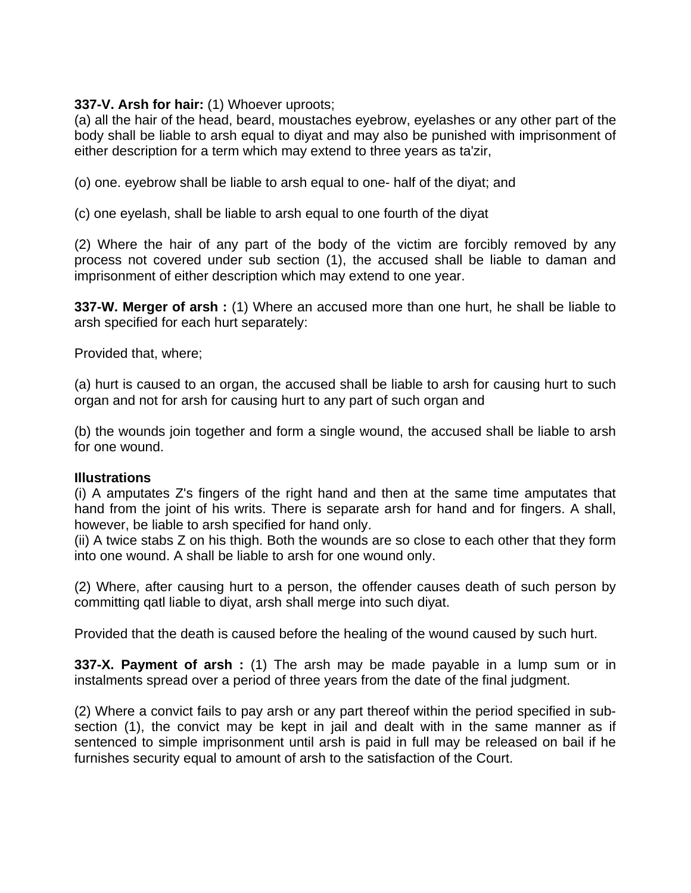**337-V. Arsh for hair:** (1) Whoever uproots;

(a) all the hair of the head, beard, moustaches eyebrow, eyelashes or any other part of the body shall be liable to arsh equal to diyat and may also be punished with imprisonment of either description for a term which may extend to three years as ta'zir,

(o) one. eyebrow shall be liable to arsh equal to one- half of the diyat; and

(c) one eyelash, shall be liable to arsh equal to one fourth of the diyat

(2) Where the hair of any part of the body of the victim are forcibly removed by any process not covered under sub section (1), the accused shall be liable to daman and imprisonment of either description which may extend to one year.

**337-W. Merger of arsh :** (1) Where an accused more than one hurt, he shall be liable to arsh specified for each hurt separately:

Provided that, where;

(a) hurt is caused to an organ, the accused shall be liable to arsh for causing hurt to such organ and not for arsh for causing hurt to any part of such organ and

(b) the wounds join together and form a single wound, the accused shall be liable to arsh for one wound.

**Illustrations**

(i) A amputates Z's fingers of the right hand and then at the same time amputates that hand from the joint of his writs. There is separate arsh for hand and for fingers. A shall, however, be liable to arsh specified for hand only.

(ii) A twice stabs Z on his thigh. Both the wounds are so close to each other that they form into one wound. A shall be liable to arsh for one wound only.

(2) Where, after causing hurt to a person, the offender causes death of such person by committing qatl liable to diyat, arsh shall merge into such diyat.

Provided that the death is caused before the healing of the wound caused by such hurt.

**337-X. Payment of arsh :** (1) The arsh may be made payable in a lump sum or in instalments spread over a period of three years from the date of the final judgment.

(2) Where a convict fails to pay arsh or any part thereof within the period specified in sub-section (1), the convict may be kept in jail and dealt with in the same manner as if sentenced to simple imprisonment until arsh is paid in full may be released on bail if he furnishes security equal to amount of arsh to the satisfaction of the Court.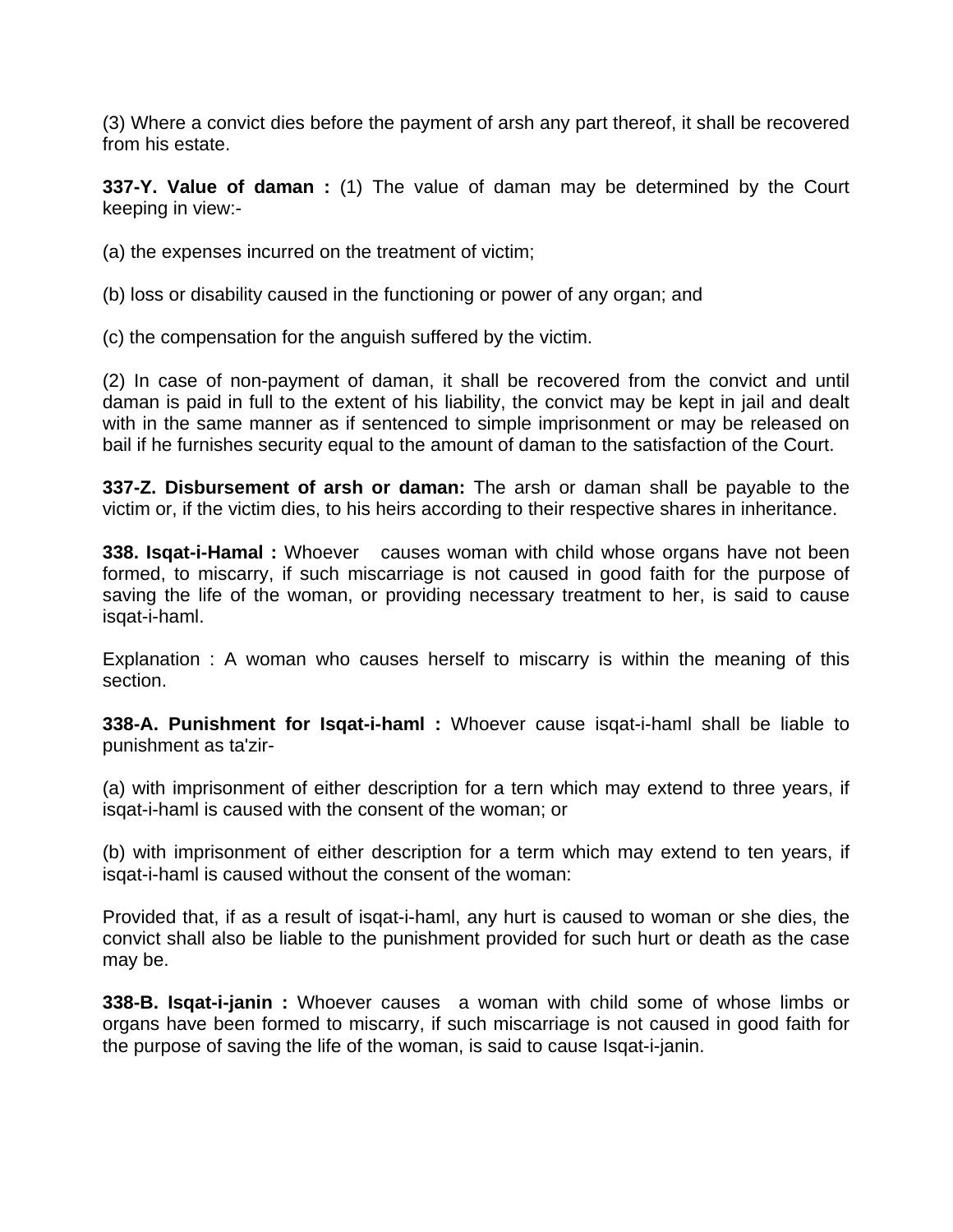(3) Where a convict dies before the payment of arsh any part thereof, it shall be recovered from his estate.

**337-Y. Value of daman :** (1) The value of daman may be determined by the Court keeping in view:-

(a) the expenses incurred on the treatment of victim;

(b) loss or disability caused in the functioning or power of any organ; and

(c) the compensation for the anguish suffered by the victim.

(2) In case of non-payment of daman, it shall be recovered from the convict and until daman is paid in full to the extent of his liability, the convict may be kept in jail and dealt with in the same manner as if sentenced to simple imprisonment or may be released on bail if he furnishes security equal to the amount of daman to the satisfaction of the Court.

**337-Z. Disbursement of arsh or daman:** The arsh or daman shall be payable to the victim or, if the victim dies, to his heirs according to their respective shares in inheritance.

**338. Isqat-i-Hamal :** Whoever causes woman with child whose organs have not been formed, to miscarry, if such miscarriage is not caused in good faith for the purpose of saving the life of the woman, or providing necessary treatment to her, is said to cause isqat-i-haml.

Explanation : A woman who causes herself to miscarry is within the meaning of this section.

**338-A. Punishment for Isqat-i-haml :** Whoever cause isqat-i-haml shall be liable to punishment as ta'zir-

(a) with imprisonment of either description for a tern which may extend to three years, if isqat-i-haml is caused with the consent of the woman; or

(b) with imprisonment of either description for a term which may extend to ten years, if isqat-i-haml is caused without the consent of the woman:

Provided that, if as a result of isqat-i-haml, any hurt is caused to woman or she dies, the convict shall also be liable to the punishment provided for such hurt or death as the case may be.

**338-B. Isqat-i-janin :** Whoever causes a woman with child some of whose limbs or organs have been formed to miscarry, if such miscarriage is not caused in good faith for the purpose of saving the life of the woman, is said to cause Isqat-i-janin.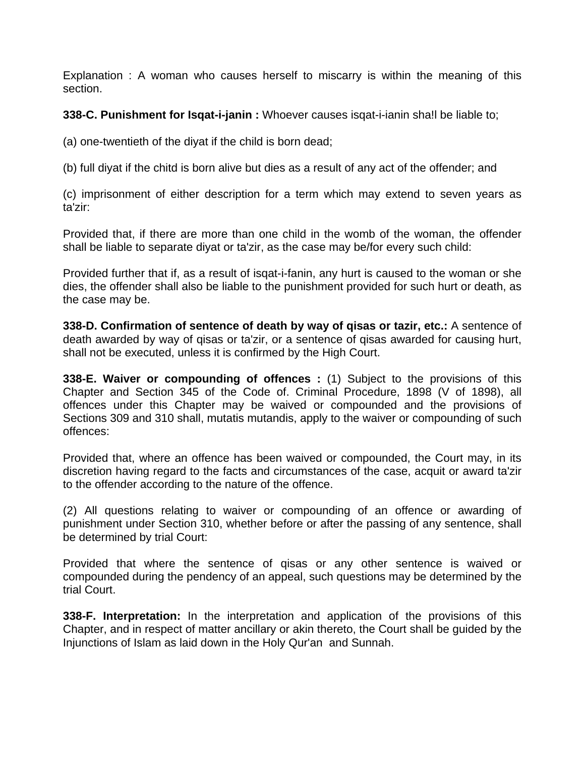Explanation : A woman who causes herself to miscarry is within the meaning of this section.

**338-C. Punishment for Isqat-i-janin :** Whoever causes isqat-i-ianin sha!l be liable to;

(a) one-twentieth of the diyat if the child is born dead;

(b) full diyat if the chitd is born alive but dies as a result of any act of the offender; and

(c) imprisonment of either description for a term which may extend to seven years as ta'zir:

Provided that, if there are more than one child in the womb of the woman, the offender shall be liable to separate diyat or ta'zir, as the case may be/for every such child:

Provided further that if, as a result of isqat-i-fanin, any hurt is caused to the woman or she dies, the offender shall also be liable to the punishment provided for such hurt or death, as the case may be.

**338-D. Confirmation of sentence of death by way of qisas or tazir, etc.:** A sentence of death awarded by way of qisas or ta'zir, or a sentence of qisas awarded for causing hurt, shall not be executed, unless it is confirmed by the High Court.

**338-E. Waiver or compounding of offences :** (1) Subject to the provisions of this Chapter and Section 345 of the Code of. Criminal Procedure, 1898 (V of 1898), all offences under this Chapter may be waived or compounded and the provisions of Sections 309 and 310 shall, mutatis mutandis, apply to the waiver or compounding of such offences:

Provided that, where an offence has been waived or compounded, the Court may, in its discretion having regard to the facts and circumstances of the case, acquit or award ta'zir to the offender according to the nature of the offence.

(2) All questions relating to waiver or compounding of an offence or awarding of punishment under Section 310, whether before or after the passing of any sentence, shall be determined by trial Court:

Provided that where the sentence of qisas or any other sentence is waived or compounded during the pendency of an appeal, such questions may be determined by the trial Court.

**338-F. Interpretation:** In the interpretation and application of the provisions of this Chapter, and in respect of matter ancillary or akin thereto, the Court shall be guided by the Injunctions of Islam as laid down in the Holy Qur'an and Sunnah.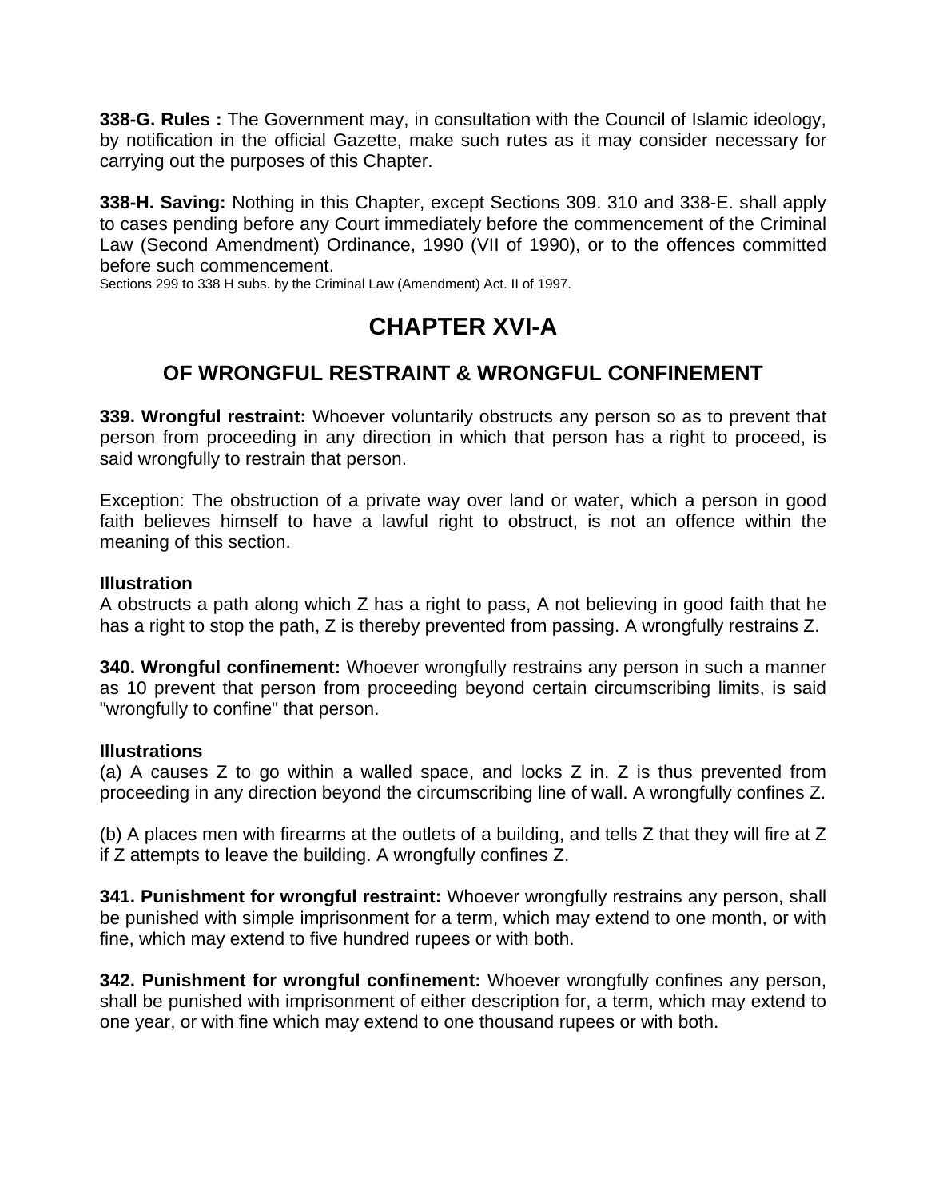**338-G. Rules :** The Government may, in consultation with the Council of Islamic ideology, by notification in the official Gazette, make such rutes as it may consider necessary for carrying out the purposes of this Chapter.

**338-H. Saving:** Nothing in this Chapter, except Sections 309. 310 and 338-E. shall apply to cases pending before any Court immediately before the commencement of the Criminal Law (Second Amendment) Ordinance, 1990 (VII of 1990), or to the offences committed before such commencement.
Sections 299 to 338 H subs. by the Criminal Law (Amendment) Act. II of 1997.

# CHAPTER XVI-A

## OF WRONGFUL RESTRAINT & WRONGFUL CONFINEMENT

**339. Wrongful restraint:** Whoever voluntarily obstructs any person so as to prevent that person from proceeding in any direction in which that person has a right to proceed, is said wrongfully to restrain that person.

Exception: The obstruction of a private way over land or water, which a person in good faith believes himself to have a lawful right to obstruct, is not an offence within the meaning of this section.

**Illustration**
A obstructs a path along which Z has a right to pass, A not believing in good faith that he has a right to stop the path, Z is thereby prevented from passing. A wrongfully restrains Z.

**340. Wrongful confinement:** Whoever wrongfully restrains any person in such a manner as 10 prevent that person from proceeding beyond certain circumscribing limits, is said "wrongfully to confine" that person.

**Illustrations**
(a) A causes Z to go within a walled space, and locks Z in. Z is thus prevented from proceeding in any direction beyond the circumscribing line of wall. A wrongfully confines Z.

(b) A places men with firearms at the outlets of a building, and tells Z that they will fire at Z if Z attempts to leave the building. A wrongfully confines Z.

**341. Punishment for wrongful restraint:** Whoever wrongfully restrains any person, shall be punished with simple imprisonment for a term, which may extend to one month, or with fine, which may extend to five hundred rupees or with both.

**342. Punishment for wrongful confinement:** Whoever wrongfully confines any person, shall be punished with imprisonment of either description for, a term, which may extend to one year, or with fine which may extend to one thousand rupees or with both.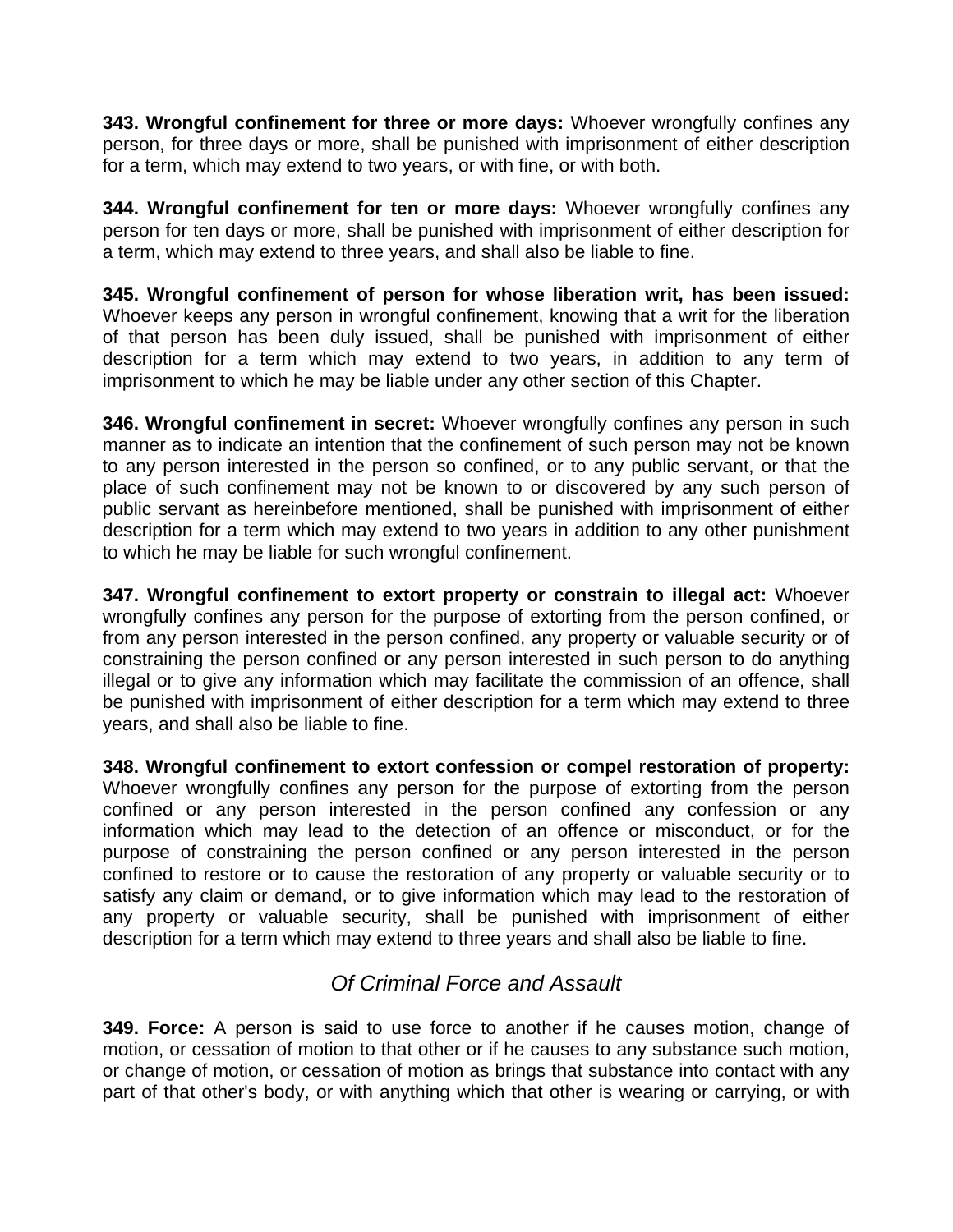**343. Wrongful confinement for three or more days:** Whoever wrongfully confines any person, for three days or more, shall be punished with imprisonment of either description for a term, which may extend to two years, or with fine, or with both.

**344. Wrongful confinement for ten or more days:** Whoever wrongfully confines any person for ten days or more, shall be punished with imprisonment of either description for a term, which may extend to three years, and shall also be liable to fine.

**345. Wrongful confinement of person for whose liberation writ, has been issued:** Whoever keeps any person in wrongful confinement, knowing that a writ for the liberation of that person has been duly issued, shall be punished with imprisonment of either description for a term which may extend to two years, in addition to any term of imprisonment to which he may be liable under any other section of this Chapter.

**346. Wrongful confinement in secret:** Whoever wrongfully confines any person in such manner as to indicate an intention that the confinement of such person may not be known to any person interested in the person so confined, or to any public servant, or that the place of such confinement may not be known to or discovered by any such person of public servant as hereinbefore mentioned, shall be punished with imprisonment of either description for a term which may extend to two years in addition to any other punishment to which he may be liable for such wrongful confinement.

**347. Wrongful confinement to extort property or constrain to illegal act:** Whoever wrongfully confines any person for the purpose of extorting from the person confined, or from any person interested in the person confined, any property or valuable security or of constraining the person confined or any person interested in such person to do anything illegal or to give any information which may facilitate the commission of an offence, shall be punished with imprisonment of either description for a term which may extend to three years, and shall also be liable to fine.

**348. Wrongful confinement to extort confession or compel restoration of property:** Whoever wrongfully confines any person for the purpose of extorting from the person confined or any person interested in the person confined any confession or any information which may lead to the detection of an offence or misconduct, or for the purpose of constraining the person confined or any person interested in the person confined to restore or to cause the restoration of any property or valuable security or to satisfy any claim or demand, or to give information which may lead to the restoration of any property or valuable security, shall be punished with imprisonment of either description for a term which may extend to three years and shall also be liable to fine.

## *Of Criminal Force and Assault*

**349. Force:** A person is said to use force to another if he causes motion, change of motion, or cessation of motion to that other or if he causes to any substance such motion, or change of motion, or cessation of motion as brings that substance into contact with any part of that other's body, or with anything which that other is wearing or carrying, or with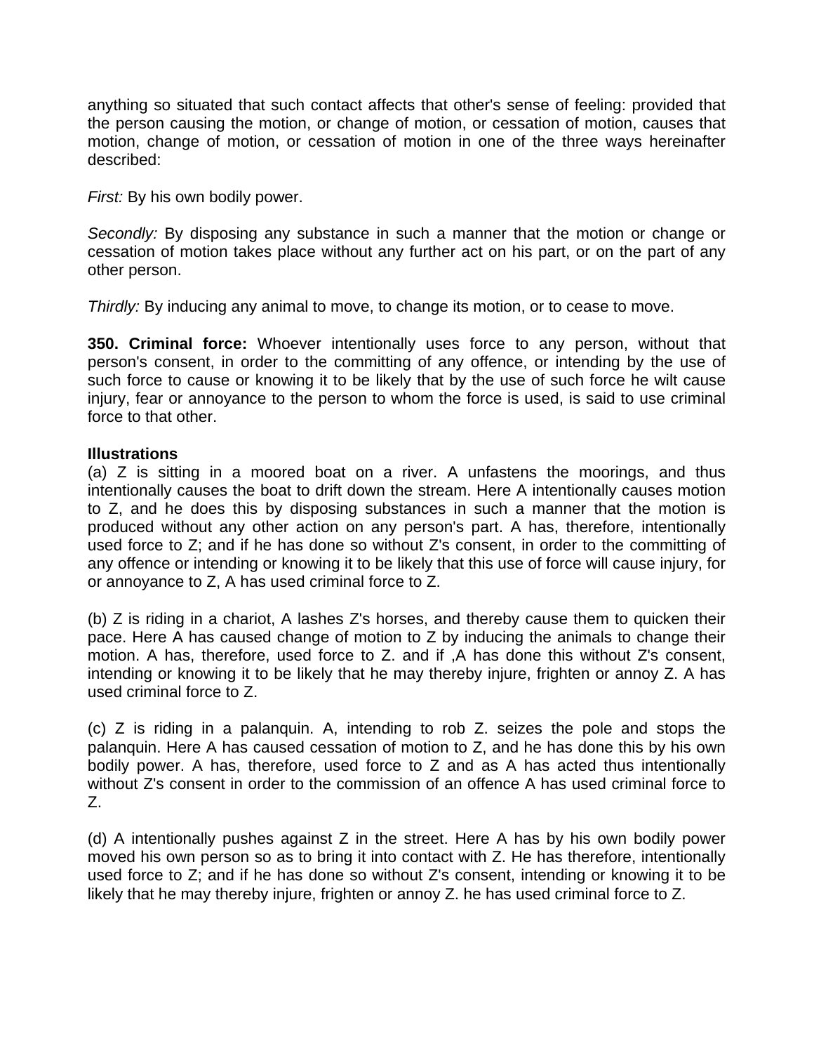anything so situated that such contact affects that other's sense of feeling: provided that the person causing the motion, or change of motion, or cessation of motion, causes that motion, change of motion, or cessation of motion in one of the three ways hereinafter described:

*First:* By his own bodily power.

*Secondly:* By disposing any substance in such a manner that the motion or change or cessation of motion takes place without any further act on his part, or on the part of any other person.

*Thirdly:* By inducing any animal to move, to change its motion, or to cease to move.

**350. Criminal force:** Whoever intentionally uses force to any person, without that person's consent, in order to the committing of any offence, or intending by the use of such force to cause or knowing it to be likely that by the use of such force he wilt cause injury, fear or annoyance to the person to whom the force is used, is said to use criminal force to that other.

**Illustrations**

(a) Z is sitting in a moored boat on a river. A unfastens the moorings, and thus intentionally causes the boat to drift down the stream. Here A intentionally causes motion to Z, and he does this by disposing substances in such a manner that the motion is produced without any other action on any person's part. A has, therefore, intentionally used force to Z; and if he has done so without Z's consent, in order to the committing of any offence or intending or knowing it to be likely that this use of force will cause injury, for or annoyance to Z, A has used criminal force to Z.

(b) Z is riding in a chariot, A lashes Z's horses, and thereby cause them to quicken their pace. Here A has caused change of motion to Z by inducing the animals to change their motion. A has, therefore, used force to Z. and if ,A has done this without Z's consent, intending or knowing it to be likely that he may thereby injure, frighten or annoy Z. A has used criminal force to Z.

(c) Z is riding in a palanquin. A, intending to rob Z. seizes the pole and stops the palanquin. Here A has caused cessation of motion to Z, and he has done this by his own bodily power. A has, therefore, used force to Z and as A has acted thus intentionally without Z's consent in order to the commission of an offence A has used criminal force to Z.

(d) A intentionally pushes against Z in the street. Here A has by his own bodily power moved his own person so as to bring it into contact with Z. He has therefore, intentionally used force to Z; and if he has done so without Z's consent, intending or knowing it to be likely that he may thereby injure, frighten or annoy Z. he has used criminal force to Z.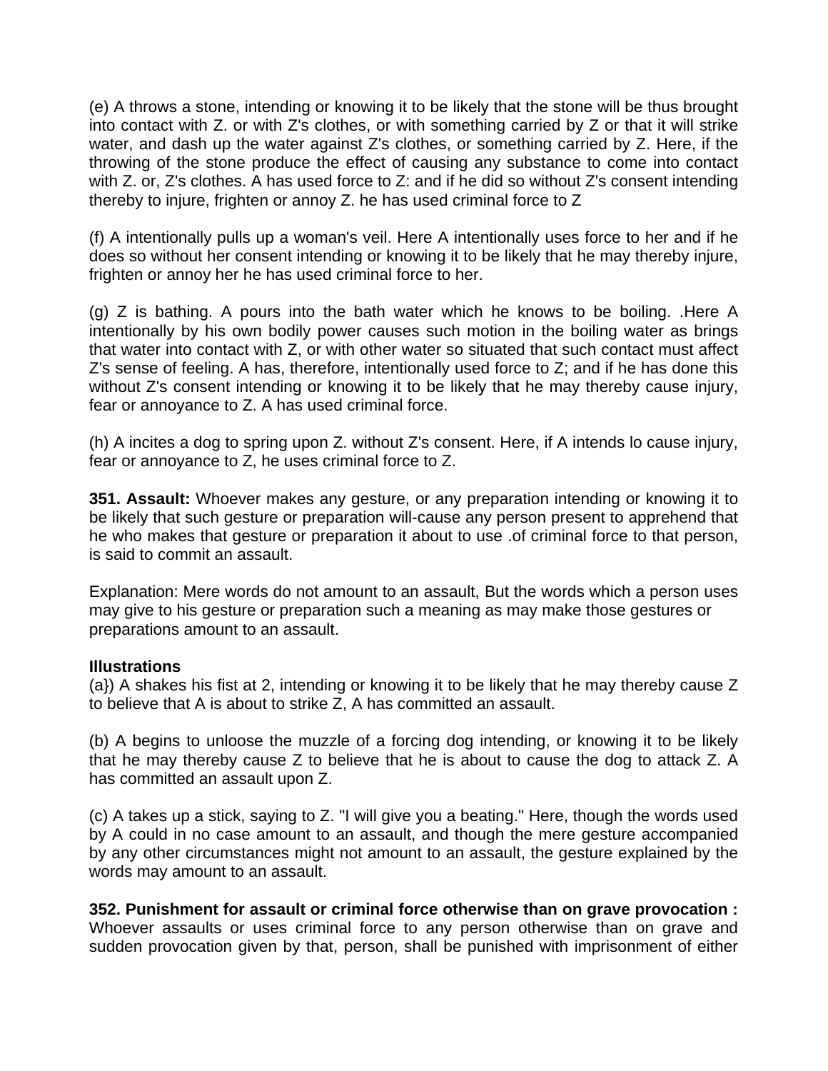(e) A throws a stone, intending or knowing it to be likely that the stone will be thus brought into contact with Z. or with Z's clothes, or with something carried by Z or that it will strike water, and dash up the water against Z's clothes, or something carried by Z. Here, if the throwing of the stone produce the effect of causing any substance to come into contact with Z. or, Z's clothes. A has used force to Z: and if he did so without Z's consent intending thereby to injure, frighten or annoy Z. he has used criminal force to Z

(f) A intentionally pulls up a woman's veil. Here A intentionally uses force to her and if he does so without her consent intending or knowing it to be likely that he may thereby injure, frighten or annoy her he has used criminal force to her.

(g) Z is bathing. A pours into the bath water which he knows to be boiling. .Here A intentionally by his own bodily power causes such motion in the boiling water as brings that water into contact with Z, or with other water so situated that such contact must affect Z's sense of feeling. A has, therefore, intentionally used force to Z; and if he has done this without Z's consent intending or knowing it to be likely that he may thereby cause injury, fear or annoyance to Z. A has used criminal force.

(h) A incites a dog to spring upon Z. without Z's consent. Here, if A intends lo cause injury, fear or annoyance to Z, he uses criminal force to Z.

**351. Assault:** Whoever makes any gesture, or any preparation intending or knowing it to be likely that such gesture or preparation will-cause any person present to apprehend that he who makes that gesture or preparation it about to use .of criminal force to that person, is said to commit an assault.

Explanation: Mere words do not amount to an assault, But the words which a person uses may give to his gesture or preparation such a meaning as may make those gestures or preparations amount to an assault.

**Illustrations**

(a}) A shakes his fist at 2, intending or knowing it to be likely that he may thereby cause Z to believe that A is about to strike Z, A has committed an assault.

(b) A begins to unloose the muzzle of a forcing dog intending, or knowing it to be likely that he may thereby cause Z to believe that he is about to cause the dog to attack Z. A has committed an assault upon Z.

(c) A takes up a stick, saying to Z. "I will give you a beating." Here, though the words used by A could in no case amount to an assault, and though the mere gesture accompanied by any other circumstances might not amount to an assault, the gesture explained by the words may amount to an assault.

**352. Punishment for assault or criminal force otherwise than on grave provocation :** Whoever assaults or uses criminal force to any person otherwise than on grave and sudden provocation given by that, person, shall be punished with imprisonment of either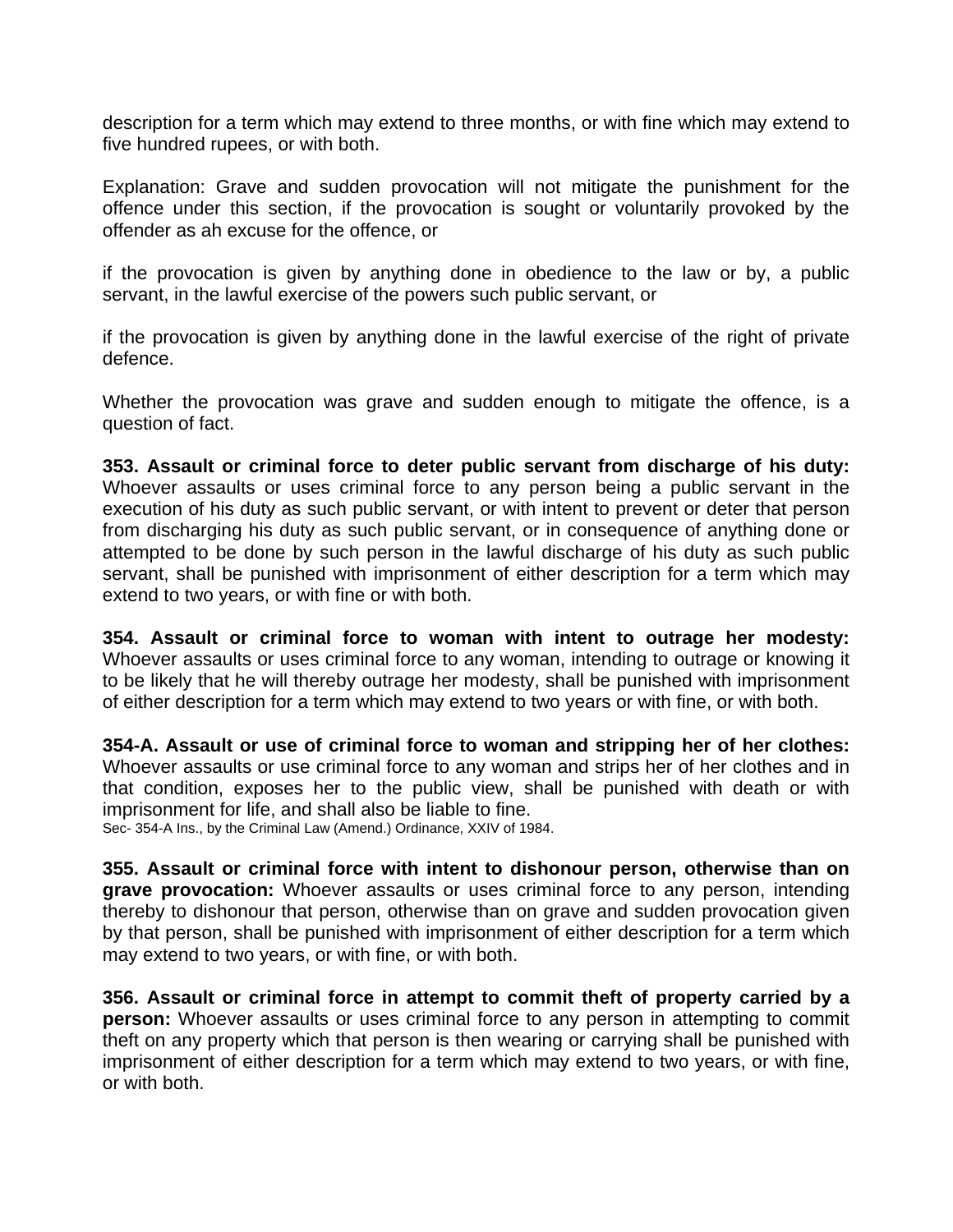description for a term which may extend to three months, or with fine which may extend to five hundred rupees, or with both.

Explanation: Grave and sudden provocation will not mitigate the punishment for the offence under this section, if the provocation is sought or voluntarily provoked by the offender as ah excuse for the offence, or

if the provocation is given by anything done in obedience to the law or by, a public servant, in the lawful exercise of the powers such public servant, or

if the provocation is given by anything done in the lawful exercise of the right of private defence.

Whether the provocation was grave and sudden enough to mitigate the offence, is a question of fact.

**353. Assault or criminal force to deter public servant from discharge of his duty:** Whoever assaults or uses criminal force to any person being a public servant in the execution of his duty as such public servant, or with intent to prevent or deter that person from discharging his duty as such public servant, or in consequence of anything done or attempted to be done by such person in the lawful discharge of his duty as such public servant, shall be punished with imprisonment of either description for a term which may extend to two years, or with fine or with both.

**354. Assault or criminal force to woman with intent to outrage her modesty:** Whoever assaults or uses criminal force to any woman, intending to outrage or knowing it to be likely that he will thereby outrage her modesty, shall be punished with imprisonment of either description for a term which may extend to two years or with fine, or with both.

**354-A. Assault or use of criminal force to woman and stripping her of her clothes:** Whoever assaults or use criminal force to any woman and strips her of her clothes and in that condition, exposes her to the public view, shall be punished with death or with imprisonment for life, and shall also be liable to fine.

Sec- 354-A Ins., by the Criminal Law (Amend.) Ordinance, XXIV of 1984.

**355. Assault or criminal force with intent to dishonour person, otherwise than on grave provocation:** Whoever assaults or uses criminal force to any person, intending thereby to dishonour that person, otherwise than on grave and sudden provocation given by that person, shall be punished with imprisonment of either description for a term which may extend to two years, or with fine, or with both.

**356. Assault or criminal force in attempt to commit theft of property carried by a person:** Whoever assaults or uses criminal force to any person in attempting to commit theft on any property which that person is then wearing or carrying shall be punished with imprisonment of either description for a term which may extend to two years, or with fine, or with both.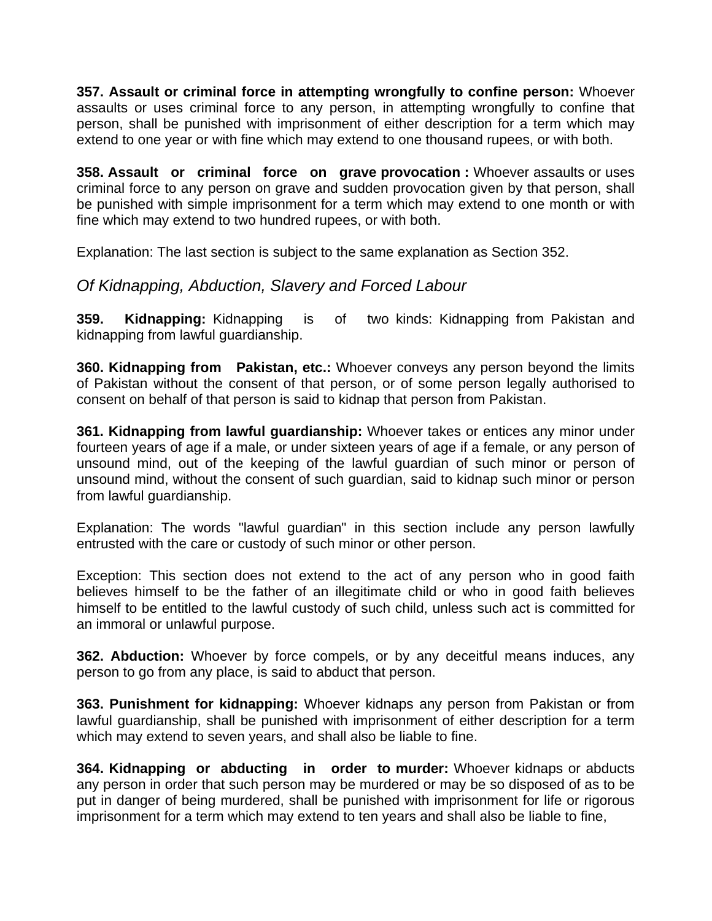**357. Assault or criminal force in attempting wrongfully to confine person:** Whoever assaults or uses criminal force to any person, in attempting wrongfully to confine that person, shall be punished with imprisonment of either description for a term which may extend to one year or with fine which may extend to one thousand rupees, or with both.

**358. Assault or criminal force on grave provocation :** Whoever assaults or uses criminal force to any person on grave and sudden provocation given by that person, shall be punished with simple imprisonment for a term which may extend to one month or with fine which may extend to two hundred rupees, or with both.

Explanation: The last section is subject to the same explanation as Section 352.

*Of Kidnapping, Abduction, Slavery and Forced Labour*

**359. Kidnapping:** Kidnapping is of two kinds: Kidnapping from Pakistan and kidnapping from lawful guardianship.

**360. Kidnapping from Pakistan, etc.:** Whoever conveys any person beyond the limits of Pakistan without the consent of that person, or of some person legally authorised to consent on behalf of that person is said to kidnap that person from Pakistan.

**361. Kidnapping from lawful guardianship:** Whoever takes or entices any minor under fourteen years of age if a male, or under sixteen years of age if a female, or any person of unsound mind, out of the keeping of the lawful guardian of such minor or person of unsound mind, without the consent of such guardian, said to kidnap such minor or person from lawful guardianship.

Explanation: The words "lawful guardian" in this section include any person lawfully entrusted with the care or custody of such minor or other person.

Exception: This section does not extend to the act of any person who in good faith believes himself to be the father of an illegitimate child or who in good faith believes himself to be entitled to the lawful custody of such child, unless such act is committed for an immoral or unlawful purpose.

**362. Abduction:** Whoever by force compels, or by any deceitful means induces, any person to go from any place, is said to abduct that person.

**363. Punishment for kidnapping:** Whoever kidnaps any person from Pakistan or from lawful guardianship, shall be punished with imprisonment of either description for a term which may extend to seven years, and shall also be liable to fine.

**364. Kidnapping or abducting in order to murder:** Whoever kidnaps or abducts any person in order that such person may be murdered or may be so disposed of as to be put in danger of being murdered, shall be punished with imprisonment for life or rigorous imprisonment for a term which may extend to ten years and shall also be liable to fine,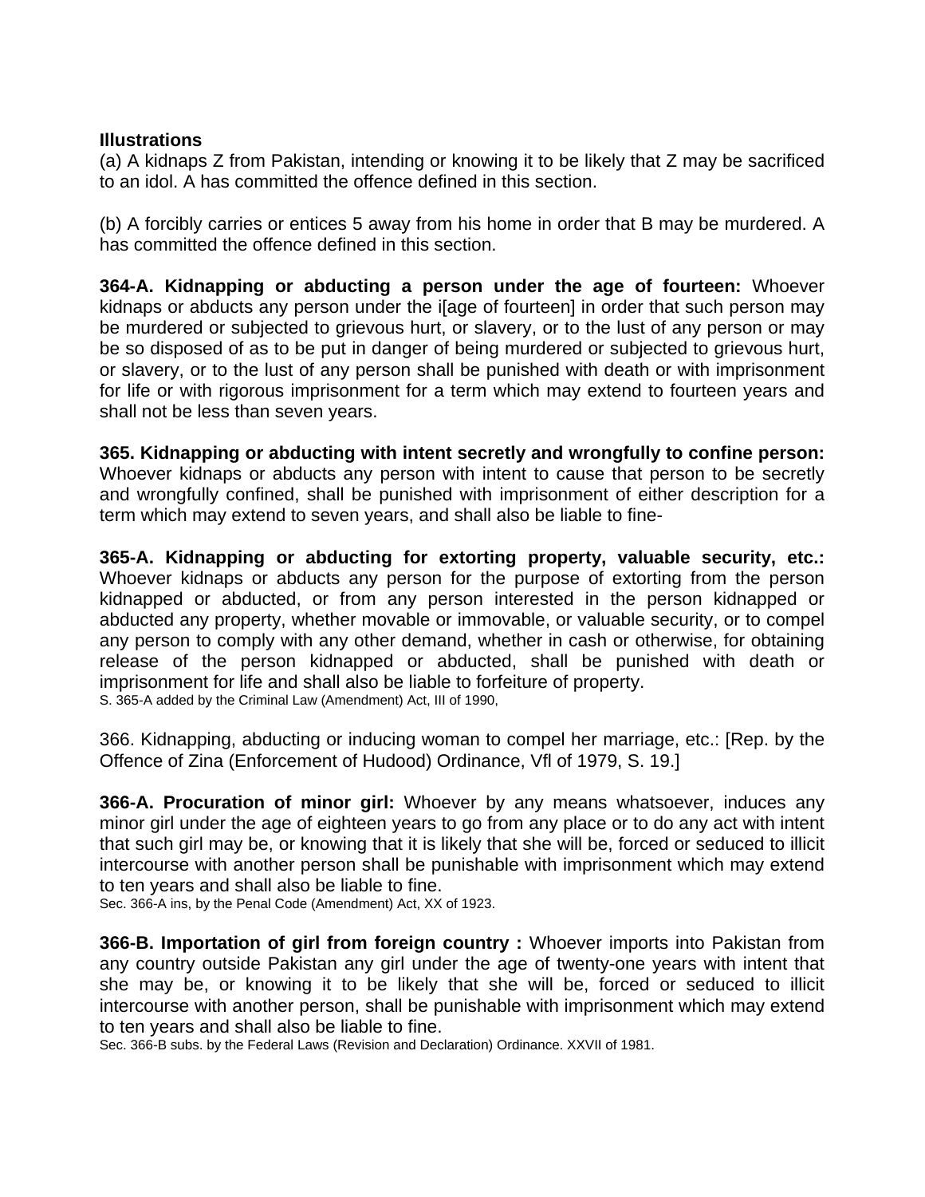**Illustrations**

(a) A kidnaps Z from Pakistan, intending or knowing it to be likely that Z may be sacrificed to an idol. A has committed the offence defined in this section.

(b) A forcibly carries or entices 5 away from his home in order that B may be murdered. A has committed the offence defined in this section.

**364-A. Kidnapping or abducting a person under the age of fourteen:** Whoever kidnaps or abducts any person under the i[age of fourteen] in order that such person may be murdered or subjected to grievous hurt, or slavery, or to the lust of any person or may be so disposed of as to be put in danger of being murdered or subjected to grievous hurt, or slavery, or to the lust of any person shall be punished with death or with imprisonment for life or with rigorous imprisonment for a term which may extend to fourteen years and shall not be less than seven years.

**365. Kidnapping or abducting with intent secretly and wrongfully to confine person:** Whoever kidnaps or abducts any person with intent to cause that person to be secretly and wrongfully confined, shall be punished with imprisonment of either description for a term which may extend to seven years, and shall also be liable to fine-

**365-A. Kidnapping or abducting for extorting property, valuable security, etc.:** Whoever kidnaps or abducts any person for the purpose of extorting from the person kidnapped or abducted, or from any person interested in the person kidnapped or abducted any property, whether movable or immovable, or valuable security, or to compel any person to comply with any other demand, whether in cash or otherwise, for obtaining release of the person kidnapped or abducted, shall be punished with death or imprisonment for life and shall also be liable to forfeiture of property.

S. 365-A added by the Criminal Law (Amendment) Act, III of 1990,

366. Kidnapping, abducting or inducing woman to compel her marriage, etc.: [Rep. by the Offence of Zina (Enforcement of Hudood) Ordinance, Vfl of 1979, S. 19.]

**366-A. Procuration of minor girl:** Whoever by any means whatsoever, induces any minor girl under the age of eighteen years to go from any place or to do any act with intent that such girl may be, or knowing that it is likely that she will be, forced or seduced to illicit intercourse with another person shall be punishable with imprisonment which may extend to ten years and shall also be liable to fine.

Sec. 366-A ins, by the Penal Code (Amendment) Act, XX of 1923.

**366-B. Importation of girl from foreign country :** Whoever imports into Pakistan from any country outside Pakistan any girl under the age of twenty-one years with intent that she may be, or knowing it to be likely that she will be, forced or seduced to illicit intercourse with another person, shall be punishable with imprisonment which may extend to ten years and shall also be liable to fine.

Sec. 366-B subs. by the Federal Laws (Revision and Declaration) Ordinance. XXVII of 1981.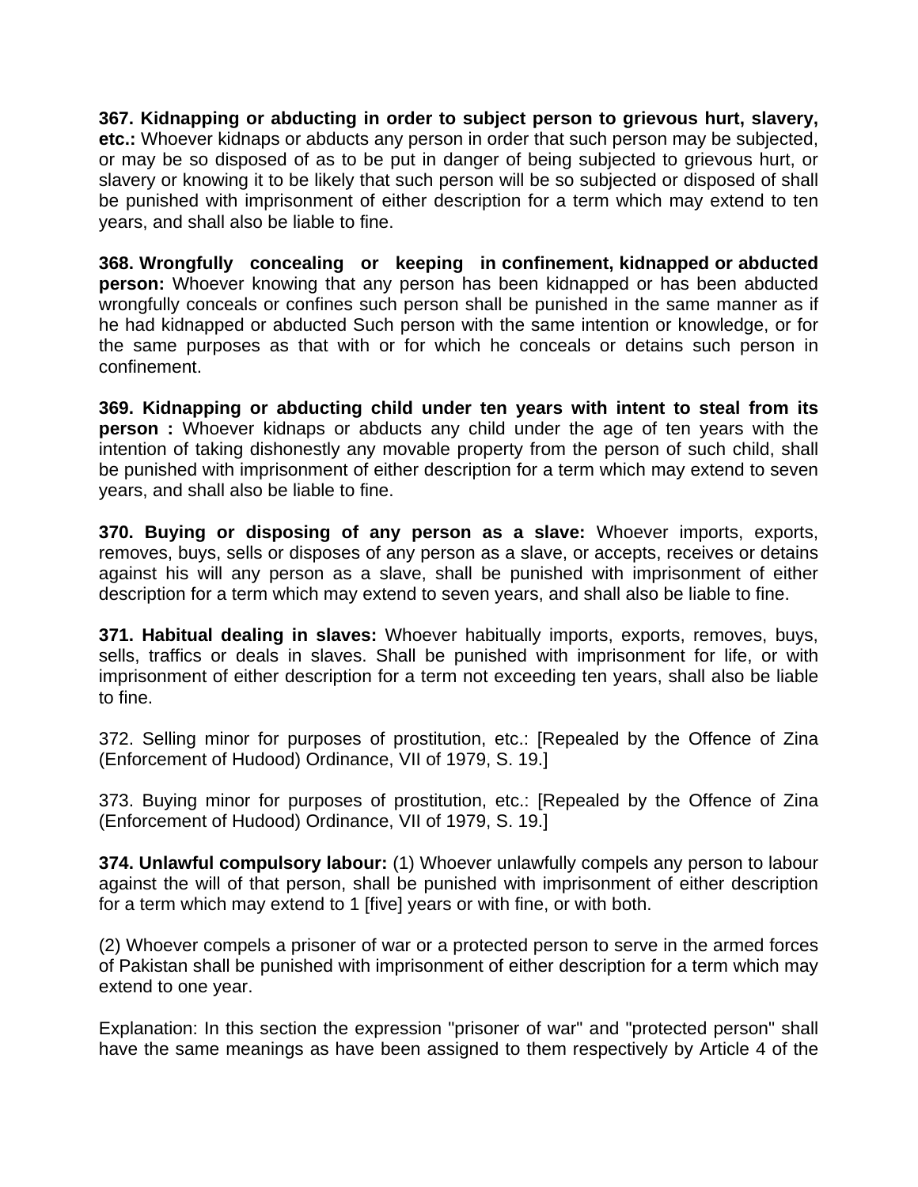**367. Kidnapping or abducting in order to subject person to grievous hurt, slavery, etc.:** Whoever kidnaps or abducts any person in order that such person may be subjected, or may be so disposed of as to be put in danger of being subjected to grievous hurt, or slavery or knowing it to be likely that such person will be so subjected or disposed of shall be punished with imprisonment of either description for a term which may extend to ten years, and shall also be liable to fine.

**368. Wrongfully concealing or keeping in confinement, kidnapped or abducted person:** Whoever knowing that any person has been kidnapped or has been abducted wrongfully conceals or confines such person shall be punished in the same manner as if he had kidnapped or abducted Such person with the same intention or knowledge, or for the same purposes as that with or for which he conceals or detains such person in confinement.

**369. Kidnapping or abducting child under ten years with intent to steal from its person :** Whoever kidnaps or abducts any child under the age of ten years with the intention of taking dishonestly any movable property from the person of such child, shall be punished with imprisonment of either description for a term which may extend to seven years, and shall also be liable to fine.

**370. Buying or disposing of any person as a slave:** Whoever imports, exports, removes, buys, sells or disposes of any person as a slave, or accepts, receives or detains against his will any person as a slave, shall be punished with imprisonment of either description for a term which may extend to seven years, and shall also be liable to fine.

**371. Habitual dealing in slaves:** Whoever habitually imports, exports, removes, buys, sells, traffics or deals in slaves. Shall be punished with imprisonment for life, or with imprisonment of either description for a term not exceeding ten years, shall also be liable to fine.

372. Selling minor for purposes of prostitution, etc.: [Repealed by the Offence of Zina (Enforcement of Hudood) Ordinance, VII of 1979, S. 19.]

373. Buying minor for purposes of prostitution, etc.: [Repealed by the Offence of Zina (Enforcement of Hudood) Ordinance, VII of 1979, S. 19.]

**374. Unlawful compulsory labour:** (1) Whoever unlawfully compels any person to labour against the will of that person, shall be punished with imprisonment of either description for a term which may extend to 1 [five] years or with fine, or with both.

(2) Whoever compels a prisoner of war or a protected person to serve in the armed forces of Pakistan shall be punished with imprisonment of either description for a term which may extend to one year.

Explanation: In this section the expression "prisoner of war" and "protected person" shall have the same meanings as have been assigned to them respectively by Article 4 of the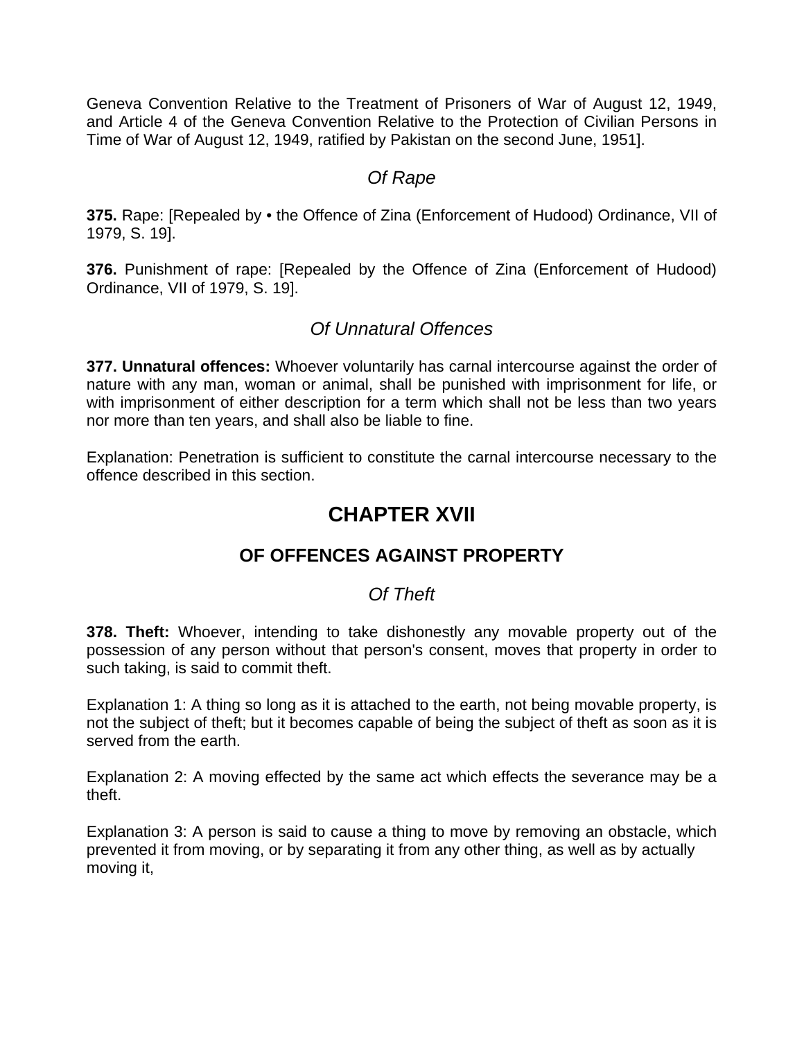Geneva Convention Relative to the Treatment of Prisoners of War of August 12, 1949, and Article 4 of the Geneva Convention Relative to the Protection of Civilian Persons in Time of War of August 12, 1949, ratified by Pakistan on the second June, 1951].

### *Of Rape*

**375.** Rape: [Repealed by • the Offence of Zina (Enforcement of Hudood) Ordinance, VII of 1979, S. 19].

**376.** Punishment of rape: [Repealed by the Offence of Zina (Enforcement of Hudood) Ordinance, VII of 1979, S. 19].

### *Of Unnatural Offences*

**377. Unnatural offences:** Whoever voluntarily has carnal intercourse against the order of nature with any man, woman or animal, shall be punished with imprisonment for life, or with imprisonment of either description for a term which shall not be less than two years nor more than ten years, and shall also be liable to fine.

Explanation: Penetration is sufficient to constitute the carnal intercourse necessary to the offence described in this section.

# CHAPTER XVII

## OF OFFENCES AGAINST PROPERTY

### *Of Theft*

**378. Theft:** Whoever, intending to take dishonestly any movable property out of the possession of any person without that person's consent, moves that property in order to such taking, is said to commit theft.

Explanation 1: A thing so long as it is attached to the earth, not being movable property, is not the subject of theft; but it becomes capable of being the subject of theft as soon as it is served from the earth.

Explanation 2: A moving effected by the same act which effects the severance may be a theft.

Explanation 3: A person is said to cause a thing to move by removing an obstacle, which prevented it from moving, or by separating it from any other thing, as well as by actually moving it,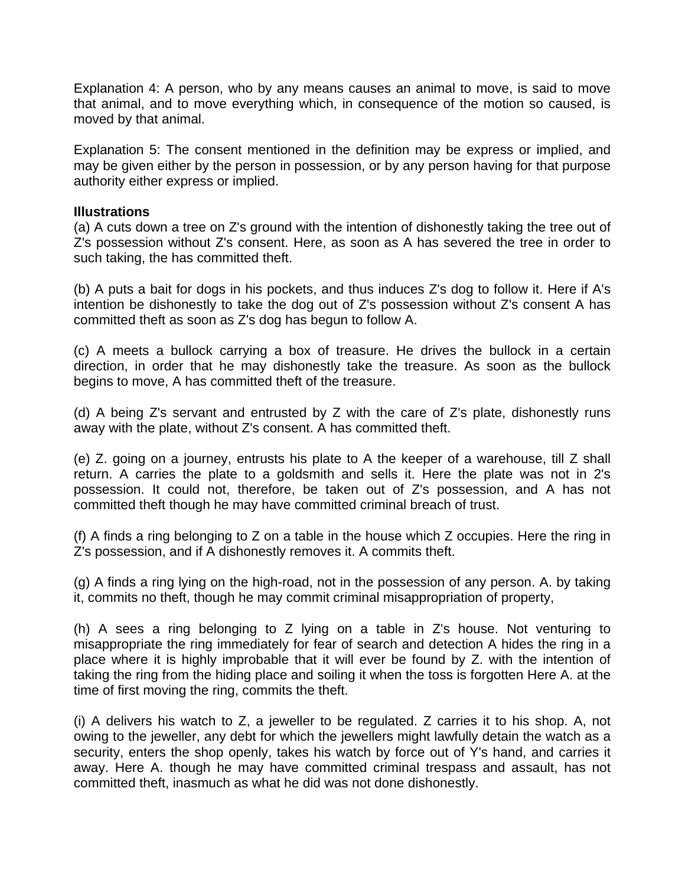Explanation 4: A person, who by any means causes an animal to move, is said to move that animal, and to move everything which, in consequence of the motion so caused, is moved by that animal.

Explanation 5: The consent mentioned in the definition may be express or implied, and may be given either by the person in possession, or by any person having for that purpose authority either express or implied.

**Illustrations**

(a) A cuts down a tree on Z's ground with the intention of dishonestly taking the tree out of Z's possession without Z's consent. Here, as soon as A has severed the tree in order to such taking, the has committed theft.

(b) A puts a bait for dogs in his pockets, and thus induces Z's dog to follow it. Here if A's intention be dishonestly to take the dog out of Z's possession without Z's consent A has committed theft as soon as Z's dog has begun to follow A.

(c) A meets a bullock carrying a box of treasure. He drives the bullock in a certain direction, in order that he may dishonestly take the treasure. As soon as the bullock begins to move, A has committed theft of the treasure.

(d) A being Z's servant and entrusted by Z with the care of Z's plate, dishonestly runs away with the plate, without Z's consent. A has committed theft.

(e) Z. going on a journey, entrusts his plate to A the keeper of a warehouse, till Z shall return. A carries the plate to a goldsmith and sells it. Here the plate was not in 2's possession. It could not, therefore, be taken out of Z's possession, and A has not committed theft though he may have committed criminal breach of trust.

(f) A finds a ring belonging to Z on a table in the house which Z occupies. Here the ring in Z's possession, and if A dishonestly removes it. A commits theft.

(g) A finds a ring lying on the high-road, not in the possession of any person. A. by taking it, commits no theft, though he may commit criminal misappropriation of property,

(h) A sees a ring belonging to Z lying on a table in Z's house. Not venturing to misappropriate the ring immediately for fear of search and detection A hides the ring in a place where it is highly improbable that it will ever be found by Z. with the intention of taking the ring from the hiding place and soiling it when the toss is forgotten Here A. at the time of first moving the ring, commits the theft.

(i) A delivers his watch to Z, a jeweller to be regulated. Z carries it to his shop. A, not owing to the jeweller, any debt for which the jewellers might lawfully detain the watch as a security, enters the shop openly, takes his watch by force out of Y's hand, and carries it away. Here A. though he may have committed criminal trespass and assault, has not committed theft, inasmuch as what he did was not done dishonestly.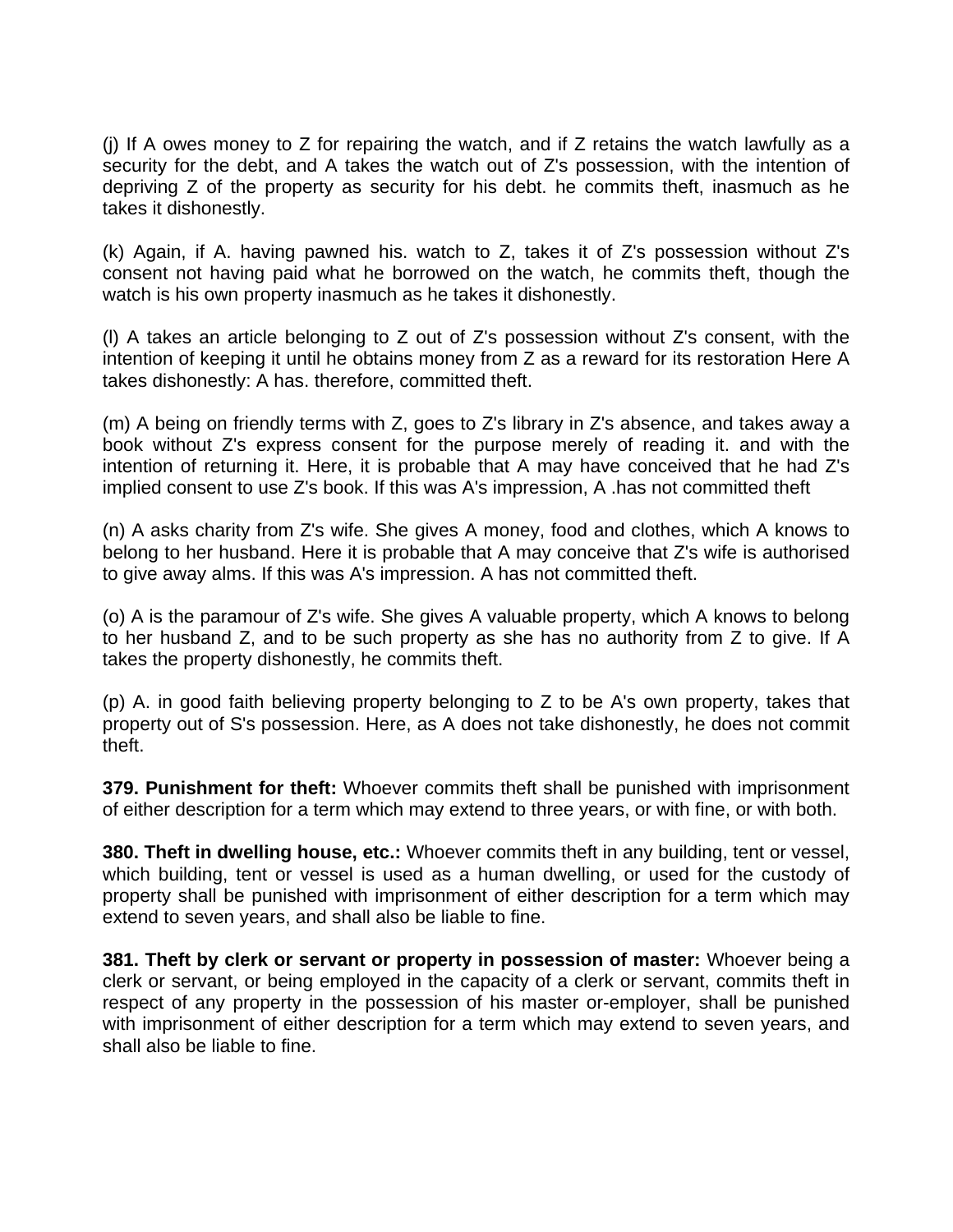(j) If A owes money to Z for repairing the watch, and if Z retains the watch lawfully as a security for the debt, and A takes the watch out of Z's possession, with the intention of depriving Z of the property as security for his debt. he commits theft, inasmuch as he takes it dishonestly.

(k) Again, if A. having pawned his. watch to Z, takes it of Z's possession without Z's consent not having paid what he borrowed on the watch, he commits theft, though the watch is his own property inasmuch as he takes it dishonestly.

(l) A takes an article belonging to Z out of Z's possession without Z's consent, with the intention of keeping it until he obtains money from Z as a reward for its restoration Here A takes dishonestly: A has. therefore, committed theft.

(m) A being on friendly terms with Z, goes to Z's library in Z's absence, and takes away a book without Z's express consent for the purpose merely of reading it. and with the intention of returning it. Here, it is probable that A may have conceived that he had Z's implied consent to use Z's book. If this was A's impression, A .has not committed theft

(n) A asks charity from Z's wife. She gives A money, food and clothes, which A knows to belong to her husband. Here it is probable that A may conceive that Z's wife is authorised to give away alms. If this was A's impression. A has not committed theft.

(o) A is the paramour of Z's wife. She gives A valuable property, which A knows to belong to her husband Z, and to be such property as she has no authority from Z to give. If A takes the property dishonestly, he commits theft.

(p) A. in good faith believing property belonging to Z to be A's own property, takes that property out of S's possession. Here, as A does not take dishonestly, he does not commit theft.

**379. Punishment for theft:** Whoever commits theft shall be punished with imprisonment of either description for a term which may extend to three years, or with fine, or with both.

**380. Theft in dwelling house, etc.:** Whoever commits theft in any building, tent or vessel, which building, tent or vessel is used as a human dwelling, or used for the custody of property shall be punished with imprisonment of either description for a term which may extend to seven years, and shall also be liable to fine.

**381. Theft by clerk or servant or property in possession of master:** Whoever being a clerk or servant, or being employed in the capacity of a clerk or servant, commits theft in respect of any property in the possession of his master or-employer, shall be punished with imprisonment of either description for a term which may extend to seven years, and shall also be liable to fine.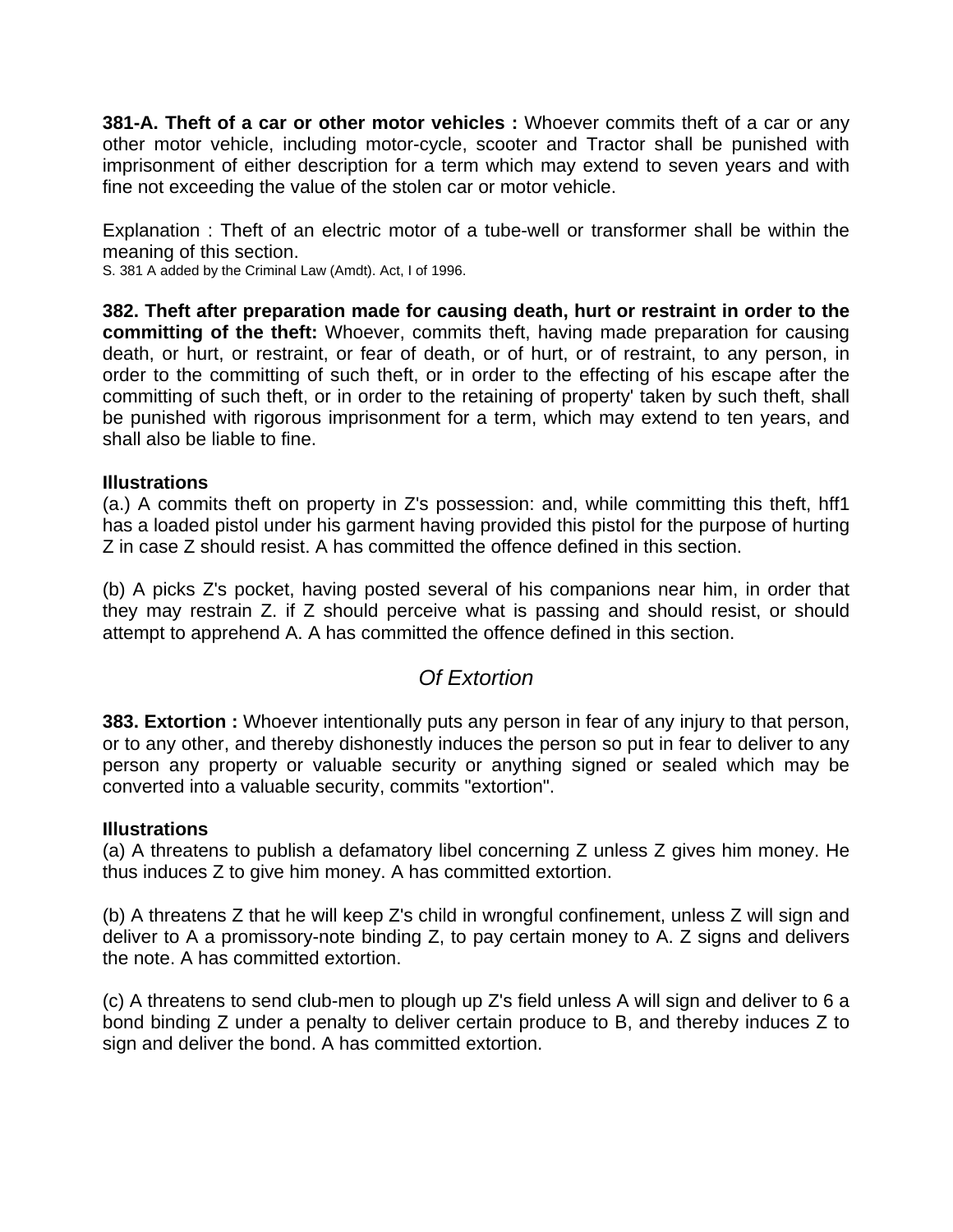**381-A. Theft of a car or other motor vehicles :** Whoever commits theft of a car or any other motor vehicle, including motor-cycle, scooter and Tractor shall be punished with imprisonment of either description for a term which may extend to seven years and with fine not exceeding the value of the stolen car or motor vehicle.

Explanation : Theft of an electric motor of a tube-well or transformer shall be within the meaning of this section.

S. 381 A added by the Criminal Law (Amdt). Act, I of 1996.

**382. Theft after preparation made for causing death, hurt or restraint in order to the committing of the theft:** Whoever, commits theft, having made preparation for causing death, or hurt, or restraint, or fear of death, or of hurt, or of restraint, to any person, in order to the committing of such theft, or in order to the effecting of his escape after the committing of such theft, or in order to the retaining of property' taken by such theft, shall be punished with rigorous imprisonment for a term, which may extend to ten years, and shall also be liable to fine.

**Illustrations**

(a.) A commits theft on property in Z's possession: and, while committing this theft, hff1 has a loaded pistol under his garment having provided this pistol for the purpose of hurting Z in case Z should resist. A has committed the offence defined in this section.

(b) A picks Z's pocket, having posted several of his companions near him, in order that they may restrain Z. if Z should perceive what is passing and should resist, or should attempt to apprehend A. A has committed the offence defined in this section.

## *Of Extortion*

**383. Extortion :** Whoever intentionally puts any person in fear of any injury to that person, or to any other, and thereby dishonestly induces the person so put in fear to deliver to any person any property or valuable security or anything signed or sealed which may be converted into a valuable security, commits "extortion".

**Illustrations**

(a) A threatens to publish a defamatory libel concerning Z unless Z gives him money. He thus induces Z to give him money. A has committed extortion.

(b) A threatens Z that he will keep Z's child in wrongful confinement, unless Z will sign and deliver to A a promissory-note binding Z, to pay certain money to A. Z signs and delivers the note. A has committed extortion.

(c) A threatens to send club-men to plough up Z's field unless A will sign and deliver to 6 a bond binding Z under a penalty to deliver certain produce to B, and thereby induces Z to sign and deliver the bond. A has committed extortion.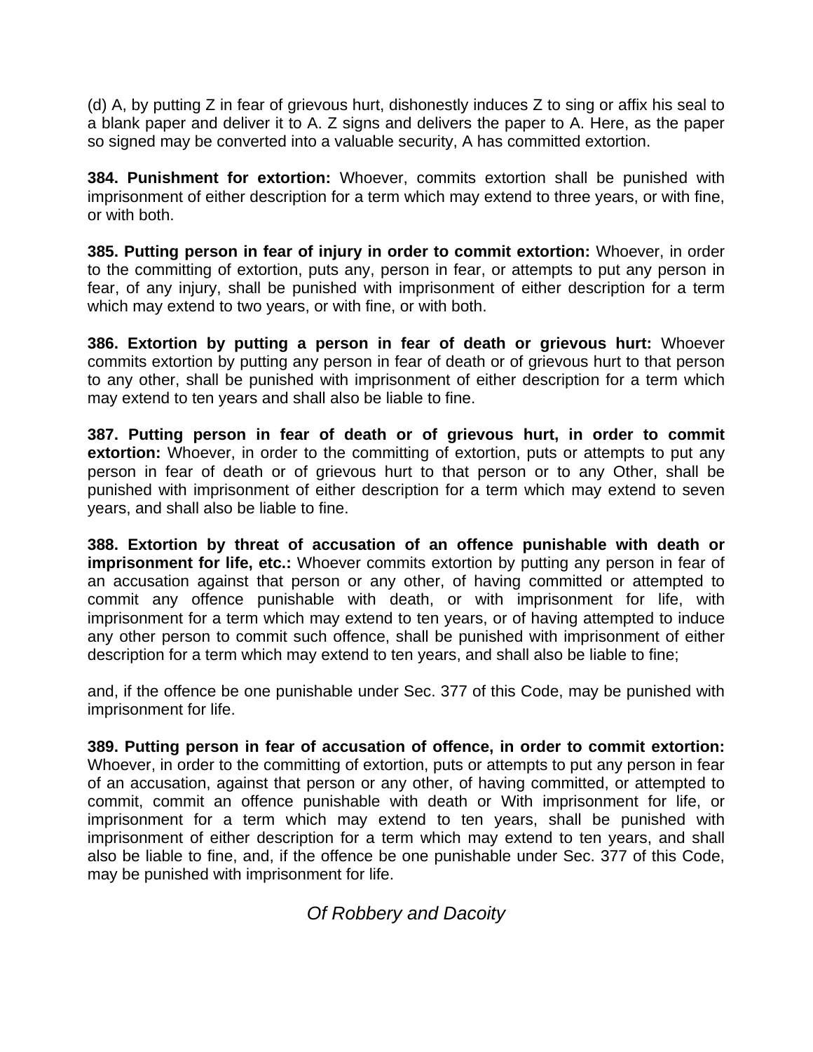(d) A, by putting Z in fear of grievous hurt, dishonestly induces Z to sing or affix his seal to a blank paper and deliver it to A. Z signs and delivers the paper to A. Here, as the paper so signed may be converted into a valuable security, A has committed extortion.

**384. Punishment for extortion:** Whoever, commits extortion shall be punished with imprisonment of either description for a term which may extend to three years, or with fine, or with both.

**385. Putting person in fear of injury in order to commit extortion:** Whoever, in order to the committing of extortion, puts any, person in fear, or attempts to put any person in fear, of any injury, shall be punished with imprisonment of either description for a term which may extend to two years, or with fine, or with both.

**386. Extortion by putting a person in fear of death or grievous hurt:** Whoever commits extortion by putting any person in fear of death or of grievous hurt to that person to any other, shall be punished with imprisonment of either description for a term which may extend to ten years and shall also be liable to fine.

**387. Putting person in fear of death or of grievous hurt, in order to commit extortion:** Whoever, in order to the committing of extortion, puts or attempts to put any person in fear of death or of grievous hurt to that person or to any Other, shall be punished with imprisonment of either description for a term which may extend to seven years, and shall also be liable to fine.

**388. Extortion by threat of accusation of an offence punishable with death or imprisonment for life, etc.:** Whoever commits extortion by putting any person in fear of an accusation against that person or any other, of having committed or attempted to commit any offence punishable with death, or with imprisonment for life, with imprisonment for a term which may extend to ten years, or of having attempted to induce any other person to commit such offence, shall be punished with imprisonment of either description for a term which may extend to ten years, and shall also be liable to fine;

and, if the offence be one punishable under Sec. 377 of this Code, may be punished with imprisonment for life.

**389. Putting person in fear of accusation of offence, in order to commit extortion:** Whoever, in order to the committing of extortion, puts or attempts to put any person in fear of an accusation, against that person or any other, of having committed, or attempted to commit, commit an offence punishable with death or With imprisonment for life, or imprisonment for a term which may extend to ten years, shall be punished with imprisonment of either description for a term which may extend to ten years, and shall also be liable to fine, and, if the offence be one punishable under Sec. 377 of this Code, may be punished with imprisonment for life.

## *Of Robbery and Dacoity*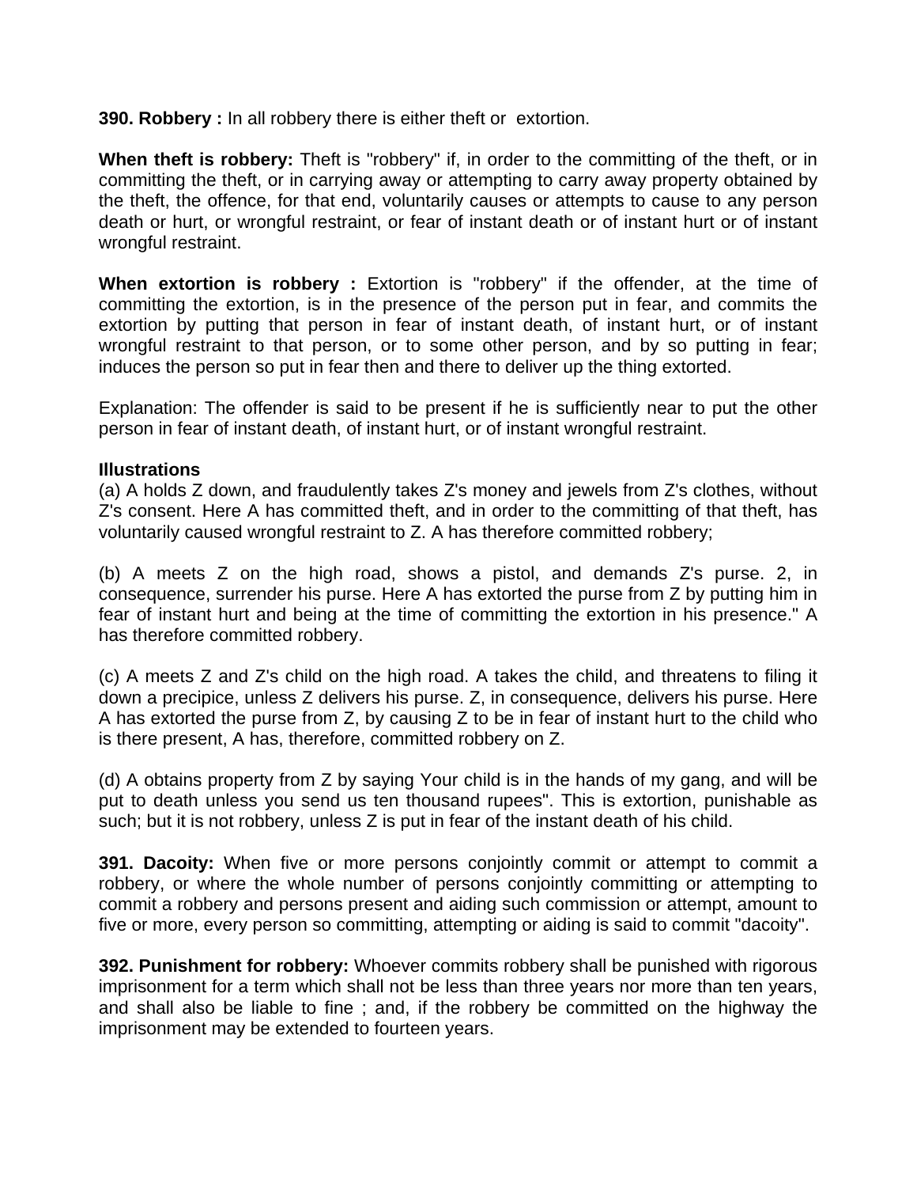**390. Robbery :** In all robbery there is either theft or  extortion.

**When theft is robbery:** Theft is "robbery" if, in order to the committing of the theft, or in committing the theft, or in carrying away or attempting to carry away property obtained by the theft, the offence, for that end, voluntarily causes or attempts to cause to any person death or hurt, or wrongful restraint, or fear of instant death or of instant hurt or of instant wrongful restraint.

**When extortion is robbery :** Extortion is "robbery" if the offender, at the time of committing the extortion, is in the presence of the person put in fear, and commits the extortion by putting that person in fear of instant death, of instant hurt, or of instant wrongful restraint to that person, or to some other person, and by so putting in fear; induces the person so put in fear then and there to deliver up the thing extorted.

Explanation: The offender is said to be present if he is sufficiently near to put the other person in fear of instant death, of instant hurt, or of instant wrongful restraint.

**Illustrations**

(a) A holds Z down, and fraudulently takes Z's money and jewels from Z's clothes, without Z's consent. Here A has committed theft, and in order to the committing of that theft, has voluntarily caused wrongful restraint to Z. A has therefore committed robbery;

(b) A meets Z on the high road, shows a pistol, and demands Z's purse. 2, in consequence, surrender his purse. Here A has extorted the purse from Z by putting him in fear of instant hurt and being at the time of committing the extortion in his presence." A has therefore committed robbery.

(c) A meets Z and Z's child on the high road. A takes the child, and threatens to filing it down a precipice, unless Z delivers his purse. Z, in consequence, delivers his purse. Here A has extorted the purse from Z, by causing Z to be in fear of instant hurt to the child who is there present, A has, therefore, committed robbery on Z.

(d) A obtains property from Z by saying Your child is in the hands of my gang, and will be put to death unless you send us ten thousand rupees". This is extortion, punishable as such; but it is not robbery, unless Z is put in fear of the instant death of his child.

**391. Dacoity:** When five or more persons conjointly commit or attempt to commit a robbery, or where the whole number of persons conjointly committing or attempting to commit a robbery and persons present and aiding such commission or attempt, amount to five or more, every person so committing, attempting or aiding is said to commit "dacoity".

**392. Punishment for robbery:** Whoever commits robbery shall be punished with rigorous imprisonment for a term which shall not be less than three years nor more than ten years, and shall also be liable to fine ; and, if the robbery be committed on the highway the imprisonment may be extended to fourteen years.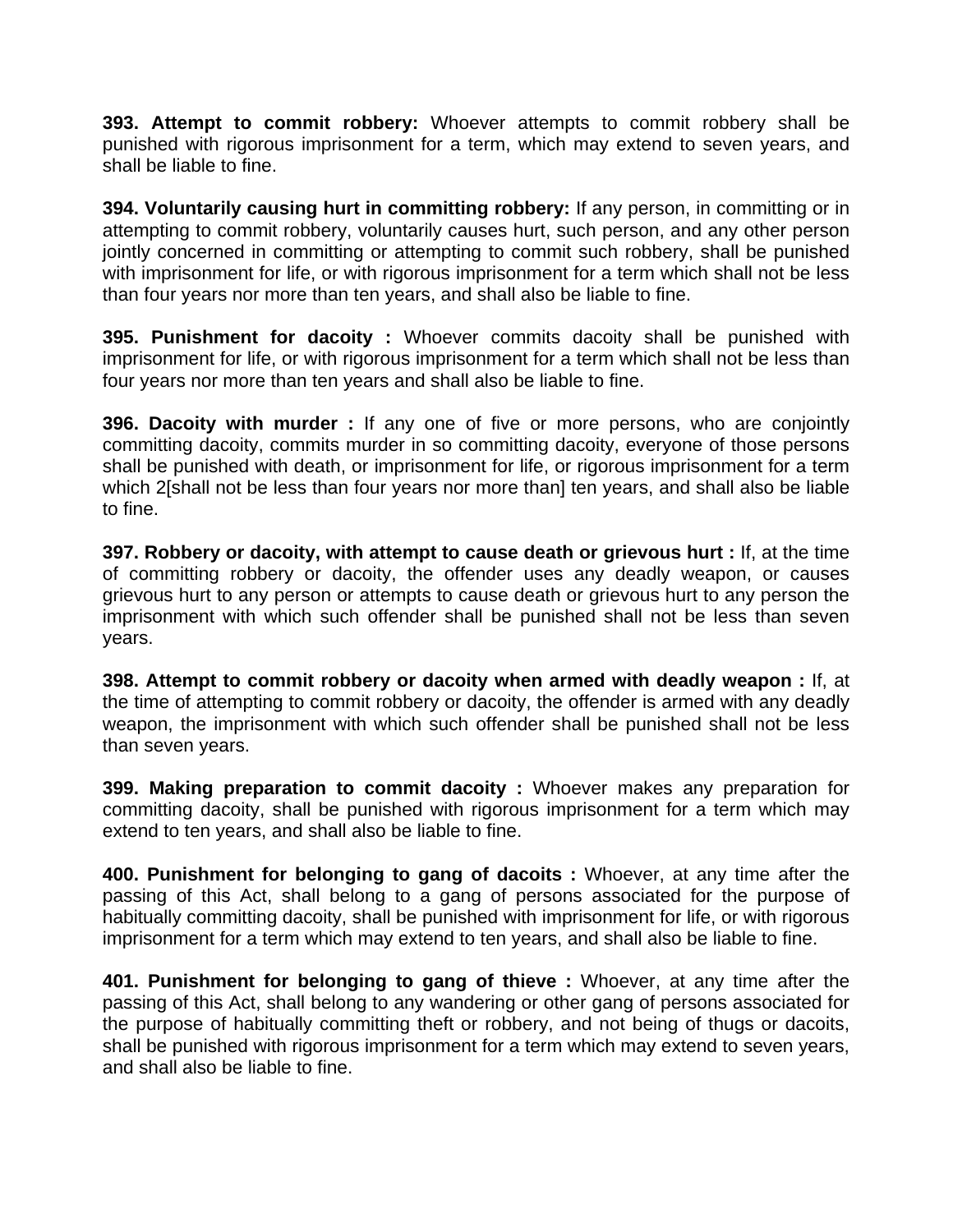**393. Attempt to commit robbery:** Whoever attempts to commit robbery shall be punished with rigorous imprisonment for a term, which may extend to seven years, and shall be liable to fine.

**394. Voluntarily causing hurt in committing robbery:** If any person, in committing or in attempting to commit robbery, voluntarily causes hurt, such person, and any other person jointly concerned in committing or attempting to commit such robbery, shall be punished with imprisonment for life, or with rigorous imprisonment for a term which shall not be less than four years nor more than ten years, and shall also be liable to fine.

**395. Punishment for dacoity :** Whoever commits dacoity shall be punished with imprisonment for life, or with rigorous imprisonment for a term which shall not be less than four years nor more than ten years and shall also be liable to fine.

**396. Dacoity with murder :** If any one of five or more persons, who are conjointly committing dacoity, commits murder in so committing dacoity, everyone of those persons shall be punished with death, or imprisonment for life, or rigorous imprisonment for a term which 2[shall not be less than four years nor more than] ten years, and shall also be liable to fine.

**397. Robbery or dacoity, with attempt to cause death or grievous hurt :** If, at the time of committing robbery or dacoity, the offender uses any deadly weapon, or causes grievous hurt to any person or attempts to cause death or grievous hurt to any person the imprisonment with which such offender shall be punished shall not be less than seven years.

**398. Attempt to commit robbery or dacoity when armed with deadly weapon :** If, at the time of attempting to commit robbery or dacoity, the offender is armed with any deadly weapon, the imprisonment with which such offender shall be punished shall not be less than seven years.

**399. Making preparation to commit dacoity :** Whoever makes any preparation for committing dacoity, shall be punished with rigorous imprisonment for a term which may extend to ten years, and shall also be liable to fine.

**400. Punishment for belonging to gang of dacoits :** Whoever, at any time after the passing of this Act, shall belong to a gang of persons associated for the purpose of habitually committing dacoity, shall be punished with imprisonment for life, or with rigorous imprisonment for a term which may extend to ten years, and shall also be liable to fine.

**401. Punishment for belonging to gang of thieve :** Whoever, at any time after the passing of this Act, shall belong to any wandering or other gang of persons associated for the purpose of habitually committing theft or robbery, and not being of thugs or dacoits, shall be punished with rigorous imprisonment for a term which may extend to seven years, and shall also be liable to fine.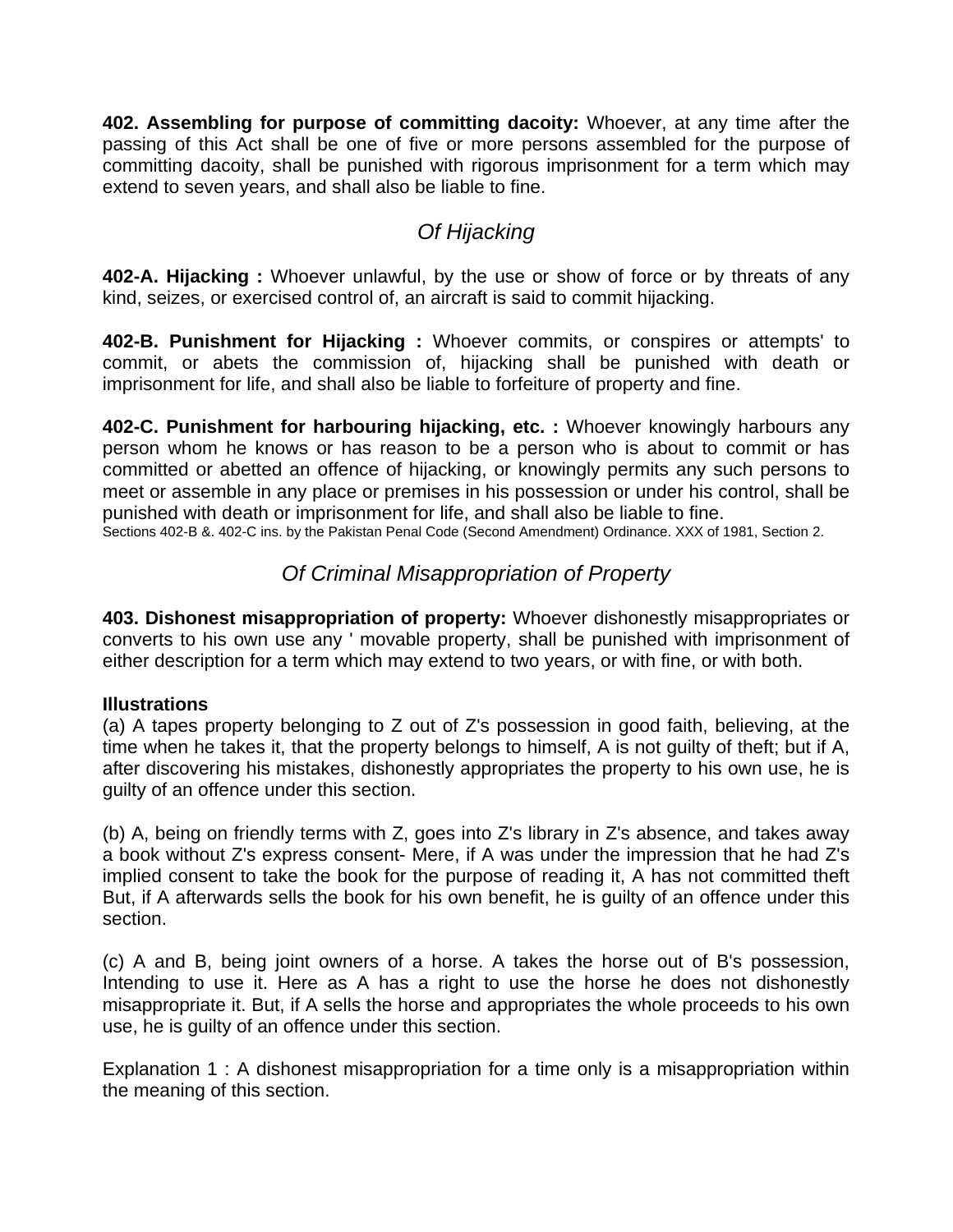**402. Assembling for purpose of committing dacoity:** Whoever, at any time after the passing of this Act shall be one of five or more persons assembled for the purpose of committing dacoity, shall be punished with rigorous imprisonment for a term which may extend to seven years, and shall also be liable to fine.

## *Of Hijacking*

**402-A. Hijacking :** Whoever unlawful, by the use or show of force or by threats of any kind, seizes, or exercised control of, an aircraft is said to commit hijacking.

**402-B. Punishment for Hijacking :** Whoever commits, or conspires or attempts' to commit, or abets the commission of, hijacking shall be punished with death or imprisonment for life, and shall also be liable to forfeiture of property and fine.

**402-C. Punishment for harbouring hijacking, etc. :** Whoever knowingly harbours any person whom he knows or has reason to be a person who is about to commit or has committed or abetted an offence of hijacking, or knowingly permits any such persons to meet or assemble in any place or premises in his possession or under his control, shall be punished with death or imprisonment for life, and shall also be liable to fine.

Sections 402-B &. 402-C ins. by the Pakistan Penal Code (Second Amendment) Ordinance. XXX of 1981, Section 2.

## *Of Criminal Misappropriation of Property*

**403. Dishonest misappropriation of property:** Whoever dishonestly misappropriates or converts to his own use any ' movable property, shall be punished with imprisonment of either description for a term which may extend to two years, or with fine, or with both.

**Illustrations**

(a) A tapes property belonging to Z out of Z's possession in good faith, believing, at the time when he takes it, that the property belongs to himself, A is not guilty of theft; but if A, after discovering his mistakes, dishonestly appropriates the property to his own use, he is guilty of an offence under this section.

(b) A, being on friendly terms with Z, goes into Z's library in Z's absence, and takes away a book without Z's express consent- Mere, if A was under the impression that he had Z's implied consent to take the book for the purpose of reading it, A has not committed theft But, if A afterwards sells the book for his own benefit, he is guilty of an offence under this section.

(c) A and B, being joint owners of a horse. A takes the horse out of B's possession, Intending to use it. Here as A has a right to use the horse he does not dishonestly misappropriate it. But, if A sells the horse and appropriates the whole proceeds to his own use, he is guilty of an offence under this section.

Explanation 1 : A dishonest misappropriation for a time only is a misappropriation within the meaning of this section.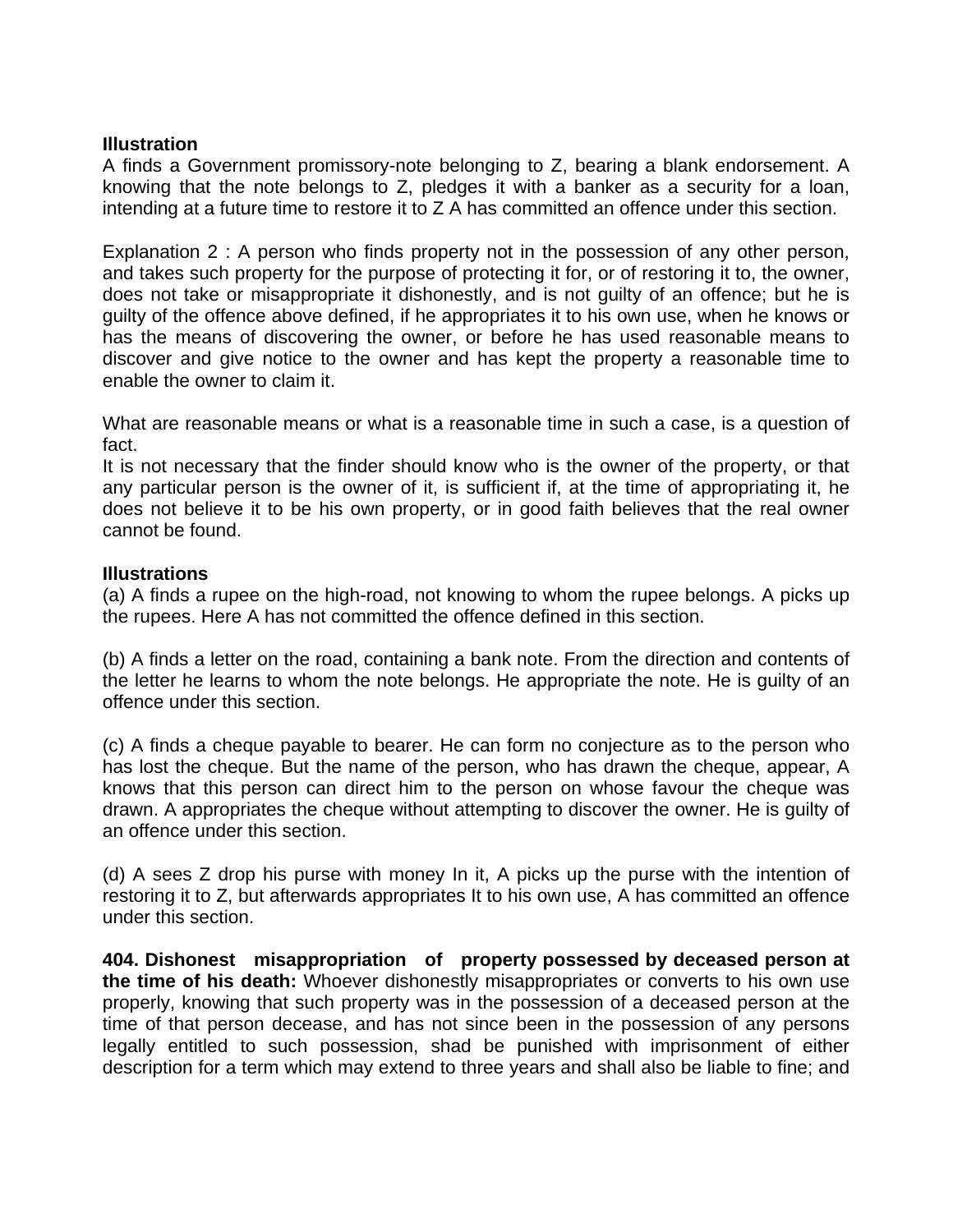**Illustration**

A finds a Government promissory-note belonging to Z, bearing a blank endorsement. A knowing that the note belongs to Z, pledges it with a banker as a security for a loan, intending at a future time to restore it to Z A has committed an offence under this section.

Explanation 2 : A person who finds property not in the possession of any other person, and takes such property for the purpose of protecting it for, or of restoring it to, the owner, does not take or misappropriate it dishonestly, and is not guilty of an offence; but he is guilty of the offence above defined, if he appropriates it to his own use, when he knows or has the means of discovering the owner, or before he has used reasonable means to discover and give notice to the owner and has kept the property a reasonable time to enable the owner to claim it.

What are reasonable means or what is a reasonable time in such a case, is a question of fact.

It is not necessary that the finder should know who is the owner of the property, or that any particular person is the owner of it, is sufficient if, at the time of appropriating it, he does not believe it to be his own property, or in good faith believes that the real owner cannot be found.

**Illustrations**

(a) A finds a rupee on the high-road, not knowing to whom the rupee belongs. A picks up the rupees. Here A has not committed the offence defined in this section.

(b) A finds a letter on the road, containing a bank note. From the direction and contents of the letter he learns to whom the note belongs. He appropriate the note. He is guilty of an offence under this section.

(c) A finds a cheque payable to bearer. He can form no conjecture as to the person who has lost the cheque. But the name of the person, who has drawn the cheque, appear, A knows that this person can direct him to the person on whose favour the cheque was drawn. A appropriates the cheque without attempting to discover the owner. He is guilty of an offence under this section.

(d) A sees Z drop his purse with money In it, A picks up the purse with the intention of restoring it to Z, but afterwards appropriates It to his own use, A has committed an offence under this section.

**404. Dishonest misappropriation of property possessed by deceased person at the time of his death:** Whoever dishonestly misappropriates or converts to his own use properly, knowing that such property was in the possession of a deceased person at the time of that person decease, and has not since been in the possession of any persons legally entitled to such possession, shad be punished with imprisonment of either description for a term which may extend to three years and shall also be liable to fine; and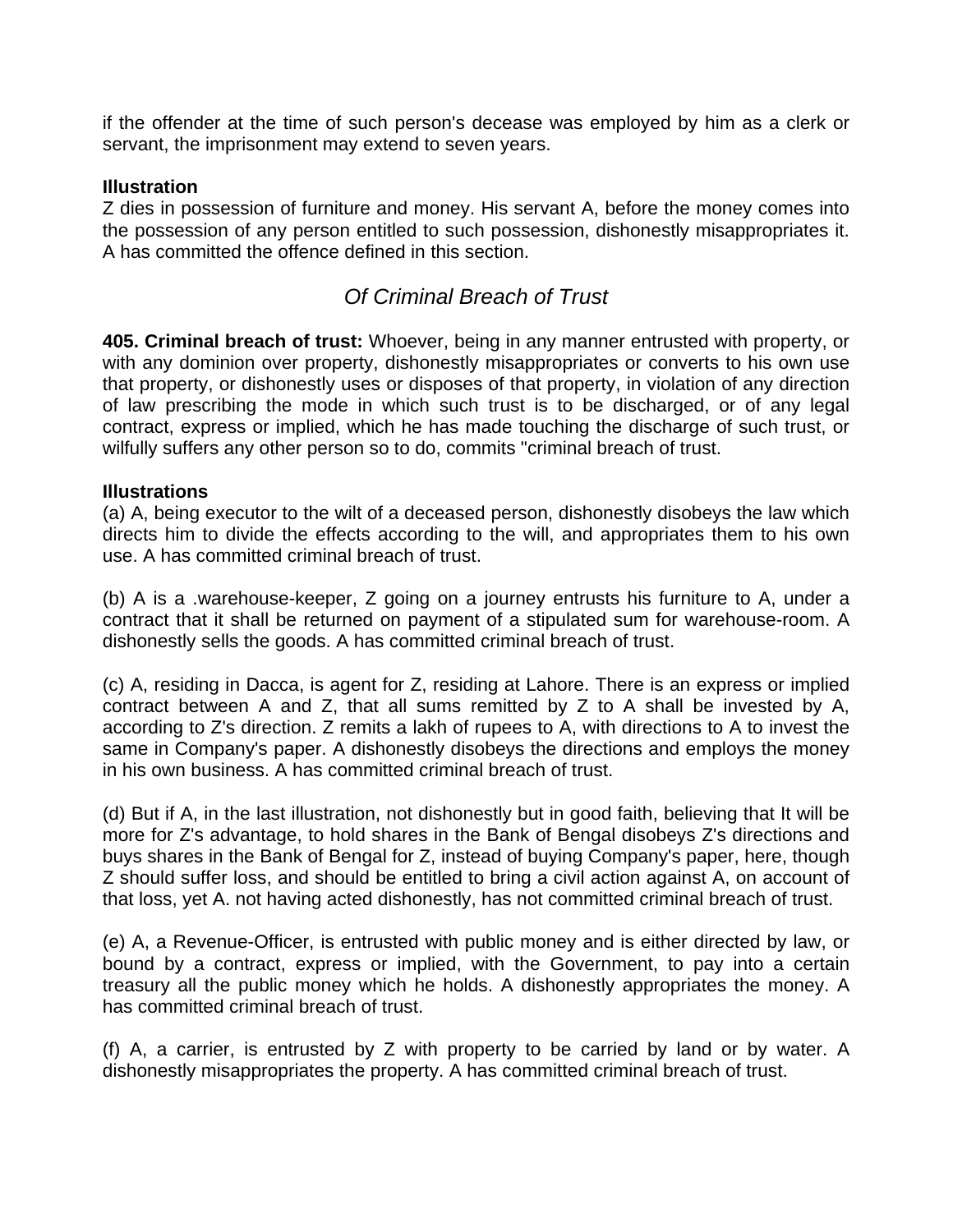if the offender at the time of such person's decease was employed by him as a clerk or servant, the imprisonment may extend to seven years.

**Illustration**

Z dies in possession of furniture and money. His servant A, before the money comes into the possession of any person entitled to such possession, dishonestly misappropriates it. A has committed the offence defined in this section.

## *Of Criminal Breach of Trust*

**405. Criminal breach of trust:** Whoever, being in any manner entrusted with property, or with any dominion over property, dishonestly misappropriates or converts to his own use that property, or dishonestly uses or disposes of that property, in violation of any direction of law prescribing the mode in which such trust is to be discharged, or of any legal contract, express or implied, which he has made touching the discharge of such trust, or wilfully suffers any other person so to do, commits "criminal breach of trust.

**Illustrations**

(a) A, being executor to the wilt of a deceased person, dishonestly disobeys the law which directs him to divide the effects according to the will, and appropriates them to his own use. A has committed criminal breach of trust.

(b) A is a .warehouse-keeper, Z going on a journey entrusts his furniture to A, under a contract that it shall be returned on payment of a stipulated sum for warehouse-room. A dishonestly sells the goods. A has committed criminal breach of trust.

(c) A, residing in Dacca, is agent for Z, residing at Lahore. There is an express or implied contract between A and Z, that all sums remitted by Z to A shall be invested by A, according to Z's direction. Z remits a lakh of rupees to A, with directions to A to invest the same in Company's paper. A dishonestly disobeys the directions and employs the money in his own business. A has committed criminal breach of trust.

(d) But if A, in the last illustration, not dishonestly but in good faith, believing that It will be more for Z's advantage, to hold shares in the Bank of Bengal disobeys Z's directions and buys shares in the Bank of Bengal for Z, instead of buying Company's paper, here, though Z should suffer loss, and should be entitled to bring a civil action against A, on account of that loss, yet A. not having acted dishonestly, has not committed criminal breach of trust.

(e) A, a Revenue-Officer, is entrusted with public money and is either directed by law, or bound by a contract, express or implied, with the Government, to pay into a certain treasury all the public money which he holds. A dishonestly appropriates the money. A has committed criminal breach of trust.

(f) A, a carrier, is entrusted by Z with property to be carried by land or by water. A dishonestly misappropriates the property. A has committed criminal breach of trust.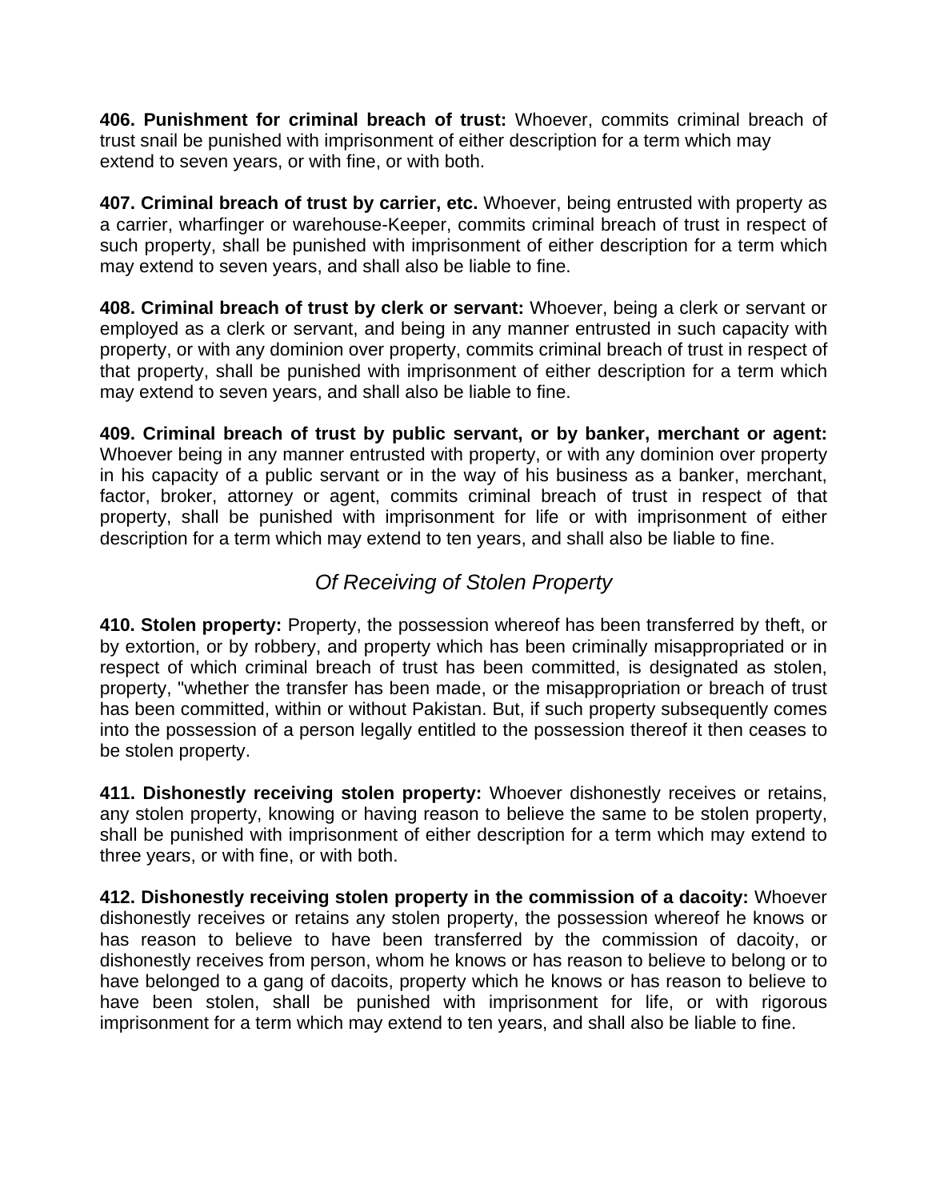**406. Punishment for criminal breach of trust:** Whoever, commits criminal breach of trust snail be punished with imprisonment of either description for a term which may extend to seven years, or with fine, or with both.

**407. Criminal breach of trust by carrier, etc.** Whoever, being entrusted with property as a carrier, wharfinger or warehouse-Keeper, commits criminal breach of trust in respect of such property, shall be punished with imprisonment of either description for a term which may extend to seven years, and shall also be liable to fine.

**408. Criminal breach of trust by clerk or servant:** Whoever, being a clerk or servant or employed as a clerk or servant, and being in any manner entrusted in such capacity with property, or with any dominion over property, commits criminal breach of trust in respect of that property, shall be punished with imprisonment of either description for a term which may extend to seven years, and shall also be liable to fine.

**409. Criminal breach of trust by public servant, or by banker, merchant or agent:** Whoever being in any manner entrusted with property, or with any dominion over property in his capacity of a public servant or in the way of his business as a banker, merchant, factor, broker, attorney or agent, commits criminal breach of trust in respect of that property, shall be punished with imprisonment for life or with imprisonment of either description for a term which may extend to ten years, and shall also be liable to fine.

## *Of Receiving of Stolen Property*

**410. Stolen property:** Property, the possession whereof has been transferred by theft, or by extortion, or by robbery, and property which has been criminally misappropriated or in respect of which criminal breach of trust has been committed, is designated as stolen, property, "whether the transfer has been made, or the misappropriation or breach of trust has been committed, within or without Pakistan. But, if such property subsequently comes into the possession of a person legally entitled to the possession thereof it then ceases to be stolen property.

**411. Dishonestly receiving stolen property:** Whoever dishonestly receives or retains, any stolen property, knowing or having reason to believe the same to be stolen property, shall be punished with imprisonment of either description for a term which may extend to three years, or with fine, or with both.

**412. Dishonestly receiving stolen property in the commission of a dacoity:** Whoever dishonestly receives or retains any stolen property, the possession whereof he knows or has reason to believe to have been transferred by the commission of dacoity, or dishonestly receives from person, whom he knows or has reason to believe to belong or to have belonged to a gang of dacoits, property which he knows or has reason to believe to have been stolen, shall be punished with imprisonment for life, or with rigorous imprisonment for a term which may extend to ten years, and shall also be liable to fine.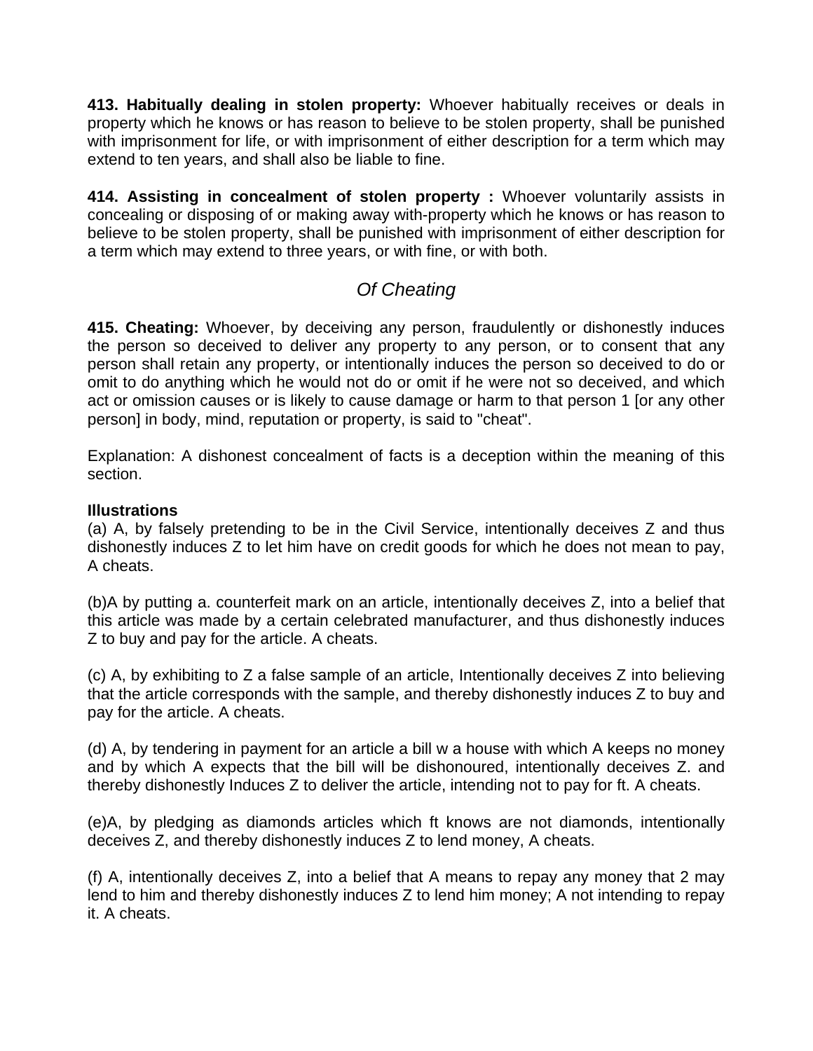**413. Habitually dealing in stolen property:** Whoever habitually receives or deals in property which he knows or has reason to believe to be stolen property, shall be punished with imprisonment for life, or with imprisonment of either description for a term which may extend to ten years, and shall also be liable to fine.

**414. Assisting in concealment of stolen property :** Whoever voluntarily assists in concealing or disposing of or making away with-property which he knows or has reason to believe to be stolen property, shall be punished with imprisonment of either description for a term which may extend to three years, or with fine, or with both.

## *Of Cheating*

**415. Cheating:** Whoever, by deceiving any person, fraudulently or dishonestly induces the person so deceived to deliver any property to any person, or to consent that any person shall retain any property, or intentionally induces the person so deceived to do or omit to do anything which he would not do or omit if he were not so deceived, and which act or omission causes or is likely to cause damage or harm to that person 1 [or any other person] in body, mind, reputation or property, is said to "cheat".

Explanation: A dishonest concealment of facts is a deception within the meaning of this section.

**Illustrations**

(a) A, by falsely pretending to be in the Civil Service, intentionally deceives Z and thus dishonestly induces Z to let him have on credit goods for which he does not mean to pay, A cheats.

(b)A by putting a. counterfeit mark on an article, intentionally deceives Z, into a belief that this article was made by a certain celebrated manufacturer, and thus dishonestly induces Z to buy and pay for the article. A cheats.

(c) A, by exhibiting to Z a false sample of an article, Intentionally deceives Z into believing that the article corresponds with the sample, and thereby dishonestly induces Z to buy and pay for the article. A cheats.

(d) A, by tendering in payment for an article a bill w a house with which A keeps no money and by which A expects that the bill will be dishonoured, intentionally deceives Z. and thereby dishonestly Induces Z to deliver the article, intending not to pay for ft. A cheats.

(e)A, by pledging as diamonds articles which ft knows are not diamonds, intentionally deceives Z, and thereby dishonestly induces Z to lend money, A cheats.

(f) A, intentionally deceives Z, into a belief that A means to repay any money that 2 may lend to him and thereby dishonestly induces Z to lend him money; A not intending to repay it. A cheats.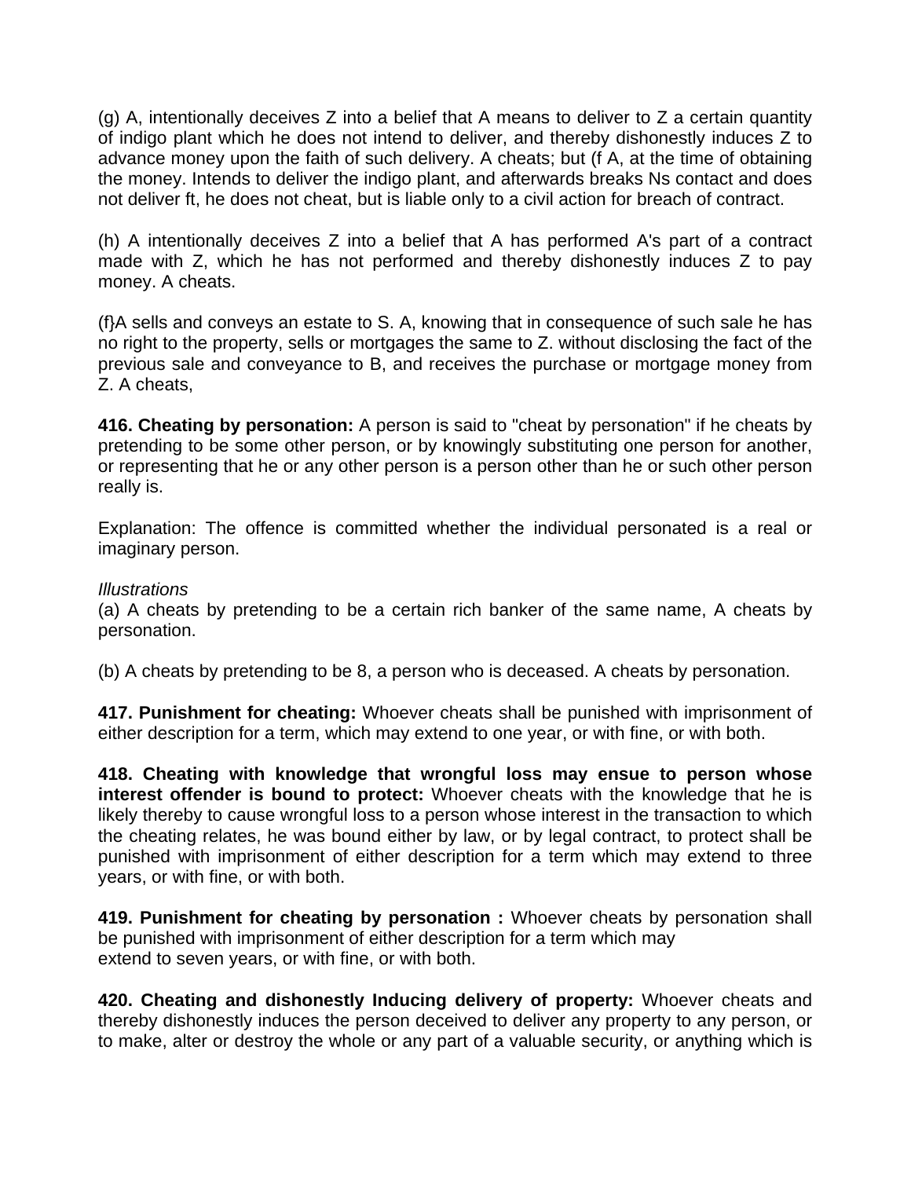(g) A, intentionally deceives Z into a belief that A means to deliver to Z a certain quantity of indigo plant which he does not intend to deliver, and thereby dishonestly induces Z to advance money upon the faith of such delivery. A cheats; but (f A, at the time of obtaining the money. Intends to deliver the indigo plant, and afterwards breaks Ns contact and does not deliver ft, he does not cheat, but is liable only to a civil action for breach of contract.

(h) A intentionally deceives Z into a belief that A has performed A's part of a contract made with Z, which he has not performed and thereby dishonestly induces Z to pay money. A cheats.

(f}A sells and conveys an estate to S. A, knowing that in consequence of such sale he has no right to the property, sells or mortgages the same to Z. without disclosing the fact of the previous sale and conveyance to B, and receives the purchase or mortgage money from Z. A cheats,

**416. Cheating by personation:** A person is said to "cheat by personation" if he cheats by pretending to be some other person, or by knowingly substituting one person for another, or representing that he or any other person is a person other than he or such other person really is.

Explanation: The offence is committed whether the individual personated is a real or imaginary person.

*Illustrations*

(a) A cheats by pretending to be a certain rich banker of the same name, A cheats by personation.

(b) A cheats by pretending to be 8, a person who is deceased. A cheats by personation.

**417. Punishment for cheating:** Whoever cheats shall be punished with imprisonment of either description for a term, which may extend to one year, or with fine, or with both.

**418. Cheating with knowledge that wrongful loss may ensue to person whose interest offender is bound to protect:** Whoever cheats with the knowledge that he is likely thereby to cause wrongful loss to a person whose interest in the transaction to which the cheating relates, he was bound either by law, or by legal contract, to protect shall be punished with imprisonment of either description for a term which may extend to three years, or with fine, or with both.

**419. Punishment for cheating by personation :** Whoever cheats by personation shall be punished with imprisonment of either description for a term which may extend to seven years, or with fine, or with both.

**420. Cheating and dishonestly Inducing delivery of property:** Whoever cheats and thereby dishonestly induces the person deceived to deliver any property to any person, or to make, alter or destroy the whole or any part of a valuable security, or anything which is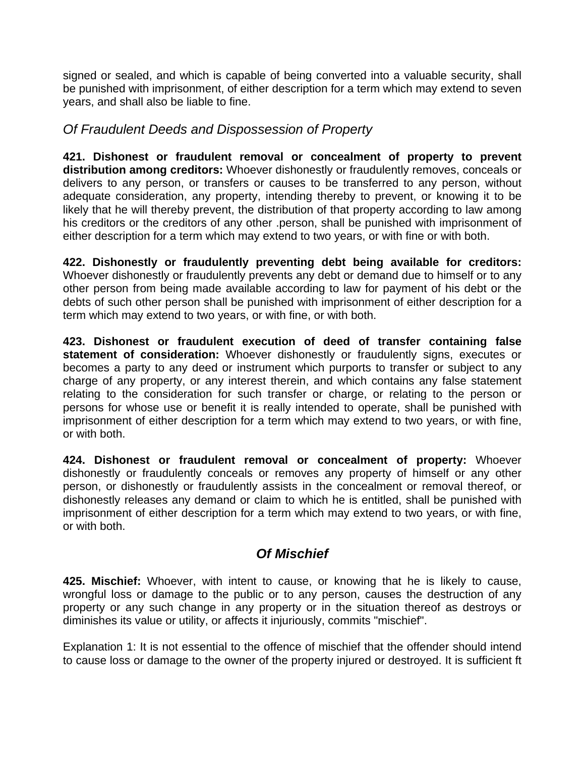signed or sealed, and which is capable of being converted into a valuable security, shall be punished with imprisonment, of either description for a term which may extend to seven years, and shall also be liable to fine.

### *Of Fraudulent Deeds and Dispossession of Property*

**421. Dishonest or fraudulent removal or concealment of property to prevent distribution among creditors:** Whoever dishonestly or fraudulently removes, conceals or delivers to any person, or transfers or causes to be transferred to any person, without adequate consideration, any property, intending thereby to prevent, or knowing it to be likely that he will thereby prevent, the distribution of that property according to law among his creditors or the creditors of any other .person, shall be punished with imprisonment of either description for a term which may extend to two years, or with fine or with both.

**422. Dishonestly or fraudulently preventing debt being available for creditors:** Whoever dishonestly or fraudulently prevents any debt or demand due to himself or to any other person from being made available according to law for payment of his debt or the debts of such other person shall be punished with imprisonment of either description for a term which may extend to two years, or with fine, or with both.

**423. Dishonest or fraudulent execution of deed of transfer containing false statement of consideration:** Whoever dishonestly or fraudulently signs, executes or becomes a party to any deed or instrument which purports to transfer or subject to any charge of any property, or any interest therein, and which contains any false statement relating to the consideration for such transfer or charge, or relating to the person or persons for whose use or benefit it is really intended to operate, shall be punished with imprisonment of either description for a term which may extend to two years, or with fine, or with both.

**424. Dishonest or fraudulent removal or concealment of property:** Whoever dishonestly or fraudulently conceals or removes any property of himself or any other person, or dishonestly or fraudulently assists in the concealment or removal thereof, or dishonestly releases any demand or claim to which he is entitled, shall be punished with imprisonment of either description for a term which may extend to two years, or with fine, or with both.

## *Of Mischief*

**425. Mischief:** Whoever, with intent to cause, or knowing that he is likely to cause, wrongful loss or damage to the public or to any person, causes the destruction of any property or any such change in any property or in the situation thereof as destroys or diminishes its value or utility, or affects it injuriously, commits "mischief".

Explanation 1: It is not essential to the offence of mischief that the offender should intend to cause loss or damage to the owner of the property injured or destroyed. It is sufficient ft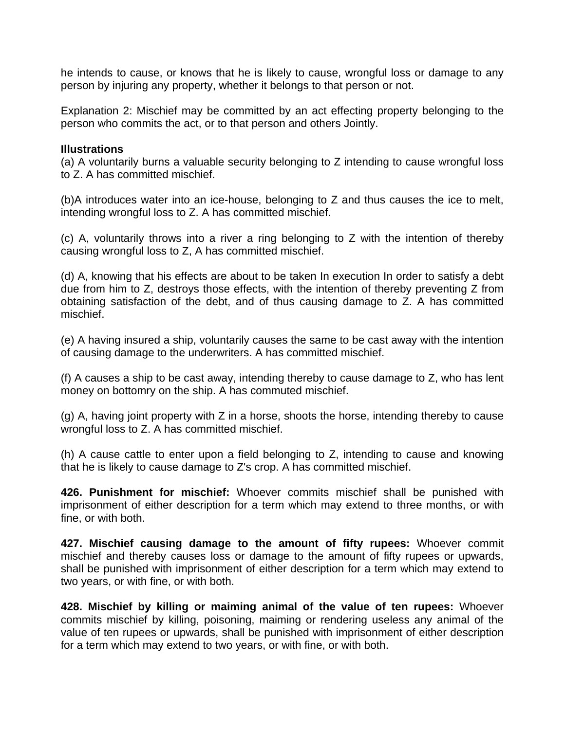he intends to cause, or knows that he is likely to cause, wrongful loss or damage to any person by injuring any property, whether it belongs to that person or not.

Explanation 2: Mischief may be committed by an act effecting property belonging to the person who commits the act, or to that person and others Jointly.

**Illustrations**

(a) A voluntarily burns a valuable security belonging to Z intending to cause wrongful loss to Z. A has committed mischief.

(b)A introduces water into an ice-house, belonging to Z and thus causes the ice to melt, intending wrongful loss to Z. A has committed mischief.

(c) A, voluntarily throws into a river a ring belonging to Z with the intention of thereby causing wrongful loss to Z, A has committed mischief.

(d) A, knowing that his effects are about to be taken In execution In order to satisfy a debt due from him to Z, destroys those effects, with the intention of thereby preventing Z from obtaining satisfaction of the debt, and of thus causing damage to Z. A has committed mischief.

(e) A having insured a ship, voluntarily causes the same to be cast away with the intention of causing damage to the underwriters. A has committed mischief.

(f) A causes a ship to be cast away, intending thereby to cause damage to Z, who has lent money on bottomry on the ship. A has commuted mischief.

(g) A, having joint property with Z in a horse, shoots the horse, intending thereby to cause wrongful loss to Z. A has committed mischief.

(h) A cause cattle to enter upon a field belonging to Z, intending to cause and knowing that he is likely to cause damage to Z's crop. A has committed mischief.

**426. Punishment for mischief:** Whoever commits mischief shall be punished with imprisonment of either description for a term which may extend to three months, or with fine, or with both.

**427. Mischief causing damage to the amount of fifty rupees:** Whoever commit mischief and thereby causes loss or damage to the amount of fifty rupees or upwards, shall be punished with imprisonment of either description for a term which may extend to two years, or with fine, or with both.

**428. Mischief by killing or maiming animal of the value of ten rupees:** Whoever commits mischief by killing, poisoning, maiming or rendering useless any animal of the value of ten rupees or upwards, shall be punished with imprisonment of either description for a term which may extend to two years, or with fine, or with both.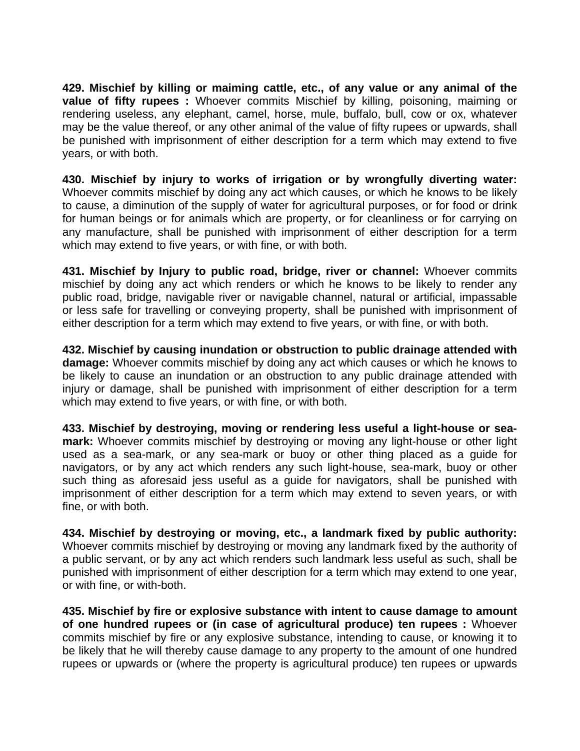**429. Mischief by killing or maiming cattle, etc., of any value or any animal of the value of fifty rupees :** Whoever commits Mischief by killing, poisoning, maiming or rendering useless, any elephant, camel, horse, mule, buffalo, bull, cow or ox, whatever may be the value thereof, or any other animal of the value of fifty rupees or upwards, shall be punished with imprisonment of either description for a term which may extend to five years, or with both.

**430. Mischief by injury to works of irrigation or by wrongfully diverting water:** Whoever commits mischief by doing any act which causes, or which he knows to be likely to cause, a diminution of the supply of water for agricultural purposes, or for food or drink for human beings or for animals which are property, or for cleanliness or for carrying on any manufacture, shall be punished with imprisonment of either description for a term which may extend to five years, or with fine, or with both.

**431. Mischief by Injury to public road, bridge, river or channel:** Whoever commits mischief by doing any act which renders or which he knows to be likely to render any public road, bridge, navigable river or navigable channel, natural or artificial, impassable or less safe for travelling or conveying property, shall be punished with imprisonment of either description for a term which may extend to five years, or with fine, or with both.

**432. Mischief by causing inundation or obstruction to public drainage attended with damage:** Whoever commits mischief by doing any act which causes or which he knows to be likely to cause an inundation or an obstruction to any public drainage attended with injury or damage, shall be punished with imprisonment of either description for a term which may extend to five years, or with fine, or with both.

**433. Mischief by destroying, moving or rendering less useful a light-house or sea-mark:** Whoever commits mischief by destroying or moving any light-house or other light used as a sea-mark, or any sea-mark or buoy or other thing placed as a guide for navigators, or by any act which renders any such light-house, sea-mark, buoy or other such thing as aforesaid jess useful as a guide for navigators, shall be punished with imprisonment of either description for a term which may extend to seven years, or with fine, or with both.

**434. Mischief by destroying or moving, etc., a landmark fixed by public authority:** Whoever commits mischief by destroying or moving any landmark fixed by the authority of a public servant, or by any act which renders such landmark less useful as such, shall be punished with imprisonment of either description for a term which may extend to one year, or with fine, or with-both.

**435. Mischief by fire or explosive substance with intent to cause damage to amount of one hundred rupees or (in case of agricultural produce) ten rupees :** Whoever commits mischief by fire or any explosive substance, intending to cause, or knowing it to be likely that he will thereby cause damage to any property to the amount of one hundred rupees or upwards or (where the property is agricultural produce) ten rupees or upwards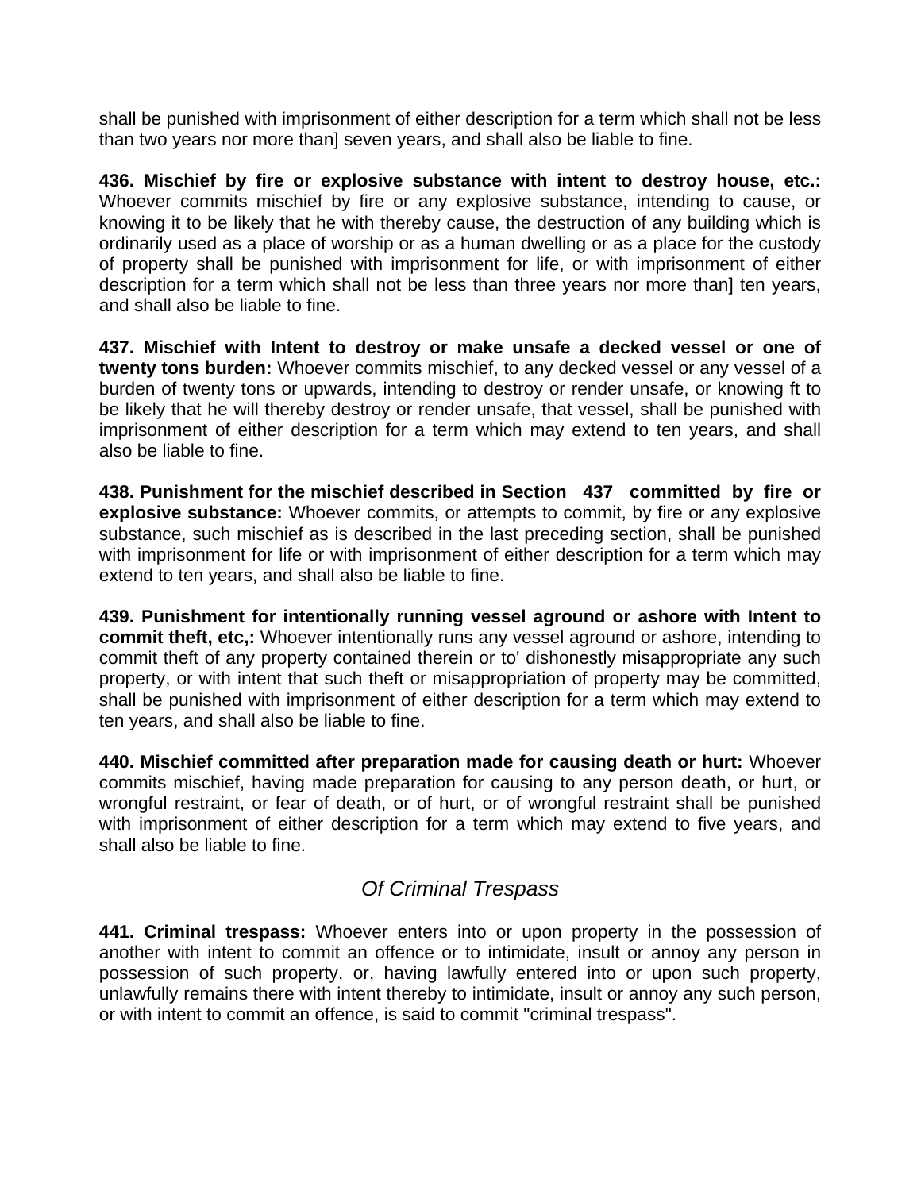shall be punished with imprisonment of either description for a term which shall not be less than two years nor more than] seven years, and shall also be liable to fine.

**436. Mischief by fire or explosive substance with intent to destroy house, etc.:** Whoever commits mischief by fire or any explosive substance, intending to cause, or knowing it to be likely that he with thereby cause, the destruction of any building which is ordinarily used as a place of worship or as a human dwelling or as a place for the custody of property shall be punished with imprisonment for life, or with imprisonment of either description for a term which shall not be less than three years nor more than] ten years, and shall also be liable to fine.

**437. Mischief with Intent to destroy or make unsafe a decked vessel or one of twenty tons burden:** Whoever commits mischief, to any decked vessel or any vessel of a burden of twenty tons or upwards, intending to destroy or render unsafe, or knowing ft to be likely that he will thereby destroy or render unsafe, that vessel, shall be punished with imprisonment of either description for a term which may extend to ten years, and shall also be liable to fine.

**438. Punishment for the mischief described in Section 437 committed by fire or explosive substance:** Whoever commits, or attempts to commit, by fire or any explosive substance, such mischief as is described in the last preceding section, shall be punished with imprisonment for life or with imprisonment of either description for a term which may extend to ten years, and shall also be liable to fine.

**439. Punishment for intentionally running vessel aground or ashore with Intent to commit theft, etc,:** Whoever intentionally runs any vessel aground or ashore, intending to commit theft of any property contained therein or to' dishonestly misappropriate any such property, or with intent that such theft or misappropriation of property may be committed, shall be punished with imprisonment of either description for a term which may extend to ten years, and shall also be liable to fine.

**440. Mischief committed after preparation made for causing death or hurt:** Whoever commits mischief, having made preparation for causing to any person death, or hurt, or wrongful restraint, or fear of death, or of hurt, or of wrongful restraint shall be punished with imprisonment of either description for a term which may extend to five years, and shall also be liable to fine.

## *Of Criminal Trespass*

**441. Criminal trespass:** Whoever enters into or upon property in the possession of another with intent to commit an offence or to intimidate, insult or annoy any person in possession of such property, or, having lawfully entered into or upon such property, unlawfully remains there with intent thereby to intimidate, insult or annoy any such person, or with intent to commit an offence, is said to commit "criminal trespass".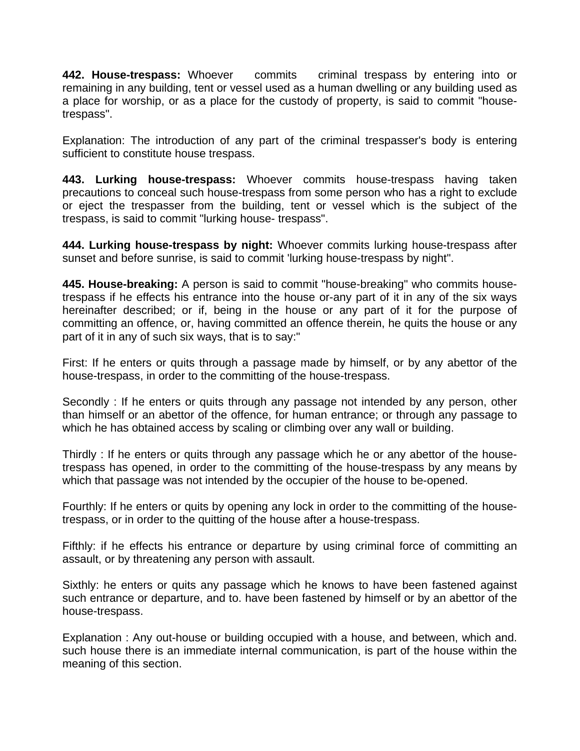**442. House-trespass:** Whoever commits criminal trespass by entering into or remaining in any building, tent or vessel used as a human dwelling or any building used as a place for worship, or as a place for the custody of property, is said to commit "house-trespass".

Explanation: The introduction of any part of the criminal trespasser's body is entering sufficient to constitute house trespass.

**443. Lurking house-trespass:** Whoever commits house-trespass having taken precautions to conceal such house-trespass from some person who has a right to exclude or eject the trespasser from the building, tent or vessel which is the subject of the trespass, is said to commit "lurking house- trespass".

**444. Lurking house-trespass by night:** Whoever commits lurking house-trespass after sunset and before sunrise, is said to commit 'lurking house-trespass by night".

**445. House-breaking:** A person is said to commit "house-breaking" who commits house-trespass if he effects his entrance into the house or-any part of it in any of the six ways hereinafter described; or if, being in the house or any part of it for the purpose of committing an offence, or, having committed an offence therein, he quits the house or any part of it in any of such six ways, that is to say:"

First: If he enters or quits through a passage made by himself, or by any abettor of the house-trespass, in order to the committing of the house-trespass.

Secondly : If he enters or quits through any passage not intended by any person, other than himself or an abettor of the offence, for human entrance; or through any passage to which he has obtained access by scaling or climbing over any wall or building.

Thirdly : If he enters or quits through any passage which he or any abettor of the house-trespass has opened, in order to the committing of the house-trespass by any means by which that passage was not intended by the occupier of the house to be-opened.

Fourthly: If he enters or quits by opening any lock in order to the committing of the house-trespass, or in order to the quitting of the house after a house-trespass.

Fifthly: if he effects his entrance or departure by using criminal force of committing an assault, or by threatening any person with assault.

Sixthly: he enters or quits any passage which he knows to have been fastened against such entrance or departure, and to. have been fastened by himself or by an abettor of the house-trespass.

Explanation : Any out-house or building occupied with a house, and between, which and. such house there is an immediate internal communication, is part of the house within the meaning of this section.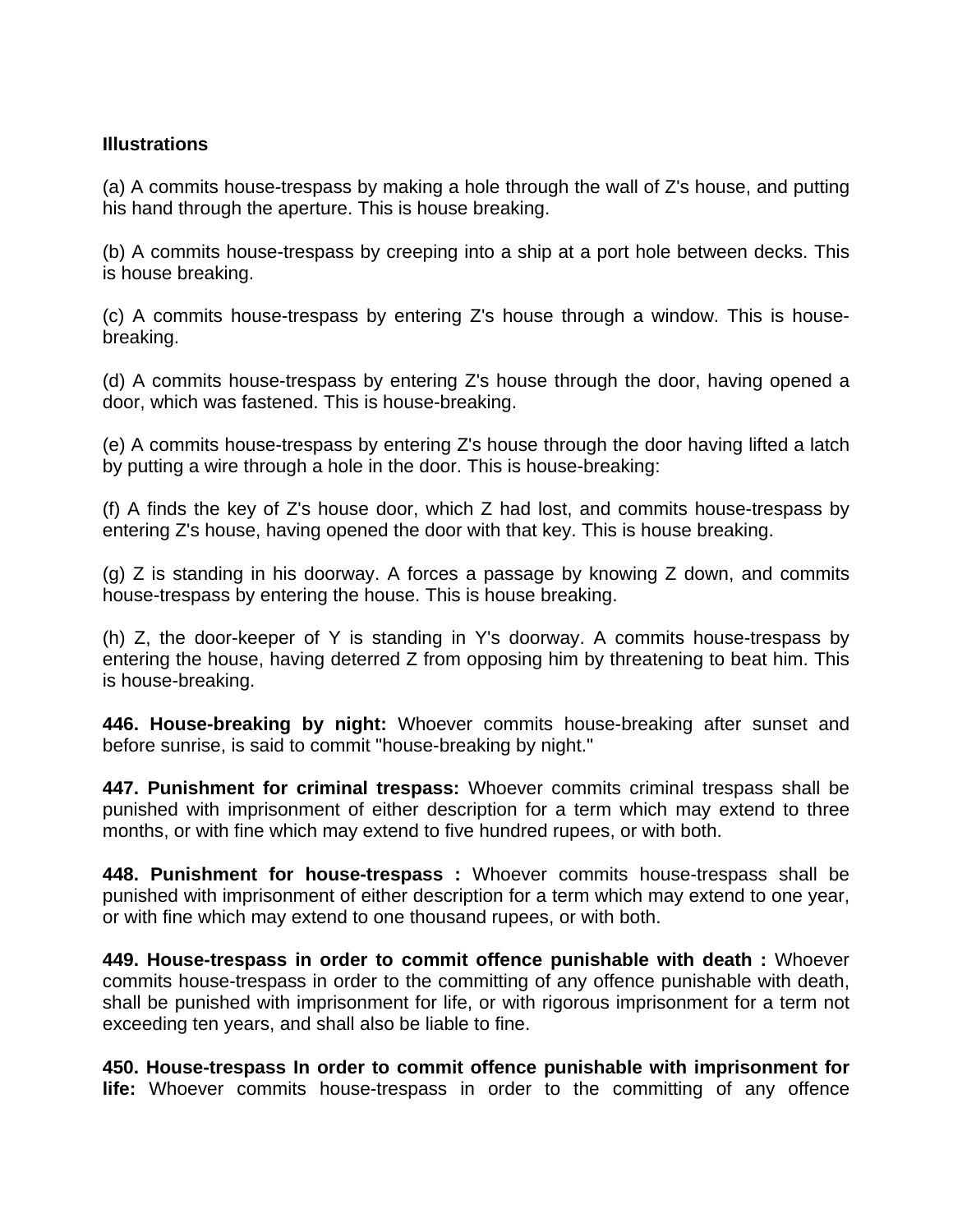**Illustrations**

(a) A commits house-trespass by making a hole through the wall of Z's house, and putting his hand through the aperture. This is house breaking.

(b) A commits house-trespass by creeping into a ship at a port hole between decks. This is house breaking.

(c) A commits house-trespass by entering Z's house through a window. This is house-breaking.

(d) A commits house-trespass by entering Z's house through the door, having opened a door, which was fastened. This is house-breaking.

(e) A commits house-trespass by entering Z's house through the door having lifted a latch by putting a wire through a hole in the door. This is house-breaking:

(f) A finds the key of Z's house door, which Z had lost, and commits house-trespass by entering Z's house, having opened the door with that key. This is house breaking.

(g) Z is standing in his doorway. A forces a passage by knowing Z down, and commits house-trespass by entering the house. This is house breaking.

(h) Z, the door-keeper of Y is standing in Y's doorway. A commits house-trespass by entering the house, having deterred Z from opposing him by threatening to beat him. This is house-breaking.

**446. House-breaking by night:** Whoever commits house-breaking after sunset and before sunrise, is said to commit "house-breaking by night."

**447. Punishment for criminal trespass:** Whoever commits criminal trespass shall be punished with imprisonment of either description for a term which may extend to three months, or with fine which may extend to five hundred rupees, or with both.

**448. Punishment for house-trespass :** Whoever commits house-trespass shall be punished with imprisonment of either description for a term which may extend to one year, or with fine which may extend to one thousand rupees, or with both.

**449. House-trespass in order to commit offence punishable with death :** Whoever commits house-trespass in order to the committing of any offence punishable with death, shall be punished with imprisonment for life, or with rigorous imprisonment for a term not exceeding ten years, and shall also be liable to fine.

**450. House-trespass In order to commit offence punishable with imprisonment for life:** Whoever commits house-trespass in order to the committing of any offence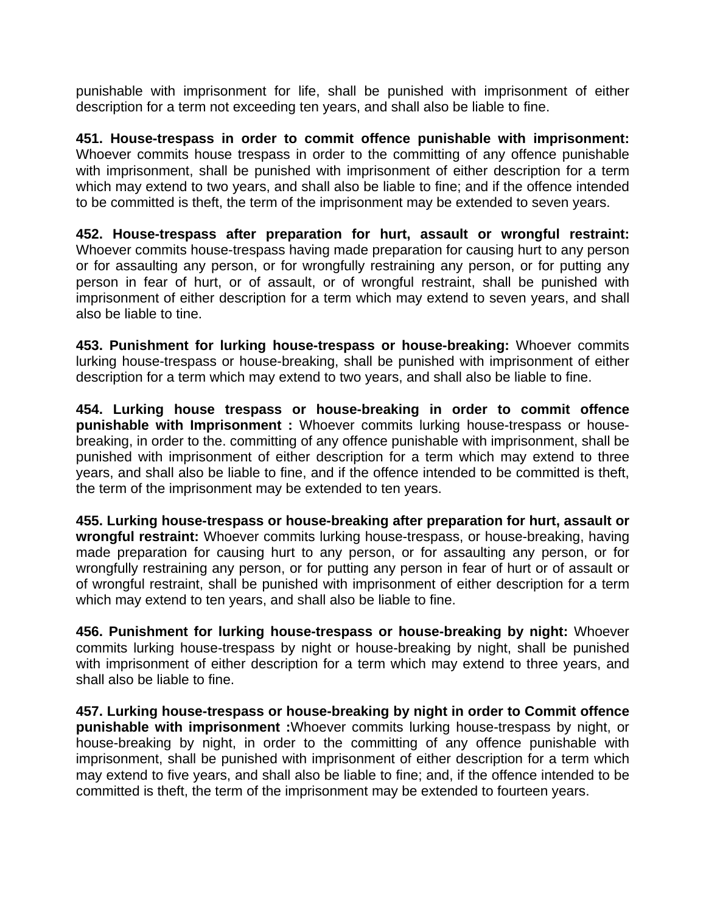punishable with imprisonment for life, shall be punished with imprisonment of either description for a term not exceeding ten years, and shall also be liable to fine.

**451. House-trespass in order to commit offence punishable with imprisonment:** Whoever commits house trespass in order to the committing of any offence punishable with imprisonment, shall be punished with imprisonment of either description for a term which may extend to two years, and shall also be liable to fine; and if the offence intended to be committed is theft, the term of the imprisonment may be extended to seven years.

**452. House-trespass after preparation for hurt, assault or wrongful restraint:** Whoever commits house-trespass having made preparation for causing hurt to any person or for assaulting any person, or for wrongfully restraining any person, or for putting any person in fear of hurt, or of assault, or of wrongful restraint, shall be punished with imprisonment of either description for a term which may extend to seven years, and shall also be liable to tine.

**453. Punishment for lurking house-trespass or house-breaking:** Whoever commits lurking house-trespass or house-breaking, shall be punished with imprisonment of either description for a term which may extend to two years, and shall also be liable to fine.

**454. Lurking house trespass or house-breaking in order to commit offence punishable with Imprisonment :** Whoever commits lurking house-trespass or house-breaking, in order to the. committing of any offence punishable with imprisonment, shall be punished with imprisonment of either description for a term which may extend to three years, and shall also be liable to fine, and if the offence intended to be committed is theft, the term of the imprisonment may be extended to ten years.

**455. Lurking house-trespass or house-breaking after preparation for hurt, assault or wrongful restraint:** Whoever commits lurking house-trespass, or house-breaking, having made preparation for causing hurt to any person, or for assaulting any person, or for wrongfully restraining any person, or for putting any person in fear of hurt or of assault or of wrongful restraint, shall be punished with imprisonment of either description for a term which may extend to ten years, and shall also be liable to fine.

**456. Punishment for lurking house-trespass or house-breaking by night:** Whoever commits lurking house-trespass by night or house-breaking by night, shall be punished with imprisonment of either description for a term which may extend to three years, and shall also be liable to fine.

**457. Lurking house-trespass or house-breaking by night in order to Commit offence punishable with imprisonment :**Whoever commits lurking house-trespass by night, or house-breaking by night, in order to the committing of any offence punishable with imprisonment, shall be punished with imprisonment of either description for a term which may extend to five years, and shall also be liable to fine; and, if the offence intended to be committed is theft, the term of the imprisonment may be extended to fourteen years.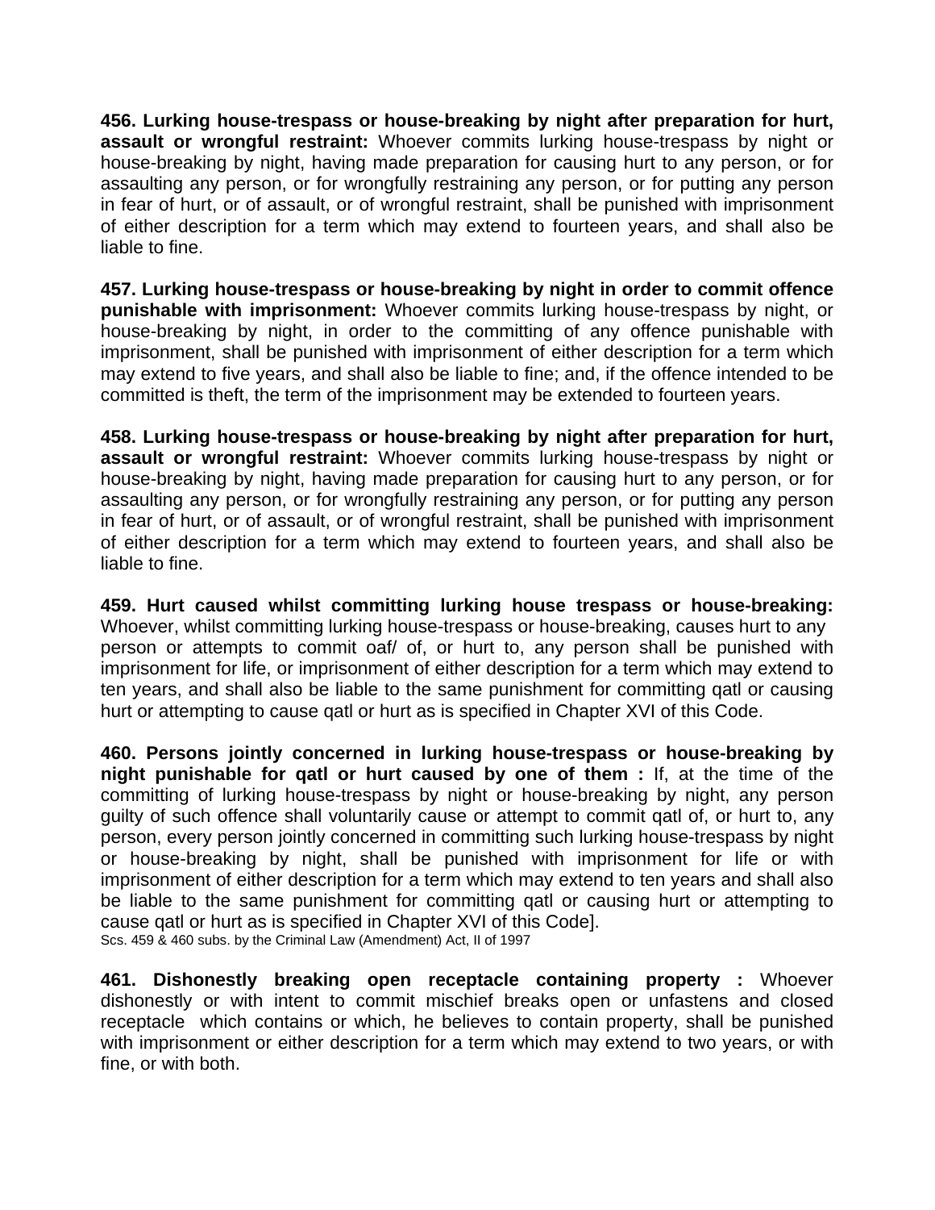**456. Lurking house-trespass or house-breaking by night after preparation for hurt, assault or wrongful restraint:** Whoever commits lurking house-trespass by night or house-breaking by night, having made preparation for causing hurt to any person, or for assaulting any person, or for wrongfully restraining any person, or for putting any person in fear of hurt, or of assault, or of wrongful restraint, shall be punished with imprisonment of either description for a term which may extend to fourteen years, and shall also be liable to fine.

**457. Lurking house-trespass or house-breaking by night in order to commit offence punishable with imprisonment:** Whoever commits lurking house-trespass by night, or house-breaking by night, in order to the committing of any offence punishable with imprisonment, shall be punished with imprisonment of either description for a term which may extend to five years, and shall also be liable to fine; and, if the offence intended to be committed is theft, the term of the imprisonment may be extended to fourteen years.

**458. Lurking house-trespass or house-breaking by night after preparation for hurt, assault or wrongful restraint:** Whoever commits lurking house-trespass by night or house-breaking by night, having made preparation for causing hurt to any person, or for assaulting any person, or for wrongfully restraining any person, or for putting any person in fear of hurt, or of assault, or of wrongful restraint, shall be punished with imprisonment of either description for a term which may extend to fourteen years, and shall also be liable to fine.

**459. Hurt caused whilst committing lurking house trespass or house-breaking:** Whoever, whilst committing lurking house-trespass or house-breaking, causes hurt to any person or attempts to commit oaf/ of, or hurt to, any person shall be punished with imprisonment for life, or imprisonment of either description for a term which may extend to ten years, and shall also be liable to the same punishment for committing qatl or causing hurt or attempting to cause qatl or hurt as is specified in Chapter XVI of this Code.

**460. Persons jointly concerned in lurking house-trespass or house-breaking by night punishable for qatl or hurt caused by one of them :** If, at the time of the committing of lurking house-trespass by night or house-breaking by night, any person guilty of such offence shall voluntarily cause or attempt to commit qatl of, or hurt to, any person, every person jointly concerned in committing such lurking house-trespass by night or house-breaking by night, shall be punished with imprisonment for life or with imprisonment of either description for a term which may extend to ten years and shall also be liable to the same punishment for committing qatl or causing hurt or attempting to cause qatl or hurt as is specified in Chapter XVI of this Code].

Scs. 459 & 460 subs. by the Criminal Law (Amendment) Act, II of 1997

**461. Dishonestly breaking open receptacle containing property :** Whoever dishonestly or with intent to commit mischief breaks open or unfastens and closed receptacle which contains or which, he believes to contain property, shall be punished with imprisonment or either description for a term which may extend to two years, or with fine, or with both.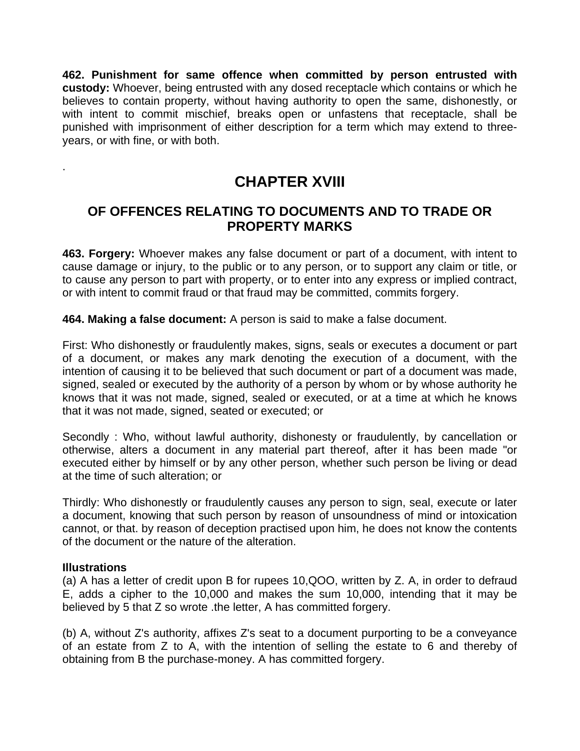**462. Punishment for same offence when committed by person entrusted with custody:** Whoever, being entrusted with any dosed receptacle which contains or which he believes to contain property, without having authority to open the same, dishonestly, or with intent to commit mischief, breaks open or unfastens that receptacle, shall be punished with imprisonment of either description for a term which may extend to three-years, or with fine, or with both.

.

# CHAPTER XVIII

## OF OFFENCES RELATING TO DOCUMENTS AND TO TRADE OR PROPERTY MARKS

**463. Forgery:** Whoever makes any false document or part of a document, with intent to cause damage or injury, to the public or to any person, or to support any claim or title, or to cause any person to part with property, or to enter into any express or implied contract, or with intent to commit fraud or that fraud may be committed, commits forgery.

**464. Making a false document:** A person is said to make a false document.

First: Who dishonestly or fraudulently makes, signs, seals or executes a document or part of a document, or makes any mark denoting the execution of a document, with the intention of causing it to be believed that such document or part of a document was made, signed, sealed or executed by the authority of a person by whom or by whose authority he knows that it was not made, signed, sealed or executed, or at a time at which he knows that it was not made, signed, seated or executed; or

Secondly : Who, without lawful authority, dishonesty or fraudulently, by cancellation or otherwise, alters a document in any material part thereof, after it has been made "or executed either by himself or by any other person, whether such person be living or dead at the time of such alteration; or

Thirdly: Who dishonestly or fraudulently causes any person to sign, seal, execute or later a document, knowing that such person by reason of unsoundness of mind or intoxication cannot, or that. by reason of deception practised upon him, he does not know the contents of the document or the nature of the alteration.

**Illustrations**

(a) A has a letter of credit upon B for rupees 10,QOO, written by Z. A, in order to defraud E, adds a cipher to the 10,000 and makes the sum 10,000, intending that it may be believed by 5 that Z so wrote .the letter, A has committed forgery.

(b) A, without Z's authority, affixes Z's seat to a document purporting to be a conveyance of an estate from Z to A, with the intention of selling the estate to 6 and thereby of obtaining from B the purchase-money. A has committed forgery.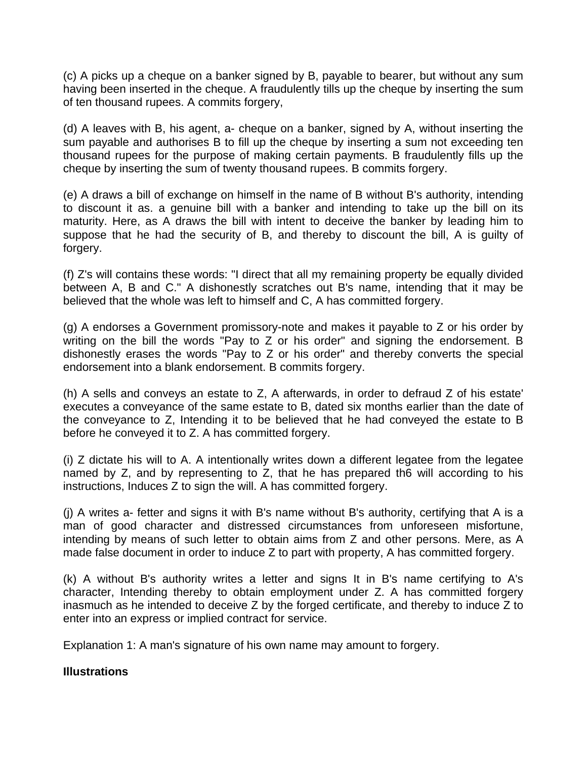(c) A picks up a cheque on a banker signed by B, payable to bearer, but without any sum having been inserted in the cheque. A fraudulently tills up the cheque by inserting the sum of ten thousand rupees. A commits forgery,

(d) A leaves with B, his agent, a- cheque on a banker, signed by A, without inserting the sum payable and authorises B to fill up the cheque by inserting a sum not exceeding ten thousand rupees for the purpose of making certain payments. B fraudulently fills up the cheque by inserting the sum of twenty thousand rupees. B commits forgery.

(e) A draws a bill of exchange on himself in the name of B without B's authority, intending to discount it as. a genuine bill with a banker and intending to take up the bill on its maturity. Here, as A draws the bill with intent to deceive the banker by leading him to suppose that he had the security of B, and thereby to discount the bill, A is guilty of forgery.

(f) Z's will contains these words: "I direct that all my remaining property be equally divided between A, B and C." A dishonestly scratches out B's name, intending that it may be believed that the whole was left to himself and C, A has committed forgery.

(g) A endorses a Government promissory-note and makes it payable to Z or his order by writing on the bill the words "Pay to Z or his order" and signing the endorsement. B dishonestly erases the words "Pay to Z or his order" and thereby converts the special endorsement into a blank endorsement. B commits forgery.

(h) A sells and conveys an estate to Z, A afterwards, in order to defraud Z of his estate' executes a conveyance of the same estate to B, dated six months earlier than the date of the conveyance to Z, Intending it to be believed that he had conveyed the estate to B before he conveyed it to Z. A has committed forgery.

(i) Z dictate his will to A. A intentionally writes down a different legatee from the legatee named by Z, and by representing to Z, that he has prepared th6 will according to his instructions, Induces Z to sign the will. A has committed forgery.

(j) A writes a- fetter and signs it with B's name without B's authority, certifying that A is a man of good character and distressed circumstances from unforeseen misfortune, intending by means of such letter to obtain aims from Z and other persons. Mere, as A made false document in order to induce Z to part with property, A has committed forgery.

(k) A without B's authority writes a letter and signs It in B's name certifying to A's character, Intending thereby to obtain employment under Z. A has committed forgery inasmuch as he intended to deceive Z by the forged certificate, and thereby to induce Z to enter into an express or implied contract for service.

Explanation 1: A man's signature of his own name may amount to forgery.

**Illustrations**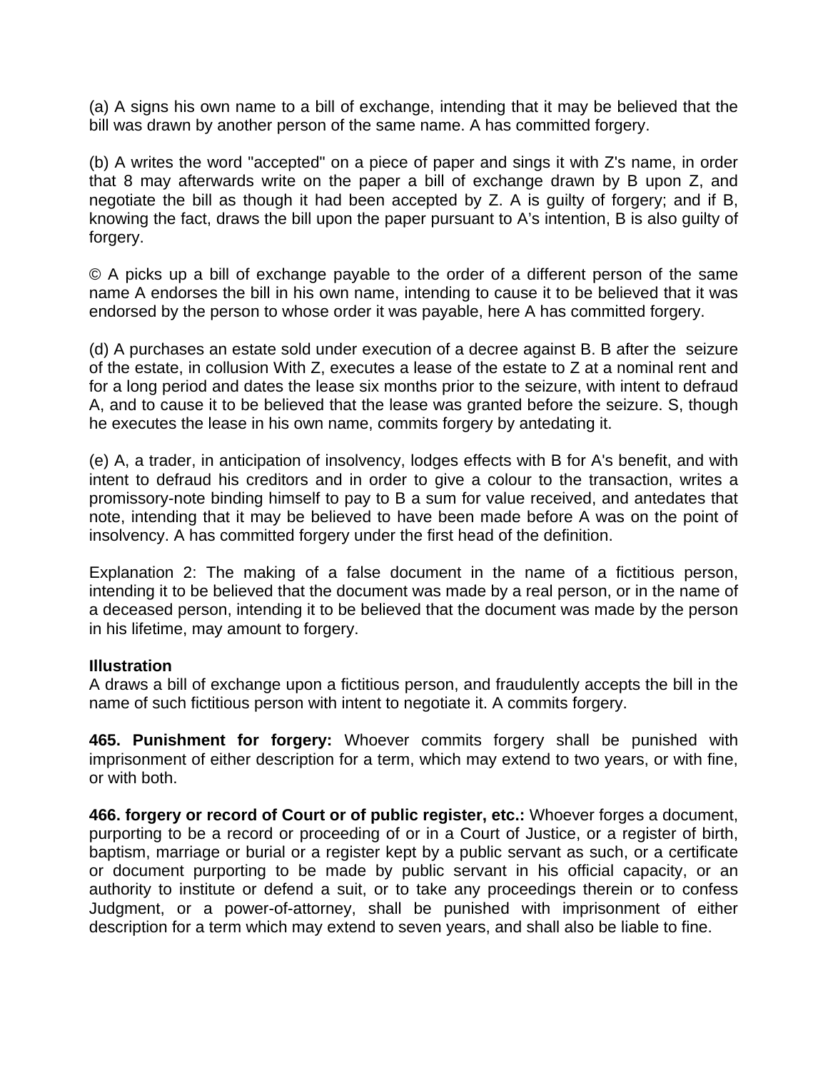(a) A signs his own name to a bill of exchange, intending that it may be believed that the bill was drawn by another person of the same name. A has committed forgery.

(b) A writes the word "accepted" on a piece of paper and sings it with Z's name, in order that 8 may afterwards write on the paper a bill of exchange drawn by B upon Z, and negotiate the bill as though it had been accepted by Z. A is guilty of forgery; and if B, knowing the fact, draws the bill upon the paper pursuant to A's intention, B is also guilty of forgery.

© A picks up a bill of exchange payable to the order of a different person of the same name A endorses the bill in his own name, intending to cause it to be believed that it was endorsed by the person to whose order it was payable, here A has committed forgery.

(d) A purchases an estate sold under execution of a decree against B. B after the seizure of the estate, in collusion With Z, executes a lease of the estate to Z at a nominal rent and for a long period and dates the lease six months prior to the seizure, with intent to defraud A, and to cause it to be believed that the lease was granted before the seizure. S, though he executes the lease in his own name, commits forgery by antedating it.

(e) A, a trader, in anticipation of insolvency, lodges effects with B for A's benefit, and with intent to defraud his creditors and in order to give a colour to the transaction, writes a promissory-note binding himself to pay to B a sum for value received, and antedates that note, intending that it may be believed to have been made before A was on the point of insolvency. A has committed forgery under the first head of the definition.

Explanation 2: The making of a false document in the name of a fictitious person, intending it to be believed that the document was made by a real person, or in the name of a deceased person, intending it to be believed that the document was made by the person in his lifetime, may amount to forgery.

**Illustration**
A draws a bill of exchange upon a fictitious person, and fraudulently accepts the bill in the name of such fictitious person with intent to negotiate it. A commits forgery.

**465. Punishment for forgery:** Whoever commits forgery shall be punished with imprisonment of either description for a term, which may extend to two years, or with fine, or with both.

**466. forgery or record of Court or of public register, etc.:** Whoever forges a document, purporting to be a record or proceeding of or in a Court of Justice, or a register of birth, baptism, marriage or burial or a register kept by a public servant as such, or a certificate or document purporting to be made by public servant in his official capacity, or an authority to institute or defend a suit, or to take any proceedings therein or to confess Judgment, or a power-of-attorney, shall be punished with imprisonment of either description for a term which may extend to seven years, and shall also be liable to fine.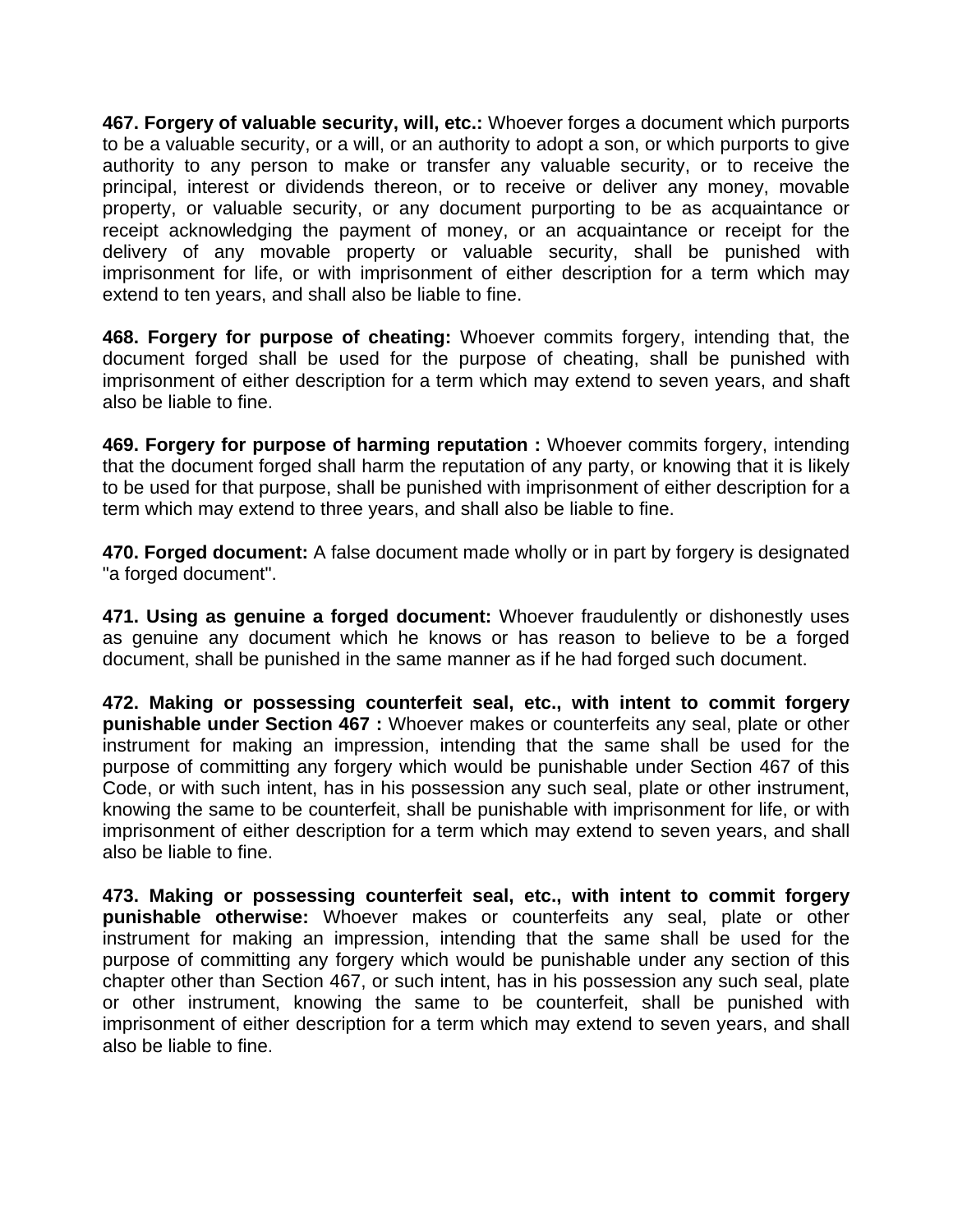**467. Forgery of valuable security, will, etc.:** Whoever forges a document which purports to be a valuable security, or a will, or an authority to adopt a son, or which purports to give authority to any person to make or transfer any valuable security, or to receive the principal, interest or dividends thereon, or to receive or deliver any money, movable property, or valuable security, or any document purporting to be as acquaintance or receipt acknowledging the payment of money, or an acquaintance or receipt for the delivery of any movable property or valuable security, shall be punished with imprisonment for life, or with imprisonment of either description for a term which may extend to ten years, and shall also be liable to fine.

**468. Forgery for purpose of cheating:** Whoever commits forgery, intending that, the document forged shall be used for the purpose of cheating, shall be punished with imprisonment of either description for a term which may extend to seven years, and shaft also be liable to fine.

**469. Forgery for purpose of harming reputation :** Whoever commits forgery, intending that the document forged shall harm the reputation of any party, or knowing that it is likely to be used for that purpose, shall be punished with imprisonment of either description for a term which may extend to three years, and shall also be liable to fine.

**470. Forged document:** A false document made wholly or in part by forgery is designated "a forged document".

**471. Using as genuine a forged document:** Whoever fraudulently or dishonestly uses as genuine any document which he knows or has reason to believe to be a forged document, shall be punished in the same manner as if he had forged such document.

**472. Making or possessing counterfeit seal, etc., with intent to commit forgery punishable under Section 467 :** Whoever makes or counterfeits any seal, plate or other instrument for making an impression, intending that the same shall be used for the purpose of committing any forgery which would be punishable under Section 467 of this Code, or with such intent, has in his possession any such seal, plate or other instrument, knowing the same to be counterfeit, shall be punishable with imprisonment for life, or with imprisonment of either description for a term which may extend to seven years, and shall also be liable to fine.

**473. Making or possessing counterfeit seal, etc., with intent to commit forgery punishable otherwise:** Whoever makes or counterfeits any seal, plate or other instrument for making an impression, intending that the same shall be used for the purpose of committing any forgery which would be punishable under any section of this chapter other than Section 467, or such intent, has in his possession any such seal, plate or other instrument, knowing the same to be counterfeit, shall be punished with imprisonment of either description for a term which may extend to seven years, and shall also be liable to fine.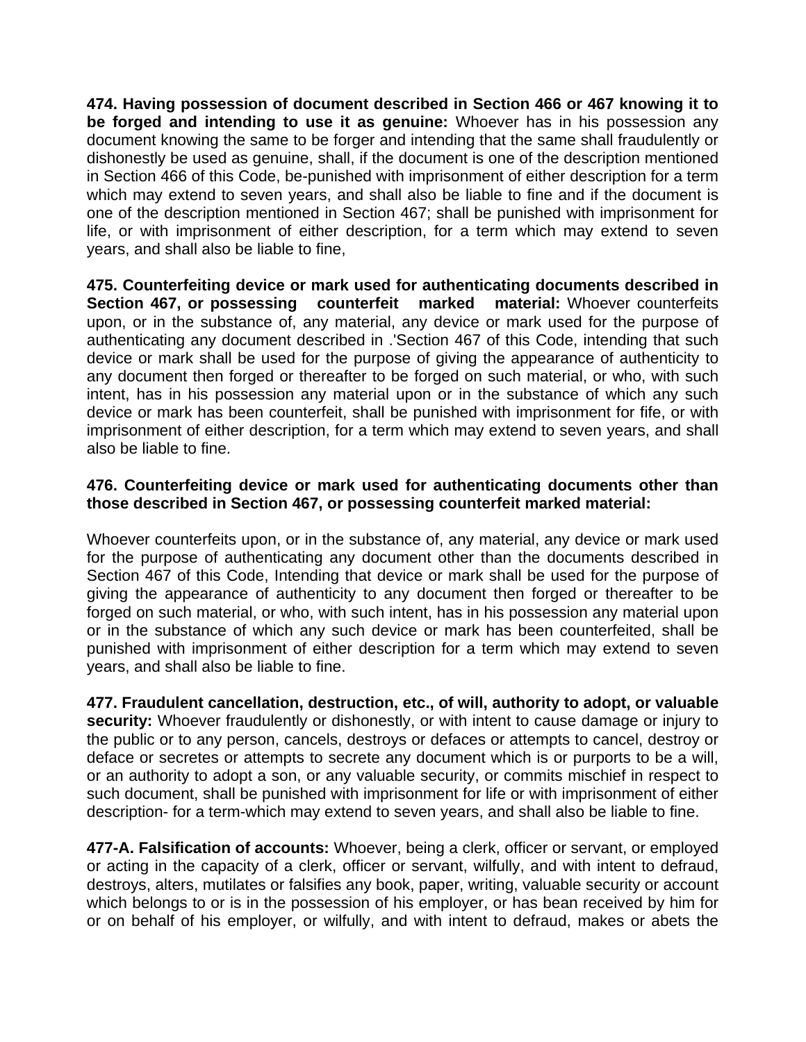**474. Having possession of document described in Section 466 or 467 knowing it to be forged and intending to use it as genuine:** Whoever has in his possession any document knowing the same to be forger and intending that the same shall fraudulently or dishonestly be used as genuine, shall, if the document is one of the description mentioned in Section 466 of this Code, be-punished with imprisonment of either description for a term which may extend to seven years, and shall also be liable to fine and if the document is one of the description mentioned in Section 467; shall be punished with imprisonment for life, or with imprisonment of either description, for a term which may extend to seven years, and shall also be liable to fine,

**475. Counterfeiting device or mark used for authenticating documents described in Section 467, or possessing counterfeit marked material:** Whoever counterfeits upon, or in the substance of, any material, any device or mark used for the purpose of authenticating any document described in .'Section 467 of this Code, intending that such device or mark shall be used for the purpose of giving the appearance of authenticity to any document then forged or thereafter to be forged on such material, or who, with such intent, has in his possession any material upon or in the substance of which any such device or mark has been counterfeit, shall be punished with imprisonment for fife, or with imprisonment of either description, for a term which may extend to seven years, and shall also be liable to fine.

**476. Counterfeiting device or mark used for authenticating documents other than those described in Section 467, or possessing counterfeit marked material:**

Whoever counterfeits upon, or in the substance of, any material, any device or mark used for the purpose of authenticating any document other than the documents described in Section 467 of this Code, Intending that device or mark shall be used for the purpose of giving the appearance of authenticity to any document then forged or thereafter to be forged on such material, or who, with such intent, has in his possession any material upon or in the substance of which any such device or mark has been counterfeited, shall be punished with imprisonment of either description for a term which may extend to seven years, and shall also be liable to fine.

**477. Fraudulent cancellation, destruction, etc., of will, authority to adopt, or valuable security:** Whoever fraudulently or dishonestly, or with intent to cause damage or injury to the public or to any person, cancels, destroys or defaces or attempts to cancel, destroy or deface or secretes or attempts to secrete any document which is or purports to be a will, or an authority to adopt a son, or any valuable security, or commits mischief in respect to such document, shall be punished with imprisonment for life or with imprisonment of either description- for a term-which may extend to seven years, and shall also be liable to fine.

**477-A. Falsification of accounts:** Whoever, being a clerk, officer or servant, or employed or acting in the capacity of a clerk, officer or servant, wilfully, and with intent to defraud, destroys, alters, mutilates or falsifies any book, paper, writing, valuable security or account which belongs to or is in the possession of his employer, or has bean received by him for or on behalf of his employer, or wilfully, and with intent to defraud, makes or abets the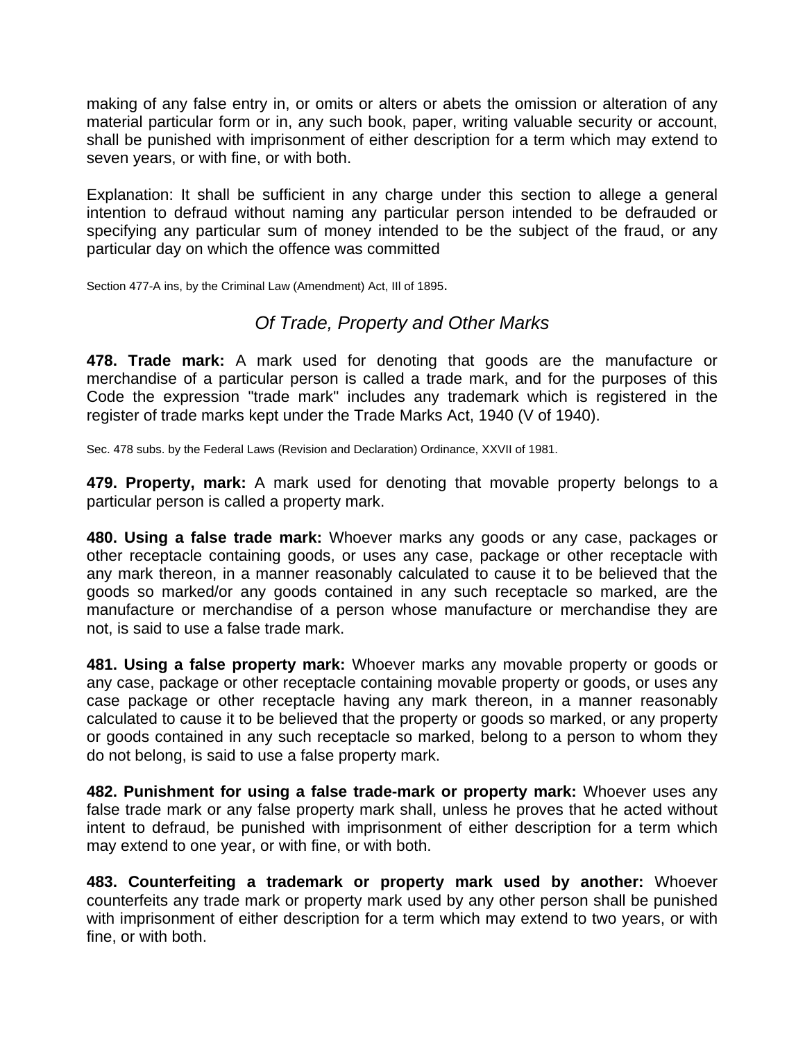making of any false entry in, or omits or alters or abets the omission or alteration of any material particular form or in, any such book, paper, writing valuable security or account, shall be punished with imprisonment of either description for a term which may extend to seven years, or with fine, or with both.

Explanation: It shall be sufficient in any charge under this section to allege a general intention to defraud without naming any particular person intended to be defrauded or specifying any particular sum of money intended to be the subject of the fraud, or any particular day on which the offence was committed

Section 477-A ins, by the Criminal Law (Amendment) Act, Ill of 1895.

## *Of Trade, Property and Other Marks*

**478. Trade mark:** A mark used for denoting that goods are the manufacture or merchandise of a particular person is called a trade mark, and for the purposes of this Code the expression "trade mark" includes any trademark which is registered in the register of trade marks kept under the Trade Marks Act, 1940 (V of 1940).

Sec. 478 subs. by the Federal Laws (Revision and Declaration) Ordinance, XXVII of 1981.

**479. Property, mark:** A mark used for denoting that movable property belongs to a particular person is called a property mark.

**480. Using a false trade mark:** Whoever marks any goods or any case, packages or other receptacle containing goods, or uses any case, package or other receptacle with any mark thereon, in a manner reasonably calculated to cause it to be believed that the goods so marked/or any goods contained in any such receptacle so marked, are the manufacture or merchandise of a person whose manufacture or merchandise they are not, is said to use a false trade mark.

**481. Using a false property mark:** Whoever marks any movable property or goods or any case, package or other receptacle containing movable property or goods, or uses any case package or other receptacle having any mark thereon, in a manner reasonably calculated to cause it to be believed that the property or goods so marked, or any property or goods contained in any such receptacle so marked, belong to a person to whom they do not belong, is said to use a false property mark.

**482. Punishment for using a false trade-mark or property mark:** Whoever uses any false trade mark or any false property mark shall, unless he proves that he acted without intent to defraud, be punished with imprisonment of either description for a term which may extend to one year, or with fine, or with both.

**483. Counterfeiting a trademark or property mark used by another:** Whoever counterfeits any trade mark or property mark used by any other person shall be punished with imprisonment of either description for a term which may extend to two years, or with fine, or with both.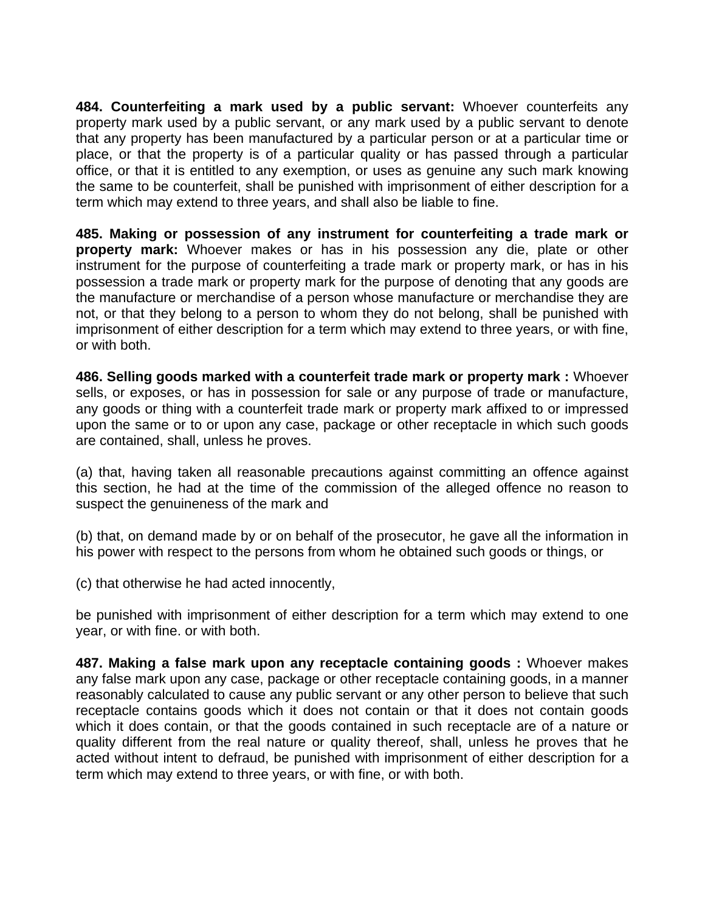**484. Counterfeiting a mark used by a public servant:** Whoever counterfeits any property mark used by a public servant, or any mark used by a public servant to denote that any property has been manufactured by a particular person or at a particular time or place, or that the property is of a particular quality or has passed through a particular office, or that it is entitled to any exemption, or uses as genuine any such mark knowing the same to be counterfeit, shall be punished with imprisonment of either description for a term which may extend to three years, and shall also be liable to fine.

**485. Making or possession of any instrument for counterfeiting a trade mark or property mark:** Whoever makes or has in his possession any die, plate or other instrument for the purpose of counterfeiting a trade mark or property mark, or has in his possession a trade mark or property mark for the purpose of denoting that any goods are the manufacture or merchandise of a person whose manufacture or merchandise they are not, or that they belong to a person to whom they do not belong, shall be punished with imprisonment of either description for a term which may extend to three years, or with fine, or with both.

**486. Selling goods marked with a counterfeit trade mark or property mark :** Whoever sells, or exposes, or has in possession for sale or any purpose of trade or manufacture, any goods or thing with a counterfeit trade mark or property mark affixed to or impressed upon the same or to or upon any case, package or other receptacle in which such goods are contained, shall, unless he proves.

(a) that, having taken all reasonable precautions against committing an offence against this section, he had at the time of the commission of the alleged offence no reason to suspect the genuineness of the mark and

(b) that, on demand made by or on behalf of the prosecutor, he gave all the information in his power with respect to the persons from whom he obtained such goods or things, or

(c) that otherwise he had acted innocently,

be punished with imprisonment of either description for a term which may extend to one year, or with fine. or with both.

**487. Making a false mark upon any receptacle containing goods :** Whoever makes any false mark upon any case, package or other receptacle containing goods, in a manner reasonably calculated to cause any public servant or any other person to believe that such receptacle contains goods which it does not contain or that it does not contain goods which it does contain, or that the goods contained in such receptacle are of a nature or quality different from the real nature or quality thereof, shall, unless he proves that he acted without intent to defraud, be punished with imprisonment of either description for a term which may extend to three years, or with fine, or with both.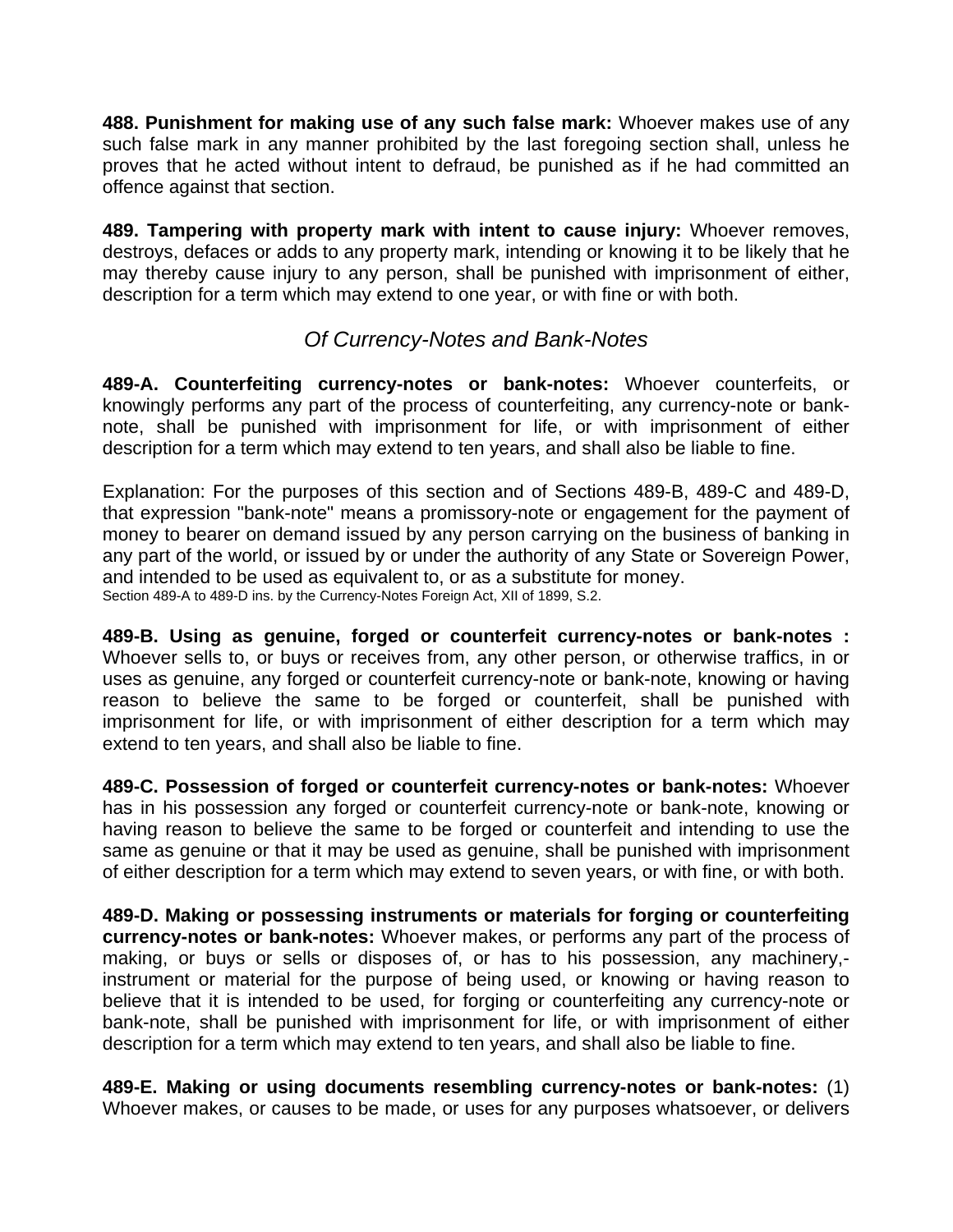**488. Punishment for making use of any such false mark:** Whoever makes use of any such false mark in any manner prohibited by the last foregoing section shall, unless he proves that he acted without intent to defraud, be punished as if he had committed an offence against that section.

**489. Tampering with property mark with intent to cause injury:** Whoever removes, destroys, defaces or adds to any property mark, intending or knowing it to be likely that he may thereby cause injury to any person, shall be punished with imprisonment of either, description for a term which may extend to one year, or with fine or with both.

## *Of Currency-Notes and Bank-Notes*

**489-A. Counterfeiting currency-notes or bank-notes:** Whoever counterfeits, or knowingly performs any part of the process of counterfeiting, any currency-note or bank-note, shall be punished with imprisonment for life, or with imprisonment of either description for a term which may extend to ten years, and shall also be liable to fine.

Explanation: For the purposes of this section and of Sections 489-B, 489-C and 489-D, that expression "bank-note" means a promissory-note or engagement for the payment of money to bearer on demand issued by any person carrying on the business of banking in any part of the world, or issued by or under the authority of any State or Sovereign Power, and intended to be used as equivalent to, or as a substitute for money.

Section 489-A to 489-D ins. by the Currency-Notes Foreign Act, XII of 1899, S.2.

**489-B. Using as genuine, forged or counterfeit currency-notes or bank-notes :** Whoever sells to, or buys or receives from, any other person, or otherwise traffics, in or uses as genuine, any forged or counterfeit currency-note or bank-note, knowing or having reason to believe the same to be forged or counterfeit, shall be punished with imprisonment for life, or with imprisonment of either description for a term which may extend to ten years, and shall also be liable to fine.

**489-C. Possession of forged or counterfeit currency-notes or bank-notes:** Whoever has in his possession any forged or counterfeit currency-note or bank-note, knowing or having reason to believe the same to be forged or counterfeit and intending to use the same as genuine or that it may be used as genuine, shall be punished with imprisonment of either description for a term which may extend to seven years, or with fine, or with both.

**489-D. Making or possessing instruments or materials for forging or counterfeiting currency-notes or bank-notes:** Whoever makes, or performs any part of the process of making, or buys or sells or disposes of, or has to his possession, any machinery,-instrument or material for the purpose of being used, or knowing or having reason to believe that it is intended to be used, for forging or counterfeiting any currency-note or bank-note, shall be punished with imprisonment for life, or with imprisonment of either description for a term which may extend to ten years, and shall also be liable to fine.

**489-E. Making or using documents resembling currency-notes or bank-notes:** (1) Whoever makes, or causes to be made, or uses for any purposes whatsoever, or delivers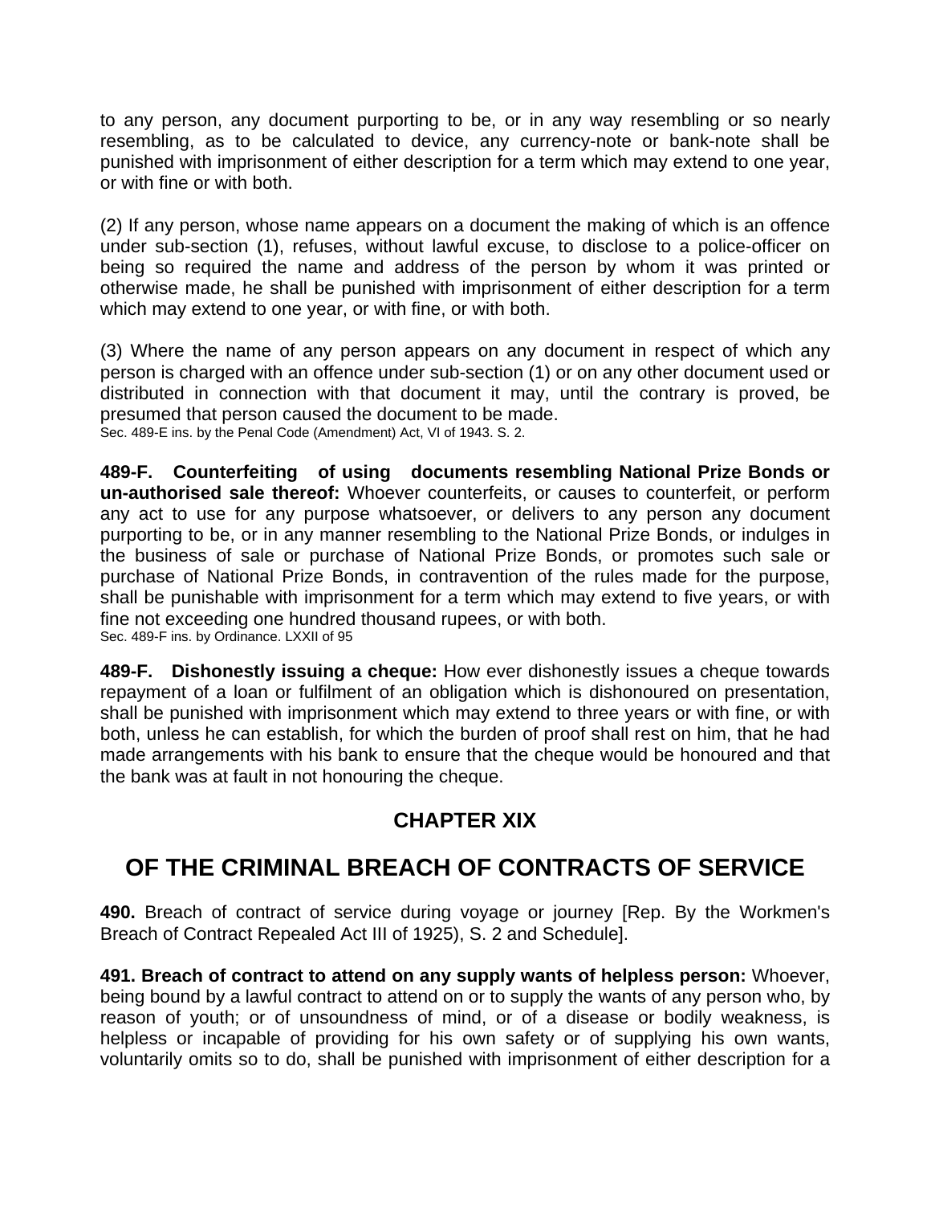to any person, any document purporting to be, or in any way resembling or so nearly resembling, as to be calculated to device, any currency-note or bank-note shall be punished with imprisonment of either description for a term which may extend to one year, or with fine or with both.

(2) If any person, whose name appears on a document the making of which is an offence under sub-section (1), refuses, without lawful excuse, to disclose to a police-officer on being so required the name and address of the person by whom it was printed or otherwise made, he shall be punished with imprisonment of either description for a term which may extend to one year, or with fine, or with both.

(3) Where the name of any person appears on any document in respect of which any person is charged with an offence under sub-section (1) or on any other document used or distributed in connection with that document it may, until the contrary is proved, be presumed that person caused the document to be made.

Sec. 489-E ins. by the Penal Code (Amendment) Act, VI of 1943. S. 2.

**489-F. Counterfeiting of using documents resembling National Prize Bonds or un-authorised sale thereof:** Whoever counterfeits, or causes to counterfeit, or perform any act to use for any purpose whatsoever, or delivers to any person any document purporting to be, or in any manner resembling to the National Prize Bonds, or indulges in the business of sale or purchase of National Prize Bonds, or promotes such sale or purchase of National Prize Bonds, in contravention of the rules made for the purpose, shall be punishable with imprisonment for a term which may extend to five years, or with fine not exceeding one hundred thousand rupees, or with both.

Sec. 489-F ins. by Ordinance. LXXII of 95

**489-F. Dishonestly issuing a cheque:** How ever dishonestly issues a cheque towards repayment of a loan or fulfilment of an obligation which is dishonoured on presentation, shall be punished with imprisonment which may extend to three years or with fine, or with both, unless he can establish, for which the burden of proof shall rest on him, that he had made arrangements with his bank to ensure that the cheque would be honoured and that the bank was at fault in not honouring the cheque.

## CHAPTER XIX

# OF THE CRIMINAL BREACH OF CONTRACTS OF SERVICE

**490.** Breach of contract of service during voyage or journey [Rep. By the Workmen's Breach of Contract Repealed Act III of 1925), S. 2 and Schedule].

**491. Breach of contract to attend on any supply wants of helpless person:** Whoever, being bound by a lawful contract to attend on or to supply the wants of any person who, by reason of youth; or of unsoundness of mind, or of a disease or bodily weakness, is helpless or incapable of providing for his own safety or of supplying his own wants, voluntarily omits so to do, shall be punished with imprisonment of either description for a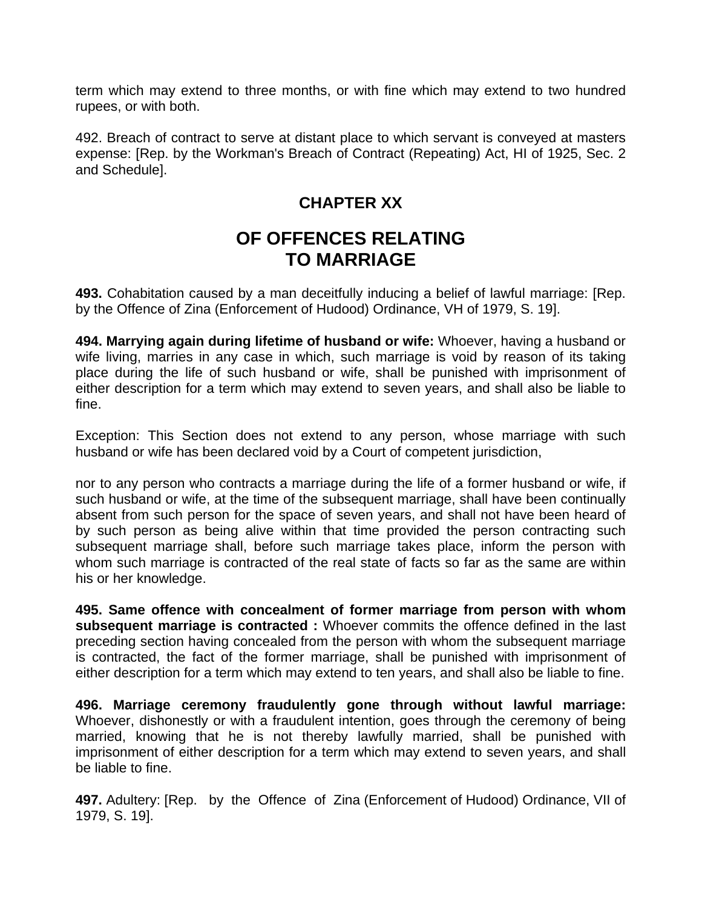term which may extend to three months, or with fine which may extend to two hundred rupees, or with both.

492. Breach of contract to serve at distant place to which servant is conveyed at masters expense: [Rep. by the Workman's Breach of Contract (Repeating) Act, HI of 1925, Sec. 2 and Schedule].

## CHAPTER XX

## OF OFFENCES RELATING TO MARRIAGE

**493.** Cohabitation caused by a man deceitfully inducing a belief of lawful marriage: [Rep. by the Offence of Zina (Enforcement of Hudood) Ordinance, VH of 1979, S. 19].

**494. Marrying again during lifetime of husband or wife:** Whoever, having a husband or wife living, marries in any case in which, such marriage is void by reason of its taking place during the life of such husband or wife, shall be punished with imprisonment of either description for a term which may extend to seven years, and shall also be liable to fine.

Exception: This Section does not extend to any person, whose marriage with such husband or wife has been declared void by a Court of competent jurisdiction,

nor to any person who contracts a marriage during the life of a former husband or wife, if such husband or wife, at the time of the subsequent marriage, shall have been continually absent from such person for the space of seven years, and shall not have been heard of by such person as being alive within that time provided the person contracting such subsequent marriage shall, before such marriage takes place, inform the person with whom such marriage is contracted of the real state of facts so far as the same are within his or her knowledge.

**495. Same offence with concealment of former marriage from person with whom subsequent marriage is contracted :** Whoever commits the offence defined in the last preceding section having concealed from the person with whom the subsequent marriage is contracted, the fact of the former marriage, shall be punished with imprisonment of either description for a term which may extend to ten years, and shall also be liable to fine.

**496. Marriage ceremony fraudulently gone through without lawful marriage:** Whoever, dishonestly or with a fraudulent intention, goes through the ceremony of being married, knowing that he is not thereby lawfully married, shall be punished with imprisonment of either description for a term which may extend to seven years, and shall be liable to fine.

**497.** Adultery: [Rep. by the Offence of Zina (Enforcement of Hudood) Ordinance, VII of 1979, S. 19].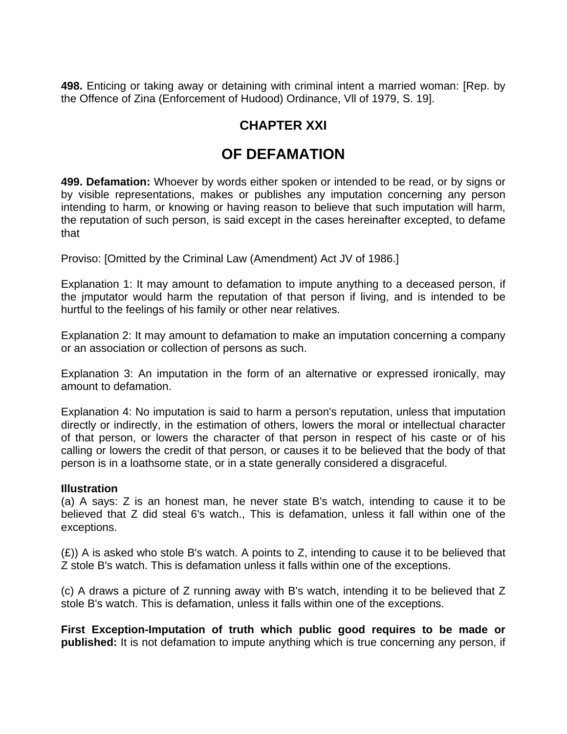**498.** Enticing or taking away or detaining with criminal intent a married woman: [Rep. by the Offence of Zina (Enforcement of Hudood) Ordinance, Vll of 1979, S. 19].

## CHAPTER XXI

# OF DEFAMATION

**499. Defamation:** Whoever by words either spoken or intended to be read, or by signs or by visible representations, makes or publishes any imputation concerning any person intending to harm, or knowing or having reason to believe that such imputation will harm, the reputation of such person, is said except in the cases hereinafter excepted, to defame that

Proviso: [Omitted by the Criminal Law (Amendment) Act JV of 1986.]

Explanation 1: It may amount to defamation to impute anything to a deceased person, if the jmputator would harm the reputation of that person if living, and is intended to be hurtful to the feelings of his family or other near relatives.

Explanation 2: It may amount to defamation to make an imputation concerning a company or an association or collection of persons as such.

Explanation 3: An imputation in the form of an alternative or expressed ironically, may amount to defamation.

Explanation 4: No imputation is said to harm a person's reputation, unless that imputation directly or indirectly, in the estimation of others, lowers the moral or intellectual character of that person, or lowers the character of that person in respect of his caste or of his calling or lowers the credit of that person, or causes it to be believed that the body of that person is in a loathsome state, or in a state generally considered a disgraceful.

**Illustration**

(a) A says: Z is an honest man, he never state B's watch, intending to cause it to be believed that Z did steal 6's watch., This is defamation, unless it fall within one of the exceptions.

(£)) A is asked who stole B's watch. A points to Z, intending to cause it to be believed that Z stole B's watch. This is defamation unless it falls within one of the exceptions.

(c) A draws a picture of Z running away with B's watch, intending it to be believed that Z stole B's watch. This is defamation, unless it falls within one of the exceptions.

**First Exception-Imputation of truth which public good requires to be made or published:** It is not defamation to impute anything which is true concerning any person, if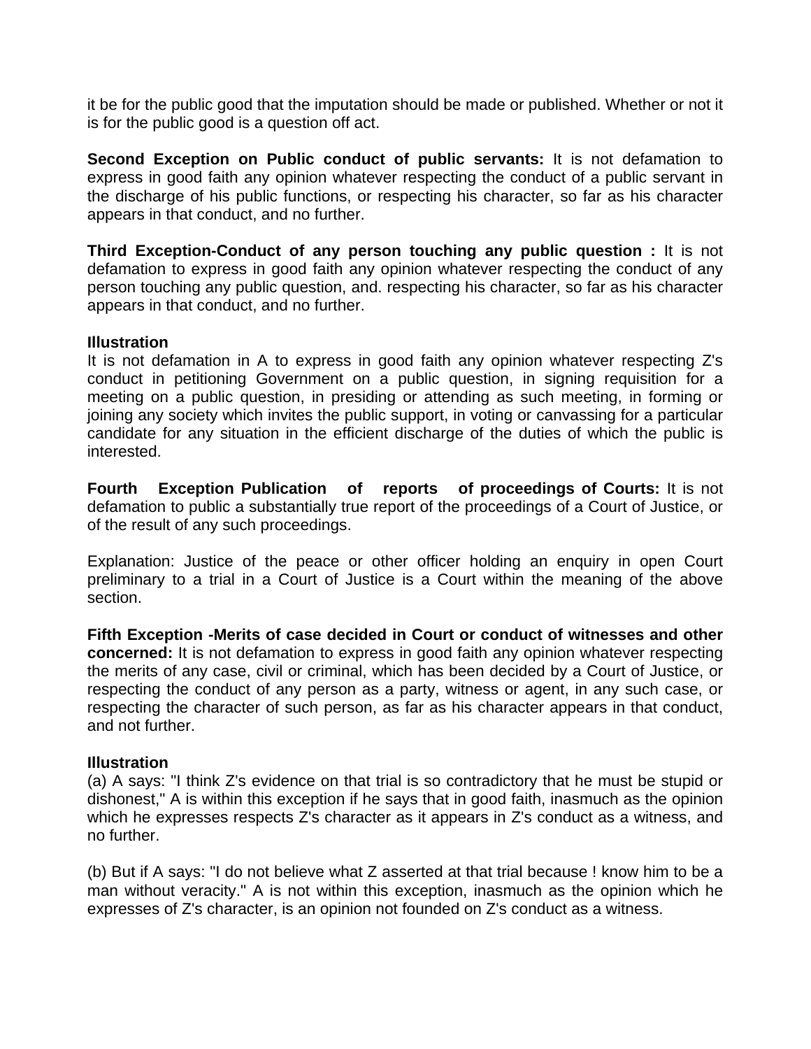it be for the public good that the imputation should be made or published. Whether or not it is for the public good is a question off act.

**Second Exception on Public conduct of public servants:** It is not defamation to express in good faith any opinion whatever respecting the conduct of a public servant in the discharge of his public functions, or respecting his character, so far as his character appears in that conduct, and no further.

**Third Exception-Conduct of any person touching any public question :** It is not defamation to express in good faith any opinion whatever respecting the conduct of any person touching any public question, and. respecting his character, so far as his character appears in that conduct, and no further.

**Illustration**

It is not defamation in A to express in good faith any opinion whatever respecting Z's conduct in petitioning Government on a public question, in signing requisition for a meeting on a public question, in presiding or attending as such meeting, in forming or joining any society which invites the public support, in voting or canvassing for a particular candidate for any situation in the efficient discharge of the duties of which the public is interested.

**Fourth Exception Publication of reports of proceedings of Courts:** It is not defamation to public a substantially true report of the proceedings of a Court of Justice, or of the result of any such proceedings.

Explanation: Justice of the peace or other officer holding an enquiry in open Court preliminary to a trial in a Court of Justice is a Court within the meaning of the above section.

**Fifth Exception -Merits of case decided in Court or conduct of witnesses and other concerned:** It is not defamation to express in good faith any opinion whatever respecting the merits of any case, civil or criminal, which has been decided by a Court of Justice, or respecting the conduct of any person as a party, witness or agent, in any such case, or respecting the character of such person, as far as his character appears in that conduct, and not further.

**Illustration**

(a) A says: "I think Z's evidence on that trial is so contradictory that he must be stupid or dishonest," A is within this exception if he says that in good faith, inasmuch as the opinion which he expresses respects Z's character as it appears in Z's conduct as a witness, and no further.

(b) But if A says: "I do not believe what Z asserted at that trial because ! know him to be a man without veracity." A is not within this exception, inasmuch as the opinion which he expresses of Z's character, is an opinion not founded on Z's conduct as a witness.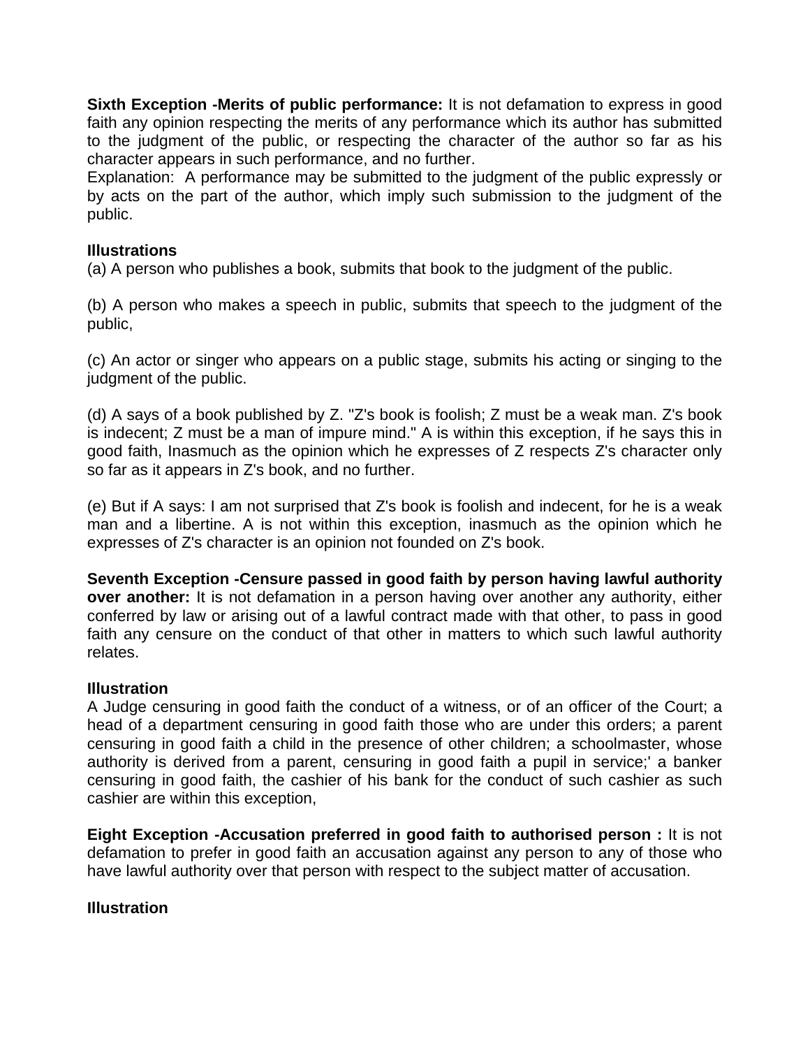**Sixth Exception -Merits of public performance:** It is not defamation to express in good faith any opinion respecting the merits of any performance which its author has submitted to the judgment of the public, or respecting the character of the author so far as his character appears in such performance, and no further.
Explanation: A performance may be submitted to the judgment of the public expressly or by acts on the part of the author, which imply such submission to the judgment of the public.

**Illustrations**
(a) A person who publishes a book, submits that book to the judgment of the public.

(b) A person who makes a speech in public, submits that speech to the judgment of the public,

(c) An actor or singer who appears on a public stage, submits his acting or singing to the judgment of the public.

(d) A says of a book published by Z. "Z's book is foolish; Z must be a weak man. Z's book is indecent; Z must be a man of impure mind." A is within this exception, if he says this in good faith, Inasmuch as the opinion which he expresses of Z respects Z's character only so far as it appears in Z's book, and no further.

(e) But if A says: I am not surprised that Z's book is foolish and indecent, for he is a weak man and a libertine. A is not within this exception, inasmuch as the opinion which he expresses of Z's character is an opinion not founded on Z's book.

**Seventh Exception -Censure passed in good faith by person having lawful authority over another:** It is not defamation in a person having over another any authority, either conferred by law or arising out of a lawful contract made with that other, to pass in good faith any censure on the conduct of that other in matters to which such lawful authority relates.

**Illustration**
A Judge censuring in good faith the conduct of a witness, or of an officer of the Court; a head of a department censuring in good faith those who are under this orders; a parent censuring in good faith a child in the presence of other children; a schoolmaster, whose authority is derived from a parent, censuring in good faith a pupil in service;' a banker censuring in good faith, the cashier of his bank for the conduct of such cashier as such cashier are within this exception,

**Eight Exception -Accusation preferred in good faith to authorised person :** It is not defamation to prefer in good faith an accusation against any person to any of those who have lawful authority over that person with respect to the subject matter of accusation.

**Illustration**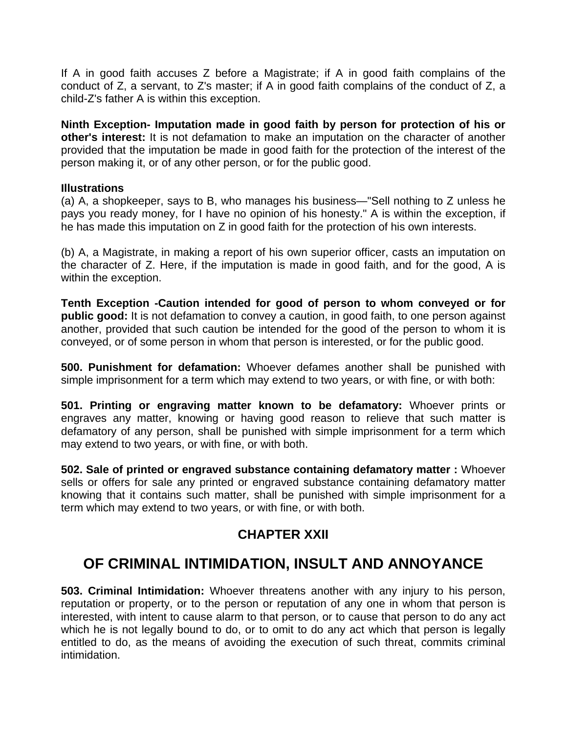If A in good faith accuses Z before a Magistrate; if A in good faith complains of the conduct of Z, a servant, to Z's master; if A in good faith complains of the conduct of Z, a child-Z's father A is within this exception.

**Ninth Exception- Imputation made in good faith by person for protection of his or other's interest:** It is not defamation to make an imputation on the character of another provided that the imputation be made in good faith for the protection of the interest of the person making it, or of any other person, or for the public good.

**Illustrations**

(a) A, a shopkeeper, says to B, who manages his business—"Sell nothing to Z unless he pays you ready money, for I have no opinion of his honesty." A is within the exception, if he has made this imputation on Z in good faith for the protection of his own interests.

(b) A, a Magistrate, in making a report of his own superior officer, casts an imputation on the character of Z. Here, if the imputation is made in good faith, and for the good, A is within the exception.

**Tenth Exception -Caution intended for good of person to whom conveyed or for public good:** It is not defamation to convey a caution, in good faith, to one person against another, provided that such caution be intended for the good of the person to whom it is conveyed, or of some person in whom that person is interested, or for the public good.

**500. Punishment for defamation:** Whoever defames another shall be punished with simple imprisonment for a term which may extend to two years, or with fine, or with both:

**501. Printing or engraving matter known to be defamatory:** Whoever prints or engraves any matter, knowing or having good reason to relieve that such matter is defamatory of any person, shall be punished with simple imprisonment for a term which may extend to two years, or with fine, or with both.

**502. Sale of printed or engraved substance containing defamatory matter :** Whoever sells or offers for sale any printed or engraved substance containing defamatory matter knowing that it contains such matter, shall be punished with simple imprisonment for a term which may extend to two years, or with fine, or with both.

## CHAPTER XXII

# OF CRIMINAL INTIMIDATION, INSULT AND ANNOYANCE

**503. Criminal Intimidation:** Whoever threatens another with any injury to his person, reputation or property, or to the person or reputation of any one in whom that person is interested, with intent to cause alarm to that person, or to cause that person to do any act which he is not legally bound to do, or to omit to do any act which that person is legally entitled to do, as the means of avoiding the execution of such threat, commits criminal intimidation.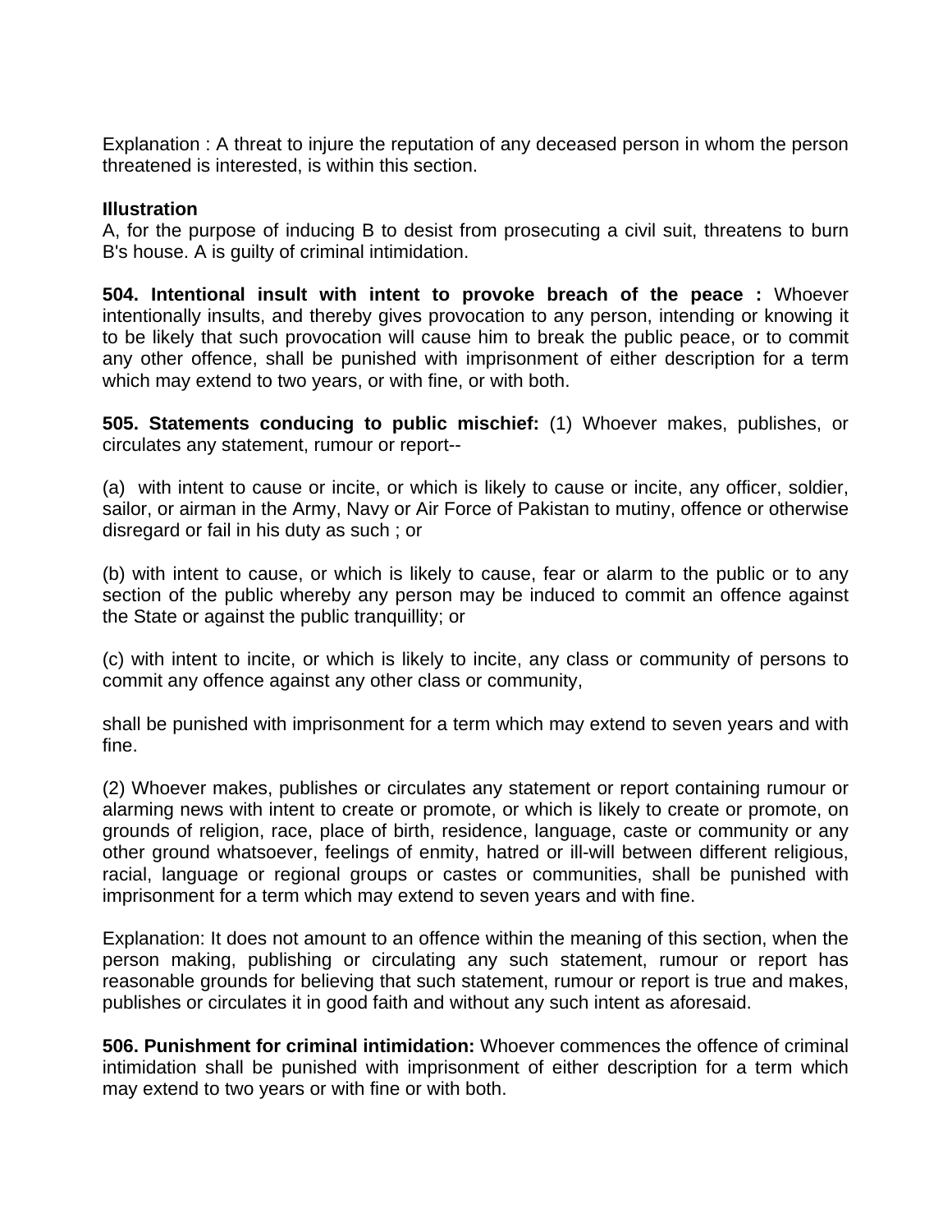Explanation : A threat to injure the reputation of any deceased person in whom the person threatened is interested, is within this section.

**Illustration**

A, for the purpose of inducing B to desist from prosecuting a civil suit, threatens to burn B's house. A is guilty of criminal intimidation.

**504. Intentional insult with intent to provoke breach of the peace :** Whoever intentionally insults, and thereby gives provocation to any person, intending or knowing it to be likely that such provocation will cause him to break the public peace, or to commit any other offence, shall be punished with imprisonment of either description for a term which may extend to two years, or with fine, or with both.

**505. Statements conducing to public mischief:** (1) Whoever makes, publishes, or circulates any statement, rumour or report--

(a) with intent to cause or incite, or which is likely to cause or incite, any officer, soldier, sailor, or airman in the Army, Navy or Air Force of Pakistan to mutiny, offence or otherwise disregard or fail in his duty as such ; or

(b) with intent to cause, or which is likely to cause, fear or alarm to the public or to any section of the public whereby any person may be induced to commit an offence against the State or against the public tranquillity; or

(c) with intent to incite, or which is likely to incite, any class or community of persons to commit any offence against any other class or community,

shall be punished with imprisonment for a term which may extend to seven years and with fine.

(2) Whoever makes, publishes or circulates any statement or report containing rumour or alarming news with intent to create or promote, or which is likely to create or promote, on grounds of religion, race, place of birth, residence, language, caste or community or any other ground whatsoever, feelings of enmity, hatred or ill-will between different religious, racial, language or regional groups or castes or communities, shall be punished with imprisonment for a term which may extend to seven years and with fine.

Explanation: It does not amount to an offence within the meaning of this section, when the person making, publishing or circulating any such statement, rumour or report has reasonable grounds for believing that such statement, rumour or report is true and makes, publishes or circulates it in good faith and without any such intent as aforesaid.

**506. Punishment for criminal intimidation:** Whoever commences the offence of criminal intimidation shall be punished with imprisonment of either description for a term which may extend to two years or with fine or with both.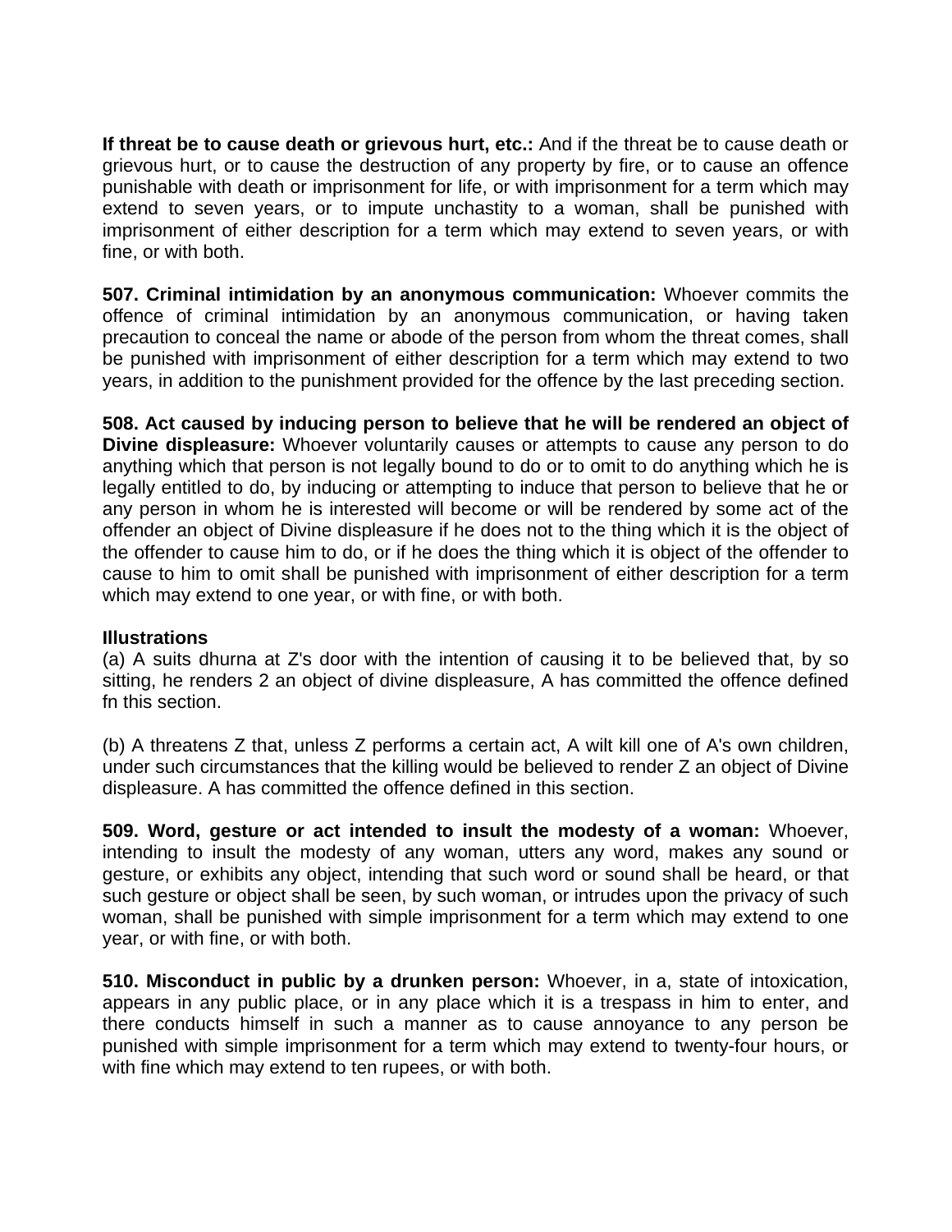**If threat be to cause death or grievous hurt, etc.:** And if the threat be to cause death or grievous hurt, or to cause the destruction of any property by fire, or to cause an offence punishable with death or imprisonment for life, or with imprisonment for a term which may extend to seven years, or to impute unchastity to a woman, shall be punished with imprisonment of either description for a term which may extend to seven years, or with fine, or with both.

**507. Criminal intimidation by an anonymous communication:** Whoever commits the offence of criminal intimidation by an anonymous communication, or having taken precaution to conceal the name or abode of the person from whom the threat comes, shall be punished with imprisonment of either description for a term which may extend to two years, in addition to the punishment provided for the offence by the last preceding section.

**508. Act caused by inducing person to believe that he will be rendered an object of Divine displeasure:** Whoever voluntarily causes or attempts to cause any person to do anything which that person is not legally bound to do or to omit to do anything which he is legally entitled to do, by inducing or attempting to induce that person to believe that he or any person in whom he is interested will become or will be rendered by some act of the offender an object of Divine displeasure if he does not to the thing which it is the object of the offender to cause him to do, or if he does the thing which it is object of the offender to cause to him to omit shall be punished with imprisonment of either description for a term which may extend to one year, or with fine, or with both.

**Illustrations**

(a) A suits dhurna at Z's door with the intention of causing it to be believed that, by so sitting, he renders 2 an object of divine displeasure, A has committed the offence defined fn this section.

(b) A threatens Z that, unless Z performs a certain act, A wilt kill one of A's own children, under such circumstances that the killing would be believed to render Z an object of Divine displeasure. A has committed the offence defined in this section.

**509. Word, gesture or act intended to insult the modesty of a woman:** Whoever, intending to insult the modesty of any woman, utters any word, makes any sound or gesture, or exhibits any object, intending that such word or sound shall be heard, or that such gesture or object shall be seen, by such woman, or intrudes upon the privacy of such woman, shall be punished with simple imprisonment for a term which may extend to one year, or with fine, or with both.

**510. Misconduct in public by a drunken person:** Whoever, in a, state of intoxication, appears in any public place, or in any place which it is a trespass in him to enter, and there conducts himself in such a manner as to cause annoyance to any person be punished with simple imprisonment for a term which may extend to twenty-four hours, or with fine which may extend to ten rupees, or with both.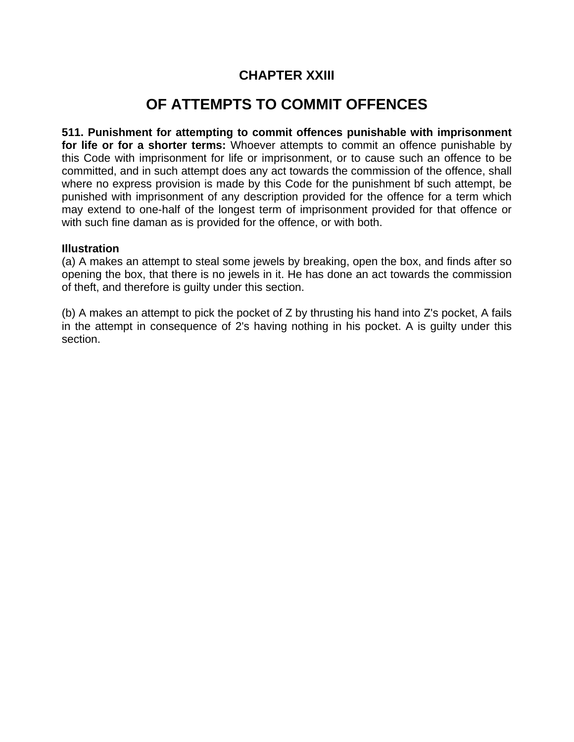## CHAPTER XXIII

# OF ATTEMPTS TO COMMIT OFFENCES

**511. Punishment for attempting to commit offences punishable with imprisonment for life or for a shorter terms:** Whoever attempts to commit an offence punishable by this Code with imprisonment for life or imprisonment, or to cause such an offence to be committed, and in such attempt does any act towards the commission of the offence, shall where no express provision is made by this Code for the punishment bf such attempt, be punished with imprisonment of any description provided for the offence for a term which may extend to one-half of the longest term of imprisonment provided for that offence or with such fine daman as is provided for the offence, or with both.

**Illustration**

(a) A makes an attempt to steal some jewels by breaking, open the box, and finds after so opening the box, that there is no jewels in it. He has done an act towards the commission of theft, and therefore is guilty under this section.

(b) A makes an attempt to pick the pocket of Z by thrusting his hand into Z's pocket, A fails in the attempt in consequence of 2's having nothing in his pocket. A is guilty under this section.